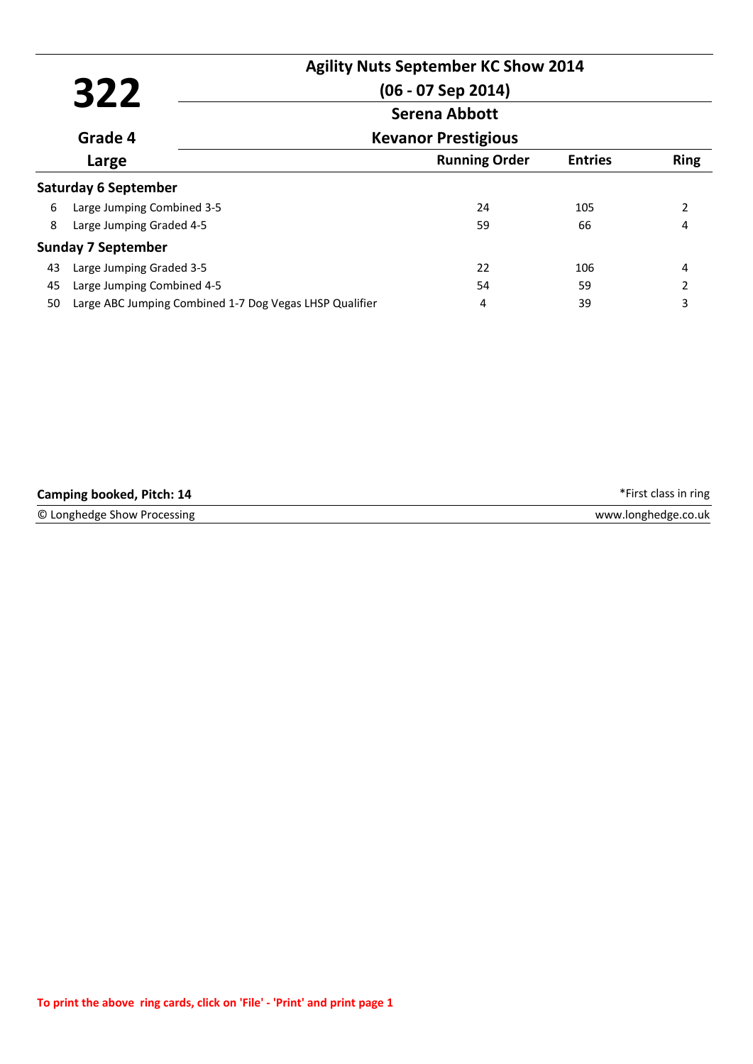# 322

**Grade 4**

**Large**

## Agility Nuts September KC Show 2014

**(06 - 07 Sep 2014)**

**Serena Abbott**

**Kevanor Prestigious**

| | | Running Order | Entries | Ring |
|---|---|---|---|---|
| **Saturday 6 September** | | | | |
| 6 | Large Jumping Combined 3-5 | 24 | 105 | 2 |
| 8 | Large Jumping Graded 4-5 | 59 | 66 | 4 |
| **Sunday 7 September** | | | | |
| 43 | Large Jumping Graded 3-5 | 22 | 106 | 4 |
| 45 | Large Jumping Combined 4-5 | 54 | 59 | 2 |
| 50 | Large ABC Jumping Combined 1-7 Dog Vegas LHSP Qualifier | 4 | 39 | 3 |

**Camping booked, Pitch: 14**

*First class in ring

© Longhedge Show Processing

www.longhedge.co.uk

**To print the above ring cards, click on 'File' - 'Print' and print page 1**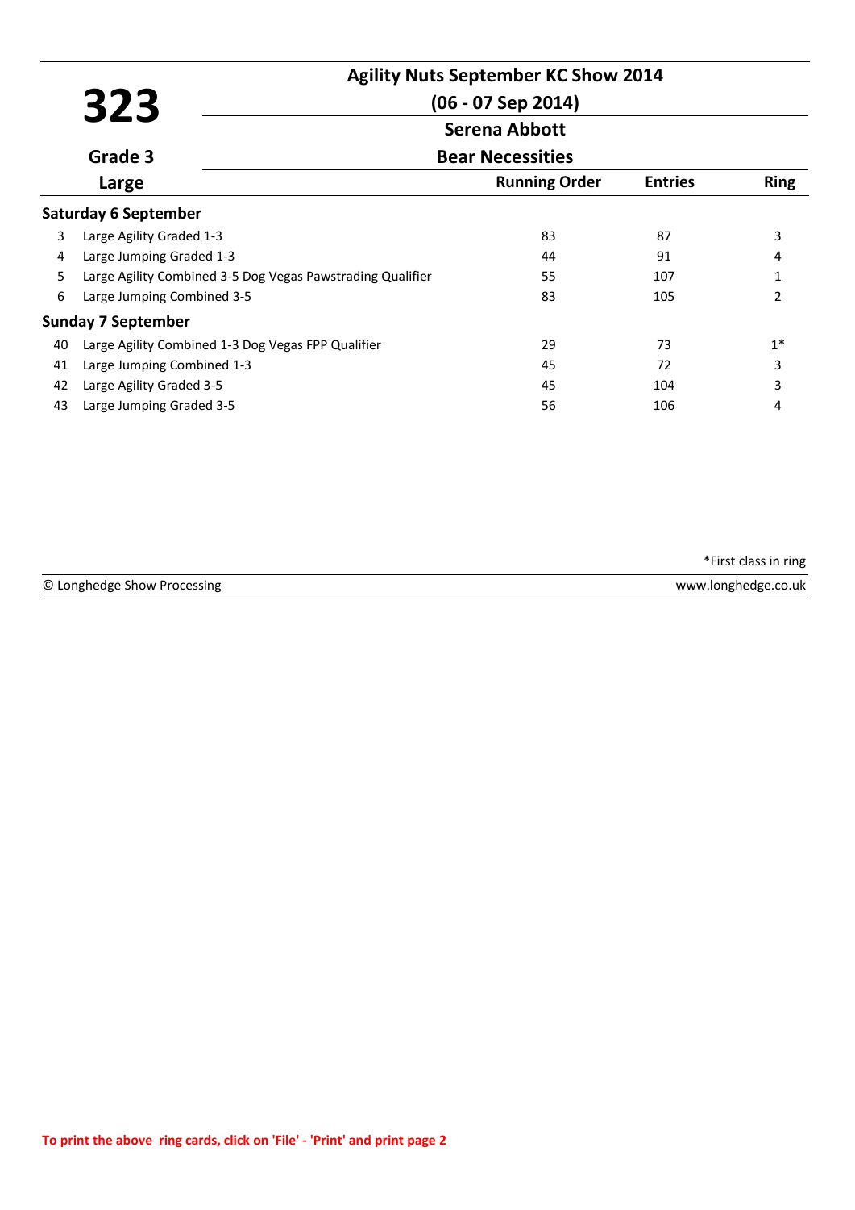# 323

**Agility Nuts September KC Show 2014**

**(06 - 07 Sep 2014)**

**Serena Abbott**

**Grade 3**

**Bear Necessities**

**Large**

| | | Running Order | Entries | Ring |
|---|---|---|---|---|
| **Saturday 6 September** | | | | |
| 3 | Large Agility Graded 1-3 | 83 | 87 | 3 |
| 4 | Large Jumping Graded 1-3 | 44 | 91 | 4 |
| 5 | Large Agility Combined 3-5 Dog Vegas Pawstrading Qualifier | 55 | 107 | 1 |
| 6 | Large Jumping Combined 3-5 | 83 | 105 | 2 |
| **Sunday 7 September** | | | | |
| 40 | Large Agility Combined 1-3 Dog Vegas FPP Qualifier | 29 | 73 | 1* |
| 41 | Large Jumping Combined 1-3 | 45 | 72 | 3 |
| 42 | Large Agility Graded 3-5 | 45 | 104 | 3 |
| 43 | Large Jumping Graded 3-5 | 56 | 106 | 4 |

*First class in ring

© Longhedge Show Processing www.longhedge.co.uk

To print the above ring cards, click on 'File' - 'Print' and print page 2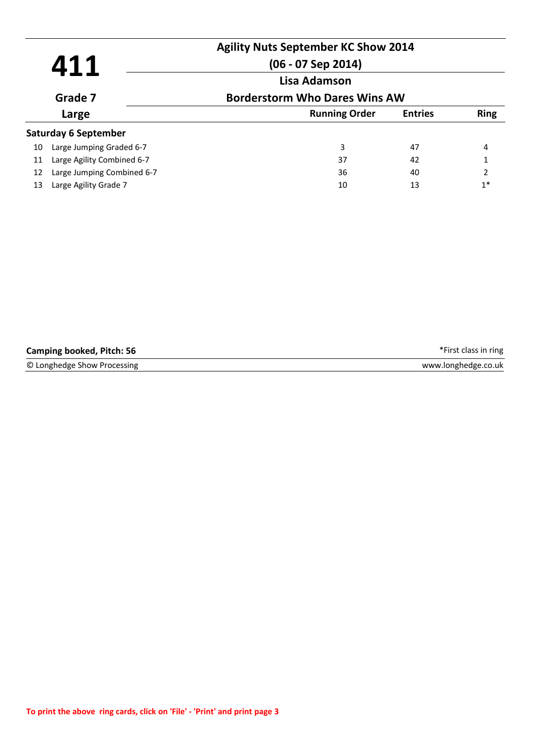# 411

**Grade 7**

**Large**

## Agility Nuts September KC Show 2014

**(06 - 07 Sep 2014)**

**Lisa Adamson**

**Borderstorm Who Dares Wins AW**

| | | Running Order | Entries | Ring |
|---|---|---|---|---|
| **Saturday 6 September** | | | | |
| 10 | Large Jumping Graded 6-7 | 3 | 47 | 4 |
| 11 | Large Agility Combined 6-7 | 37 | 42 | 1 |
| 12 | Large Jumping Combined 6-7 | 36 | 40 | 2 |
| 13 | Large Agility Grade 7 | 10 | 13 | 1* |

**Camping booked, Pitch: 56**

*First class in ring

© Longhedge Show Processing

www.longhedge.co.uk

To print the above ring cards, click on 'File' - 'Print' and print page 3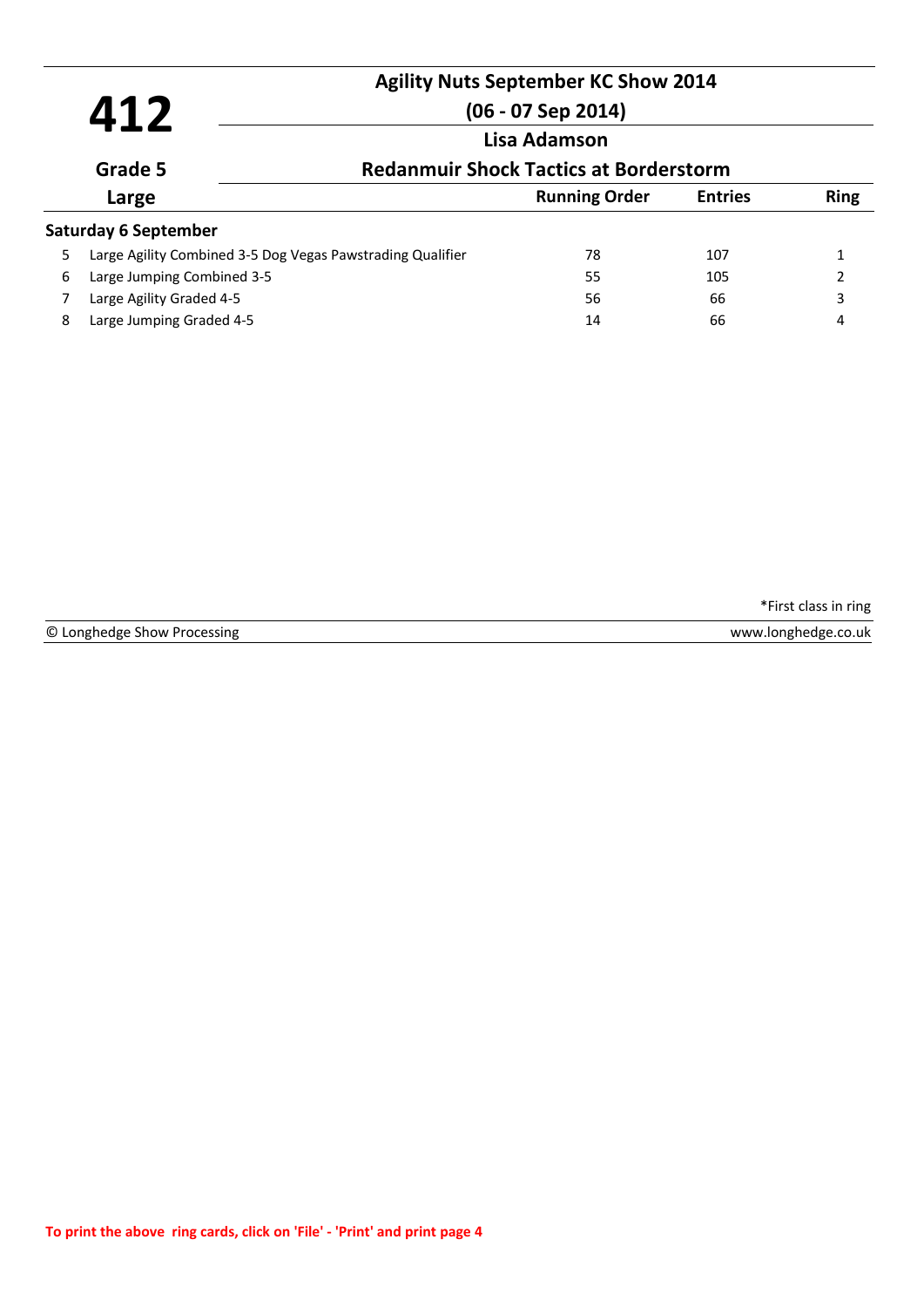# 412

**Agility Nuts September KC Show 2014**

**(06 - 07 Sep 2014)**

**Lisa Adamson**

**Grade 5**

**Redanmuir Shock Tactics at Borderstorm**

**Large**

| | | Running Order | Entries | Ring |
|---|---|---|---|---|
| **Saturday 6 September** | | | | |
| 5 | Large Agility Combined 3-5 Dog Vegas Pawstrading Qualifier | 78 | 107 | 1 |
| 6 | Large Jumping Combined 3-5 | 55 | 105 | 2 |
| 7 | Large Agility Graded 4-5 | 56 | 66 | 3 |
| 8 | Large Jumping Graded 4-5 | 14 | 66 | 4 |

*First class in ring

© Longhedge Show Processing www.longhedge.co.uk

To print the above ring cards, click on 'File' - 'Print' and print page 4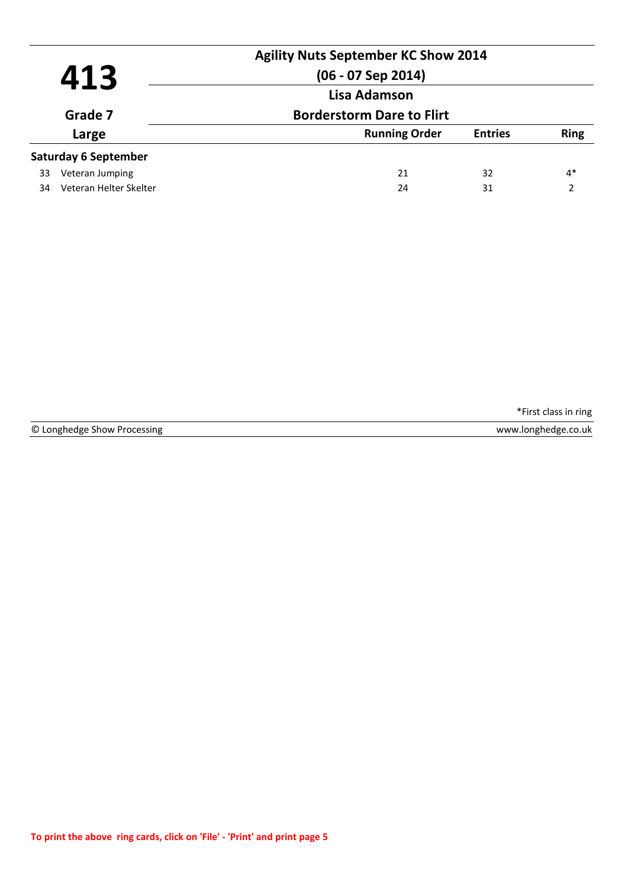# 413

**Grade 7**

**Large**

## Agility Nuts September KC Show 2014

**(06 - 07 Sep 2014)**

**Lisa Adamson**

**Borderstorm Dare to Flirt**

| | | Running Order | Entries | Ring |
|---|---|---|---|---|
| **Saturday 6 September** | | | | |
| 33 | Veteran Jumping | 21 | 32 | 4* |
| 34 | Veteran Helter Skelter | 24 | 31 | 2 |

*First class in ring

© Longhedge Show Processing

www.longhedge.co.uk

To print the above ring cards, click on 'File' - 'Print' and print page 5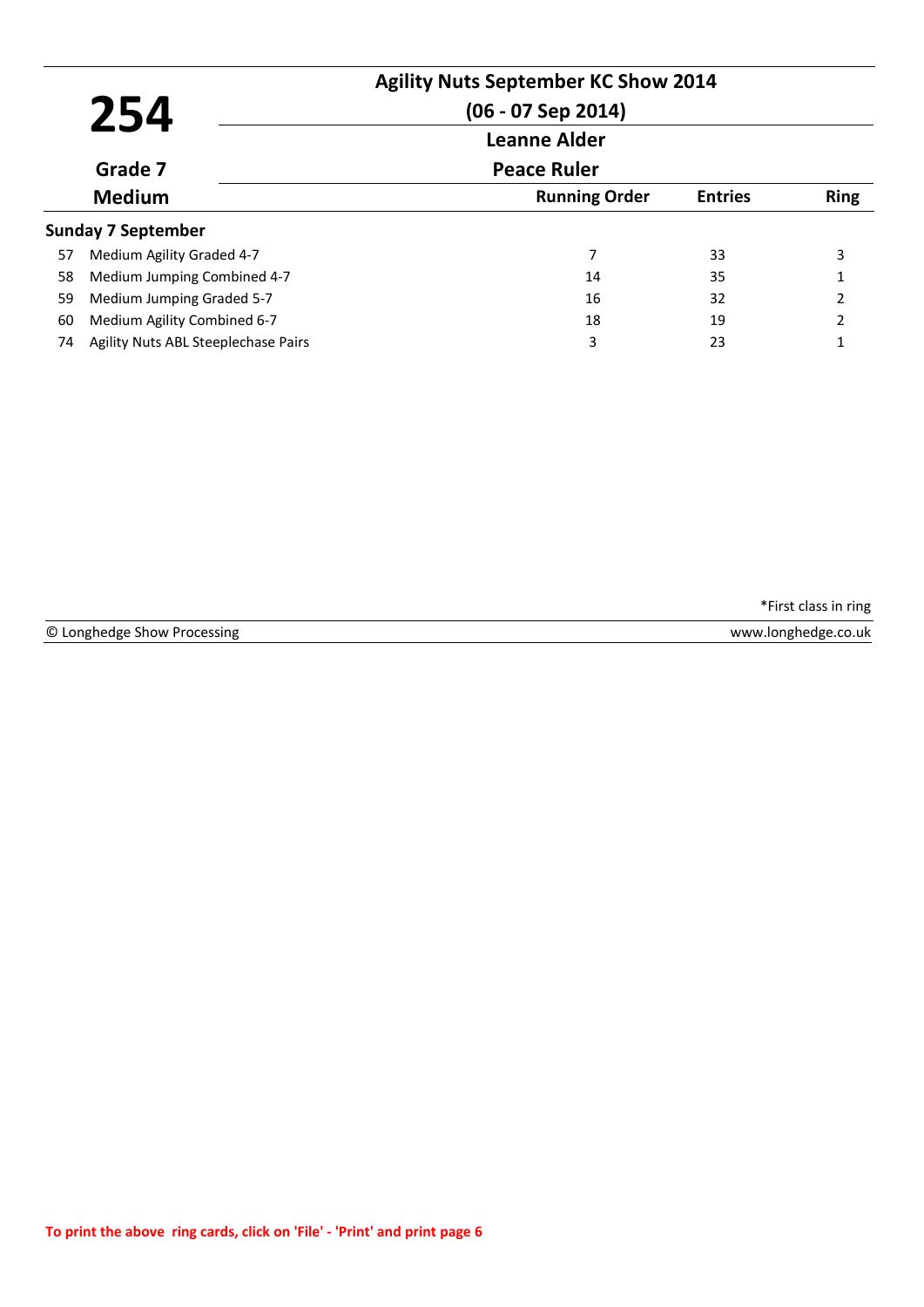# 254

**Grade 7**

**Medium**

## Agility Nuts September KC Show 2014

**(06 - 07 Sep 2014)**

**Leanne Alder**

**Peace Ruler**

### Sunday 7 September

| | Class | Running Order | Entries | Ring |
|---|---|---|---|---|
| 57 | Medium Agility Graded 4-7 | 7 | 33 | 3 |
| 58 | Medium Jumping Combined 4-7 | 14 | 35 | 1 |
| 59 | Medium Jumping Graded 5-7 | 16 | 32 | 2 |
| 60 | Medium Agility Combined 6-7 | 18 | 19 | 2 |
| 74 | Agility Nuts ABL Steeplechase Pairs | 3 | 23 | 1 |

*First class in ring

© Longhedge Show Processing — www.longhedge.co.uk

To print the above ring cards, click on 'File' - 'Print' and print page 6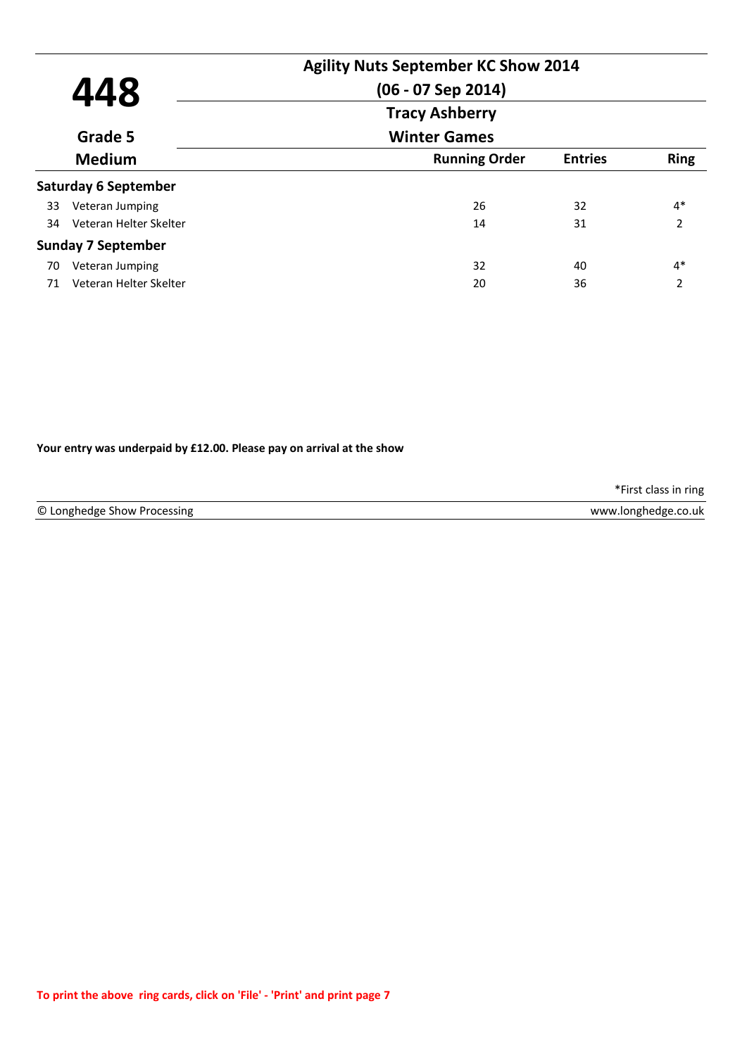# 448

**Grade 5**

**Medium**

## Agility Nuts September KC Show 2014

**(06 - 07 Sep 2014)**

**Tracy Ashberry**

**Winter Games**

| | Class | Running Order | Entries | Ring |
|---|---|---|---|---|
| **Saturday 6 September** | | | | |
| 33 | Veteran Jumping | 26 | 32 | 4* |
| 34 | Veteran Helter Skelter | 14 | 31 | 2 |
| **Sunday 7 September** | | | | |
| 70 | Veteran Jumping | 32 | 40 | 4* |
| 71 | Veteran Helter Skelter | 20 | 36 | 2 |

**Your entry was underpaid by £12.00. Please pay on arrival at the show**

*First class in ring

© Longhedge Show Processing — www.longhedge.co.uk

**To print the above ring cards, click on 'File' - 'Print' and print page 7**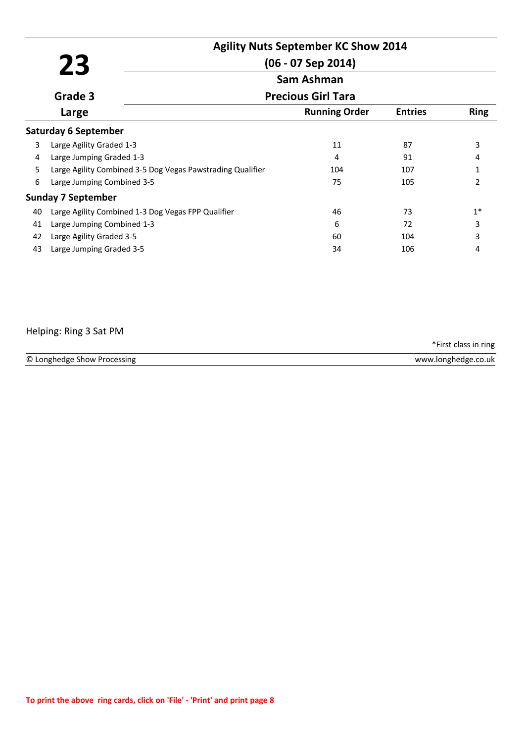# 23

**Grade 3**

**Large**

## Agility Nuts September KC Show 2014

**(06 - 07 Sep 2014)**

**Sam Ashman**

**Precious Girl Tara**

| | | Running Order | Entries | Ring |
|---|---|---|---|---|
| **Saturday 6 September** | | | | |
| 3 | Large Agility Graded 1-3 | 11 | 87 | 3 |
| 4 | Large Jumping Graded 1-3 | 4 | 91 | 4 |
| 5 | Large Agility Combined 3-5 Dog Vegas Pawstrading Qualifier | 104 | 107 | 1 |
| 6 | Large Jumping Combined 3-5 | 75 | 105 | 2 |
| **Sunday 7 September** | | | | |
| 40 | Large Agility Combined 1-3 Dog Vegas FPP Qualifier | 46 | 73 | 1* |
| 41 | Large Jumping Combined 1-3 | 6 | 72 | 3 |
| 42 | Large Agility Graded 3-5 | 60 | 104 | 3 |
| 43 | Large Jumping Graded 3-5 | 34 | 106 | 4 |

Helping: Ring 3 Sat PM

*First class in ring

© Longhedge Show Processing www.longhedge.co.uk

To print the above ring cards, click on 'File' - 'Print' and print page 8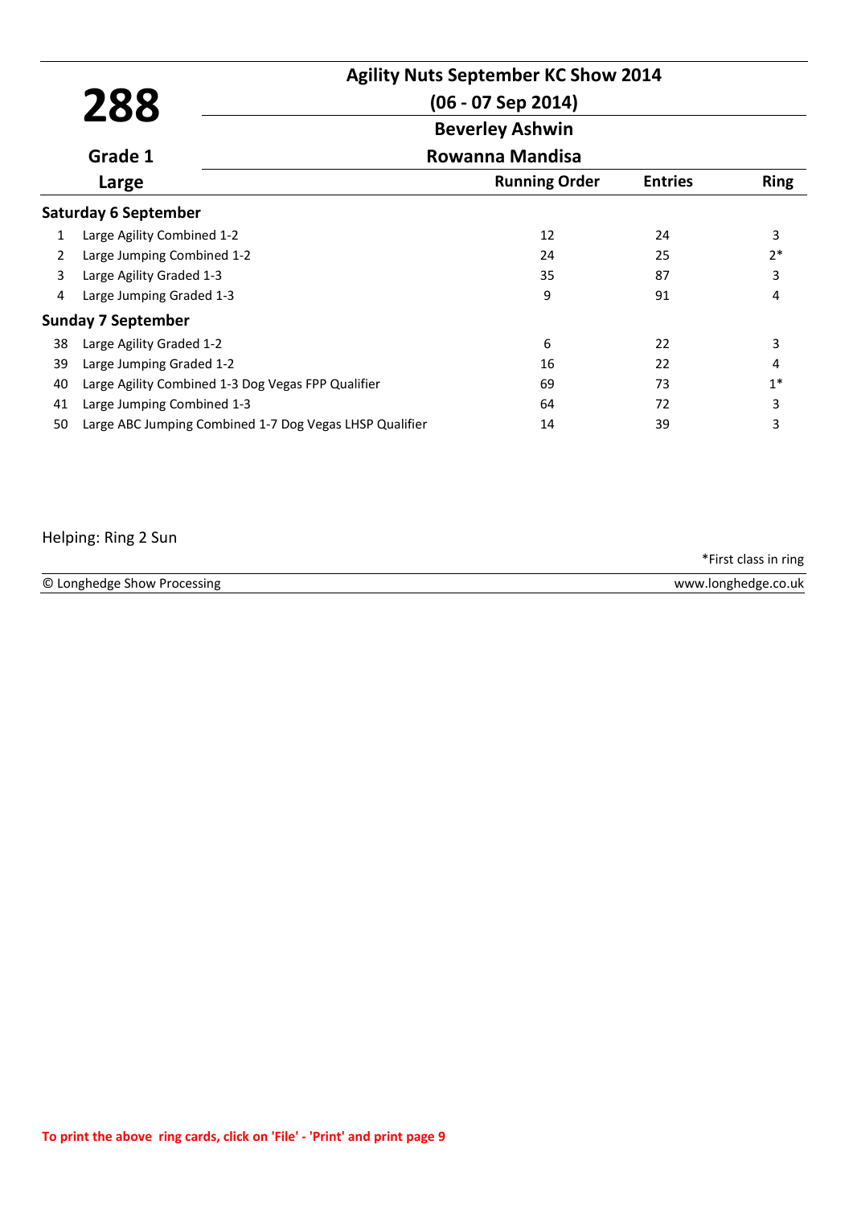# 288

**Agility Nuts September KC Show 2014**

**(06 - 07 Sep 2014)**

**Beverley Ashwin**

**Rowanna Mandisa**

**Grade 1**

**Large**

| | | Running Order | Entries | Ring |
|---|---|---|---|---|
| **Saturday 6 September** | | | | |
| 1 | Large Agility Combined 1-2 | 12 | 24 | 3 |
| 2 | Large Jumping Combined 1-2 | 24 | 25 | 2* |
| 3 | Large Agility Graded 1-3 | 35 | 87 | 3 |
| 4 | Large Jumping Graded 1-3 | 9 | 91 | 4 |
| **Sunday 7 September** | | | | |
| 38 | Large Agility Graded 1-2 | 6 | 22 | 3 |
| 39 | Large Jumping Graded 1-2 | 16 | 22 | 4 |
| 40 | Large Agility Combined 1-3 Dog Vegas FPP Qualifier | 69 | 73 | 1* |
| 41 | Large Jumping Combined 1-3 | 64 | 72 | 3 |
| 50 | Large ABC Jumping Combined 1-7 Dog Vegas LHSP Qualifier | 14 | 39 | 3 |

Helping: Ring 2 Sun

*First class in ring

© Longhedge Show Processing www.longhedge.co.uk

To print the above ring cards, click on 'File' - 'Print' and print page 9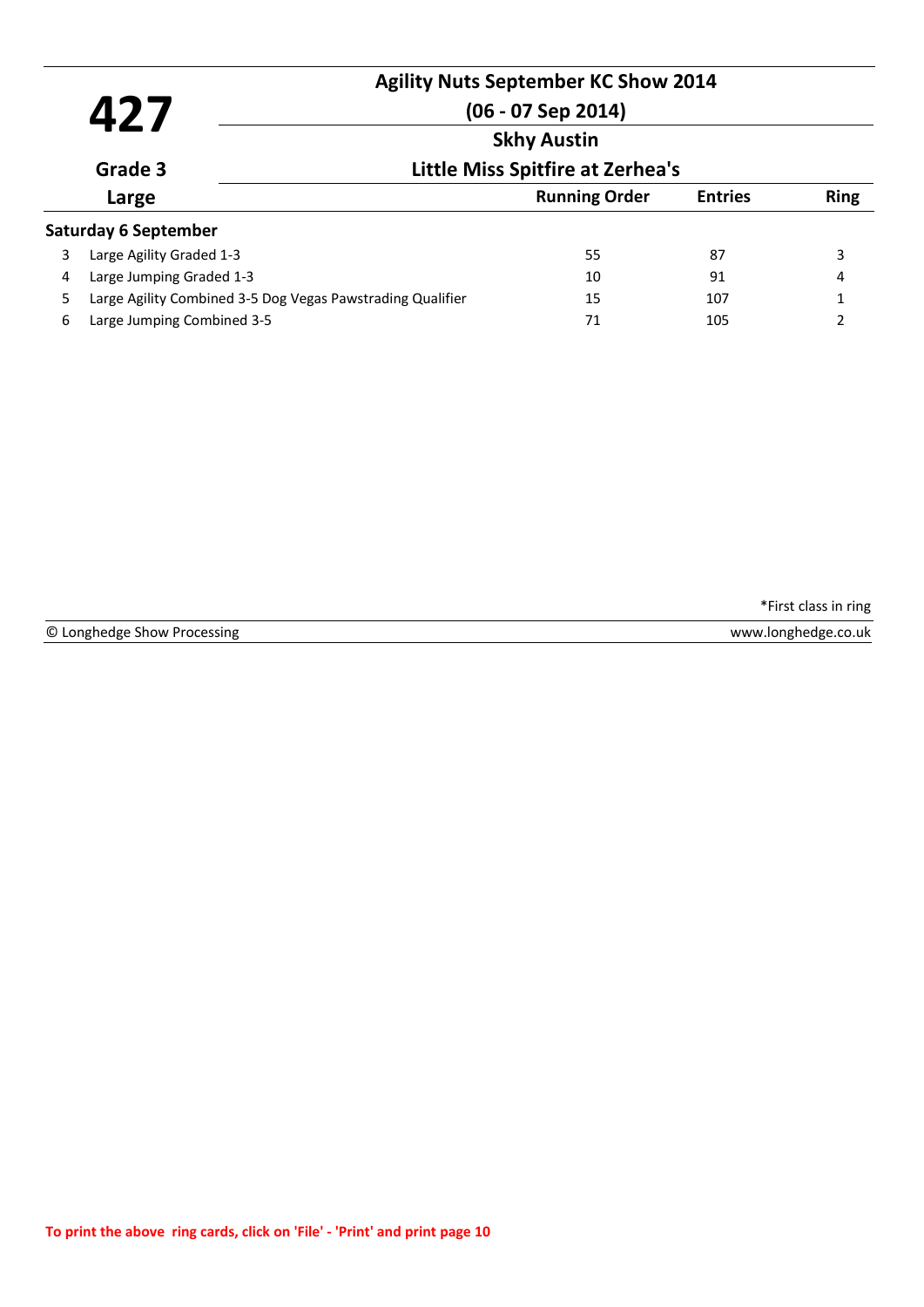# 427

**Grade 3**

**Large**

## Agility Nuts September KC Show 2014

**(06 - 07 Sep 2014)**

**Skhy Austin**

**Little Miss Spitfire at Zerhea's**

### Saturday 6 September

| | Class | Running Order | Entries | Ring |
|---|---|---|---|---|
| 3 | Large Agility Graded 1-3 | 55 | 87 | 3 |
| 4 | Large Jumping Graded 1-3 | 10 | 91 | 4 |
| 5 | Large Agility Combined 3-5 Dog Vegas Pawstrading Qualifier | 15 | 107 | 1 |
| 6 | Large Jumping Combined 3-5 | 71 | 105 | 2 |

*First class in ring

© Longhedge Show Processing www.longhedge.co.uk

To print the above ring cards, click on 'File' - 'Print' and print page 10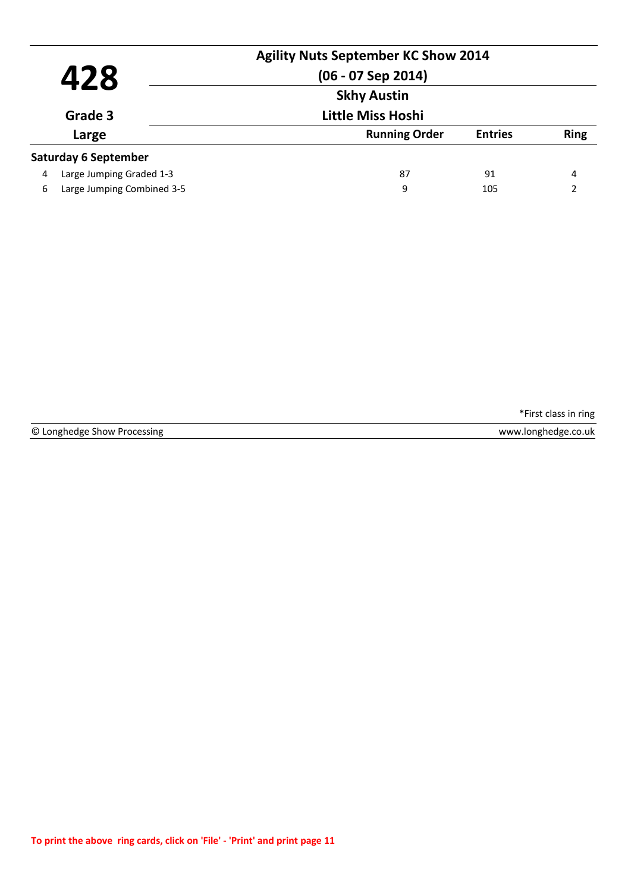# 428

**Agility Nuts September KC Show 2014**

**(06 - 07 Sep 2014)**

**Skhy Austin**

**Little Miss Hoshi**

**Grade 3**

**Large**

| | | Running Order | Entries | Ring |
|---|---|---|---|---|
| **Saturday 6 September** | | | | |
| 4 | Large Jumping Graded 1-3 | 87 | 91 | 4 |
| 6 | Large Jumping Combined 3-5 | 9 | 105 | 2 |

*First class in ring

© Longhedge Show Processing

www.longhedge.co.uk

To print the above ring cards, click on 'File' - 'Print' and print page 11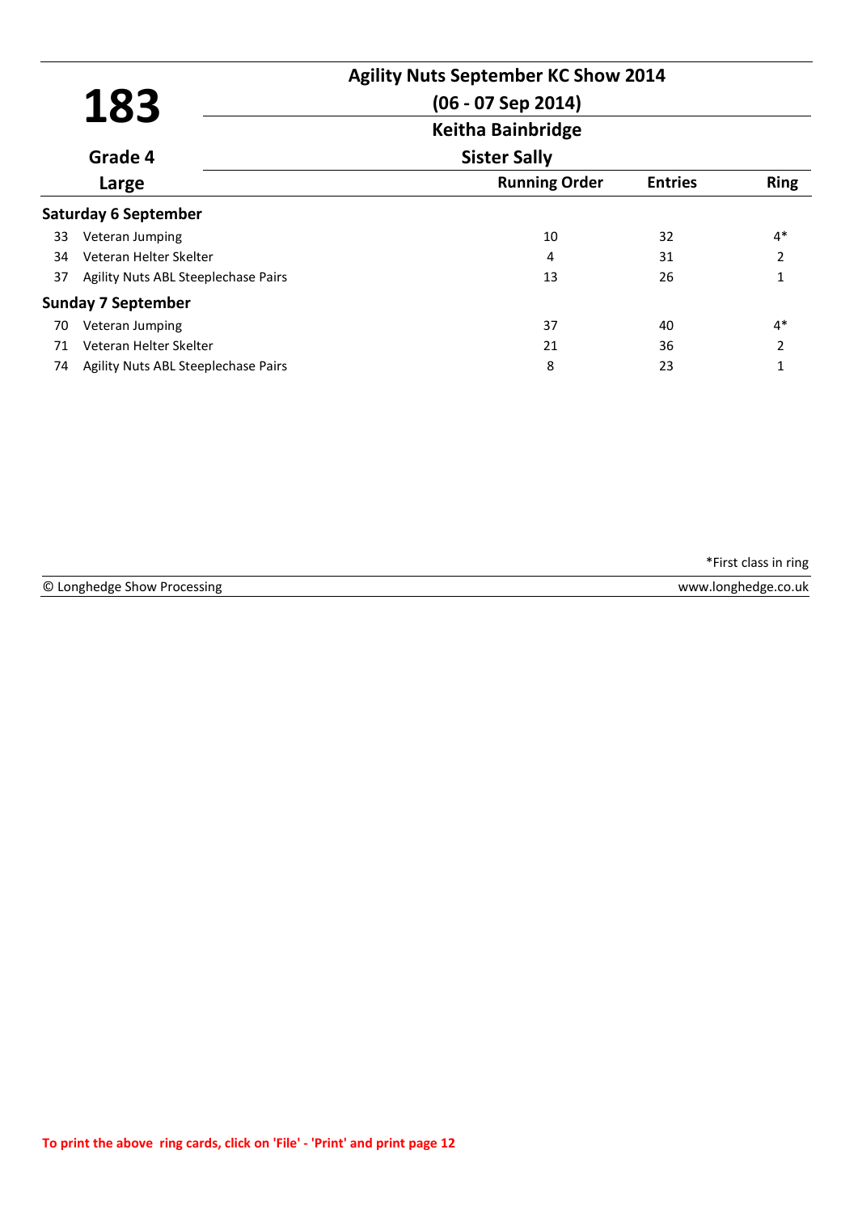# 183

**Agility Nuts September KC Show 2014**

**(06 - 07 Sep 2014)**

**Keitha Bainbridge**

**Grade 4** — **Sister Sally**

**Large**

| | | Running Order | Entries | Ring |
|---|---|---|---|---|
| **Saturday 6 September** | | | | |
| 33 | Veteran Jumping | 10 | 32 | 4* |
| 34 | Veteran Helter Skelter | 4 | 31 | 2 |
| 37 | Agility Nuts ABL Steeplechase Pairs | 13 | 26 | 1 |
| **Sunday 7 September** | | | | |
| 70 | Veteran Jumping | 37 | 40 | 4* |
| 71 | Veteran Helter Skelter | 21 | 36 | 2 |
| 74 | Agility Nuts ABL Steeplechase Pairs | 8 | 23 | 1 |

*First class in ring

© Longhedge Show Processing www.longhedge.co.uk

To print the above ring cards, click on 'File' - 'Print' and print page 12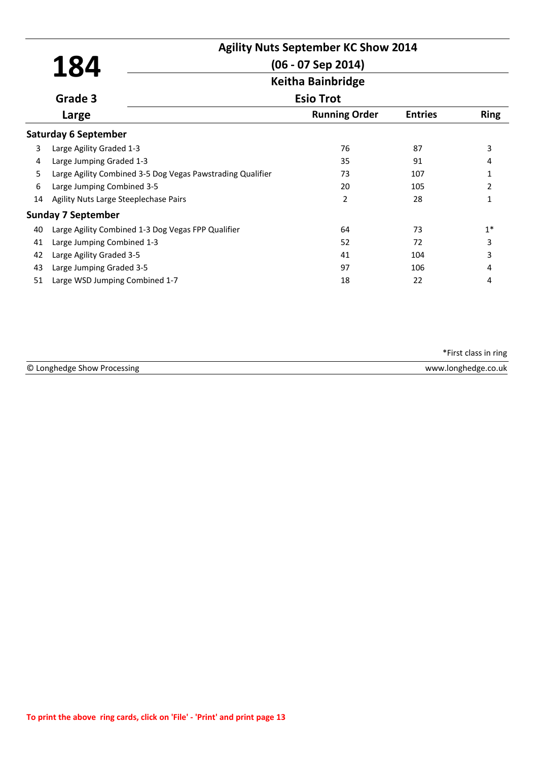# 184

**Agility Nuts September KC Show 2014**

**(06 - 07 Sep 2014)**

**Keitha Bainbridge**

**Esio Trot**

**Grade 3**

**Large**

| | | Running Order | Entries | Ring |
|---|---|---|---|---|
| **Saturday 6 September** | | | | |
| 3 | Large Agility Graded 1-3 | 76 | 87 | 3 |
| 4 | Large Jumping Graded 1-3 | 35 | 91 | 4 |
| 5 | Large Agility Combined 3-5 Dog Vegas Pawstrading Qualifier | 73 | 107 | 1 |
| 6 | Large Jumping Combined 3-5 | 20 | 105 | 2 |
| 14 | Agility Nuts Large Steeplechase Pairs | 2 | 28 | 1 |
| **Sunday 7 September** | | | | |
| 40 | Large Agility Combined 1-3 Dog Vegas FPP Qualifier | 64 | 73 | 1* |
| 41 | Large Jumping Combined 1-3 | 52 | 72 | 3 |
| 42 | Large Agility Graded 3-5 | 41 | 104 | 3 |
| 43 | Large Jumping Graded 3-5 | 97 | 106 | 4 |
| 51 | Large WSD Jumping Combined 1-7 | 18 | 22 | 4 |

*First class in ring

© Longhedge Show Processing www.longhedge.co.uk

To print the above ring cards, click on 'File' - 'Print' and print page 13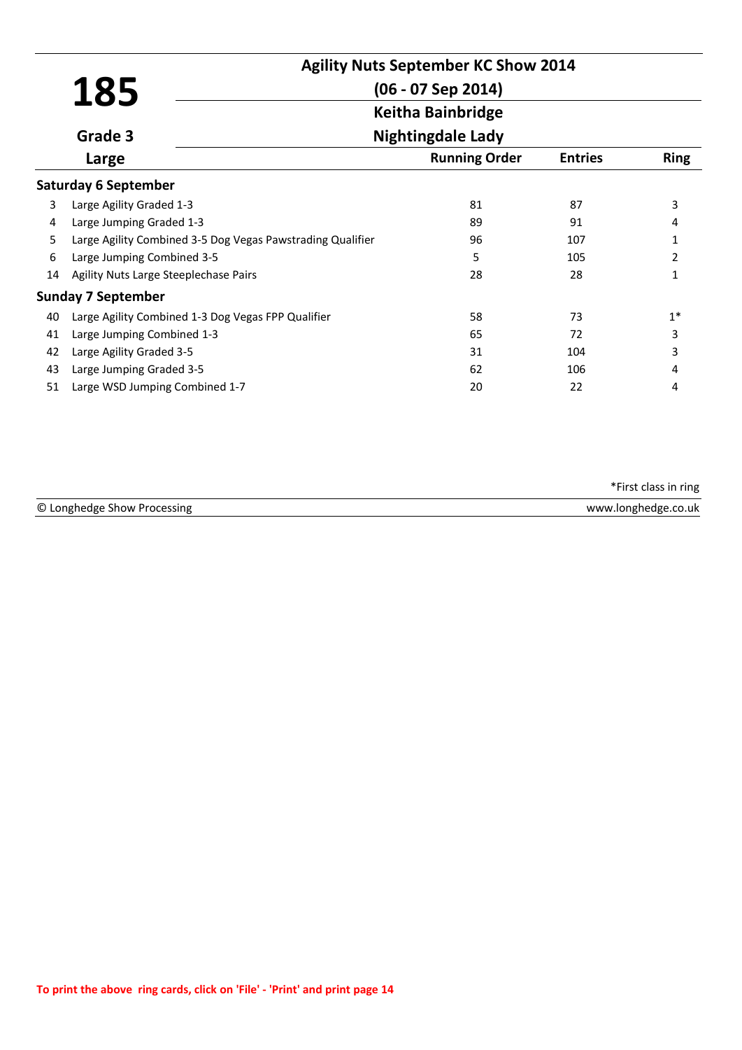# 185

**Grade 3**

**Large**

## Agility Nuts September KC Show 2014

**(06 - 07 Sep 2014)**

**Keitha Bainbridge**

**Nightingdale Lady**

| | | Running Order | Entries | Ring |
|---|---|---|---|---|
| **Saturday 6 September** | | | | |
| 3 | Large Agility Graded 1-3 | 81 | 87 | 3 |
| 4 | Large Jumping Graded 1-3 | 89 | 91 | 4 |
| 5 | Large Agility Combined 3-5 Dog Vegas Pawstrading Qualifier | 96 | 107 | 1 |
| 6 | Large Jumping Combined 3-5 | 5 | 105 | 2 |
| 14 | Agility Nuts Large Steeplechase Pairs | 28 | 28 | 1 |
| **Sunday 7 September** | | | | |
| 40 | Large Agility Combined 1-3 Dog Vegas FPP Qualifier | 58 | 73 | 1* |
| 41 | Large Jumping Combined 1-3 | 65 | 72 | 3 |
| 42 | Large Agility Graded 3-5 | 31 | 104 | 3 |
| 43 | Large Jumping Graded 3-5 | 62 | 106 | 4 |
| 51 | Large WSD Jumping Combined 1-7 | 20 | 22 | 4 |

*First class in ring

© Longhedge Show Processing www.longhedge.co.uk

To print the above ring cards, click on 'File' - 'Print' and print page 14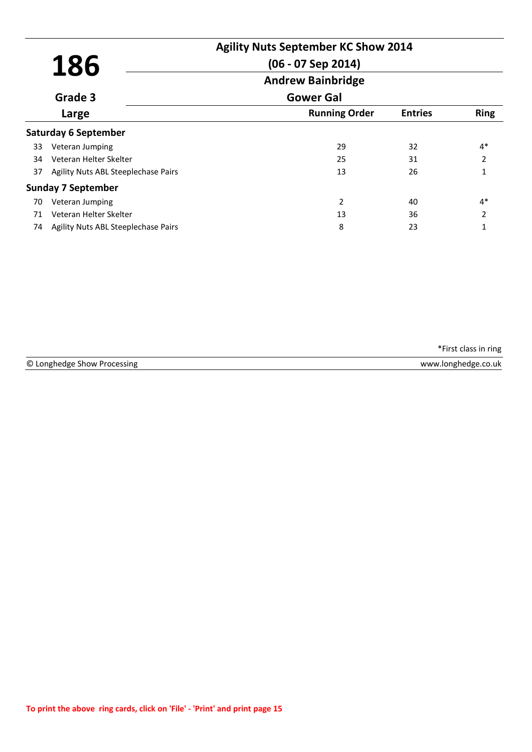# 186

**Agility Nuts September KC Show 2014**

**(06 - 07 Sep 2014)**

**Andrew Bainbridge**

**Grade 3** — **Gower Gal**

**Large**

| | | Running Order | Entries | Ring |
|---|---|---|---|---|
| **Saturday 6 September** | | | | |
| 33 | Veteran Jumping | 29 | 32 | 4* |
| 34 | Veteran Helter Skelter | 25 | 31 | 2 |
| 37 | Agility Nuts ABL Steeplechase Pairs | 13 | 26 | 1 |
| **Sunday 7 September** | | | | |
| 70 | Veteran Jumping | 2 | 40 | 4* |
| 71 | Veteran Helter Skelter | 13 | 36 | 2 |
| 74 | Agility Nuts ABL Steeplechase Pairs | 8 | 23 | 1 |

*First class in ring

© Longhedge Show Processing — www.longhedge.co.uk

**To print the above ring cards, click on 'File' - 'Print' and print page 15**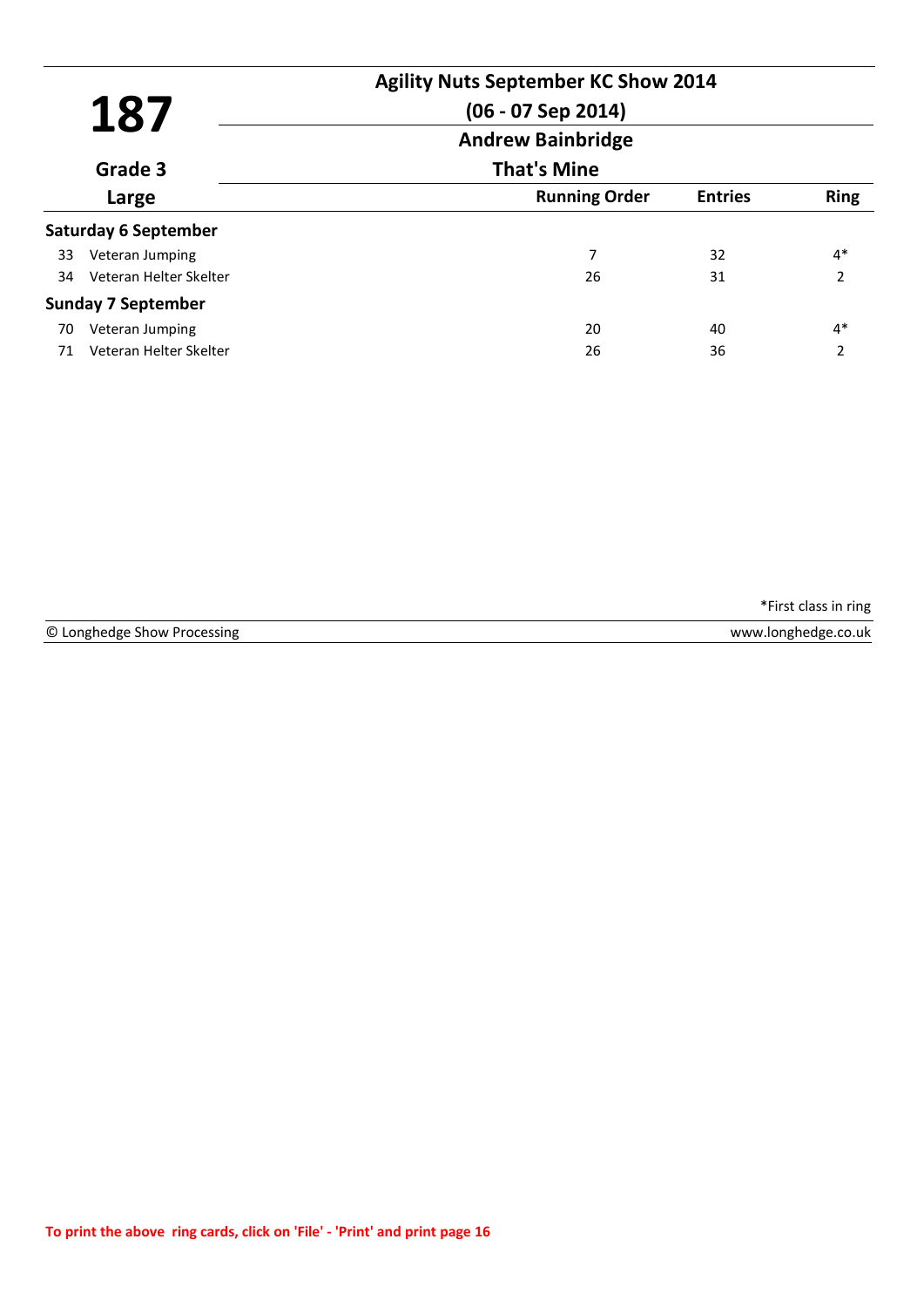# 187

**Grade 3**

**Large**

## Agility Nuts September KC Show 2014

**(06 - 07 Sep 2014)**

**Andrew Bainbridge**

**That's Mine**

| | | Running Order | Entries | Ring |
|---|---|---|---|---|
| **Saturday 6 September** | | | | |
| 33 | Veteran Jumping | 7 | 32 | 4* |
| 34 | Veteran Helter Skelter | 26 | 31 | 2 |
| **Sunday 7 September** | | | | |
| 70 | Veteran Jumping | 20 | 40 | 4* |
| 71 | Veteran Helter Skelter | 26 | 36 | 2 |

*First class in ring

© Longhedge Show Processing — www.longhedge.co.uk

**To print the above ring cards, click on 'File' - 'Print' and print page 16**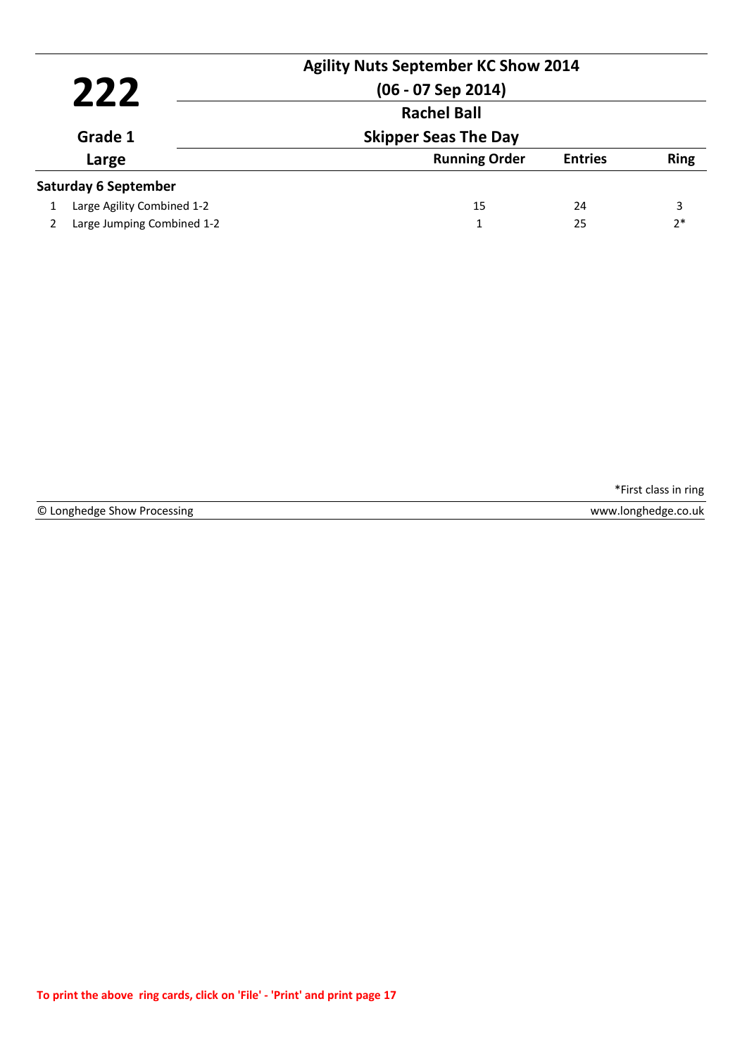# 222

**Grade 1**

**Large**

## Agility Nuts September KC Show 2014

**(06 - 07 Sep 2014)**

**Rachel Ball**

**Skipper Seas The Day**

| | | Running Order | Entries | Ring |
|---|---|---|---|---|
| **Saturday 6 September** | | | | |
| 1 | Large Agility Combined 1-2 | 15 | 24 | 3 |
| 2 | Large Jumping Combined 1-2 | 1 | 25 | 2* |

*First class in ring

© Longhedge Show Processing — www.longhedge.co.uk

**To print the above ring cards, click on 'File' - 'Print' and print page 17**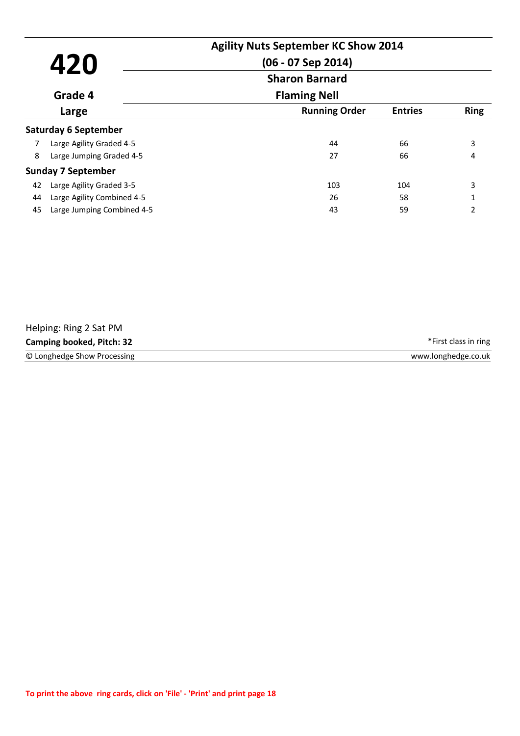# 420

**Grade 4**

**Large**

## Agility Nuts September KC Show 2014

**(06 - 07 Sep 2014)**

**Sharon Barnard**

**Flaming Nell**

| | | Running Order | Entries | Ring |
|---|---|---|---|---|
| **Saturday 6 September** | | | | |
| 7 | Large Agility Graded 4-5 | 44 | 66 | 3 |
| 8 | Large Jumping Graded 4-5 | 27 | 66 | 4 |
| **Sunday 7 September** | | | | |
| 42 | Large Agility Graded 3-5 | 103 | 104 | 3 |
| 44 | Large Agility Combined 4-5 | 26 | 58 | 1 |
| 45 | Large Jumping Combined 4-5 | 43 | 59 | 2 |

Helping: Ring 2 Sat PM

**Camping booked, Pitch: 32**

*First class in ring

© Longhedge Show Processing

www.longhedge.co.uk

**To print the above ring cards, click on 'File' - 'Print' and print page 18**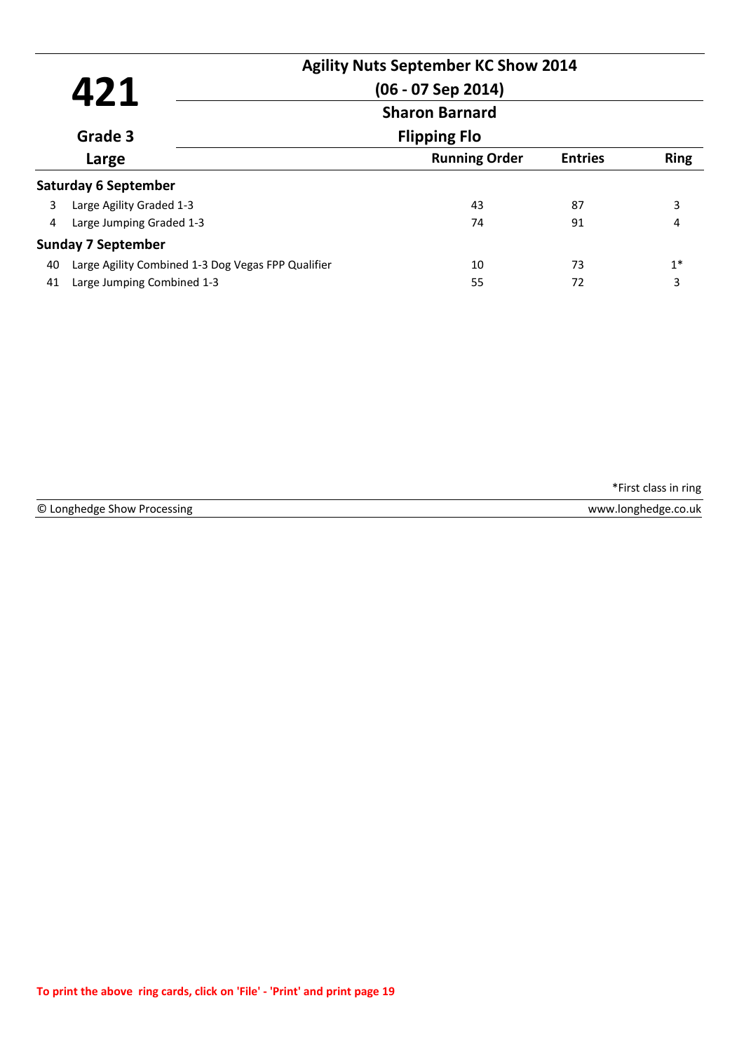# 421

**Grade 3**

**Large**

## Agility Nuts September KC Show 2014

**(06 - 07 Sep 2014)**

**Sharon Barnard**

**Flipping Flo**

| | | Running Order | Entries | Ring |
|---|---|---|---|---|
| **Saturday 6 September** | | | | |
| 3 | Large Agility Graded 1-3 | 43 | 87 | 3 |
| 4 | Large Jumping Graded 1-3 | 74 | 91 | 4 |
| **Sunday 7 September** | | | | |
| 40 | Large Agility Combined 1-3 Dog Vegas FPP Qualifier | 10 | 73 | 1* |
| 41 | Large Jumping Combined 1-3 | 55 | 72 | 3 |

*First class in ring

© Longhedge Show Processing    www.longhedge.co.uk

**To print the above ring cards, click on 'File' - 'Print' and print page 19**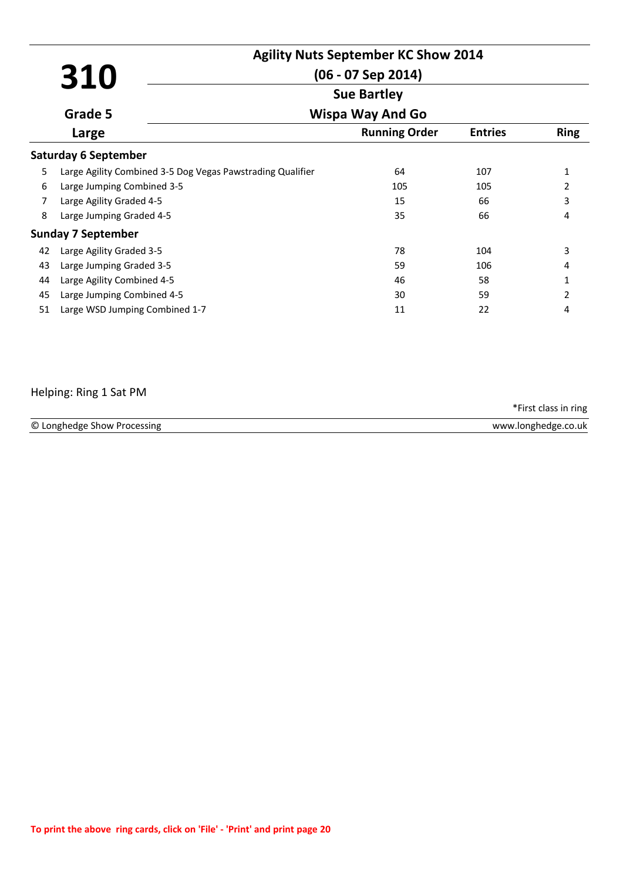# 310

**Agility Nuts September KC Show 2014**

**(06 - 07 Sep 2014)**

**Sue Bartley**

**Grade 5**

**Wispa Way And Go**

**Large**

| | | Running Order | Entries | Ring |
|---|---|---|---|---|
| **Saturday 6 September** | | | | |
| 5 | Large Agility Combined 3-5 Dog Vegas Pawstrading Qualifier | 64 | 107 | 1 |
| 6 | Large Jumping Combined 3-5 | 105 | 105 | 2 |
| 7 | Large Agility Graded 4-5 | 15 | 66 | 3 |
| 8 | Large Jumping Graded 4-5 | 35 | 66 | 4 |
| **Sunday 7 September** | | | | |
| 42 | Large Agility Graded 3-5 | 78 | 104 | 3 |
| 43 | Large Jumping Graded 3-5 | 59 | 106 | 4 |
| 44 | Large Agility Combined 4-5 | 46 | 58 | 1 |
| 45 | Large Jumping Combined 4-5 | 30 | 59 | 2 |
| 51 | Large WSD Jumping Combined 1-7 | 11 | 22 | 4 |

Helping: Ring 1 Sat PM

*First class in ring

© Longhedge Show Processing — www.longhedge.co.uk

To print the above ring cards, click on 'File' - 'Print' and print page 20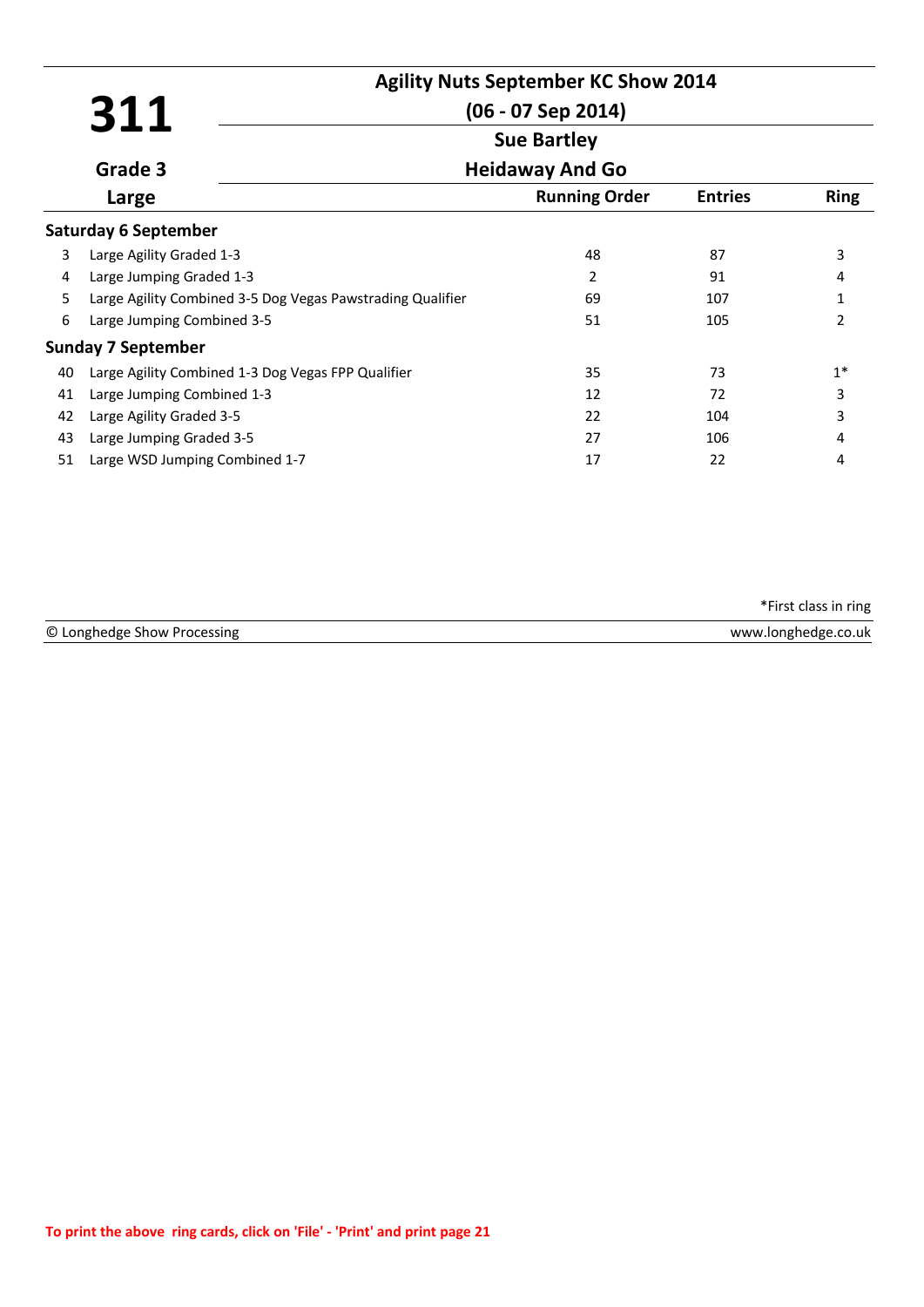# 311

**Grade 3**

**Large**

## Agility Nuts September KC Show 2014

**(06 - 07 Sep 2014)**

**Sue Bartley**

**Heidaway And Go**

| | | Running Order | Entries | Ring |
|---|---|---|---|---|
| **Saturday 6 September** | | | | |
| 3 | Large Agility Graded 1-3 | 48 | 87 | 3 |
| 4 | Large Jumping Graded 1-3 | 2 | 91 | 4 |
| 5 | Large Agility Combined 3-5 Dog Vegas Pawstrading Qualifier | 69 | 107 | 1 |
| 6 | Large Jumping Combined 3-5 | 51 | 105 | 2 |
| **Sunday 7 September** | | | | |
| 40 | Large Agility Combined 1-3 Dog Vegas FPP Qualifier | 35 | 73 | 1* |
| 41 | Large Jumping Combined 1-3 | 12 | 72 | 3 |
| 42 | Large Agility Graded 3-5 | 22 | 104 | 3 |
| 43 | Large Jumping Graded 3-5 | 27 | 106 | 4 |
| 51 | Large WSD Jumping Combined 1-7 | 17 | 22 | 4 |

*First class in ring

© Longhedge Show Processing — www.longhedge.co.uk

**To print the above ring cards, click on 'File' - 'Print' and print page 21**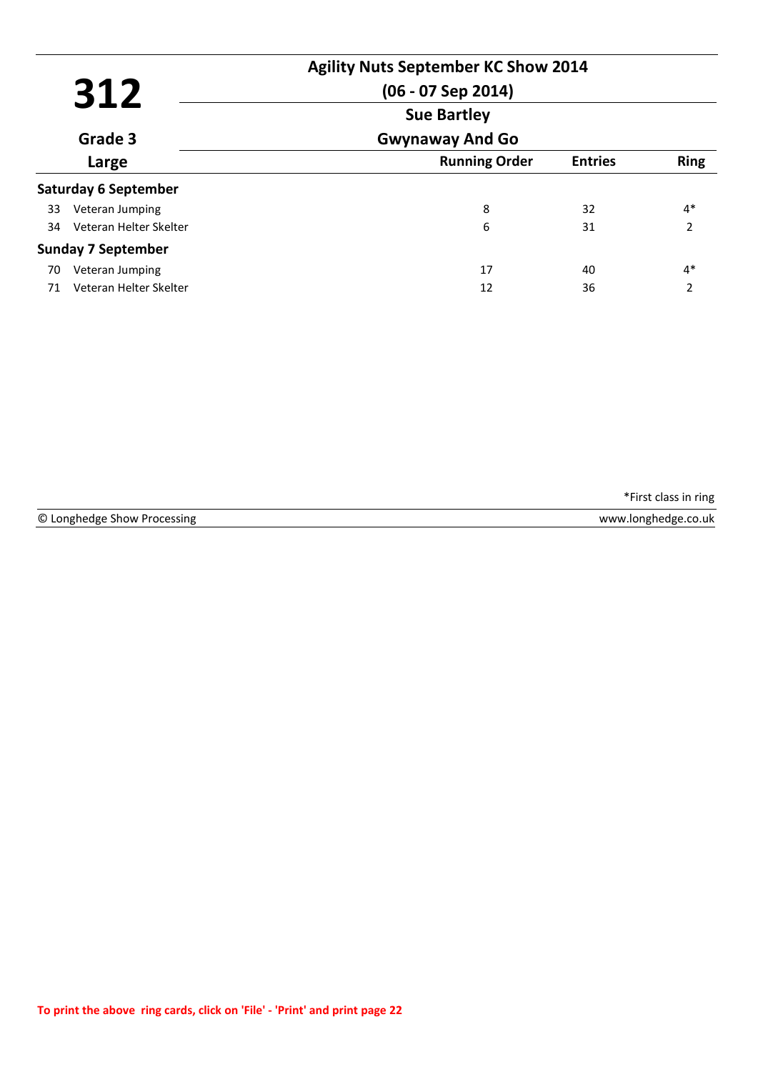# 312

**Agility Nuts September KC Show 2014**

**(06 - 07 Sep 2014)**

**Sue Bartley**

**Gwynaway And Go**

**Grade 3**

**Large**

| | | Running Order | Entries | Ring |
|---|---|---|---|---|
| **Saturday 6 September** | | | | |
| 33 | Veteran Jumping | 8 | 32 | 4* |
| 34 | Veteran Helter Skelter | 6 | 31 | 2 |
| **Sunday 7 September** | | | | |
| 70 | Veteran Jumping | 17 | 40 | 4* |
| 71 | Veteran Helter Skelter | 12 | 36 | 2 |

*First class in ring

© Longhedge Show Processing www.longhedge.co.uk

To print the above ring cards, click on 'File' - 'Print' and print page 22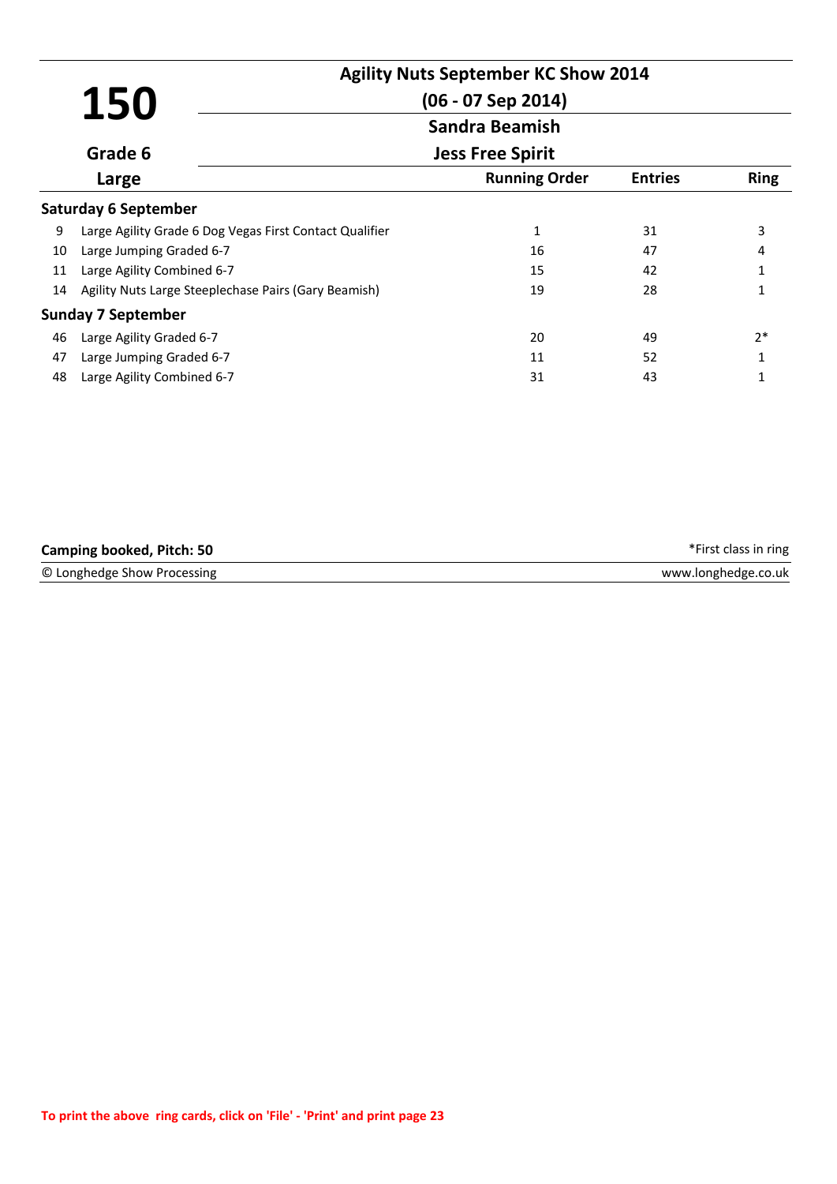# 150

**Grade 6**

**Large**

## Agility Nuts September KC Show 2014

**(06 - 07 Sep 2014)**

**Sandra Beamish**

**Jess Free Spirit**

| | | Running Order | Entries | Ring |
|---|---|---|---|---|
| **Saturday 6 September** | | | | |
| 9 | Large Agility Grade 6 Dog Vegas First Contact Qualifier | 1 | 31 | 3 |
| 10 | Large Jumping Graded 6-7 | 16 | 47 | 4 |
| 11 | Large Agility Combined 6-7 | 15 | 42 | 1 |
| 14 | Agility Nuts Large Steeplechase Pairs (Gary Beamish) | 19 | 28 | 1 |
| **Sunday 7 September** | | | | |
| 46 | Large Agility Graded 6-7 | 20 | 49 | 2* |
| 47 | Large Jumping Graded 6-7 | 11 | 52 | 1 |
| 48 | Large Agility Combined 6-7 | 31 | 43 | 1 |

**Camping booked, Pitch: 50**

*First class in ring

© Longhedge Show Processing

www.longhedge.co.uk

**To print the above ring cards, click on 'File' - 'Print' and print page 23**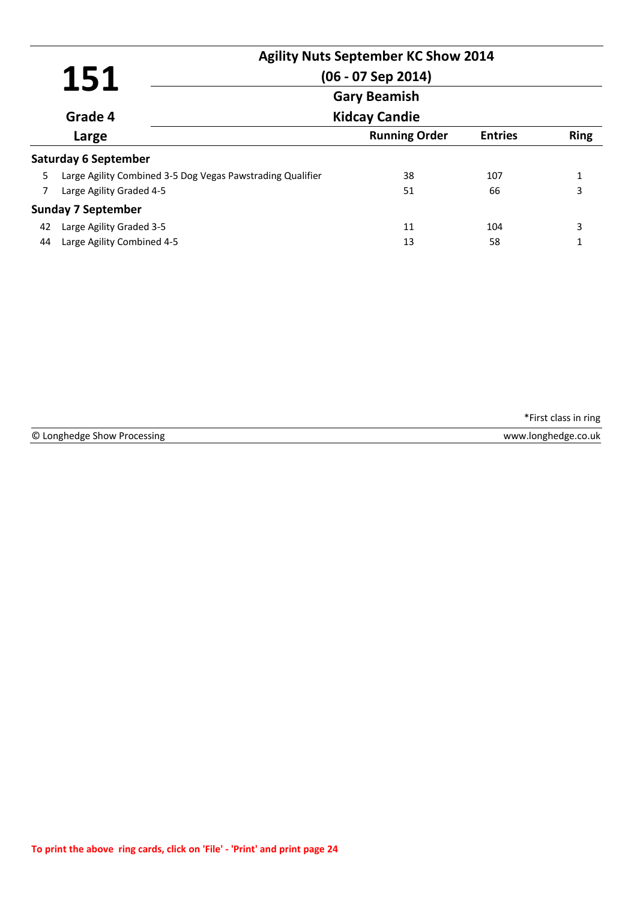# 151

**Grade 4**

**Large**

## Agility Nuts September KC Show 2014

**(06 - 07 Sep 2014)**

**Gary Beamish**

**Kidcay Candie**

| | | Running Order | Entries | Ring |
|---|---|---|---|---|
| **Saturday 6 September** | | | | |
| 5 | Large Agility Combined 3-5 Dog Vegas Pawstrading Qualifier | 38 | 107 | 1 |
| 7 | Large Agility Graded 4-5 | 51 | 66 | 3 |
| **Sunday 7 September** | | | | |
| 42 | Large Agility Graded 3-5 | 11 | 104 | 3 |
| 44 | Large Agility Combined 4-5 | 13 | 58 | 1 |

*First class in ring

© Longhedge Show Processing — www.longhedge.co.uk

To print the above ring cards, click on 'File' - 'Print' and print page 24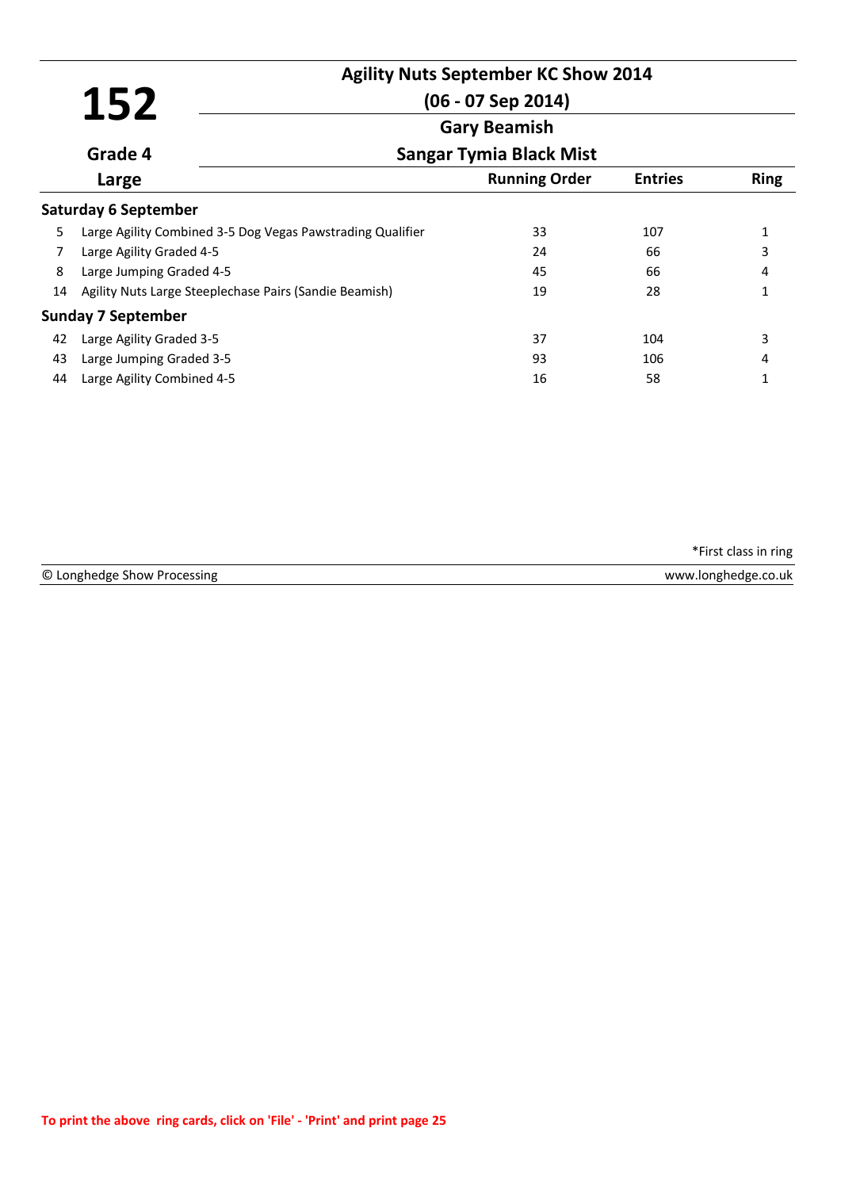# 152

**Agility Nuts September KC Show 2014**

**(06 - 07 Sep 2014)**

**Gary Beamish**

**Grade 4**

**Sangar Tymia Black Mist**

**Large**

| | | Running Order | Entries | Ring |
|---|---|---|---|---|
| **Saturday 6 September** | | | | |
| 5 | Large Agility Combined 3-5 Dog Vegas Pawstrading Qualifier | 33 | 107 | 1 |
| 7 | Large Agility Graded 4-5 | 24 | 66 | 3 |
| 8 | Large Jumping Graded 4-5 | 45 | 66 | 4 |
| 14 | Agility Nuts Large Steeplechase Pairs (Sandie Beamish) | 19 | 28 | 1 |
| **Sunday 7 September** | | | | |
| 42 | Large Agility Graded 3-5 | 37 | 104 | 3 |
| 43 | Large Jumping Graded 3-5 | 93 | 106 | 4 |
| 44 | Large Agility Combined 4-5 | 16 | 58 | 1 |

*First class in ring

© Longhedge Show Processing www.longhedge.co.uk

To print the above ring cards, click on 'File' - 'Print' and print page 25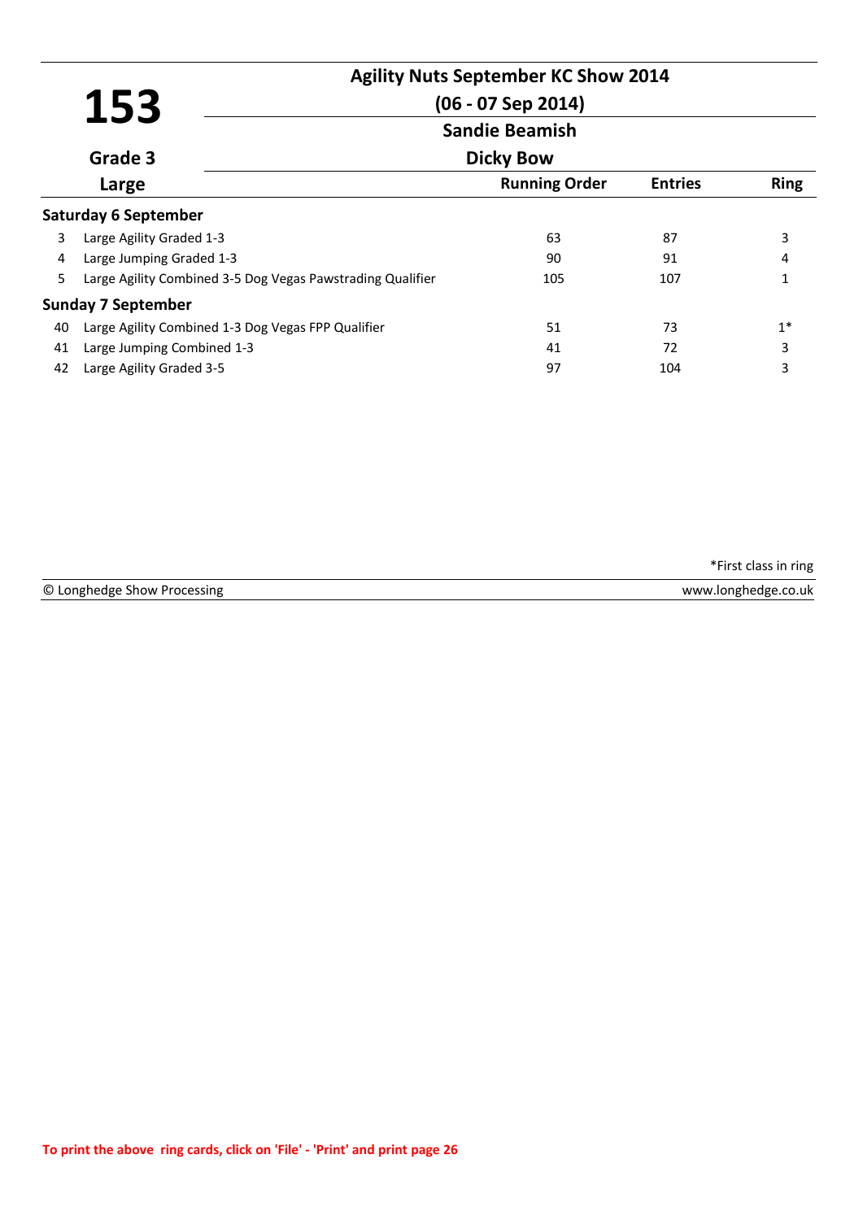# 153

**Agility Nuts September KC Show 2014**

**(06 - 07 Sep 2014)**

**Sandie Beamish**

**Grade 3**

**Dicky Bow**

**Large**

| | | Running Order | Entries | Ring |
|---|---|---|---|---|
| **Saturday 6 September** | | | | |
| 3 | Large Agility Graded 1-3 | 63 | 87 | 3 |
| 4 | Large Jumping Graded 1-3 | 90 | 91 | 4 |
| 5 | Large Agility Combined 3-5 Dog Vegas Pawstrading Qualifier | 105 | 107 | 1 |
| **Sunday 7 September** | | | | |
| 40 | Large Agility Combined 1-3 Dog Vegas FPP Qualifier | 51 | 73 | 1* |
| 41 | Large Jumping Combined 1-3 | 41 | 72 | 3 |
| 42 | Large Agility Graded 3-5 | 97 | 104 | 3 |

*First class in ring

© Longhedge Show Processing www.longhedge.co.uk

To print the above ring cards, click on 'File' - 'Print' and print page 26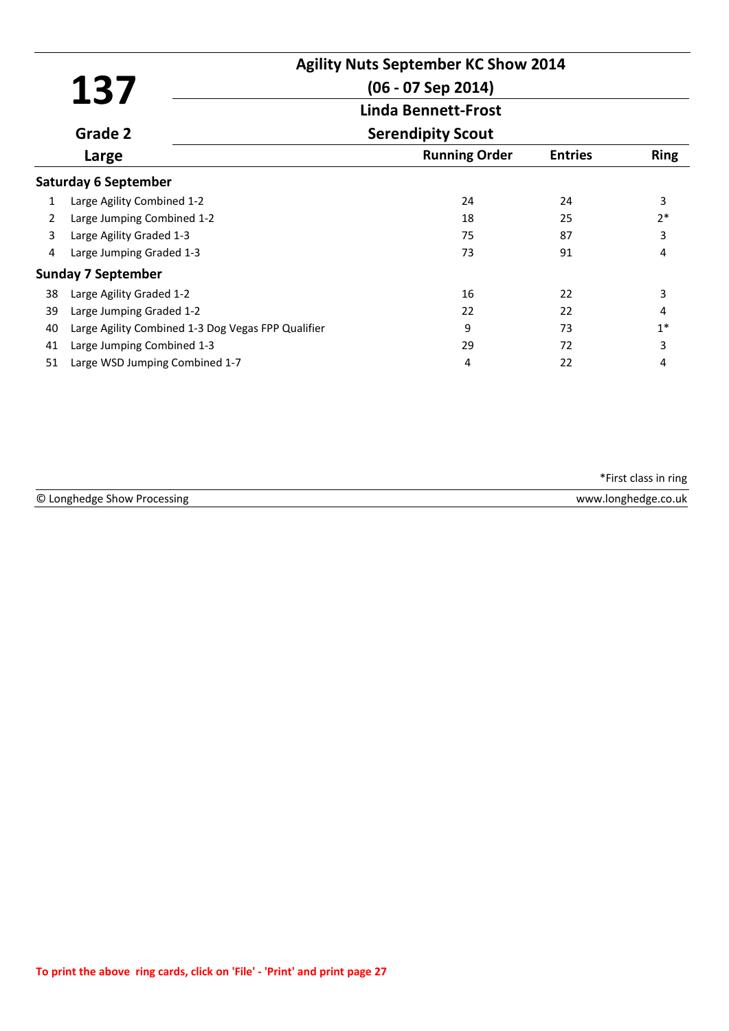# 137

**Agility Nuts September KC Show 2014**

**(06 - 07 Sep 2014)**

**Linda Bennett-Frost**

**Serendipity Scout**

**Grade 2**

**Large**

| | | Running Order | Entries | Ring |
|---|---|---|---|---|
| **Saturday 6 September** | | | | |
| 1 | Large Agility Combined 1-2 | 24 | 24 | 3 |
| 2 | Large Jumping Combined 1-2 | 18 | 25 | 2* |
| 3 | Large Agility Graded 1-3 | 75 | 87 | 3 |
| 4 | Large Jumping Graded 1-3 | 73 | 91 | 4 |
| **Sunday 7 September** | | | | |
| 38 | Large Agility Graded 1-2 | 16 | 22 | 3 |
| 39 | Large Jumping Graded 1-2 | 22 | 22 | 4 |
| 40 | Large Agility Combined 1-3 Dog Vegas FPP Qualifier | 9 | 73 | 1* |
| 41 | Large Jumping Combined 1-3 | 29 | 72 | 3 |
| 51 | Large WSD Jumping Combined 1-7 | 4 | 22 | 4 |

*First class in ring

© Longhedge Show Processing www.longhedge.co.uk

To print the above ring cards, click on 'File' - 'Print' and print page 27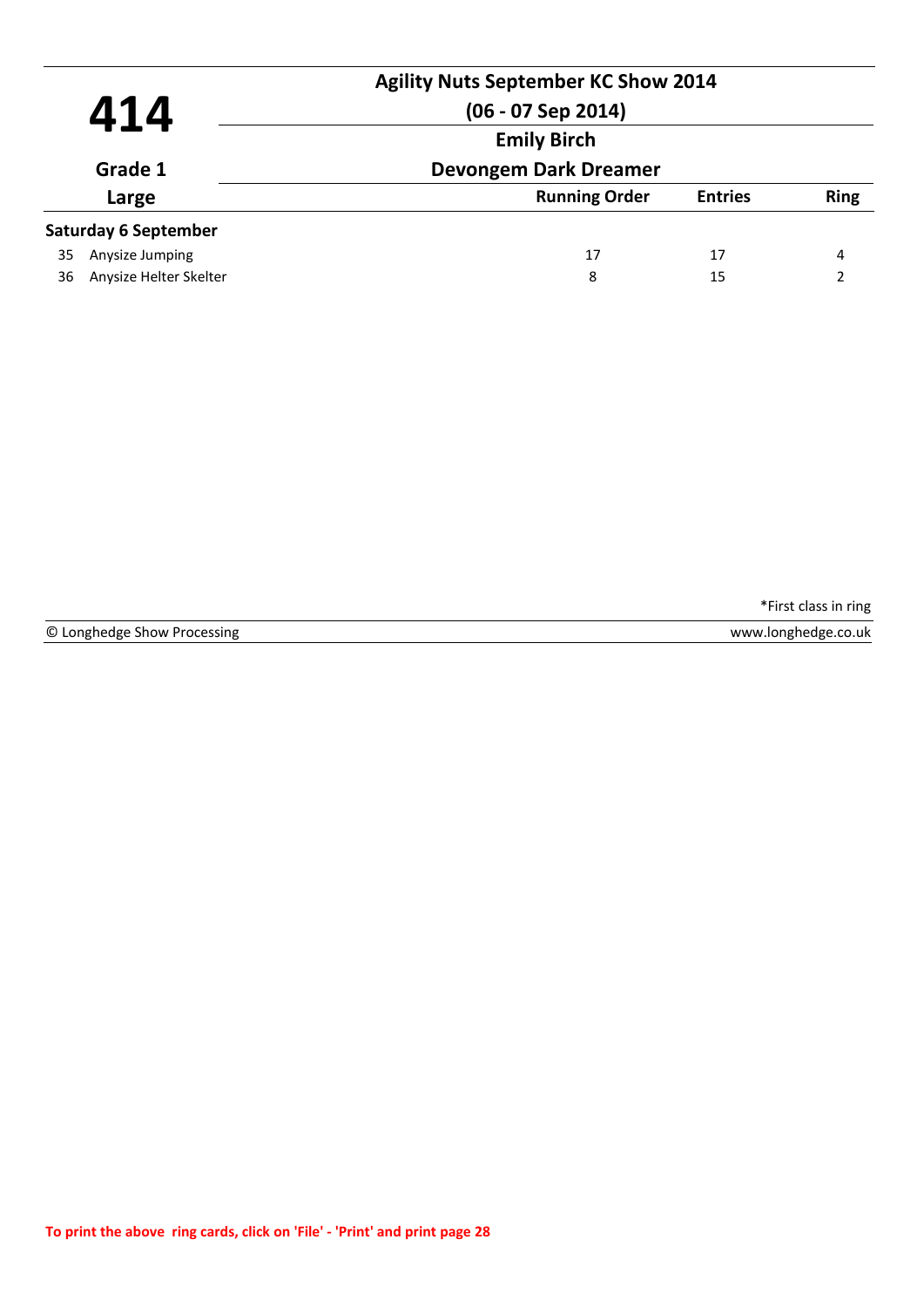# 414

**Agility Nuts September KC Show 2014**

**(06 - 07 Sep 2014)**

**Emily Birch**

**Devongem Dark Dreamer**

**Grade 1**

**Large**

| | | Running Order | Entries | Ring |
|---|---|---|---|---|
| **Saturday 6 September** | | | | |
| 35 | Anysize Jumping | 17 | 17 | 4 |
| 36 | Anysize Helter Skelter | 8 | 15 | 2 |

*First class in ring

© Longhedge Show Processing | www.longhedge.co.uk

**To print the above ring cards, click on 'File' - 'Print' and print page 28**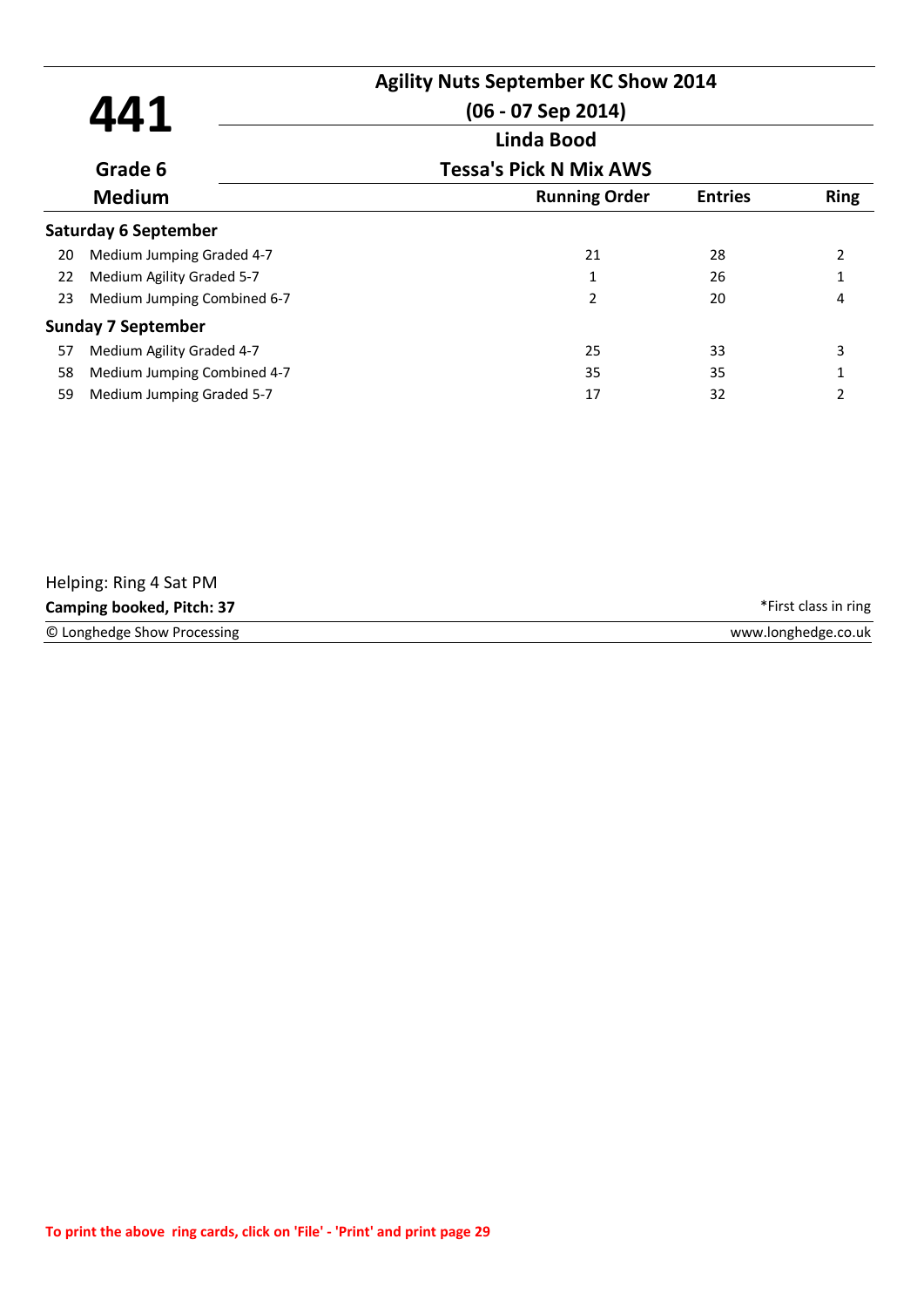# 441

## Agility Nuts September KC Show 2014

**(06 - 07 Sep 2014)**

**Linda Bood**

**Tessa's Pick N Mix AWS**

**Grade 6**

**Medium**

| | Class | Running Order | Entries | Ring |
|---|---|---|---|---|
| **Saturday 6 September** | | | | |
| 20 | Medium Jumping Graded 4-7 | 21 | 28 | 2 |
| 22 | Medium Agility Graded 5-7 | 1 | 26 | 1 |
| 23 | Medium Jumping Combined 6-7 | 2 | 20 | 4 |
| **Sunday 7 September** | | | | |
| 57 | Medium Agility Graded 4-7 | 25 | 33 | 3 |
| 58 | Medium Jumping Combined 4-7 | 35 | 35 | 1 |
| 59 | Medium Jumping Graded 5-7 | 17 | 32 | 2 |

Helping: Ring 4 Sat PM

**Camping booked, Pitch: 37**

*First class in ring

© Longhedge Show Processing

www.longhedge.co.uk

**To print the above ring cards, click on 'File' - 'Print' and print page 29**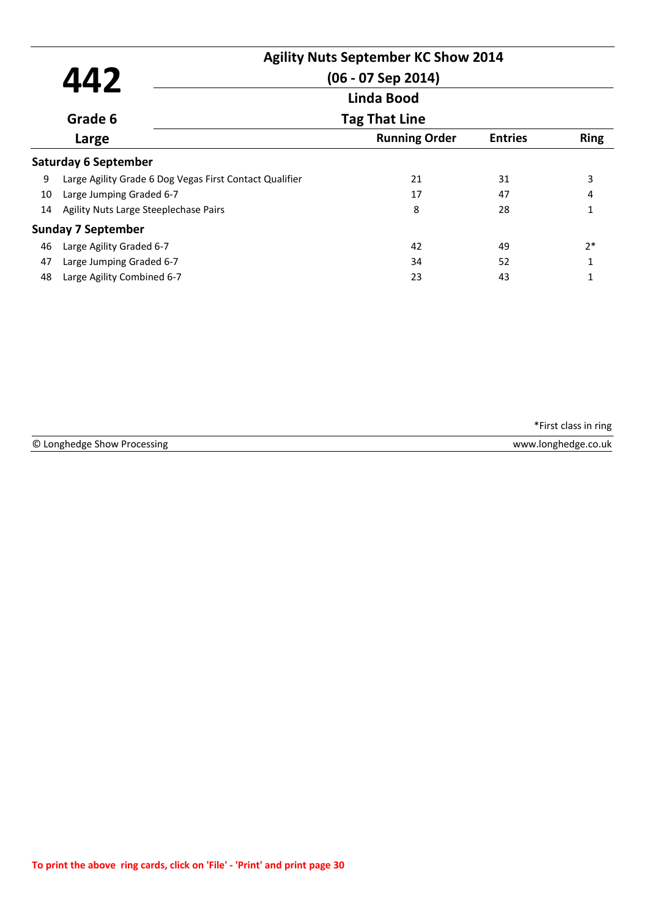# 442

**Agility Nuts September KC Show 2014**

**(06 - 07 Sep 2014)**

**Linda Bood**

**Grade 6**

**Tag That Line**

**Large**

| | | Running Order | Entries | Ring |
|---|---|---|---|---|
| **Saturday 6 September** | | | | |
| 9 | Large Agility Grade 6 Dog Vegas First Contact Qualifier | 21 | 31 | 3 |
| 10 | Large Jumping Graded 6-7 | 17 | 47 | 4 |
| 14 | Agility Nuts Large Steeplechase Pairs | 8 | 28 | 1 |
| **Sunday 7 September** | | | | |
| 46 | Large Agility Graded 6-7 | 42 | 49 | 2* |
| 47 | Large Jumping Graded 6-7 | 34 | 52 | 1 |
| 48 | Large Agility Combined 6-7 | 23 | 43 | 1 |

*First class in ring

© Longhedge Show Processing www.longhedge.co.uk

To print the above ring cards, click on 'File' - 'Print' and print page 30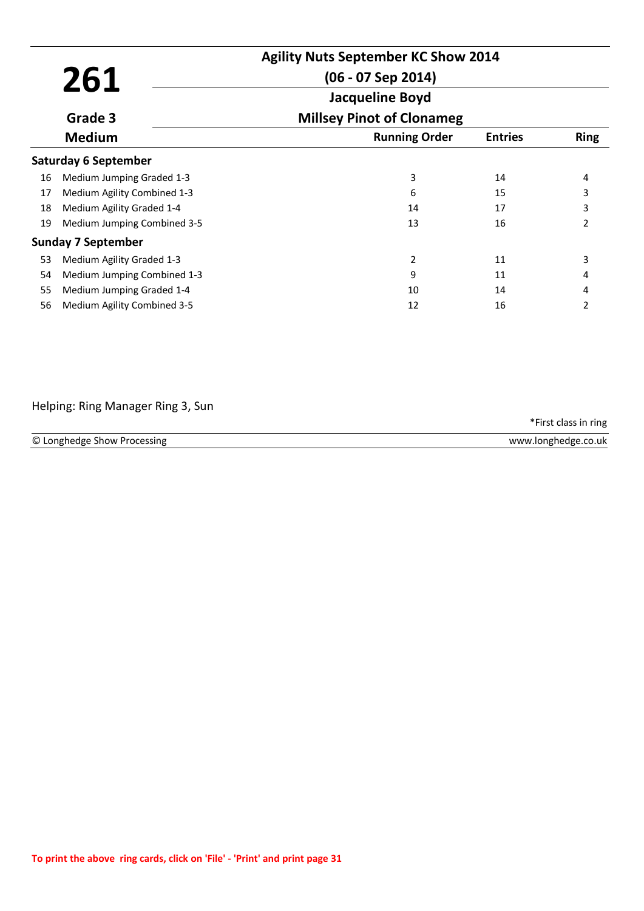# 261

**Grade 3**

**Medium**

**Agility Nuts September KC Show 2014**

**(06 - 07 Sep 2014)**

**Jacqueline Boyd**

**Millsey Pinot of Clonameg**

| | | Running Order | Entries | Ring |
|---|---|---|---|---|
| **Saturday 6 September** | | | | |
| 16 | Medium Jumping Graded 1-3 | 3 | 14 | 4 |
| 17 | Medium Agility Combined 1-3 | 6 | 15 | 3 |
| 18 | Medium Agility Graded 1-4 | 14 | 17 | 3 |
| 19 | Medium Jumping Combined 3-5 | 13 | 16 | 2 |
| **Sunday 7 September** | | | | |
| 53 | Medium Agility Graded 1-3 | 2 | 11 | 3 |
| 54 | Medium Jumping Combined 1-3 | 9 | 11 | 4 |
| 55 | Medium Jumping Graded 1-4 | 10 | 14 | 4 |
| 56 | Medium Agility Combined 3-5 | 12 | 16 | 2 |

Helping: Ring Manager Ring 3, Sun

*First class in ring

© Longhedge Show Processing www.longhedge.co.uk

**To print the above ring cards, click on 'File' - 'Print' and print page 31**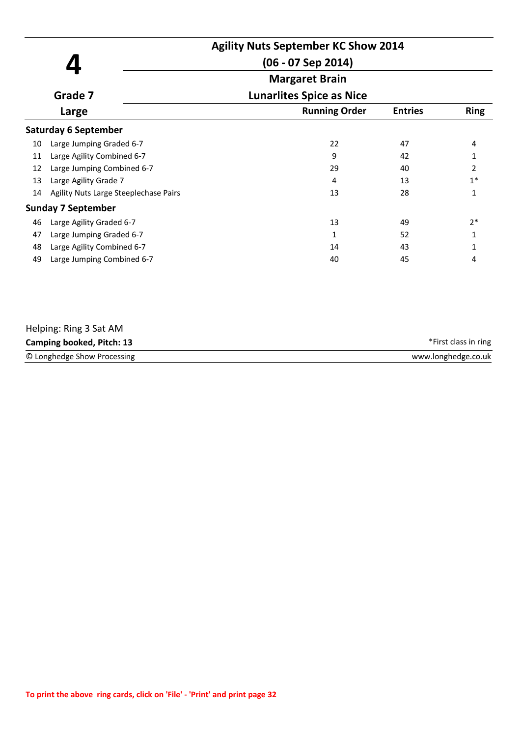# 4

**Agility Nuts September KC Show 2014**

**(06 - 07 Sep 2014)**

**Margaret Brain**

**Grade 7**

**Lunarlites Spice as Nice**

**Large**

| | | Running Order | Entries | Ring |
|---|---|---|---|---|
| **Saturday 6 September** | | | | |
| 10 | Large Jumping Graded 6-7 | 22 | 47 | 4 |
| 11 | Large Agility Combined 6-7 | 9 | 42 | 1 |
| 12 | Large Jumping Combined 6-7 | 29 | 40 | 2 |
| 13 | Large Agility Grade 7 | 4 | 13 | 1* |
| 14 | Agility Nuts Large Steeplechase Pairs | 13 | 28 | 1 |
| **Sunday 7 September** | | | | |
| 46 | Large Agility Graded 6-7 | 13 | 49 | 2* |
| 47 | Large Jumping Graded 6-7 | 1 | 52 | 1 |
| 48 | Large Agility Combined 6-7 | 14 | 43 | 1 |
| 49 | Large Jumping Combined 6-7 | 40 | 45 | 4 |

Helping: Ring 3 Sat AM

**Camping booked, Pitch: 13**

*First class in ring

© Longhedge Show Processing

www.longhedge.co.uk

**To print the above ring cards, click on 'File' - 'Print' and print page 32**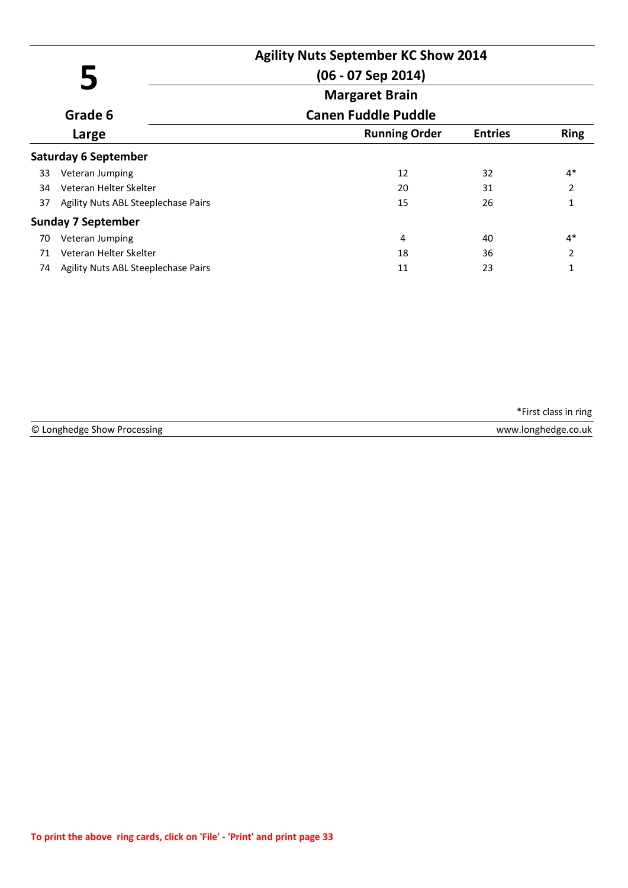# 5

**Agility Nuts September KC Show 2014**

**(06 - 07 Sep 2014)**

**Margaret Brain**

**Grade 6**

**Canen Fuddle Puddle**

**Large**

| | | Running Order | Entries | Ring |
|---|---|---|---|---|
| **Saturday 6 September** | | | | |
| 33 | Veteran Jumping | 12 | 32 | 4* |
| 34 | Veteran Helter Skelter | 20 | 31 | 2 |
| 37 | Agility Nuts ABL Steeplechase Pairs | 15 | 26 | 1 |
| **Sunday 7 September** | | | | |
| 70 | Veteran Jumping | 4 | 40 | 4* |
| 71 | Veteran Helter Skelter | 18 | 36 | 2 |
| 74 | Agility Nuts ABL Steeplechase Pairs | 11 | 23 | 1 |

*First class in ring

© Longhedge Show Processing www.longhedge.co.uk

To print the above ring cards, click on 'File' - 'Print' and print page 33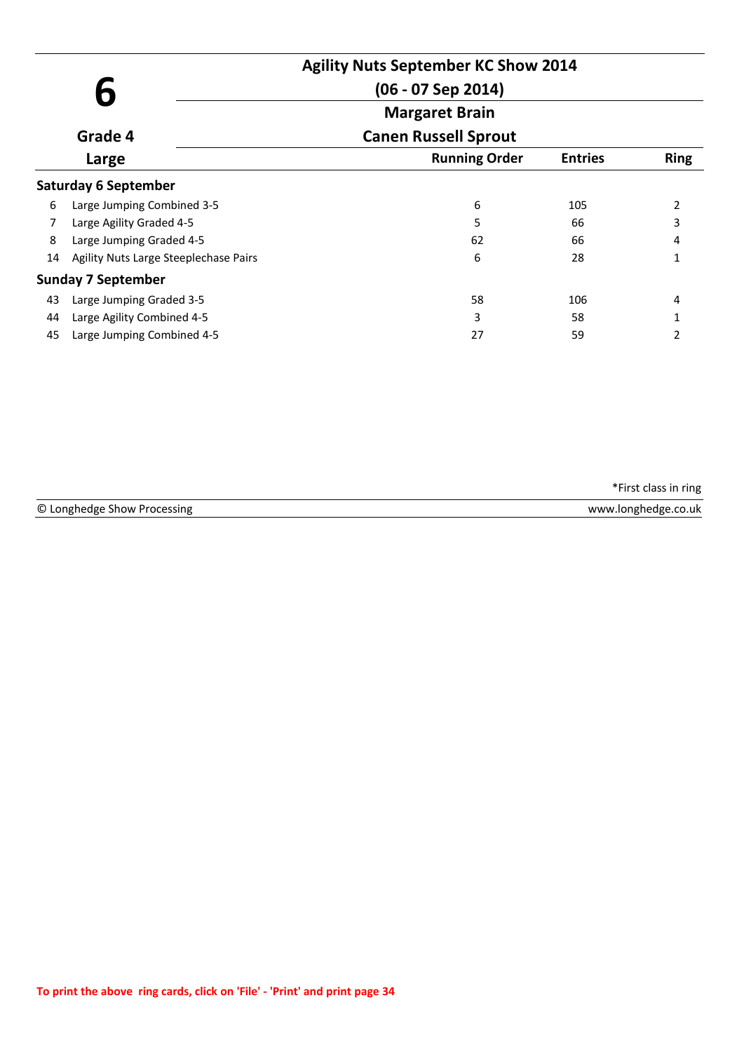# 6

**Grade 4**

**Large**

## Agility Nuts September KC Show 2014

**(06 - 07 Sep 2014)**

**Margaret Brain**

**Canen Russell Sprout**

| | Class | Running Order | Entries | Ring |
|---|---|---|---|---|
| **Saturday 6 September** | | | | |
| 6 | Large Jumping Combined 3-5 | 6 | 105 | 2 |
| 7 | Large Agility Graded 4-5 | 5 | 66 | 3 |
| 8 | Large Jumping Graded 4-5 | 62 | 66 | 4 |
| 14 | Agility Nuts Large Steeplechase Pairs | 6 | 28 | 1 |
| **Sunday 7 September** | | | | |
| 43 | Large Jumping Graded 3-5 | 58 | 106 | 4 |
| 44 | Large Agility Combined 4-5 | 3 | 58 | 1 |
| 45 | Large Jumping Combined 4-5 | 27 | 59 | 2 |

*First class in ring

© Longhedge Show Processing www.longhedge.co.uk

To print the above ring cards, click on 'File' - 'Print' and print page 34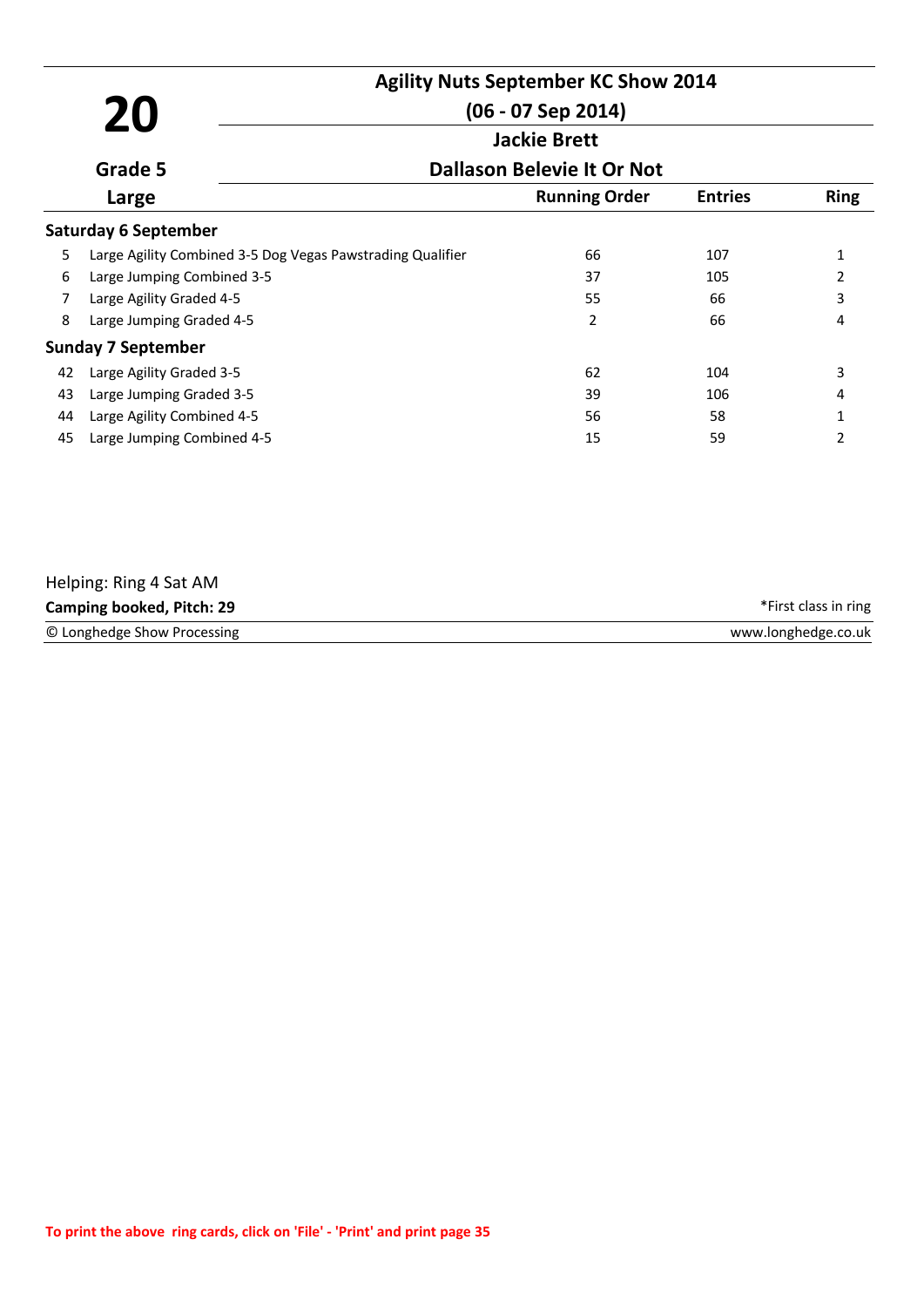# 20

**Agility Nuts September KC Show 2014**

**(06 - 07 Sep 2014)**

**Jackie Brett**

**Grade 5**

**Dallason Belevie It Or Not**

**Large**

| | | Running Order | Entries | Ring |
|---|---|---|---|---|
| **Saturday 6 September** | | | | |
| 5 | Large Agility Combined 3-5 Dog Vegas Pawstrading Qualifier | 66 | 107 | 1 |
| 6 | Large Jumping Combined 3-5 | 37 | 105 | 2 |
| 7 | Large Agility Graded 4-5 | 55 | 66 | 3 |
| 8 | Large Jumping Graded 4-5 | 2 | 66 | 4 |
| **Sunday 7 September** | | | | |
| 42 | Large Agility Graded 3-5 | 62 | 104 | 3 |
| 43 | Large Jumping Graded 3-5 | 39 | 106 | 4 |
| 44 | Large Agility Combined 4-5 | 56 | 58 | 1 |
| 45 | Large Jumping Combined 4-5 | 15 | 59 | 2 |

Helping: Ring 4 Sat AM

**Camping booked, Pitch: 29**

*First class in ring

© Longhedge Show Processing

www.longhedge.co.uk

To print the above ring cards, click on 'File' - 'Print' and print page 35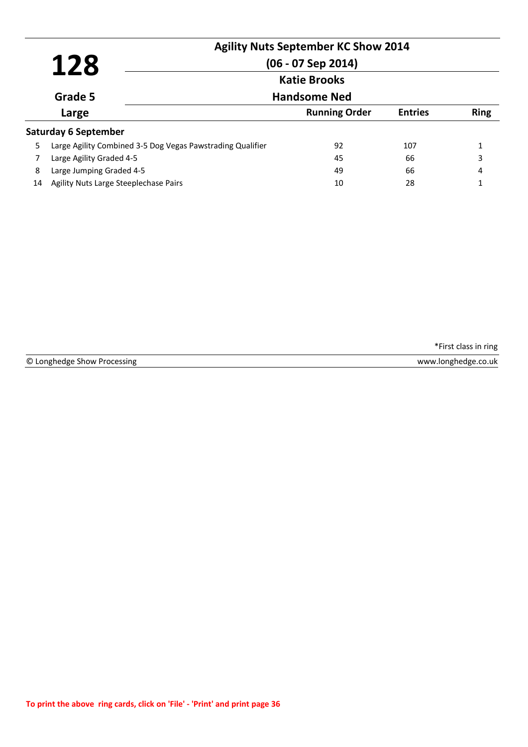# 128

**Agility Nuts September KC Show 2014**

**(06 - 07 Sep 2014)**

**Katie Brooks**

**Handsome Ned**

**Grade 5**

**Large**

| | | Running Order | Entries | Ring |
|---|---|---|---|---|
| **Saturday 6 September** | | | | |
| 5 | Large Agility Combined 3-5 Dog Vegas Pawstrading Qualifier | 92 | 107 | 1 |
| 7 | Large Agility Graded 4-5 | 45 | 66 | 3 |
| 8 | Large Jumping Graded 4-5 | 49 | 66 | 4 |
| 14 | Agility Nuts Large Steeplechase Pairs | 10 | 28 | 1 |

*First class in ring

© Longhedge Show Processing　　www.longhedge.co.uk

To print the above ring cards, click on 'File' - 'Print' and print page 36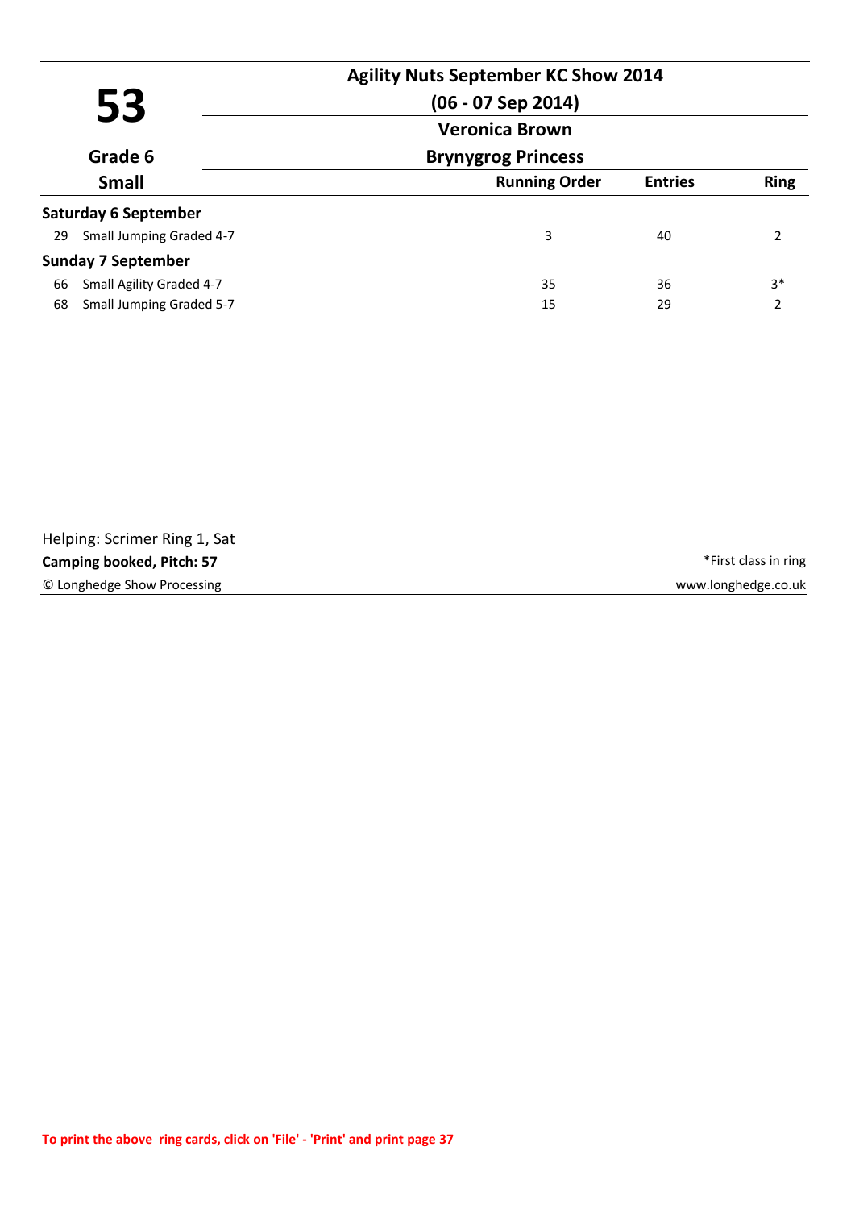# 53

**Agility Nuts September KC Show 2014**

**(06 - 07 Sep 2014)**

**Veronica Brown**

**Brynygrog Princess**

**Grade 6**

**Small**

| | | Running Order | Entries | Ring |
|---|---|---|---|---|
| **Saturday 6 September** | | | | |
| 29 | Small Jumping Graded 4-7 | 3 | 40 | 2 |
| **Sunday 7 September** | | | | |
| 66 | Small Agility Graded 4-7 | 35 | 36 | 3* |
| 68 | Small Jumping Graded 5-7 | 15 | 29 | 2 |

Helping: Scrimer Ring 1, Sat

**Camping booked, Pitch: 57**

*First class in ring

© Longhedge Show Processing

www.longhedge.co.uk

**To print the above ring cards, click on 'File' - 'Print' and print page 37**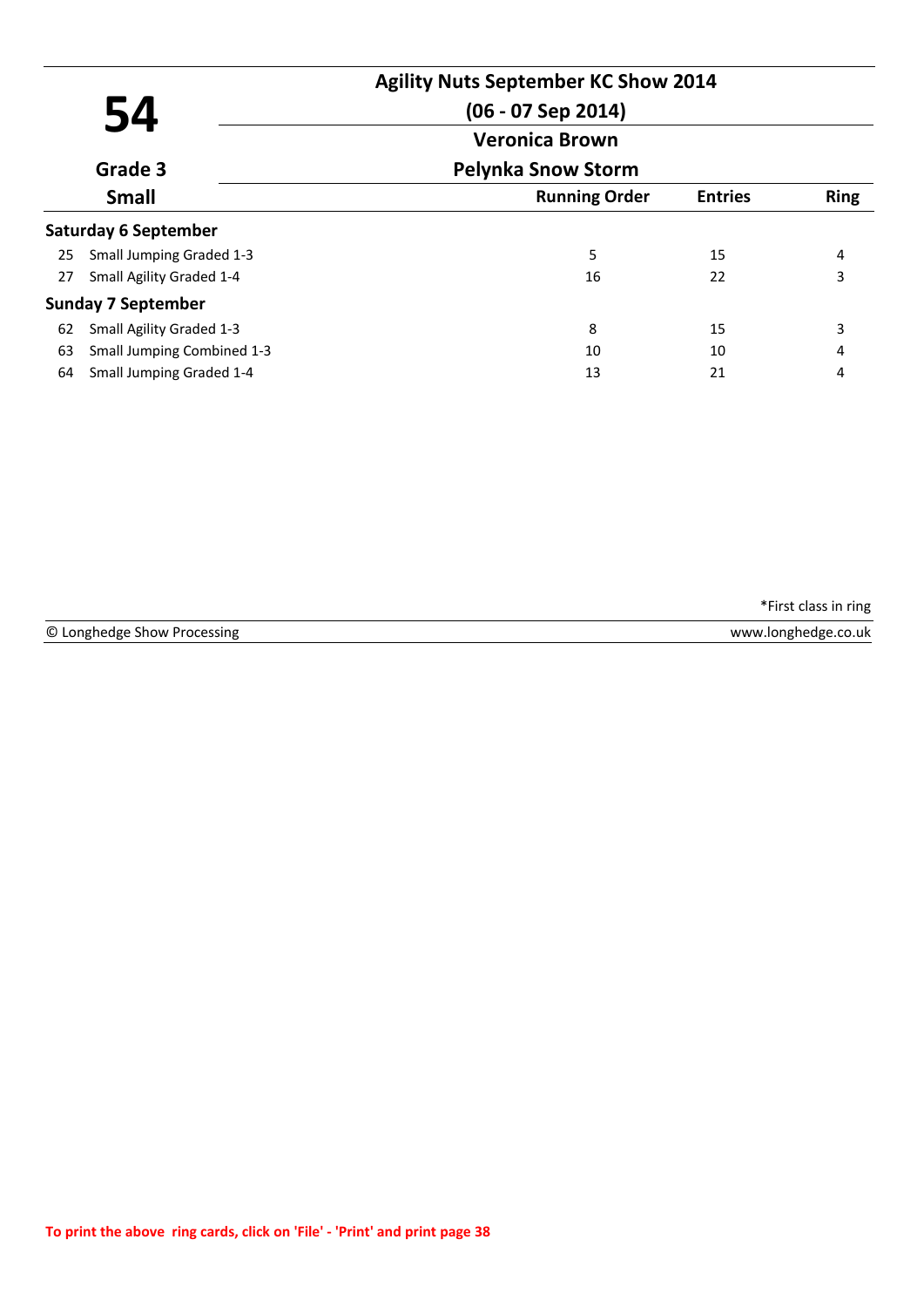# 54

**Grade 3**

**Small**

## Agility Nuts September KC Show 2014

**(06 - 07 Sep 2014)**

**Veronica Brown**

**Pelynka Snow Storm**

| | | Running Order | Entries | Ring |
|---|---|---|---|---|
| **Saturday 6 September** | | | | |
| 25 | Small Jumping Graded 1-3 | 5 | 15 | 4 |
| 27 | Small Agility Graded 1-4 | 16 | 22 | 3 |
| **Sunday 7 September** | | | | |
| 62 | Small Agility Graded 1-3 | 8 | 15 | 3 |
| 63 | Small Jumping Combined 1-3 | 10 | 10 | 4 |
| 64 | Small Jumping Graded 1-4 | 13 | 21 | 4 |

*First class in ring

© Longhedge Show Processing — www.longhedge.co.uk

To print the above ring cards, click on 'File' - 'Print' and print page 38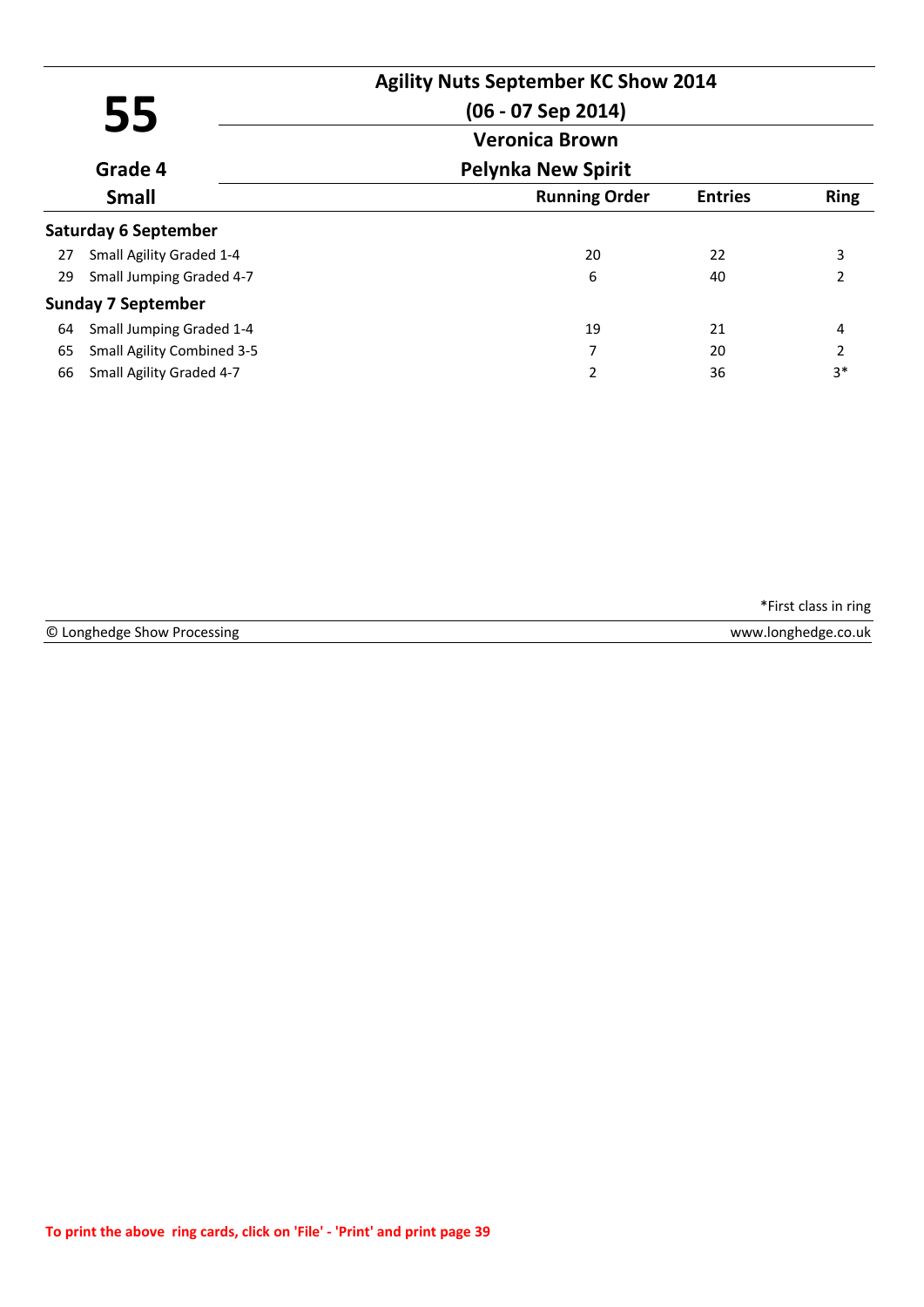# 55

**Grade 4**

**Small**

## Agility Nuts September KC Show 2014

**(06 - 07 Sep 2014)**

**Veronica Brown**

**Pelynka New Spirit**

| | | Running Order | Entries | Ring |
|---|---|---|---|---|
| **Saturday 6 September** | | | | |
| 27 | Small Agility Graded 1-4 | 20 | 22 | 3 |
| 29 | Small Jumping Graded 4-7 | 6 | 40 | 2 |
| **Sunday 7 September** | | | | |
| 64 | Small Jumping Graded 1-4 | 19 | 21 | 4 |
| 65 | Small Agility Combined 3-5 | 7 | 20 | 2 |
| 66 | Small Agility Graded 4-7 | 2 | 36 | 3* |

*First class in ring

© Longhedge Show Processing    www.longhedge.co.uk

**To print the above ring cards, click on 'File' - 'Print' and print page 39**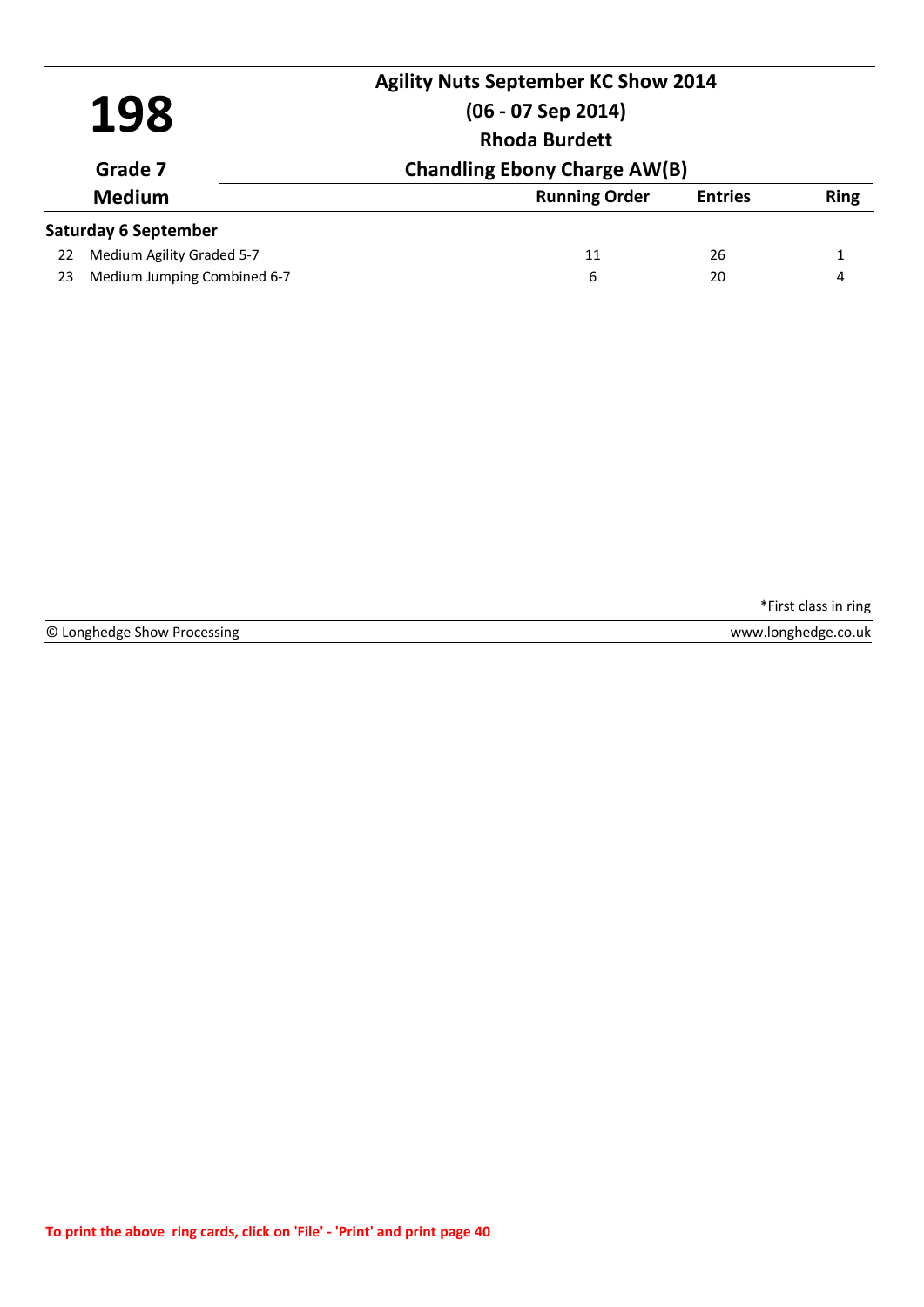# 198

**Agility Nuts September KC Show 2014**

**(06 - 07 Sep 2014)**

**Grade 7**

**Medium**

**Rhoda Burdett**

**Chandling Ebony Charge AW(B)**

| | | Running Order | Entries | Ring |
|---|---|---|---|---|
| **Saturday 6 September** | | | | |
| 22 | Medium Agility Graded 5-7 | 11 | 26 | 1 |
| 23 | Medium Jumping Combined 6-7 | 6 | 20 | 4 |

*First class in ring

© Longhedge Show Processing

www.longhedge.co.uk

To print the above ring cards, click on 'File' - 'Print' and print page 40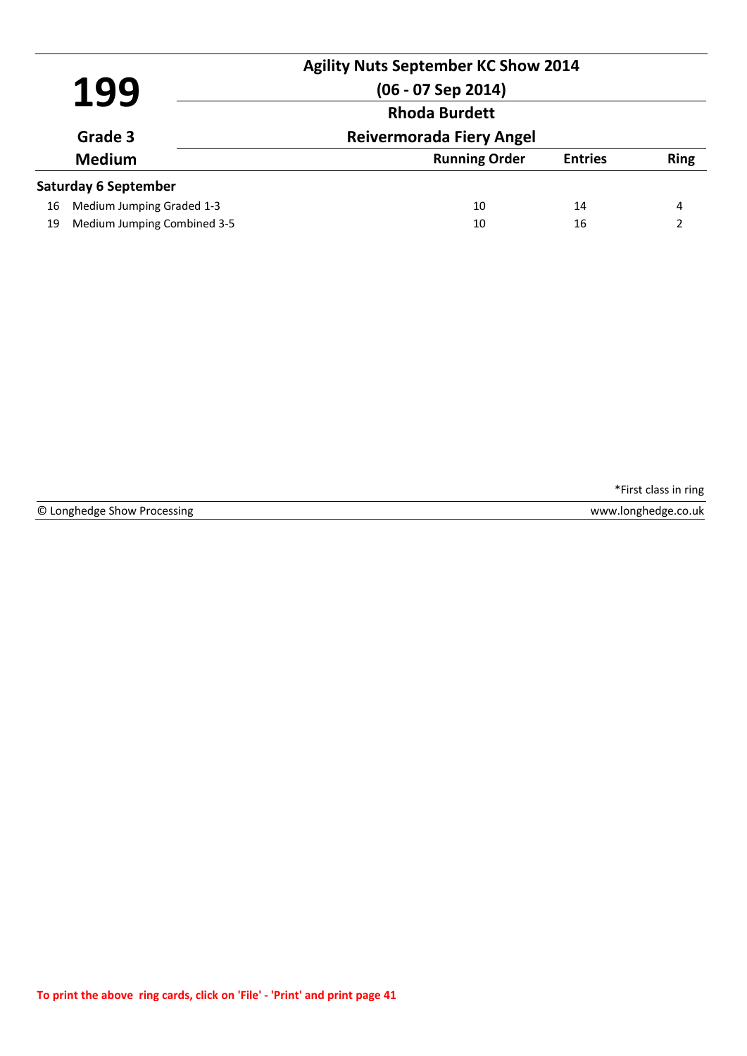# 199

**Agility Nuts September KC Show 2014**

**(06 - 07 Sep 2014)**

**Rhoda Burdett**

**Grade 3** | **Reivermorada Fiery Angel**

**Medium**

| | | Running Order | Entries | Ring |
|---|---|---|---|---|
| **Saturday 6 September** | | | | |
| 16 | Medium Jumping Graded 1-3 | 10 | 14 | 4 |
| 19 | Medium Jumping Combined 3-5 | 10 | 16 | 2 |

*First class in ring

© Longhedge Show Processing www.longhedge.co.uk

**To print the above ring cards, click on 'File' - 'Print' and print page 41**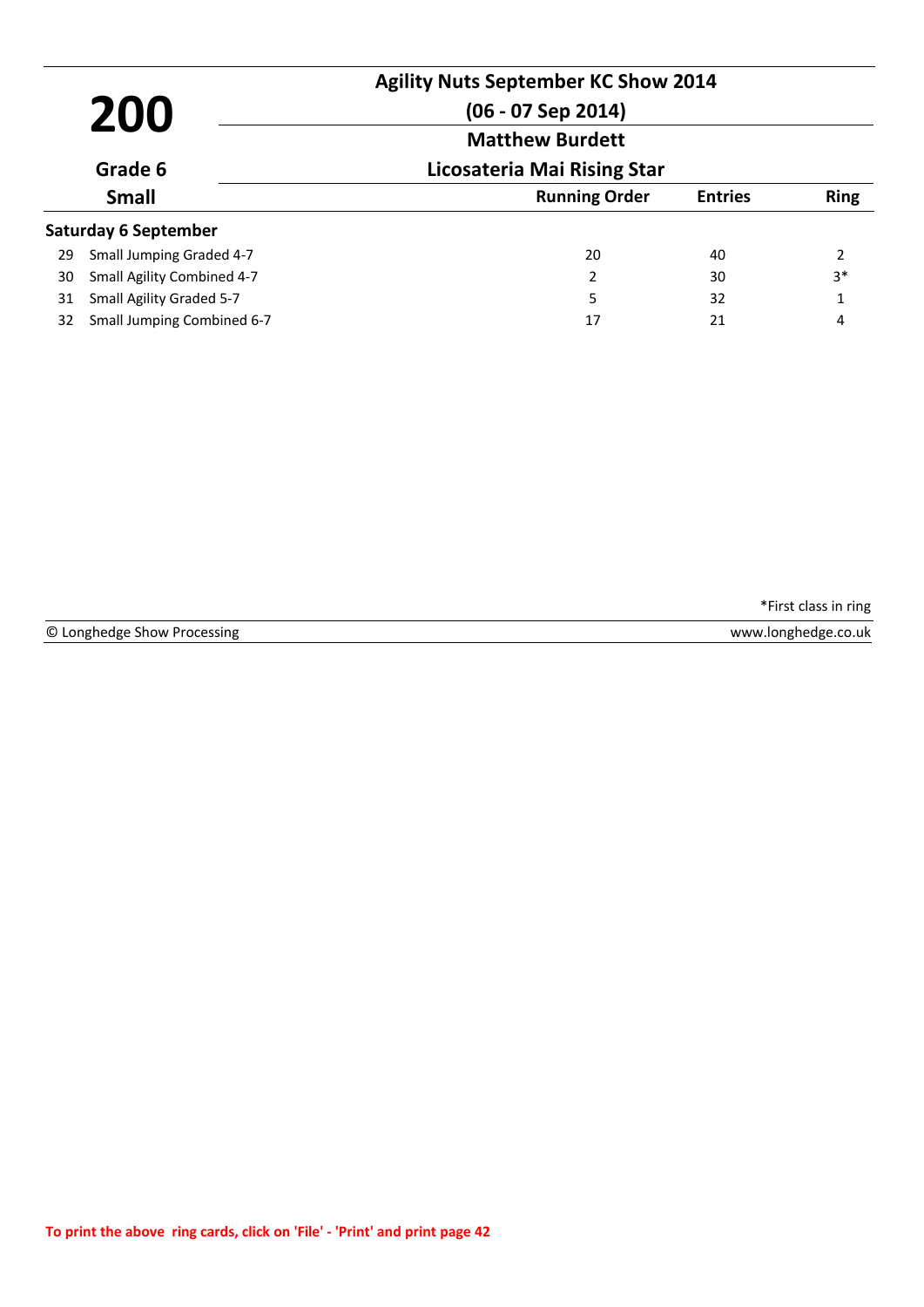# 200

**Agility Nuts September KC Show 2014**

**(06 - 07 Sep 2014)**

**Matthew Burdett**

**Grade 6**

**Licosateria Mai Rising Star**

**Small**

| | | Running Order | Entries | Ring |
|---|---|---|---|---|
| **Saturday 6 September** | | | | |
| 29 | Small Jumping Graded 4-7 | 20 | 40 | 2 |
| 30 | Small Agility Combined 4-7 | 2 | 30 | 3* |
| 31 | Small Agility Graded 5-7 | 5 | 32 | 1 |
| 32 | Small Jumping Combined 6-7 | 17 | 21 | 4 |

*First class in ring

© Longhedge Show Processing — www.longhedge.co.uk

To print the above ring cards, click on 'File' - 'Print' and print page 42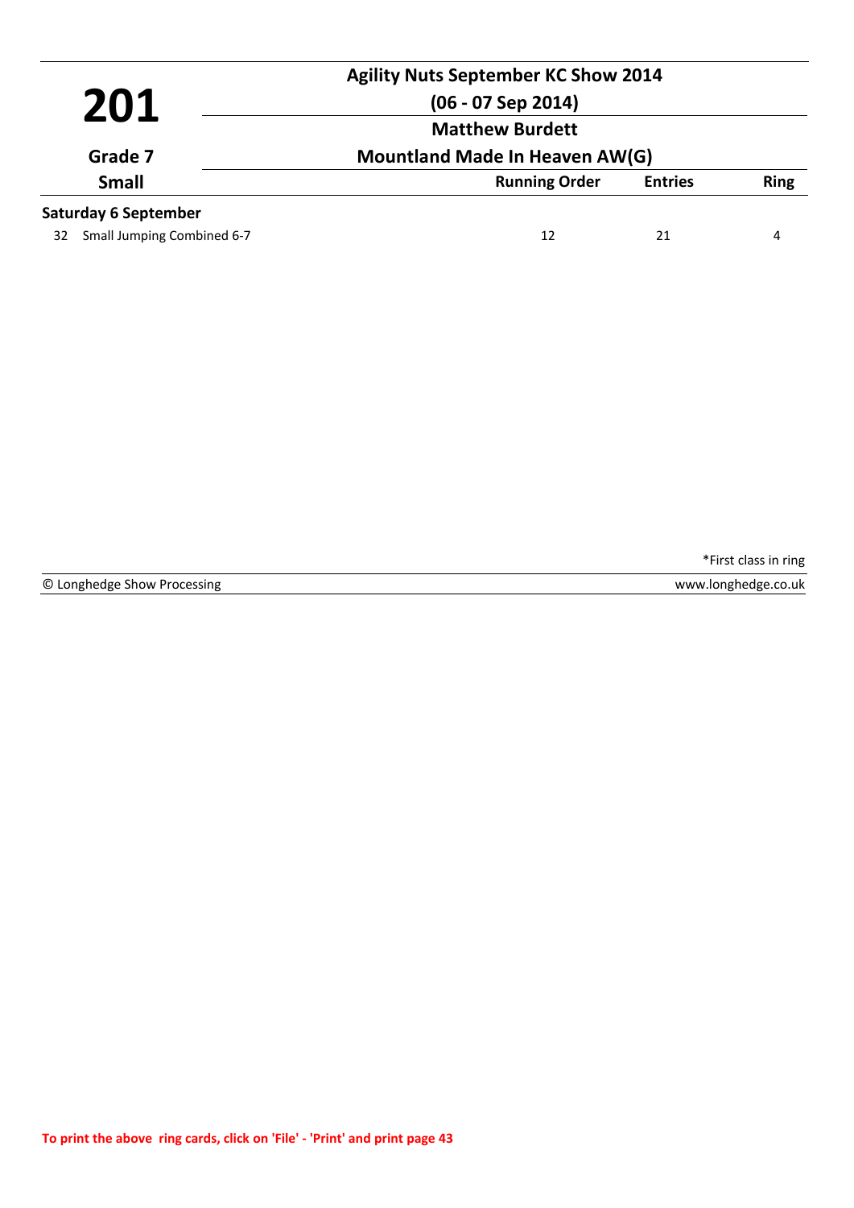# 201

**Agility Nuts September KC Show 2014**

**(06 - 07 Sep 2014)**

**Matthew Burdett**

**Grade 7**

**Mountland Made In Heaven AW(G)**

**Small**

| | | Running Order | Entries | Ring |
|---|---|---|---|---|
| **Saturday 6 September** | | | | |
| 32 | Small Jumping Combined 6-7 | 12 | 21 | 4 |

*First class in ring

© Longhedge Show Processing | www.longhedge.co.uk

**To print the above ring cards, click on 'File' - 'Print' and print page 43**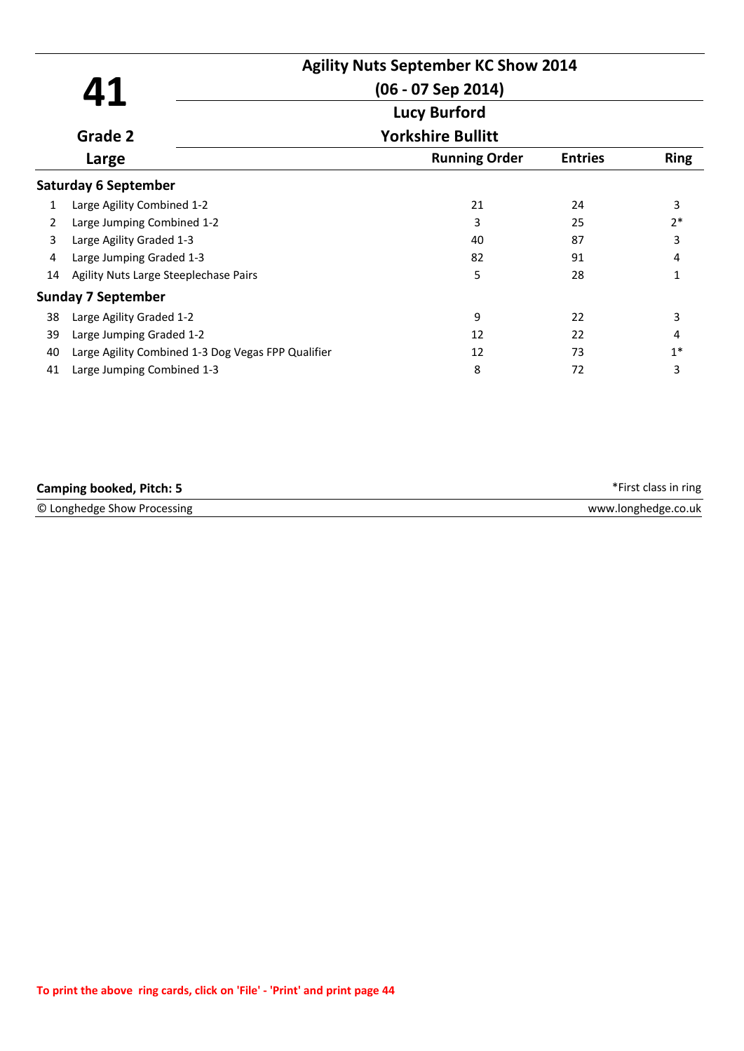# 41

**Agility Nuts September KC Show 2014**

**(06 - 07 Sep 2014)**

**Lucy Burford**

**Yorkshire Bullitt**

**Grade 2**

**Large**

| | | Running Order | Entries | Ring |
|---|---|---|---|---|
| **Saturday 6 September** | | | | |
| 1 | Large Agility Combined 1-2 | 21 | 24 | 3 |
| 2 | Large Jumping Combined 1-2 | 3 | 25 | 2* |
| 3 | Large Agility Graded 1-3 | 40 | 87 | 3 |
| 4 | Large Jumping Graded 1-3 | 82 | 91 | 4 |
| 14 | Agility Nuts Large Steeplechase Pairs | 5 | 28 | 1 |
| **Sunday 7 September** | | | | |
| 38 | Large Agility Graded 1-2 | 9 | 22 | 3 |
| 39 | Large Jumping Graded 1-2 | 12 | 22 | 4 |
| 40 | Large Agility Combined 1-3 Dog Vegas FPP Qualifier | 12 | 73 | 1* |
| 41 | Large Jumping Combined 1-3 | 8 | 72 | 3 |

**Camping booked, Pitch: 5**

*First class in ring

© Longhedge Show Processing www.longhedge.co.uk

To print the above ring cards, click on 'File' - 'Print' and print page 44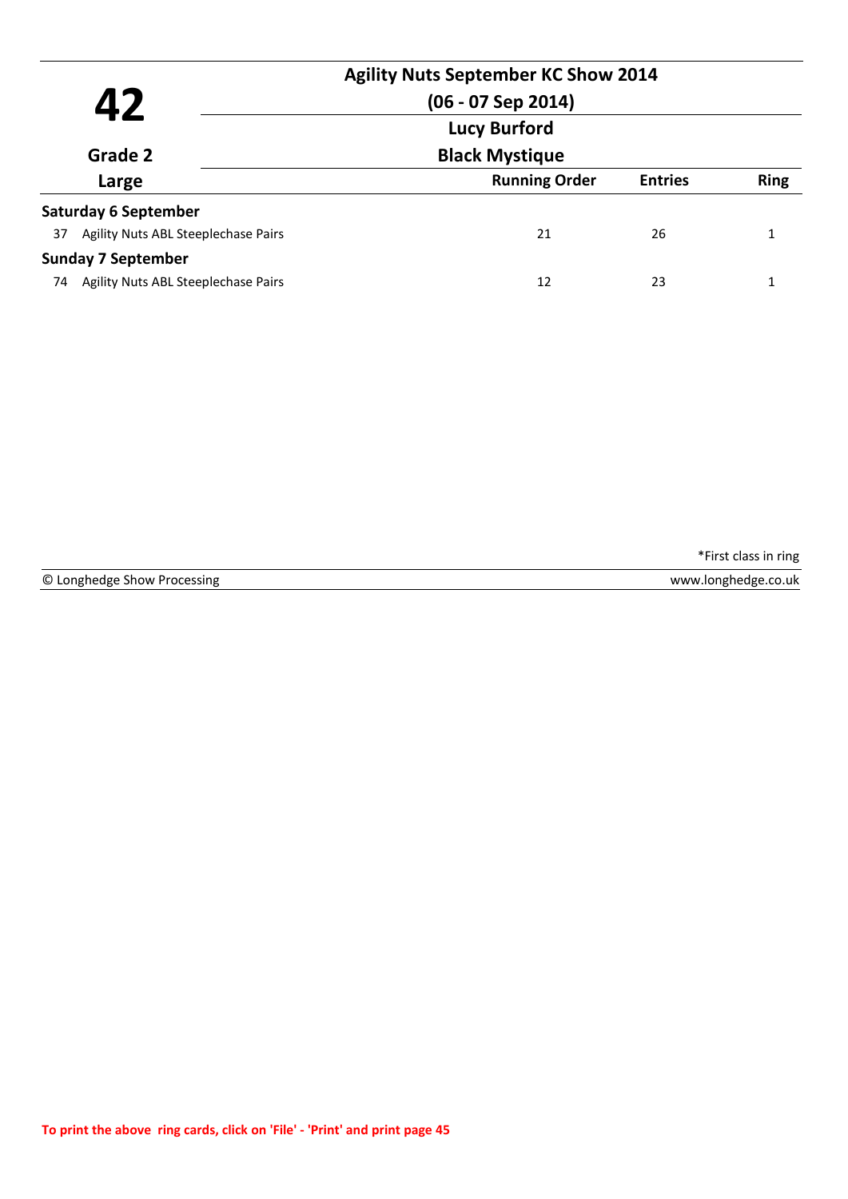# 42

**Agility Nuts September KC Show 2014**

**(06 - 07 Sep 2014)**

**Lucy Burford**

**Black Mystique**

**Grade 2**

**Large**

| | | Running Order | Entries | Ring |
|---|---|---|---|---|
| **Saturday 6 September** | | | | |
| 37 | Agility Nuts ABL Steeplechase Pairs | 21 | 26 | 1 |
| **Sunday 7 September** | | | | |
| 74 | Agility Nuts ABL Steeplechase Pairs | 12 | 23 | 1 |

*First class in ring

© Longhedge Show Processing www.longhedge.co.uk

To print the above ring cards, click on 'File' - 'Print' and print page 45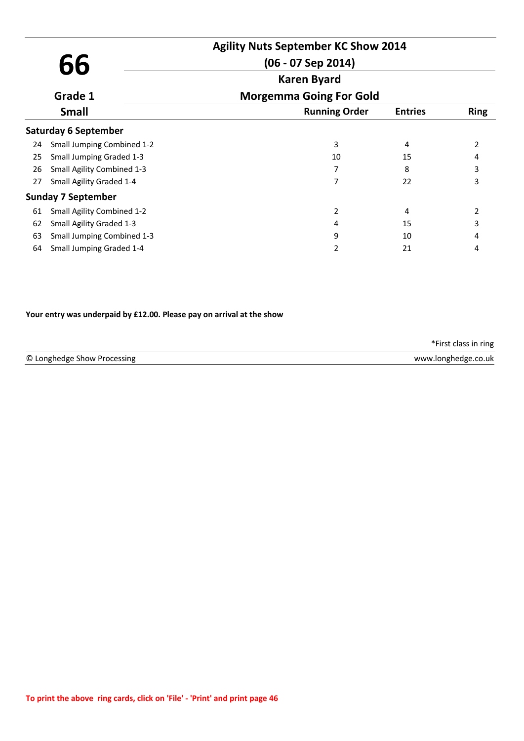# 66

**Grade 1**

**Small**

## Agility Nuts September KC Show 2014

**(06 - 07 Sep 2014)**

**Karen Byard**

**Morgemma Going For Gold**

| | | Running Order | Entries | Ring |
|---|---|---|---|---|
| **Saturday 6 September** | | | | |
| 24 | Small Jumping Combined 1-2 | 3 | 4 | 2 |
| 25 | Small Jumping Graded 1-3 | 10 | 15 | 4 |
| 26 | Small Agility Combined 1-3 | 7 | 8 | 3 |
| 27 | Small Agility Graded 1-4 | 7 | 22 | 3 |
| **Sunday 7 September** | | | | |
| 61 | Small Agility Combined 1-2 | 2 | 4 | 2 |
| 62 | Small Agility Graded 1-3 | 4 | 15 | 3 |
| 63 | Small Jumping Combined 1-3 | 9 | 10 | 4 |
| 64 | Small Jumping Graded 1-4 | 2 | 21 | 4 |

**Your entry was underpaid by £12.00. Please pay on arrival at the show**

*First class in ring

© Longhedge Show Processing www.longhedge.co.uk

**To print the above ring cards, click on 'File' - 'Print' and print page 46**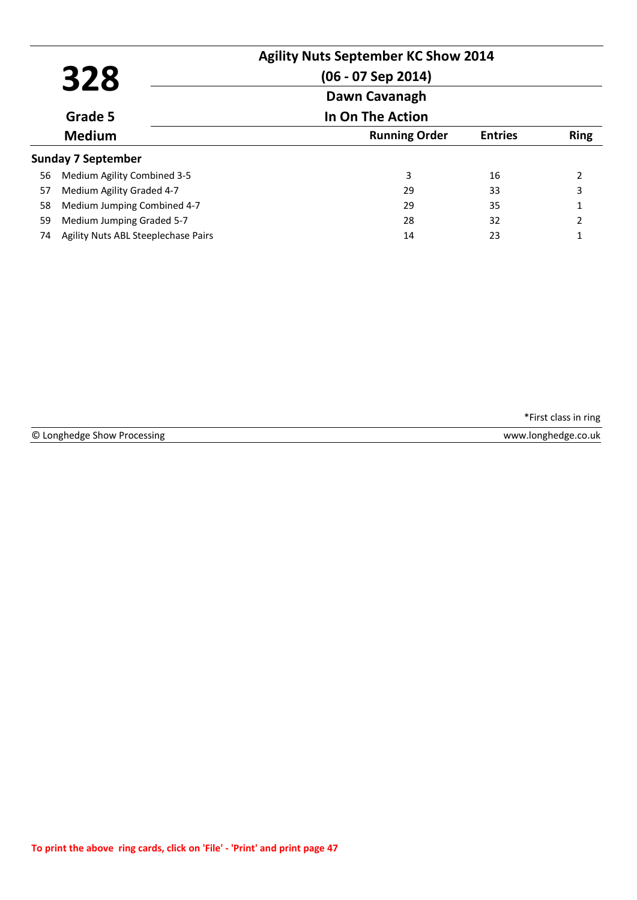# 328

## Agility Nuts September KC Show 2014

**(06 - 07 Sep 2014)**

**Dawn Cavanagh**

**Grade 5** — **In On The Action**

**Medium**

| | Class | Running Order | Entries | Ring |
|---|---|---|---|---|
| **Sunday 7 September** | | | | |
| 56 | Medium Agility Combined 3-5 | 3 | 16 | 2 |
| 57 | Medium Agility Graded 4-7 | 29 | 33 | 3 |
| 58 | Medium Jumping Combined 4-7 | 29 | 35 | 1 |
| 59 | Medium Jumping Graded 5-7 | 28 | 32 | 2 |
| 74 | Agility Nuts ABL Steeplechase Pairs | 14 | 23 | 1 |

*First class in ring

© Longhedge Show Processing — www.longhedge.co.uk

To print the above ring cards, click on 'File' - 'Print' and print page 47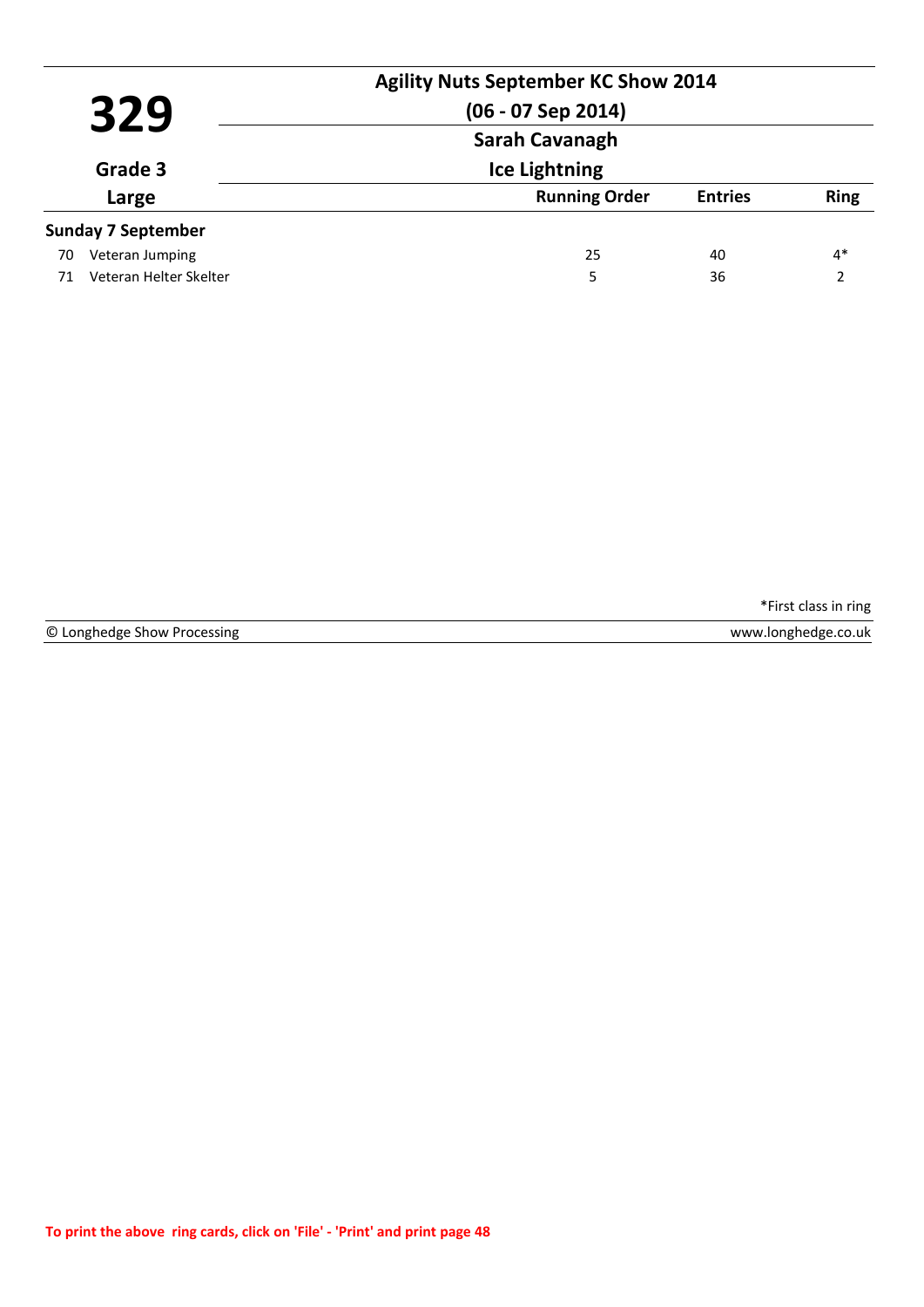# 329

**Grade 3**

**Large**

## Agility Nuts September KC Show 2014

**(06 - 07 Sep 2014)**

**Sarah Cavanagh**

**Ice Lightning**

| | | Running Order | Entries | Ring |
|---|---|---|---|---|
| **Sunday 7 September** | | | | |
| 70 | Veteran Jumping | 25 | 40 | 4* |
| 71 | Veteran Helter Skelter | 5 | 36 | 2 |

*First class in ring

© Longhedge Show Processing — www.longhedge.co.uk

To print the above ring cards, click on 'File' - 'Print' and print page 48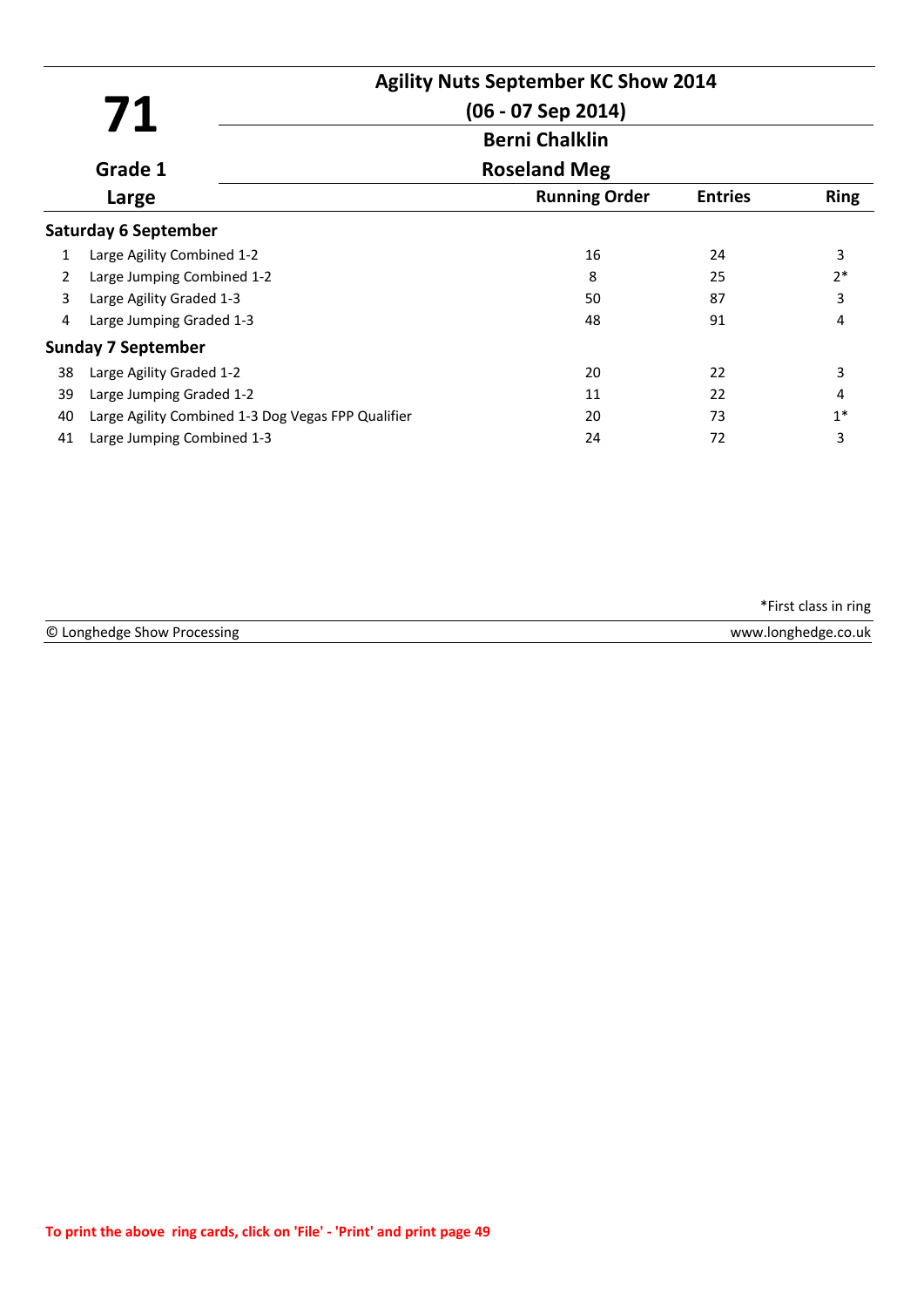# 71

**Agility Nuts September KC Show 2014**

**(06 - 07 Sep 2014)**

**Berni Chalklin**

**Roseland Meg**

**Grade 1**

**Large**

| | | Running Order | Entries | Ring |
|---|---|---|---|---|
| **Saturday 6 September** | | | | |
| 1 | Large Agility Combined 1-2 | 16 | 24 | 3 |
| 2 | Large Jumping Combined 1-2 | 8 | 25 | 2* |
| 3 | Large Agility Graded 1-3 | 50 | 87 | 3 |
| 4 | Large Jumping Graded 1-3 | 48 | 91 | 4 |
| **Sunday 7 September** | | | | |
| 38 | Large Agility Graded 1-2 | 20 | 22 | 3 |
| 39 | Large Jumping Graded 1-2 | 11 | 22 | 4 |
| 40 | Large Agility Combined 1-3 Dog Vegas FPP Qualifier | 20 | 73 | 1* |
| 41 | Large Jumping Combined 1-3 | 24 | 72 | 3 |

*First class in ring

© Longhedge Show Processing www.longhedge.co.uk

To print the above ring cards, click on 'File' - 'Print' and print page 49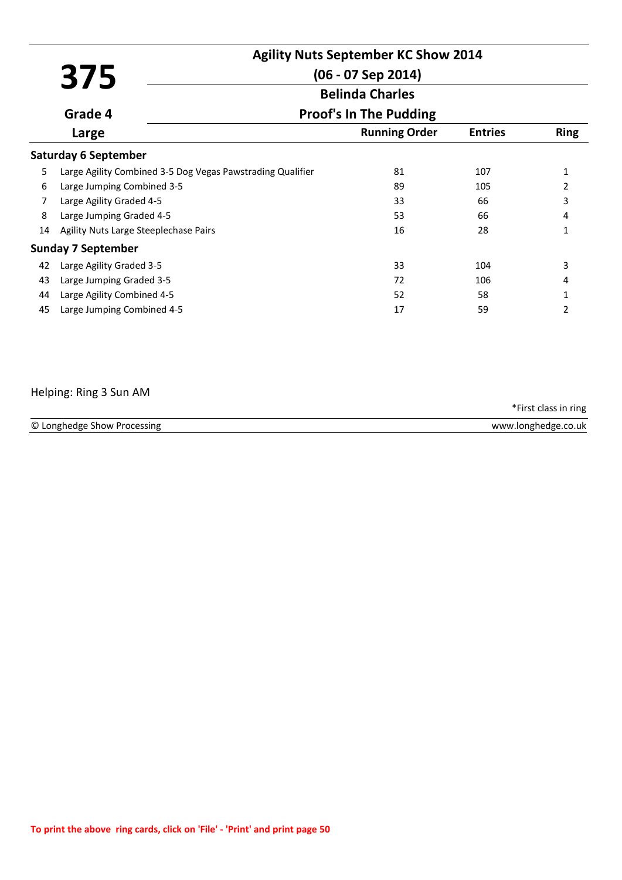# 375

**Agility Nuts September KC Show 2014**

**(06 - 07 Sep 2014)**

**Belinda Charles**

**Grade 4** — **Proof's In The Pudding**

**Large**

| | | Running Order | Entries | Ring |
|---|---|---|---|---|
| **Saturday 6 September** | | | | |
| 5 | Large Agility Combined 3-5 Dog Vegas Pawstrading Qualifier | 81 | 107 | 1 |
| 6 | Large Jumping Combined 3-5 | 89 | 105 | 2 |
| 7 | Large Agility Graded 4-5 | 33 | 66 | 3 |
| 8 | Large Jumping Graded 4-5 | 53 | 66 | 4 |
| 14 | Agility Nuts Large Steeplechase Pairs | 16 | 28 | 1 |
| **Sunday 7 September** | | | | |
| 42 | Large Agility Graded 3-5 | 33 | 104 | 3 |
| 43 | Large Jumping Graded 3-5 | 72 | 106 | 4 |
| 44 | Large Agility Combined 4-5 | 52 | 58 | 1 |
| 45 | Large Jumping Combined 4-5 | 17 | 59 | 2 |

Helping: Ring 3 Sun AM

*First class in ring

© Longhedge Show Processing — www.longhedge.co.uk

To print the above ring cards, click on 'File' - 'Print' and print page 50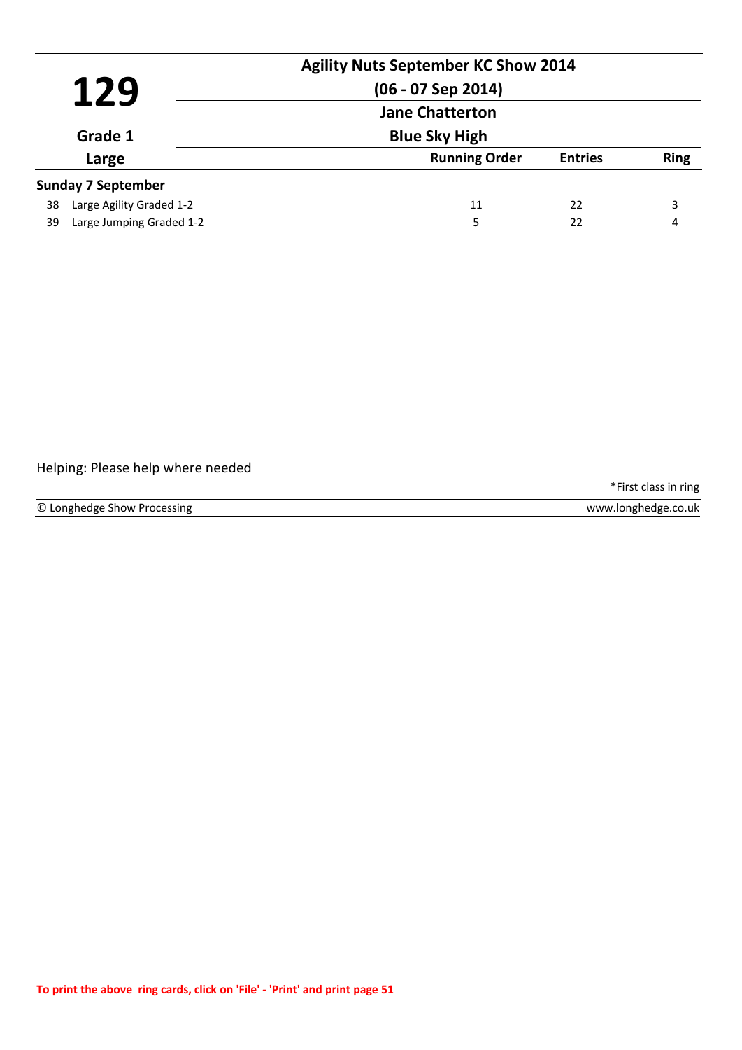# 129

**Agility Nuts September KC Show 2014**

**(06 - 07 Sep 2014)**

**Jane Chatterton**

**Blue Sky High**

**Grade 1**

**Large**

| | | Running Order | Entries | Ring |
|---|---|---|---|---|
| **Sunday 7 September** | | | | |
| 38 | Large Agility Graded 1-2 | 11 | 22 | 3 |
| 39 | Large Jumping Graded 1-2 | 5 | 22 | 4 |

Helping: Please help where needed

*First class in ring

© Longhedge Show Processing | www.longhedge.co.uk

**To print the above ring cards, click on 'File' - 'Print' and print page 51**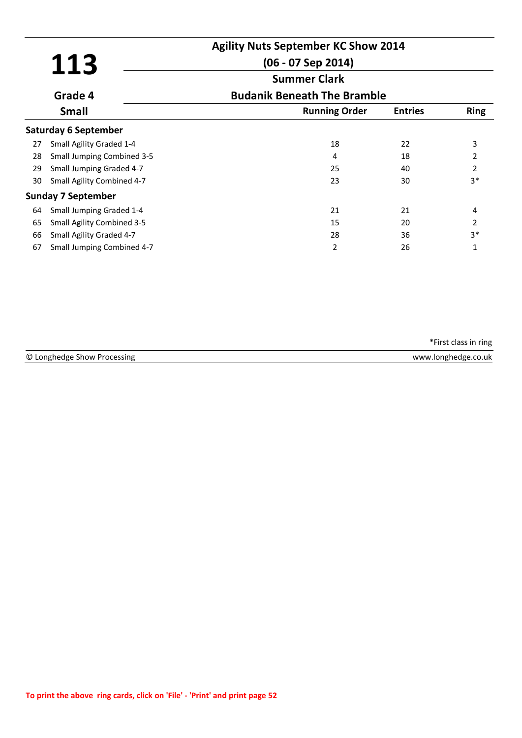# 113

**Grade 4**

**Small**

## Agility Nuts September KC Show 2014

**(06 - 07 Sep 2014)**

**Summer Clark**

**Budanik Beneath The Bramble**

| | | Running Order | Entries | Ring |
|---|---|---|---|---|
| **Saturday 6 September** | | | | |
| 27 | Small Agility Graded 1-4 | 18 | 22 | 3 |
| 28 | Small Jumping Combined 3-5 | 4 | 18 | 2 |
| 29 | Small Jumping Graded 4-7 | 25 | 40 | 2 |
| 30 | Small Agility Combined 4-7 | 23 | 30 | 3* |
| **Sunday 7 September** | | | | |
| 64 | Small Jumping Graded 1-4 | 21 | 21 | 4 |
| 65 | Small Agility Combined 3-5 | 15 | 20 | 2 |
| 66 | Small Agility Graded 4-7 | 28 | 36 | 3* |
| 67 | Small Jumping Combined 4-7 | 2 | 26 | 1 |

*First class in ring

© Longhedge Show Processing — www.longhedge.co.uk

**To print the above ring cards, click on 'File' - 'Print' and print page 52**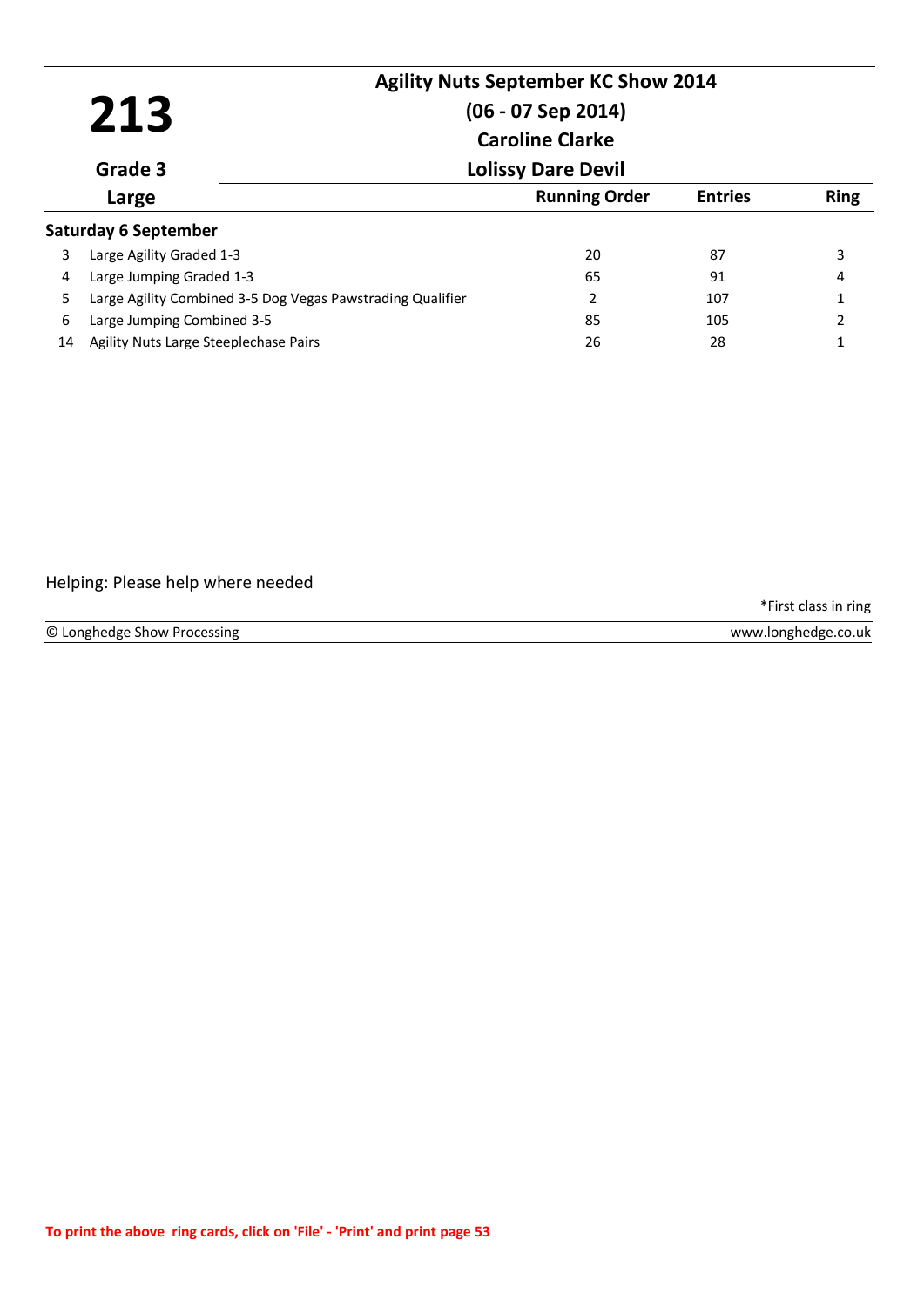# 213

## Agility Nuts September KC Show 2014

**(06 - 07 Sep 2014)**

**Caroline Clarke**

**Grade 3** — **Lolissy Dare Devil**

**Large**

| | | Running Order | Entries | Ring |
|---|---|---|---|---|
| **Saturday 6 September** | | | | |
| 3 | Large Agility Graded 1-3 | 20 | 87 | 3 |
| 4 | Large Jumping Graded 1-3 | 65 | 91 | 4 |
| 5 | Large Agility Combined 3-5 Dog Vegas Pawstrading Qualifier | 2 | 107 | 1 |
| 6 | Large Jumping Combined 3-5 | 85 | 105 | 2 |
| 14 | Agility Nuts Large Steeplechase Pairs | 26 | 28 | 1 |

Helping: Please help where needed

*First class in ring

© Longhedge Show Processing — www.longhedge.co.uk

To print the above ring cards, click on 'File' - 'Print' and print page 53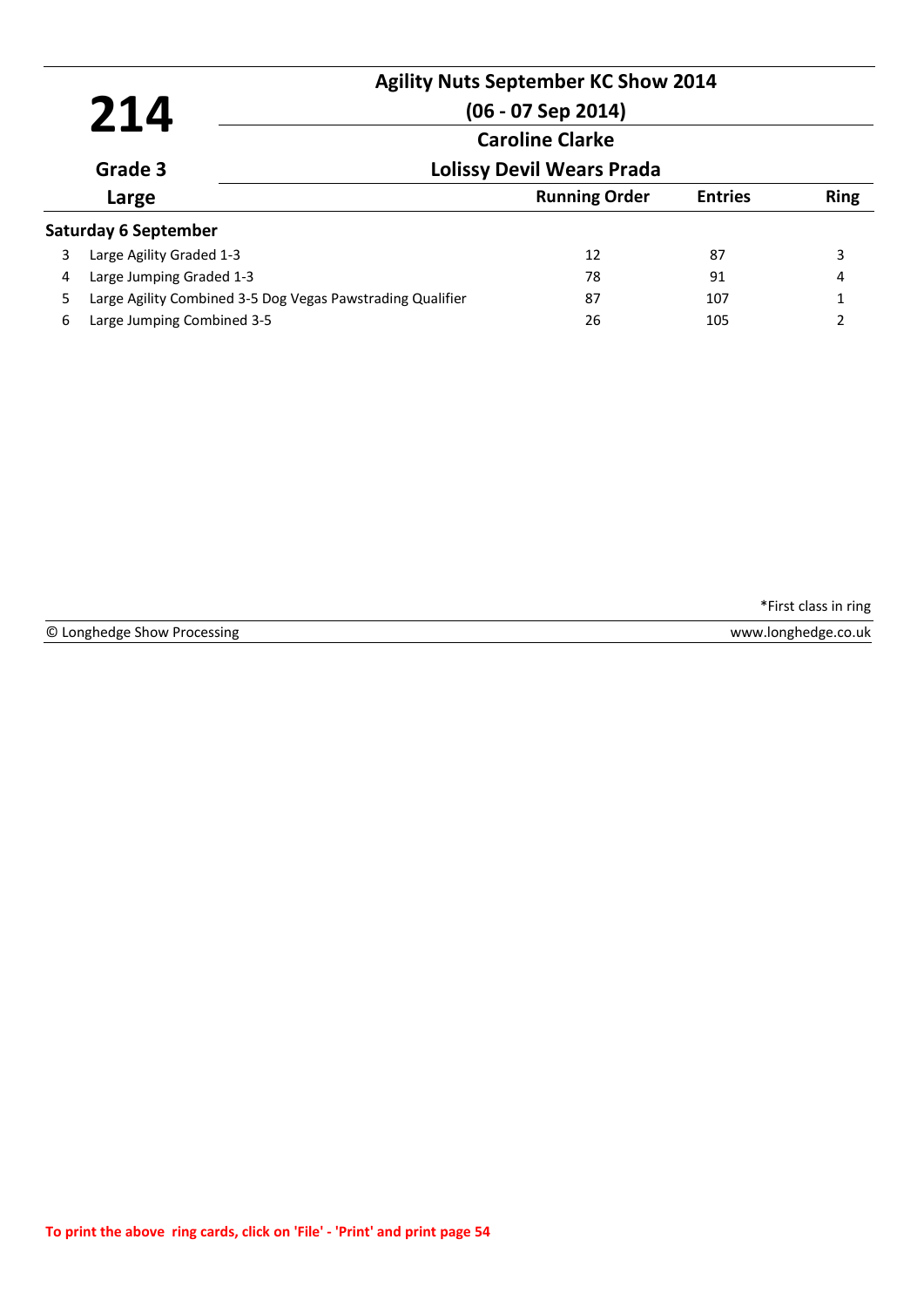# 214

**Grade 3**

**Large**

## Agility Nuts September KC Show 2014

**(06 - 07 Sep 2014)**

**Caroline Clarke**

**Lolissy Devil Wears Prada**

| | | Running Order | Entries | Ring |
|---|---|---|---|---|
| **Saturday 6 September** | | | | |
| 3 | Large Agility Graded 1-3 | 12 | 87 | 3 |
| 4 | Large Jumping Graded 1-3 | 78 | 91 | 4 |
| 5 | Large Agility Combined 3-5 Dog Vegas Pawstrading Qualifier | 87 | 107 | 1 |
| 6 | Large Jumping Combined 3-5 | 26 | 105 | 2 |

*First class in ring

© Longhedge Show Processing — www.longhedge.co.uk

To print the above ring cards, click on 'File' - 'Print' and print page 54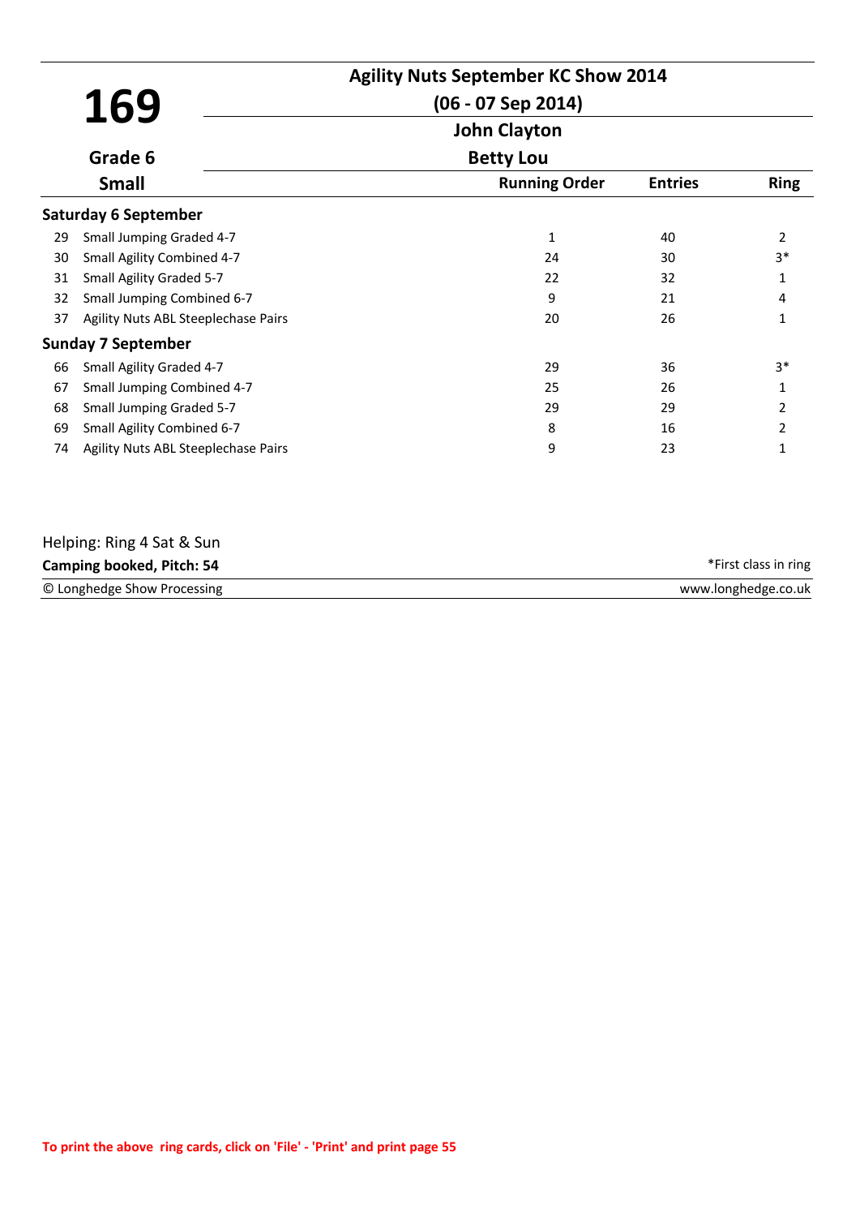# 169

**Grade 6**

**Small**

## Agility Nuts September KC Show 2014

**(06 - 07 Sep 2014)**

**John Clayton**

**Betty Lou**

| | | Running Order | Entries | Ring |
|---|---|---|---|---|
| **Saturday 6 September** | | | | |
| 29 | Small Jumping Graded 4-7 | 1 | 40 | 2 |
| 30 | Small Agility Combined 4-7 | 24 | 30 | 3* |
| 31 | Small Agility Graded 5-7 | 22 | 32 | 1 |
| 32 | Small Jumping Combined 6-7 | 9 | 21 | 4 |
| 37 | Agility Nuts ABL Steeplechase Pairs | 20 | 26 | 1 |
| **Sunday 7 September** | | | | |
| 66 | Small Agility Graded 4-7 | 29 | 36 | 3* |
| 67 | Small Jumping Combined 4-7 | 25 | 26 | 1 |
| 68 | Small Jumping Graded 5-7 | 29 | 29 | 2 |
| 69 | Small Agility Combined 6-7 | 8 | 16 | 2 |
| 74 | Agility Nuts ABL Steeplechase Pairs | 9 | 23 | 1 |

Helping: Ring 4 Sat & Sun

**Camping booked, Pitch: 54**

*First class in ring

© Longhedge Show Processing

www.longhedge.co.uk

**To print the above ring cards, click on 'File' - 'Print' and print page 55**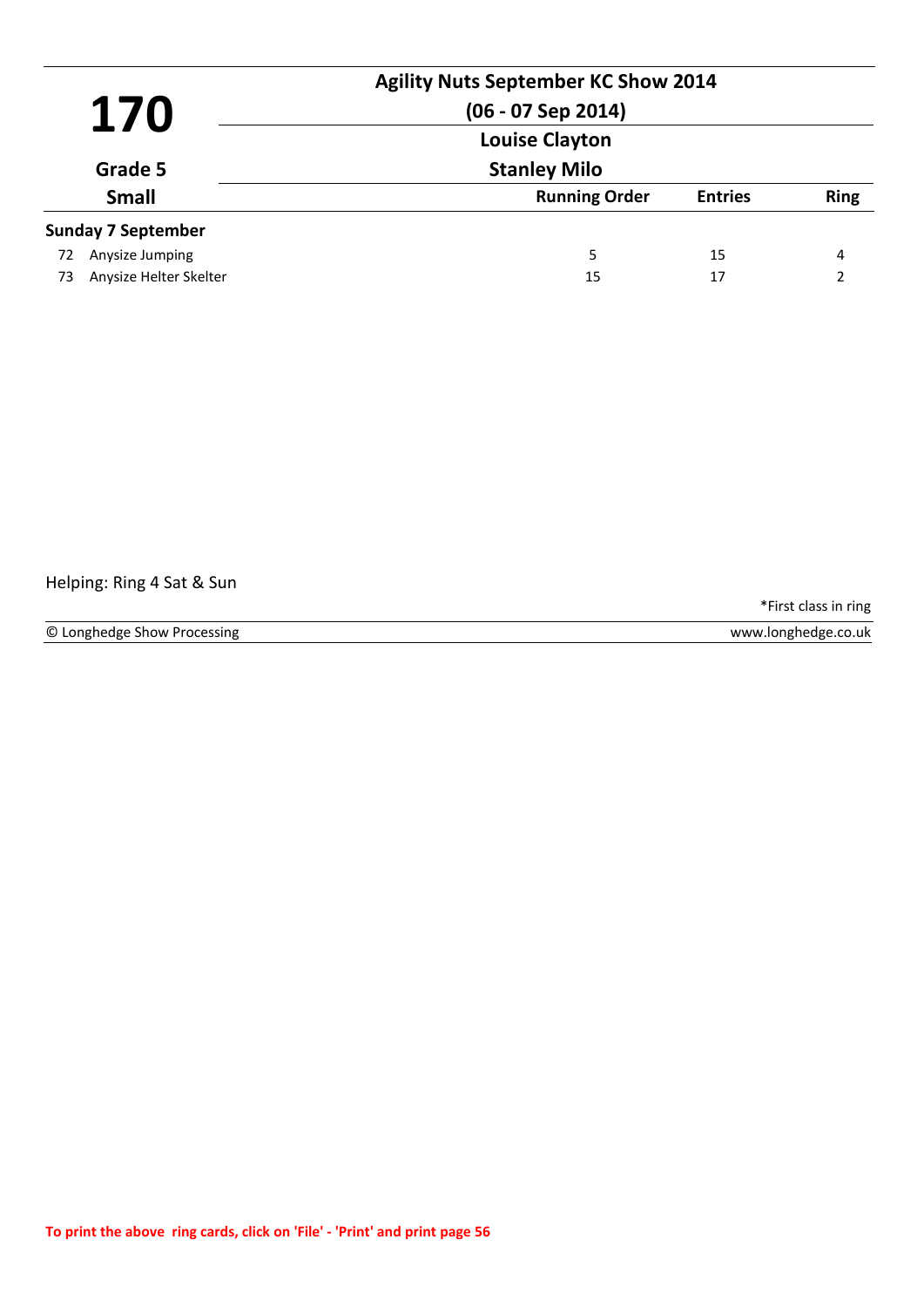# 170

**Agility Nuts September KC Show 2014**

**(06 - 07 Sep 2014)**

**Louise Clayton**

**Grade 5** — **Stanley Milo**

**Small**

| | | Running Order | Entries | Ring |
|---|---|---|---|---|
| **Sunday 7 September** | | | | |
| 72 | Anysize Jumping | 5 | 15 | 4 |
| 73 | Anysize Helter Skelter | 15 | 17 | 2 |

Helping: Ring 4 Sat & Sun

*First class in ring

© Longhedge Show Processing — www.longhedge.co.uk

To print the above ring cards, click on 'File' - 'Print' and print page 56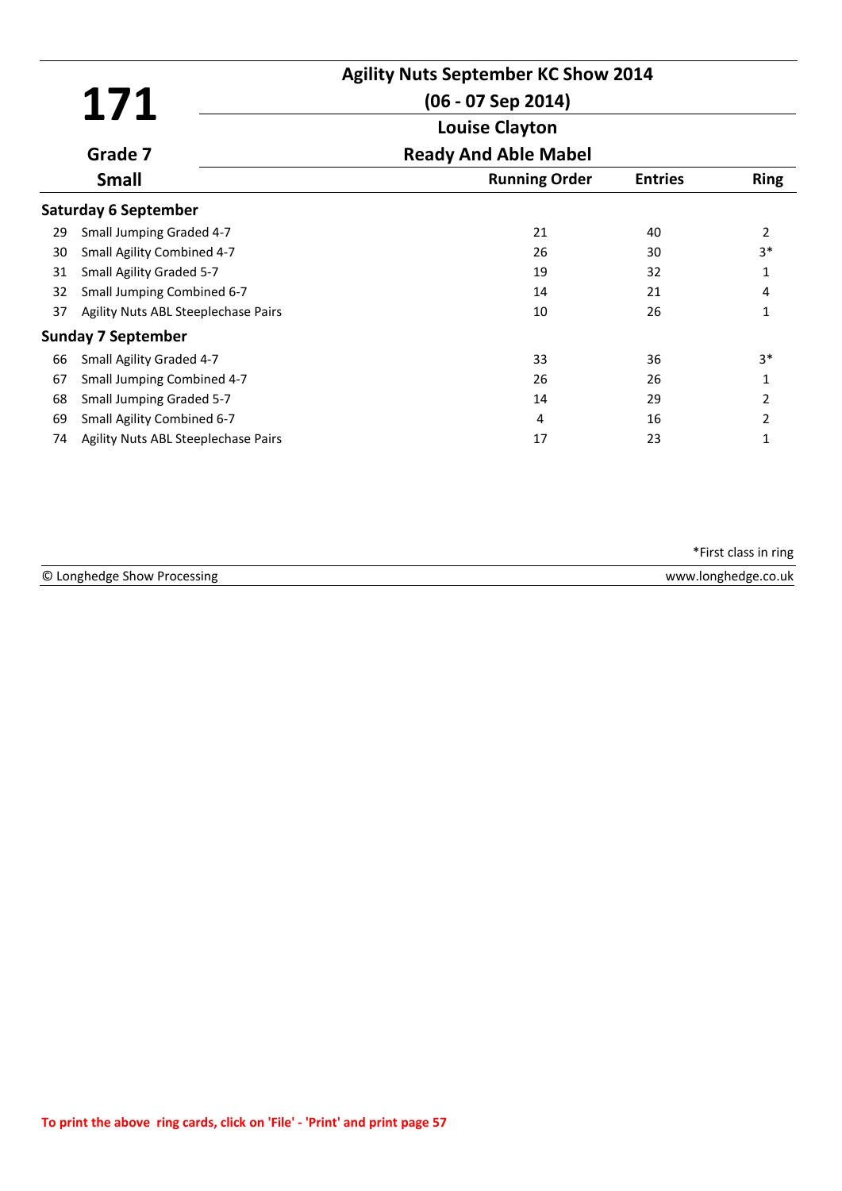# 171

**Agility Nuts September KC Show 2014**

**(06 - 07 Sep 2014)**

**Louise Clayton**

**Grade 7**

**Ready And Able Mabel**

**Small**

| | | Running Order | Entries | Ring |
|---|---|---|---|---|
| **Saturday 6 September** | | | | |
| 29 | Small Jumping Graded 4-7 | 21 | 40 | 2 |
| 30 | Small Agility Combined 4-7 | 26 | 30 | 3* |
| 31 | Small Agility Graded 5-7 | 19 | 32 | 1 |
| 32 | Small Jumping Combined 6-7 | 14 | 21 | 4 |
| 37 | Agility Nuts ABL Steeplechase Pairs | 10 | 26 | 1 |
| **Sunday 7 September** | | | | |
| 66 | Small Agility Graded 4-7 | 33 | 36 | 3* |
| 67 | Small Jumping Combined 4-7 | 26 | 26 | 1 |
| 68 | Small Jumping Graded 5-7 | 14 | 29 | 2 |
| 69 | Small Agility Combined 6-7 | 4 | 16 | 2 |
| 74 | Agility Nuts ABL Steeplechase Pairs | 17 | 23 | 1 |

*First class in ring

© Longhedge Show Processing www.longhedge.co.uk

To print the above ring cards, click on 'File' - 'Print' and print page 57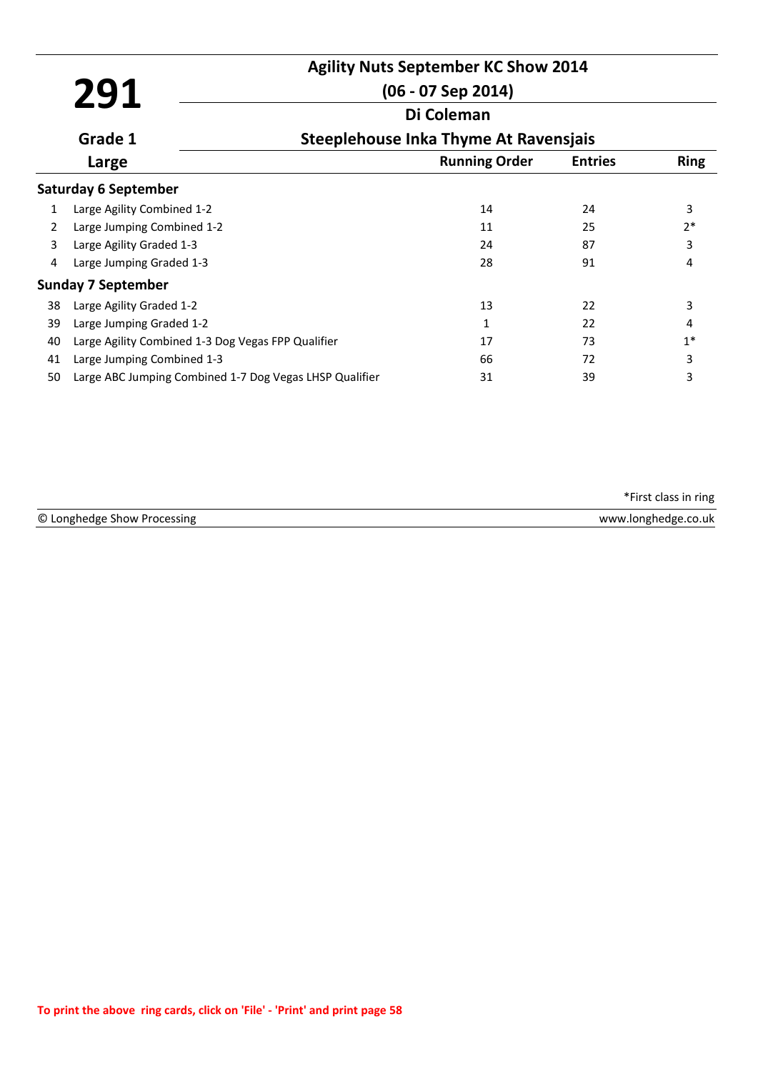# 291

## Agility Nuts September KC Show 2014

**(06 - 07 Sep 2014)**

**Di Coleman**

**Grade 1** — **Steeplehouse Inka Thyme At Ravensjais**

**Large**

| | | Running Order | Entries | Ring |
|---|---|---|---|---|
| **Saturday 6 September** | | | | |
| 1 | Large Agility Combined 1-2 | 14 | 24 | 3 |
| 2 | Large Jumping Combined 1-2 | 11 | 25 | 2* |
| 3 | Large Agility Graded 1-3 | 24 | 87 | 3 |
| 4 | Large Jumping Graded 1-3 | 28 | 91 | 4 |
| **Sunday 7 September** | | | | |
| 38 | Large Agility Graded 1-2 | 13 | 22 | 3 |
| 39 | Large Jumping Graded 1-2 | 1 | 22 | 4 |
| 40 | Large Agility Combined 1-3 Dog Vegas FPP Qualifier | 17 | 73 | 1* |
| 41 | Large Jumping Combined 1-3 | 66 | 72 | 3 |
| 50 | Large ABC Jumping Combined 1-7 Dog Vegas LHSP Qualifier | 31 | 39 | 3 |

*First class in ring

© Longhedge Show Processing — www.longhedge.co.uk

To print the above ring cards, click on 'File' - 'Print' and print page 58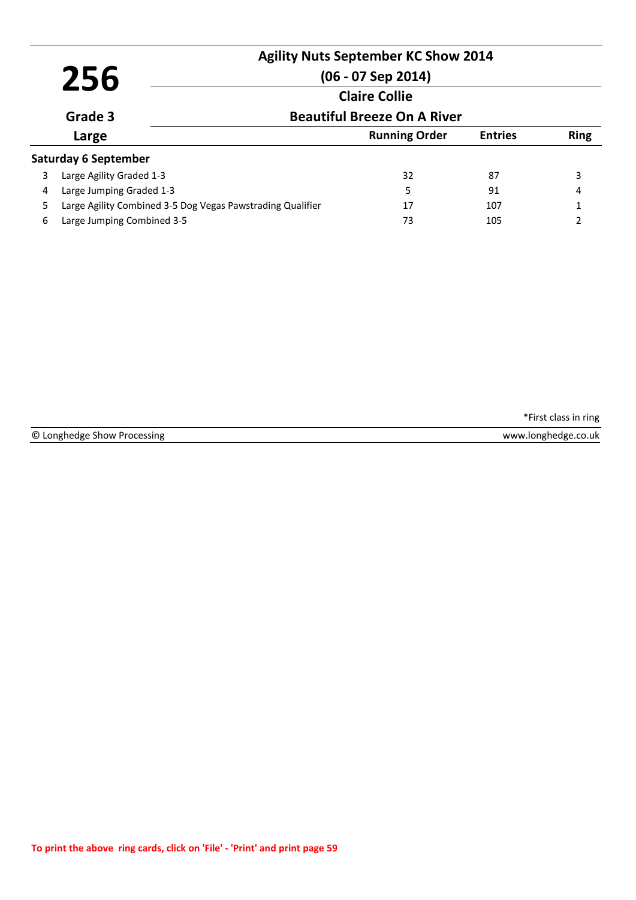# 256

**Grade 3**

**Large**

## Agility Nuts September KC Show 2014

**(06 - 07 Sep 2014)**

**Claire Collie**

**Beautiful Breeze On A River**

| | | Running Order | Entries | Ring |
|---|---|---|---|---|
| **Saturday 6 September** | | | | |
| 3 | Large Agility Graded 1-3 | 32 | 87 | 3 |
| 4 | Large Jumping Graded 1-3 | 5 | 91 | 4 |
| 5 | Large Agility Combined 3-5 Dog Vegas Pawstrading Qualifier | 17 | 107 | 1 |
| 6 | Large Jumping Combined 3-5 | 73 | 105 | 2 |

*First class in ring

© Longhedge Show Processing    www.longhedge.co.uk

**To print the above ring cards, click on 'File' - 'Print' and print page 59**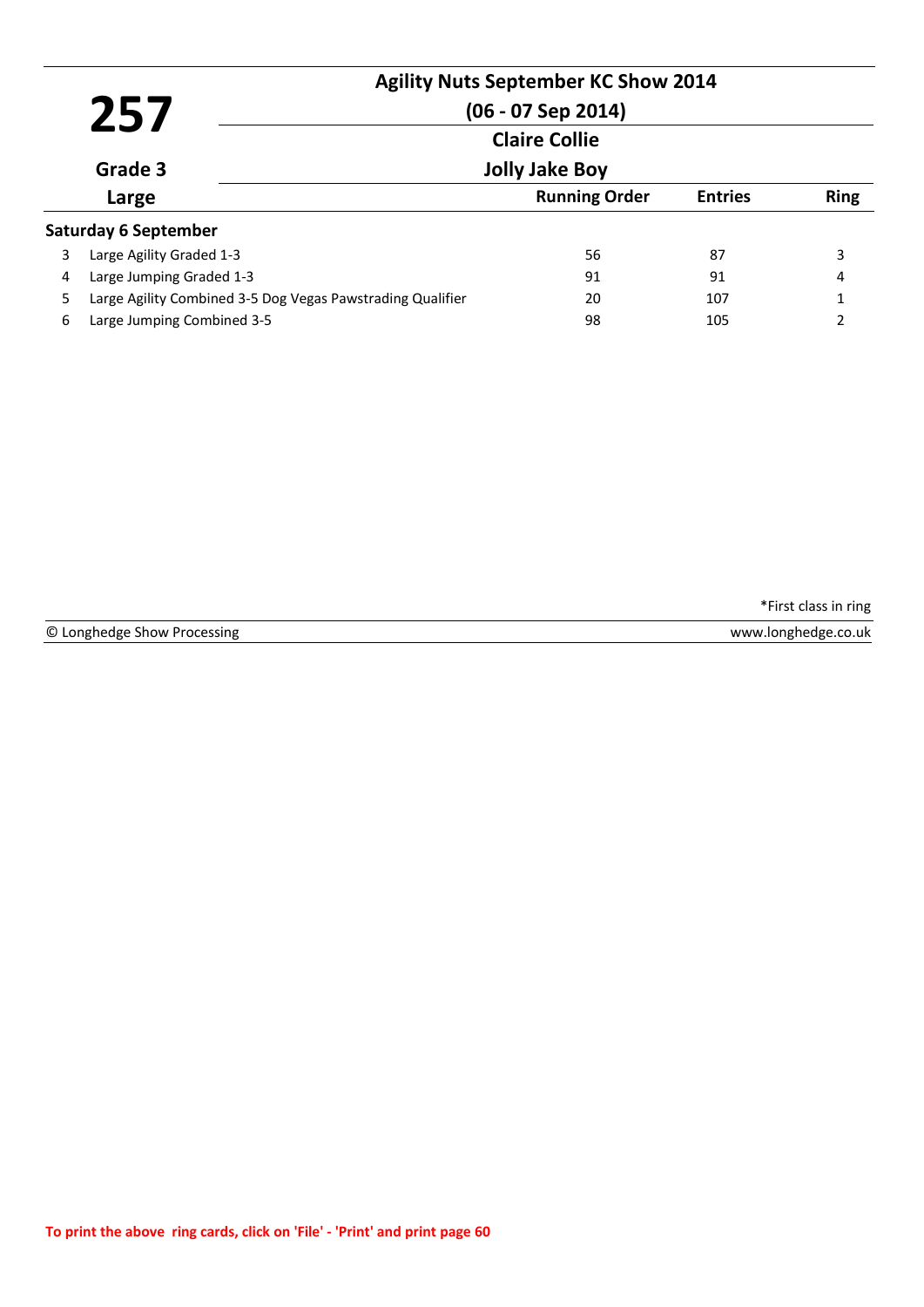# 257

**Agility Nuts September KC Show 2014**

**(06 - 07 Sep 2014)**

**Claire Collie**

**Jolly Jake Boy**

**Grade 3**

**Large**

| | | Running Order | Entries | Ring |
|---|---|---|---|---|
| **Saturday 6 September** | | | | |
| 3 | Large Agility Graded 1-3 | 56 | 87 | 3 |
| 4 | Large Jumping Graded 1-3 | 91 | 91 | 4 |
| 5 | Large Agility Combined 3-5 Dog Vegas Pawstrading Qualifier | 20 | 107 | 1 |
| 6 | Large Jumping Combined 3-5 | 98 | 105 | 2 |

*First class in ring

© Longhedge Show Processing www.longhedge.co.uk

To print the above ring cards, click on 'File' - 'Print' and print page 60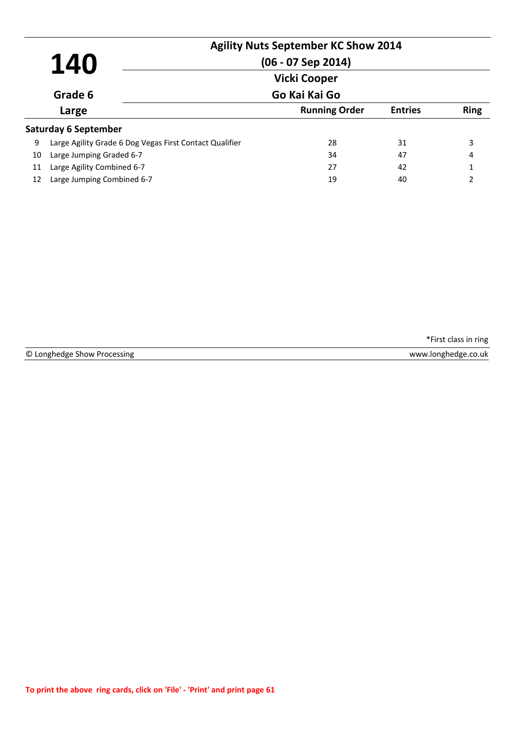# 140

## Agility Nuts September KC Show 2014

**(06 - 07 Sep 2014)**

**Vicki Cooper**

**Go Kai Kai Go**

**Grade 6**

**Large**

| | | Running Order | Entries | Ring |
|---|---|---|---|---|
| **Saturday 6 September** | | | | |
| 9 | Large Agility Grade 6 Dog Vegas First Contact Qualifier | 28 | 31 | 3 |
| 10 | Large Jumping Graded 6-7 | 34 | 47 | 4 |
| 11 | Large Agility Combined 6-7 | 27 | 42 | 1 |
| 12 | Large Jumping Combined 6-7 | 19 | 40 | 2 |

*First class in ring

© Longhedge Show Processing

www.longhedge.co.uk

**To print the above ring cards, click on 'File' - 'Print' and print page 61**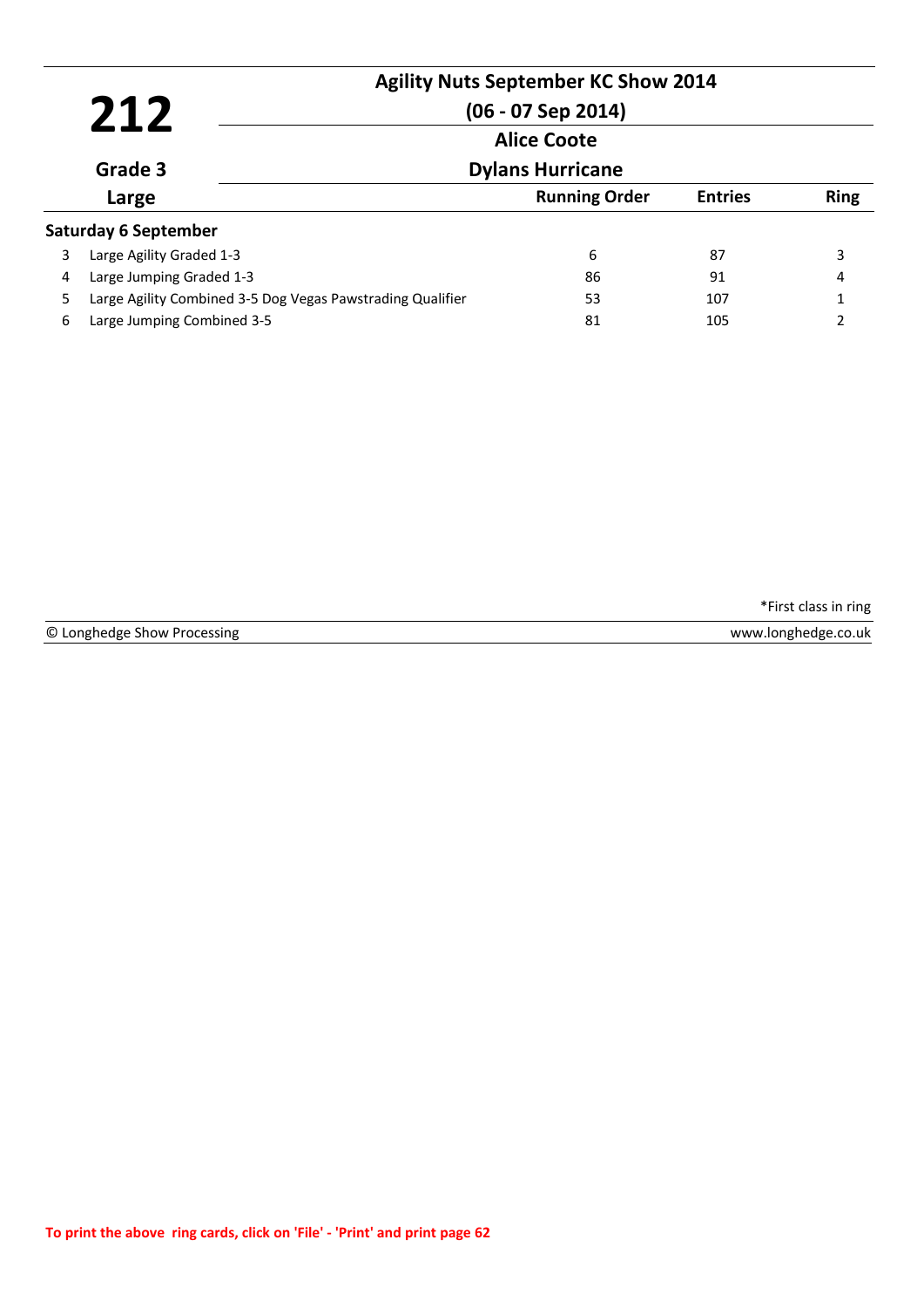# 212

**Agility Nuts September KC Show 2014**

**(06 - 07 Sep 2014)**

**Alice Coote**

**Grade 3** | **Dylans Hurricane**

**Large**

| | | Running Order | Entries | Ring |
|---|---|---|---|---|
| **Saturday 6 September** | | | | |
| 3 | Large Agility Graded 1-3 | 6 | 87 | 3 |
| 4 | Large Jumping Graded 1-3 | 86 | 91 | 4 |
| 5 | Large Agility Combined 3-5 Dog Vegas Pawstrading Qualifier | 53 | 107 | 1 |
| 6 | Large Jumping Combined 3-5 | 81 | 105 | 2 |

*First class in ring

© Longhedge Show Processing    www.longhedge.co.uk

To print the above ring cards, click on 'File' - 'Print' and print page 62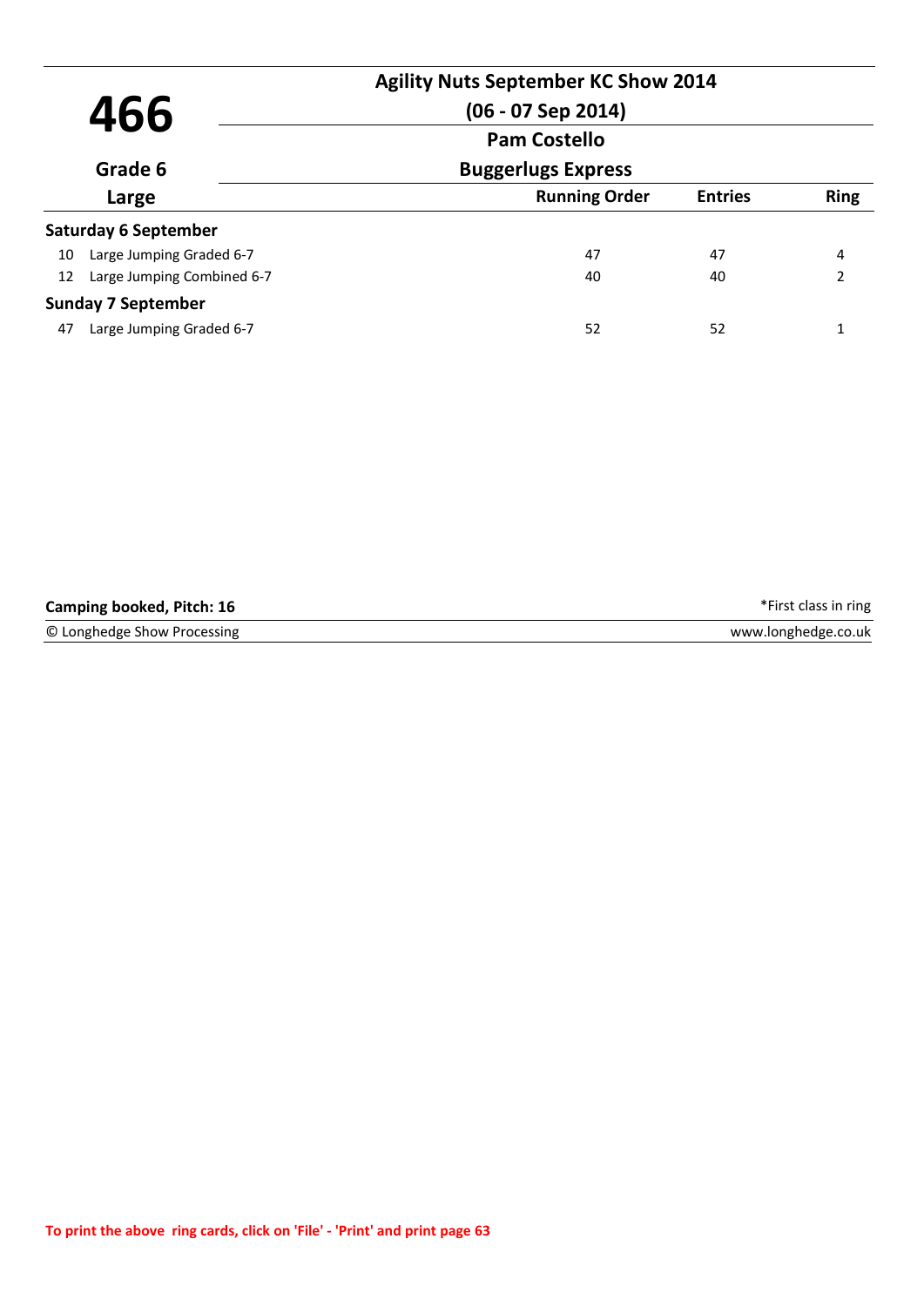# 466

**Grade 6**

**Large**

## Agility Nuts September KC Show 2014

**(06 - 07 Sep 2014)**

**Pam Costello**

**Buggerlugs Express**

| | | Running Order | Entries | Ring |
|---|---|---|---|---|
| **Saturday 6 September** | | | | |
| 10 | Large Jumping Graded 6-7 | 47 | 47 | 4 |
| 12 | Large Jumping Combined 6-7 | 40 | 40 | 2 |
| **Sunday 7 September** | | | | |
| 47 | Large Jumping Graded 6-7 | 52 | 52 | 1 |

**Camping booked, Pitch: 16**

*First class in ring

© Longhedge Show Processing

www.longhedge.co.uk

**To print the above ring cards, click on 'File' - 'Print' and print page 63**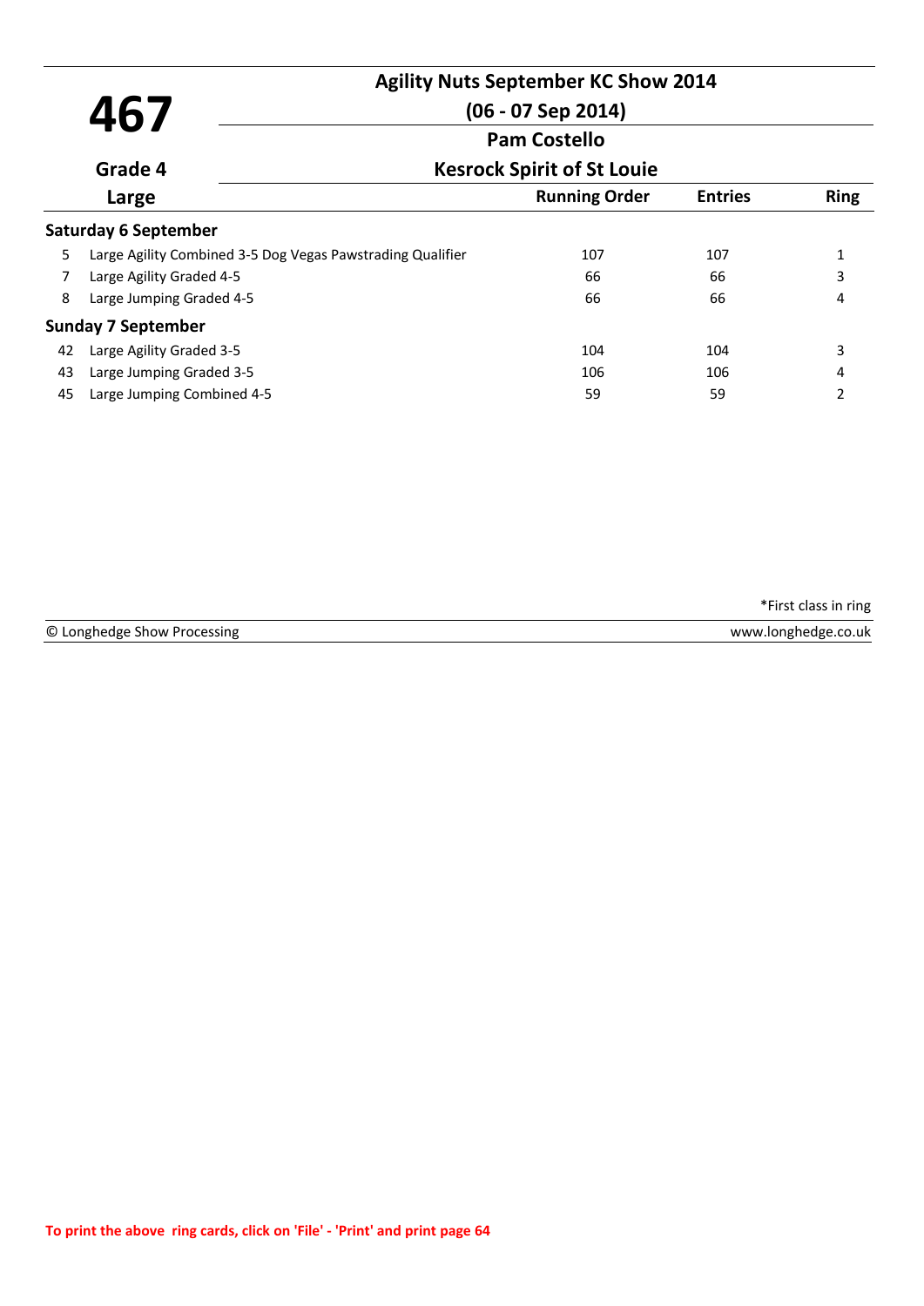# 467

**Agility Nuts September KC Show 2014**

**(06 - 07 Sep 2014)**

**Pam Costello**

**Grade 4** — **Kesrock Spirit of St Louie**

**Large**

| | | Running Order | Entries | Ring |
|---|---|---|---|---|
| **Saturday 6 September** | | | | |
| 5 | Large Agility Combined 3-5 Dog Vegas Pawstrading Qualifier | 107 | 107 | 1 |
| 7 | Large Agility Graded 4-5 | 66 | 66 | 3 |
| 8 | Large Jumping Graded 4-5 | 66 | 66 | 4 |
| **Sunday 7 September** | | | | |
| 42 | Large Agility Graded 3-5 | 104 | 104 | 3 |
| 43 | Large Jumping Graded 3-5 | 106 | 106 | 4 |
| 45 | Large Jumping Combined 4-5 | 59 | 59 | 2 |

*First class in ring

© Longhedge Show Processing — www.longhedge.co.uk

To print the above ring cards, click on 'File' - 'Print' and print page 64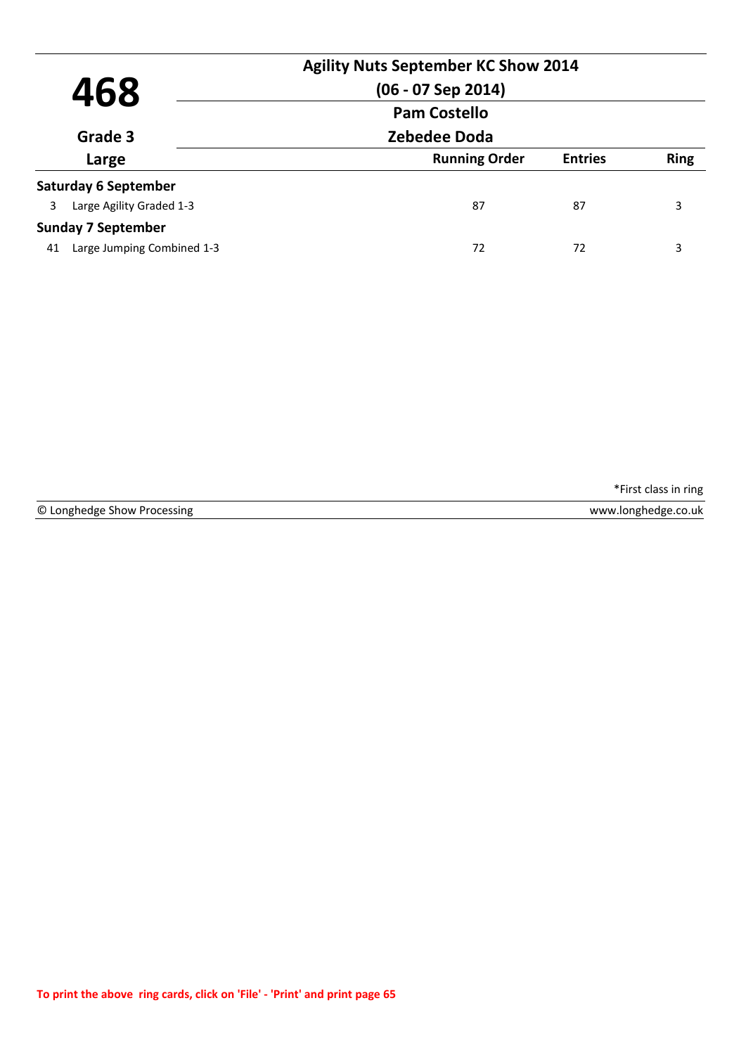# 468

**Grade 3**

**Large**

## Agility Nuts September KC Show 2014

**(06 - 07 Sep 2014)**

**Pam Costello**

**Zebedee Doda**

| | | Running Order | Entries | Ring |
|---|---|---|---|---|
| **Saturday 6 September** | | | | |
| 3 | Large Agility Graded 1-3 | 87 | 87 | 3 |
| **Sunday 7 September** | | | | |
| 41 | Large Jumping Combined 1-3 | 72 | 72 | 3 |

*First class in ring

© Longhedge Show Processing — www.longhedge.co.uk

**To print the above ring cards, click on 'File' - 'Print' and print page 65**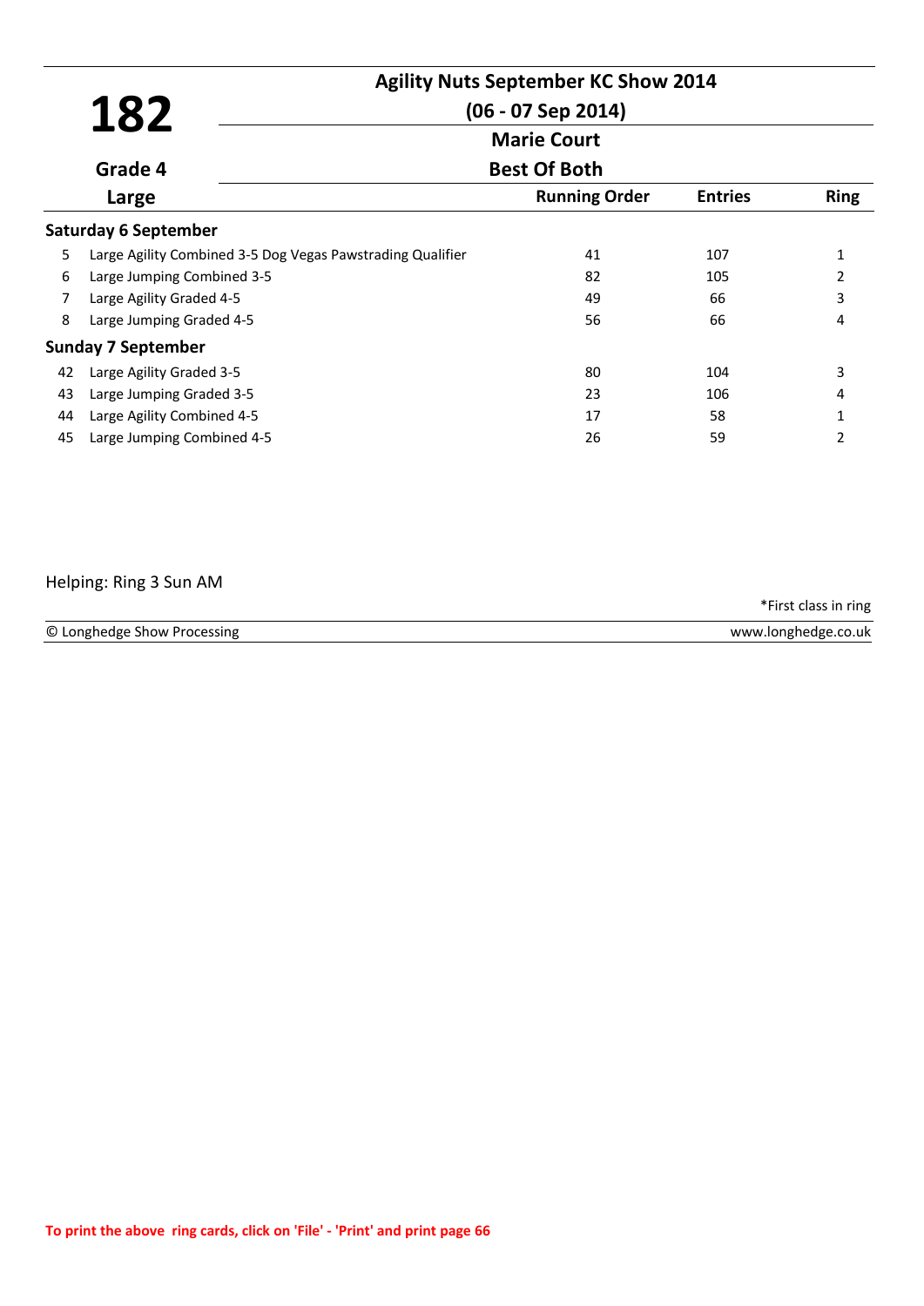# 182

**Agility Nuts September KC Show 2014**

**(06 - 07 Sep 2014)**

**Marie Court**

**Best Of Both**

**Grade 4**

**Large**

| | | Running Order | Entries | Ring |
|---|---|---|---|---|
| **Saturday 6 September** | | | | |
| 5 | Large Agility Combined 3-5 Dog Vegas Pawstrading Qualifier | 41 | 107 | 1 |
| 6 | Large Jumping Combined 3-5 | 82 | 105 | 2 |
| 7 | Large Agility Graded 4-5 | 49 | 66 | 3 |
| 8 | Large Jumping Graded 4-5 | 56 | 66 | 4 |
| **Sunday 7 September** | | | | |
| 42 | Large Agility Graded 3-5 | 80 | 104 | 3 |
| 43 | Large Jumping Graded 3-5 | 23 | 106 | 4 |
| 44 | Large Agility Combined 4-5 | 17 | 58 | 1 |
| 45 | Large Jumping Combined 4-5 | 26 | 59 | 2 |

Helping: Ring 3 Sun AM

*First class in ring

© Longhedge Show Processing — www.longhedge.co.uk

To print the above ring cards, click on 'File' - 'Print' and print page 66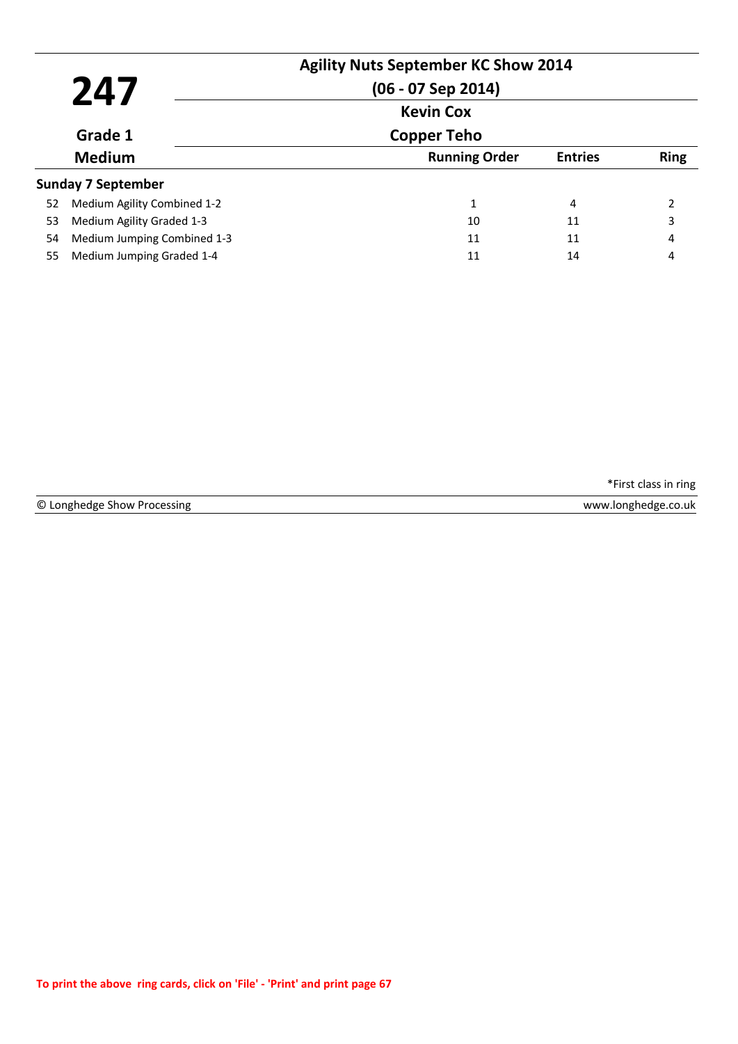# 247

**Agility Nuts September KC Show 2014**

**(06 - 07 Sep 2014)**

**Kevin Cox**

**Grade 1**

**Copper Teho**

**Medium**

| | Class | Running Order | Entries | Ring |
|---|---|---|---|---|
| **Sunday 7 September** | | | | |
| 52 | Medium Agility Combined 1-2 | 1 | 4 | 2 |
| 53 | Medium Agility Graded 1-3 | 10 | 11 | 3 |
| 54 | Medium Jumping Combined 1-3 | 11 | 11 | 4 |
| 55 | Medium Jumping Graded 1-4 | 11 | 14 | 4 |

*First class in ring

© Longhedge Show Processing — www.longhedge.co.uk

To print the above ring cards, click on 'File' - 'Print' and print page 67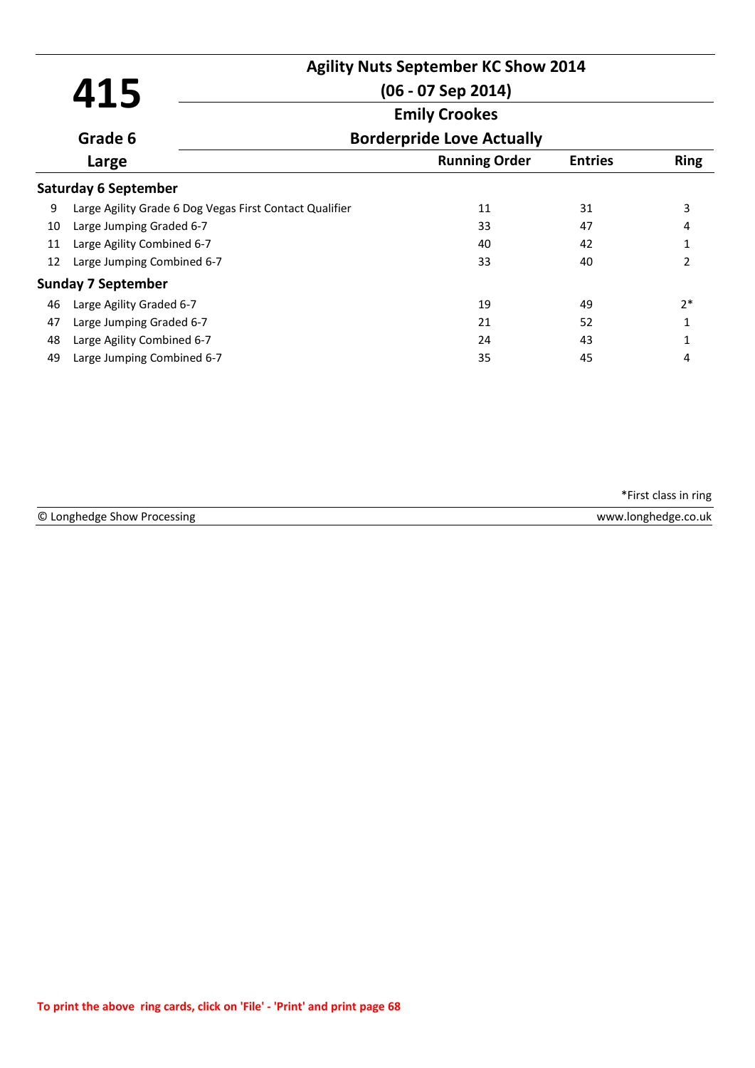# 415

**Grade 6**

**Large**

## Agility Nuts September KC Show 2014

**(06 - 07 Sep 2014)**

**Emily Crookes**

**Borderpride Love Actually**

| | | Running Order | Entries | Ring |
|---|---|---|---|---|
| **Saturday 6 September** | | | | |
| 9 | Large Agility Grade 6 Dog Vegas First Contact Qualifier | 11 | 31 | 3 |
| 10 | Large Jumping Graded 6-7 | 33 | 47 | 4 |
| 11 | Large Agility Combined 6-7 | 40 | 42 | 1 |
| 12 | Large Jumping Combined 6-7 | 33 | 40 | 2 |
| **Sunday 7 September** | | | | |
| 46 | Large Agility Graded 6-7 | 19 | 49 | 2* |
| 47 | Large Jumping Graded 6-7 | 21 | 52 | 1 |
| 48 | Large Agility Combined 6-7 | 24 | 43 | 1 |
| 49 | Large Jumping Combined 6-7 | 35 | 45 | 4 |

*First class in ring

© Longhedge Show Processing www.longhedge.co.uk

To print the above ring cards, click on 'File' - 'Print' and print page 68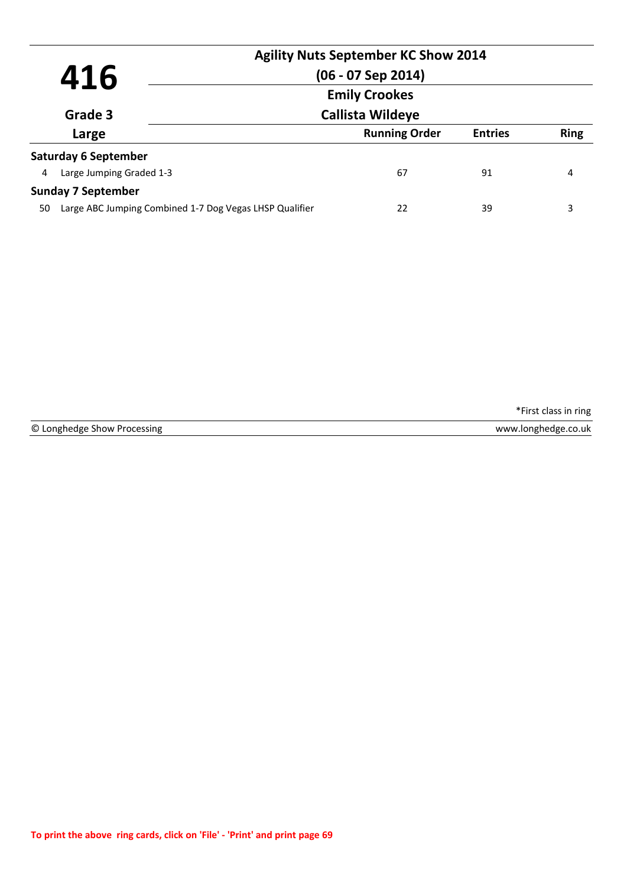# 416

**Grade 3**

**Large**

## Agility Nuts September KC Show 2014

**(06 - 07 Sep 2014)**

**Emily Crookes**

**Callista Wildeye**

| | | Running Order | Entries | Ring |
|---|---|---|---|---|
| **Saturday 6 September** | | | | |
| 4 | Large Jumping Graded 1-3 | 67 | 91 | 4 |
| **Sunday 7 September** | | | | |
| 50 | Large ABC Jumping Combined 1-7 Dog Vegas LHSP Qualifier | 22 | 39 | 3 |

*First class in ring

© Longhedge Show Processing www.longhedge.co.uk

To print the above ring cards, click on 'File' - 'Print' and print page 69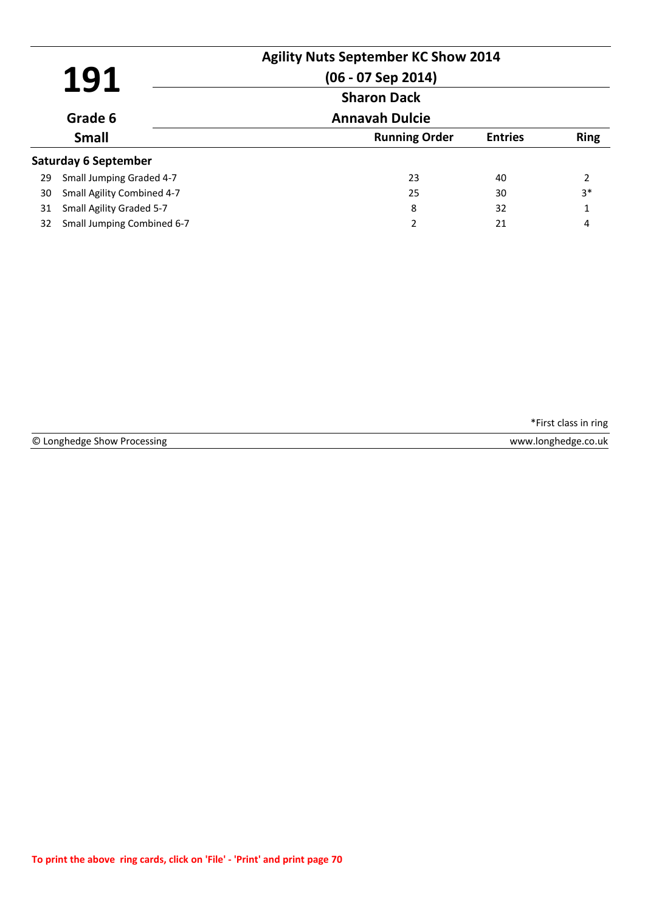# 191

**Agility Nuts September KC Show 2014**

**(06 - 07 Sep 2014)**

**Sharon Dack**

**Grade 6** | **Annavah Dulcie**

**Small**

| | | Running Order | Entries | Ring |
|---|---|---|---|---|
| **Saturday 6 September** | | | | |
| 29 | Small Jumping Graded 4-7 | 23 | 40 | 2 |
| 30 | Small Agility Combined 4-7 | 25 | 30 | 3* |
| 31 | Small Agility Graded 5-7 | 8 | 32 | 1 |
| 32 | Small Jumping Combined 6-7 | 2 | 21 | 4 |

*First class in ring

© Longhedge Show Processing www.longhedge.co.uk

To print the above ring cards, click on 'File' - 'Print' and print page 70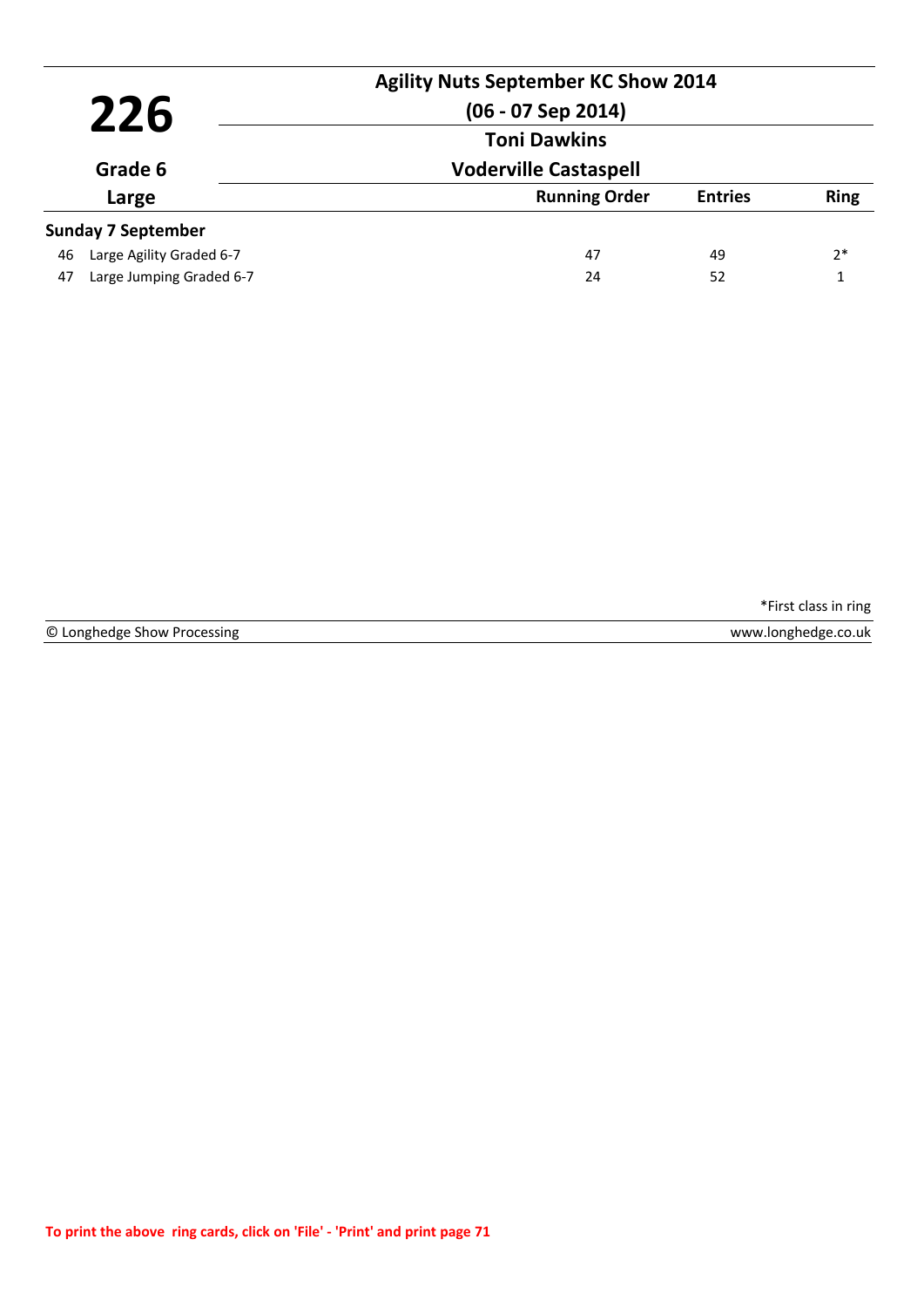# 226

**Agility Nuts September KC Show 2014**

**(06 - 07 Sep 2014)**

**Toni Dawkins**

**Voderville Castaspell**

**Grade 6**

**Large**

| | | Running Order | Entries | Ring |
|---|---|---|---|---|
| **Sunday 7 September** | | | | |
| 46 | Large Agility Graded 6-7 | 47 | 49 | 2* |
| 47 | Large Jumping Graded 6-7 | 24 | 52 | 1 |

*First class in ring

© Longhedge Show Processing www.longhedge.co.uk

**To print the above ring cards, click on 'File' - 'Print' and print page 71**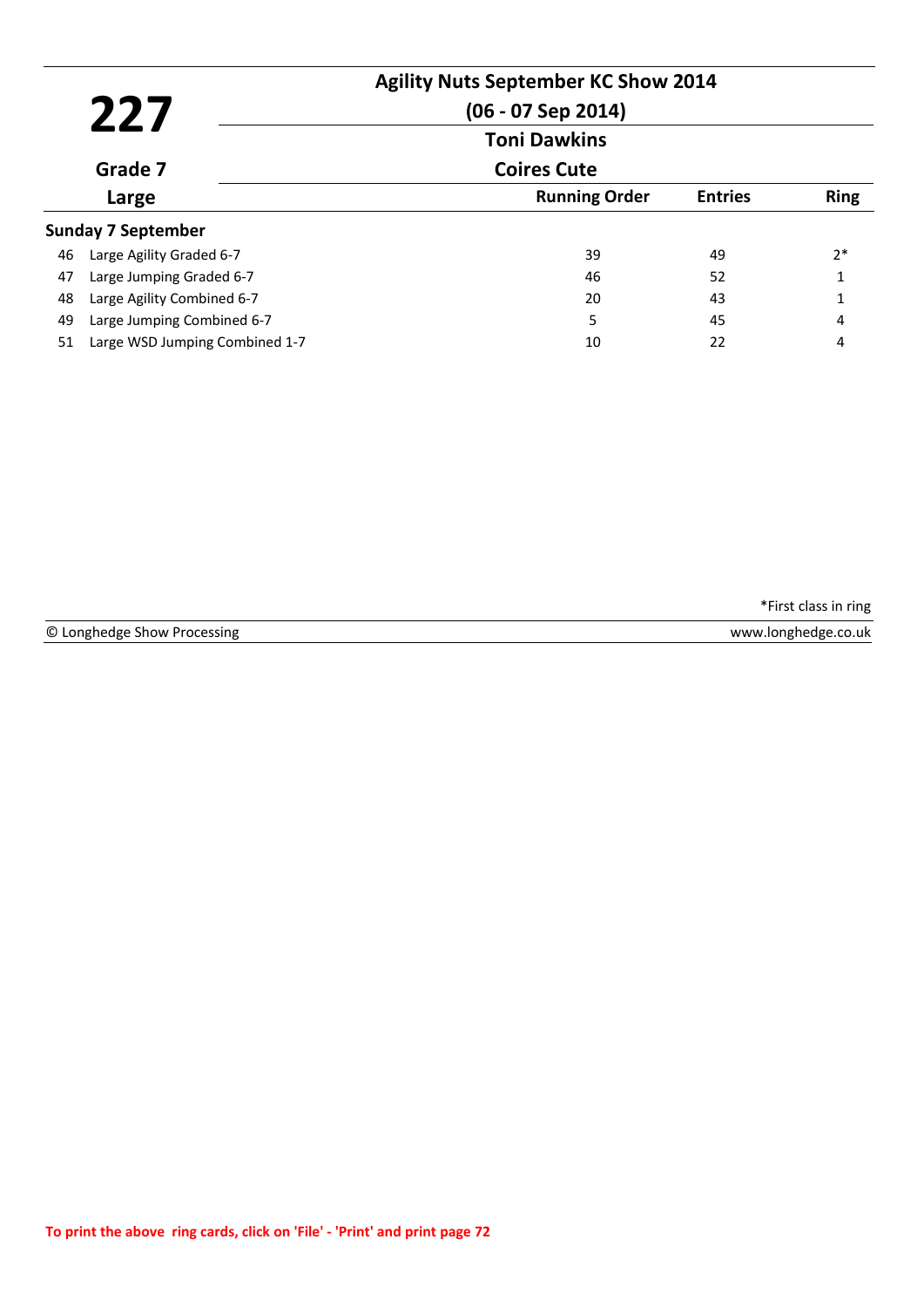# 227

**Agility Nuts September KC Show 2014**

**(06 - 07 Sep 2014)**

**Toni Dawkins**

**Grade 7** | **Coires Cute**

**Large**

| | | Running Order | Entries | Ring |
|---|---|---|---|---|
| **Sunday 7 September** | | | | |
| 46 | Large Agility Graded 6-7 | 39 | 49 | 2* |
| 47 | Large Jumping Graded 6-7 | 46 | 52 | 1 |
| 48 | Large Agility Combined 6-7 | 20 | 43 | 1 |
| 49 | Large Jumping Combined 6-7 | 5 | 45 | 4 |
| 51 | Large WSD Jumping Combined 1-7 | 10 | 22 | 4 |

*First class in ring

© Longhedge Show Processing www.longhedge.co.uk

**To print the above ring cards, click on 'File' - 'Print' and print page 72**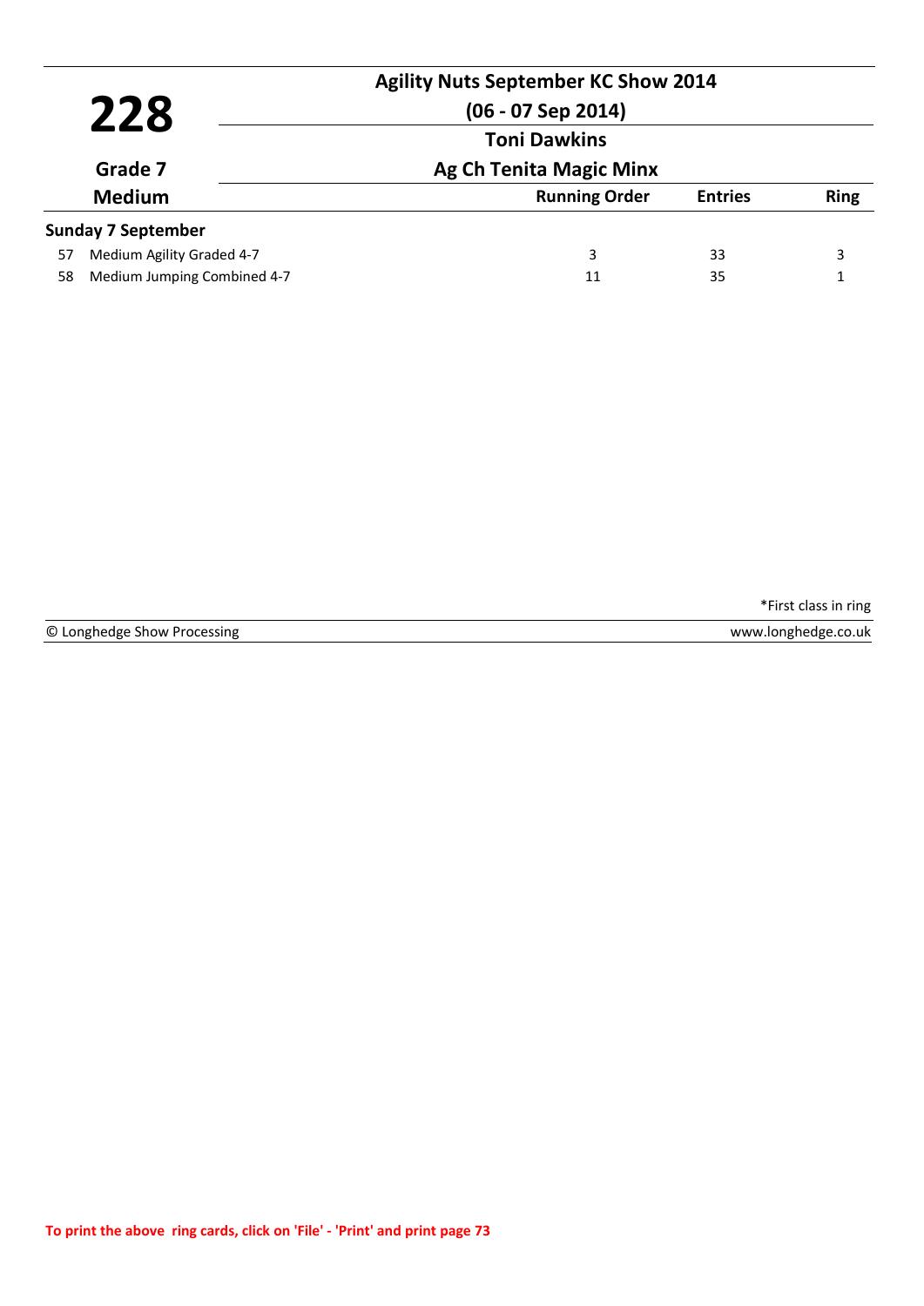# 228

**Agility Nuts September KC Show 2014**

**(06 - 07 Sep 2014)**

**Grade 7**

**Medium**

**Toni Dawkins**

**Ag Ch Tenita Magic Minx**

| | | Running Order | Entries | Ring |
|---|---|---|---|---|
| **Sunday 7 September** | | | | |
| 57 | Medium Agility Graded 4-7 | 3 | 33 | 3 |
| 58 | Medium Jumping Combined 4-7 | 11 | 35 | 1 |

*First class in ring

© Longhedge Show Processing

www.longhedge.co.uk

To print the above ring cards, click on 'File' - 'Print' and print page 73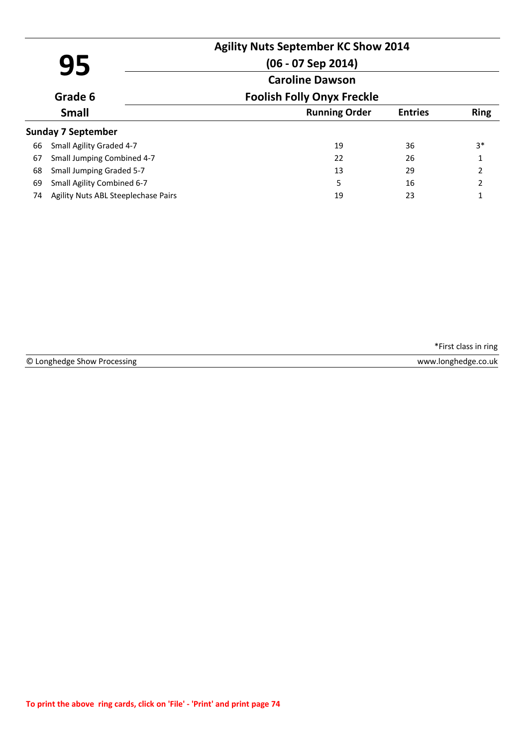# 95

**Agility Nuts September KC Show 2014**

**(06 - 07 Sep 2014)**

**Caroline Dawson**

**Grade 6**

**Foolish Folly Onyx Freckle**

**Small**

### Sunday 7 September

| | Class | Running Order | Entries | Ring |
|---|---|---|---|---|
| 66 | Small Agility Graded 4-7 | 19 | 36 | 3* |
| 67 | Small Jumping Combined 4-7 | 22 | 26 | 1 |
| 68 | Small Jumping Graded 5-7 | 13 | 29 | 2 |
| 69 | Small Agility Combined 6-7 | 5 | 16 | 2 |
| 74 | Agility Nuts ABL Steeplechase Pairs | 19 | 23 | 1 |

*First class in ring

© Longhedge Show Processing — www.longhedge.co.uk

To print the above ring cards, click on 'File' - 'Print' and print page 74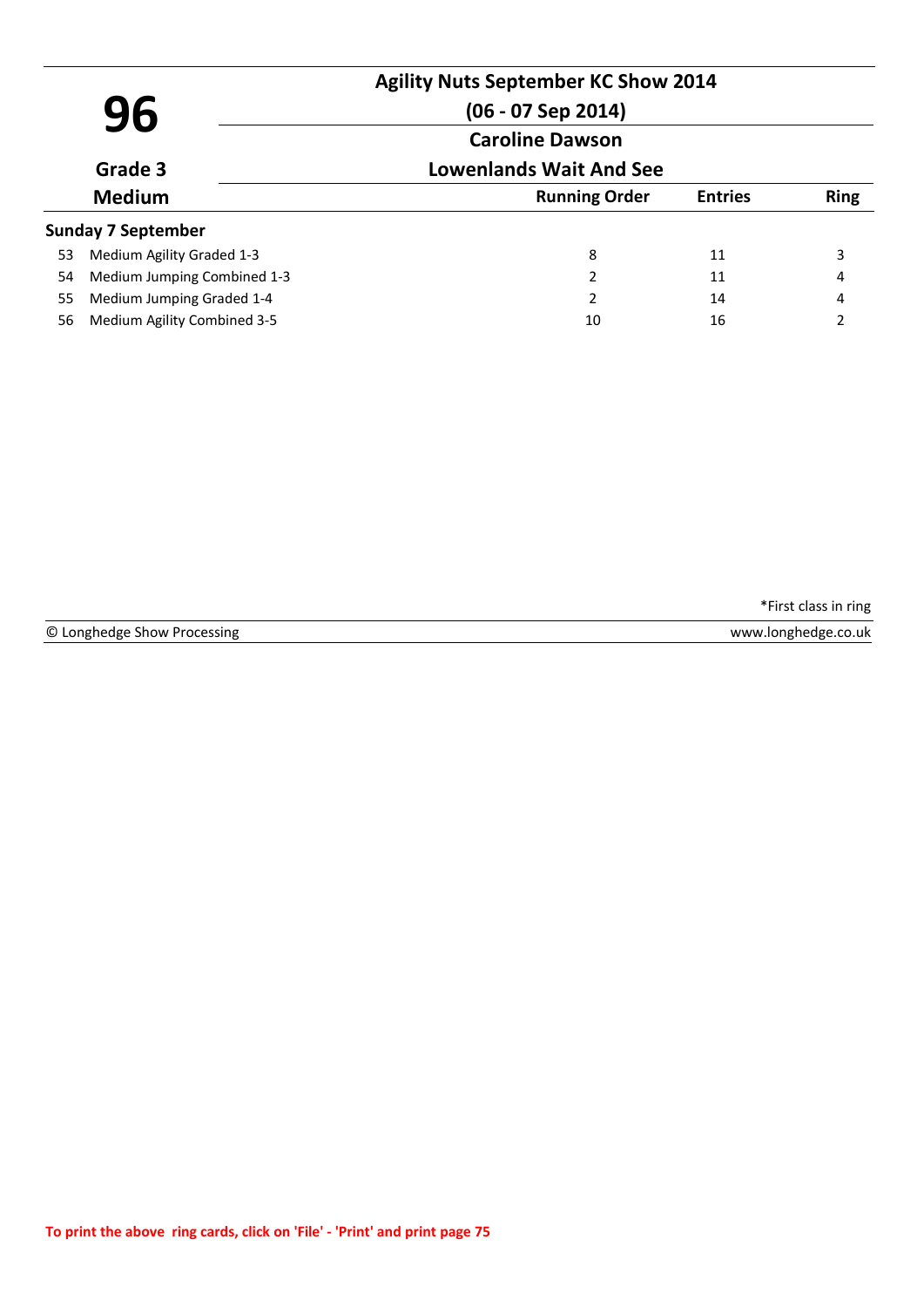# 96

**Agility Nuts September KC Show 2014**

**(06 - 07 Sep 2014)**

**Caroline Dawson**

**Lowenlands Wait And See**

**Grade 3**

**Medium**

| | Class | Running Order | Entries | Ring |
|---|---|---|---|---|
| | **Sunday 7 September** | | | |
| 53 | Medium Agility Graded 1-3 | 8 | 11 | 3 |
| 54 | Medium Jumping Combined 1-3 | 2 | 11 | 4 |
| 55 | Medium Jumping Graded 1-4 | 2 | 14 | 4 |
| 56 | Medium Agility Combined 3-5 | 10 | 16 | 2 |

*First class in ring

© Longhedge Show Processing www.longhedge.co.uk

**To print the above ring cards, click on 'File' - 'Print' and print page 75**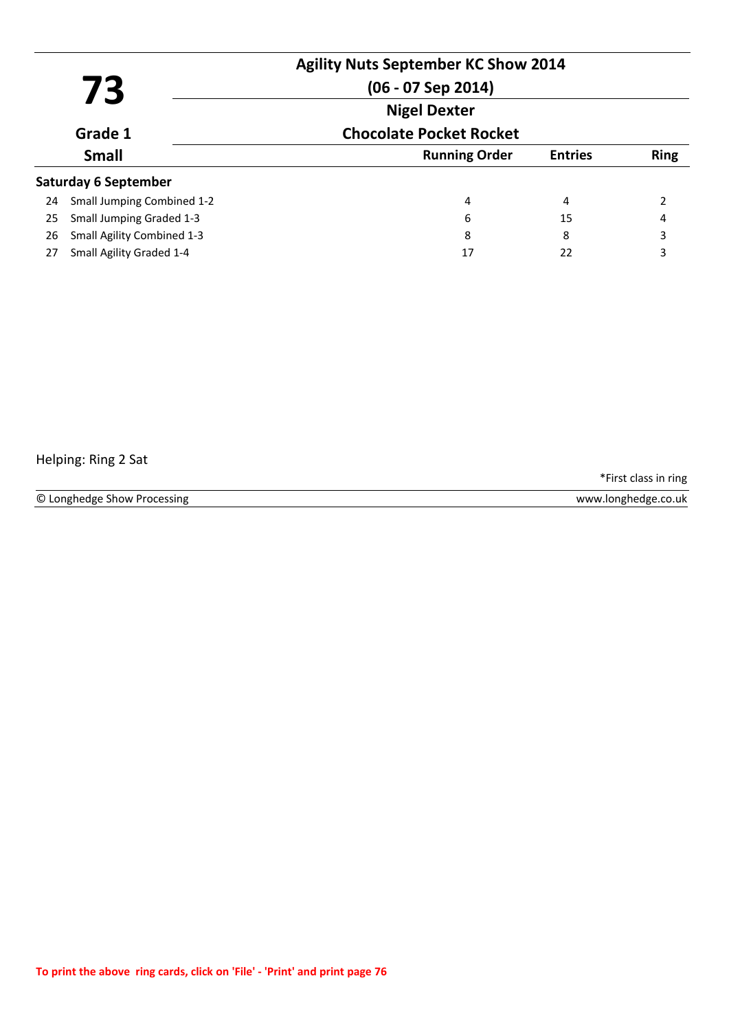# 73

**Agility Nuts September KC Show 2014**
**(06 - 07 Sep 2014)**

**Grade 1**
**Small**

**Nigel Dexter**
**Chocolate Pocket Rocket**

| | | Running Order | Entries | Ring |
|---|---|---|---|---|
| **Saturday 6 September** | | | | |
| 24 | Small Jumping Combined 1-2 | 4 | 4 | 2 |
| 25 | Small Jumping Graded 1-3 | 6 | 15 | 4 |
| 26 | Small Agility Combined 1-3 | 8 | 8 | 3 |
| 27 | Small Agility Graded 1-4 | 17 | 22 | 3 |

Helping: Ring 2 Sat

*First class in ring

© Longhedge Show Processing www.longhedge.co.uk

**To print the above ring cards, click on 'File' - 'Print' and print page 76**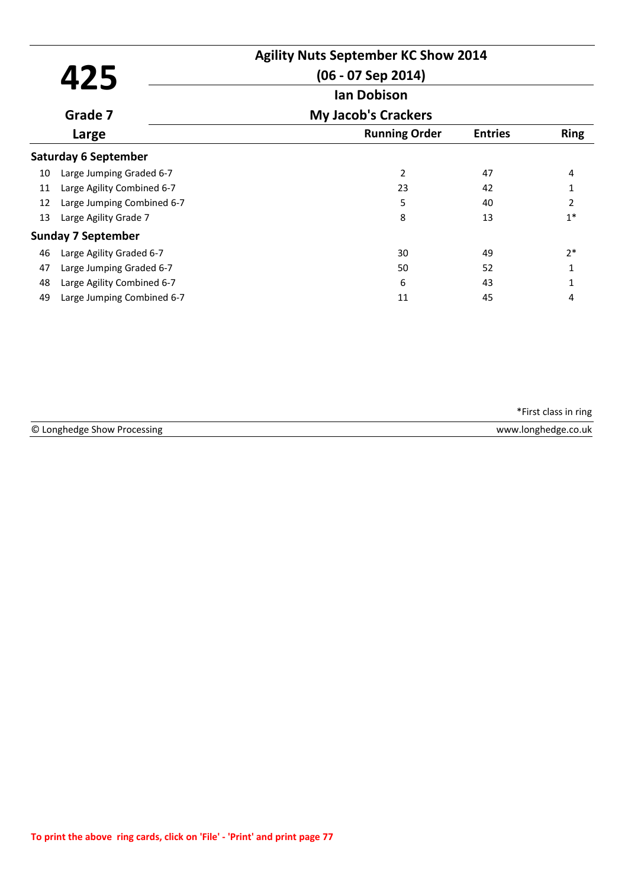# 425

**Agility Nuts September KC Show 2014**

**(06 - 07 Sep 2014)**

**Ian Dobison**

**Grade 7**

**My Jacob's Crackers**

**Large**

| | | Running Order | Entries | Ring |
|---|---|---|---|---|
| **Saturday 6 September** | | | | |
| 10 | Large Jumping Graded 6-7 | 2 | 47 | 4 |
| 11 | Large Agility Combined 6-7 | 23 | 42 | 1 |
| 12 | Large Jumping Combined 6-7 | 5 | 40 | 2 |
| 13 | Large Agility Grade 7 | 8 | 13 | 1* |
| **Sunday 7 September** | | | | |
| 46 | Large Agility Graded 6-7 | 30 | 49 | 2* |
| 47 | Large Jumping Graded 6-7 | 50 | 52 | 1 |
| 48 | Large Agility Combined 6-7 | 6 | 43 | 1 |
| 49 | Large Jumping Combined 6-7 | 11 | 45 | 4 |

*First class in ring

© Longhedge Show Processing www.longhedge.co.uk

**To print the above ring cards, click on 'File' - 'Print' and print page 77**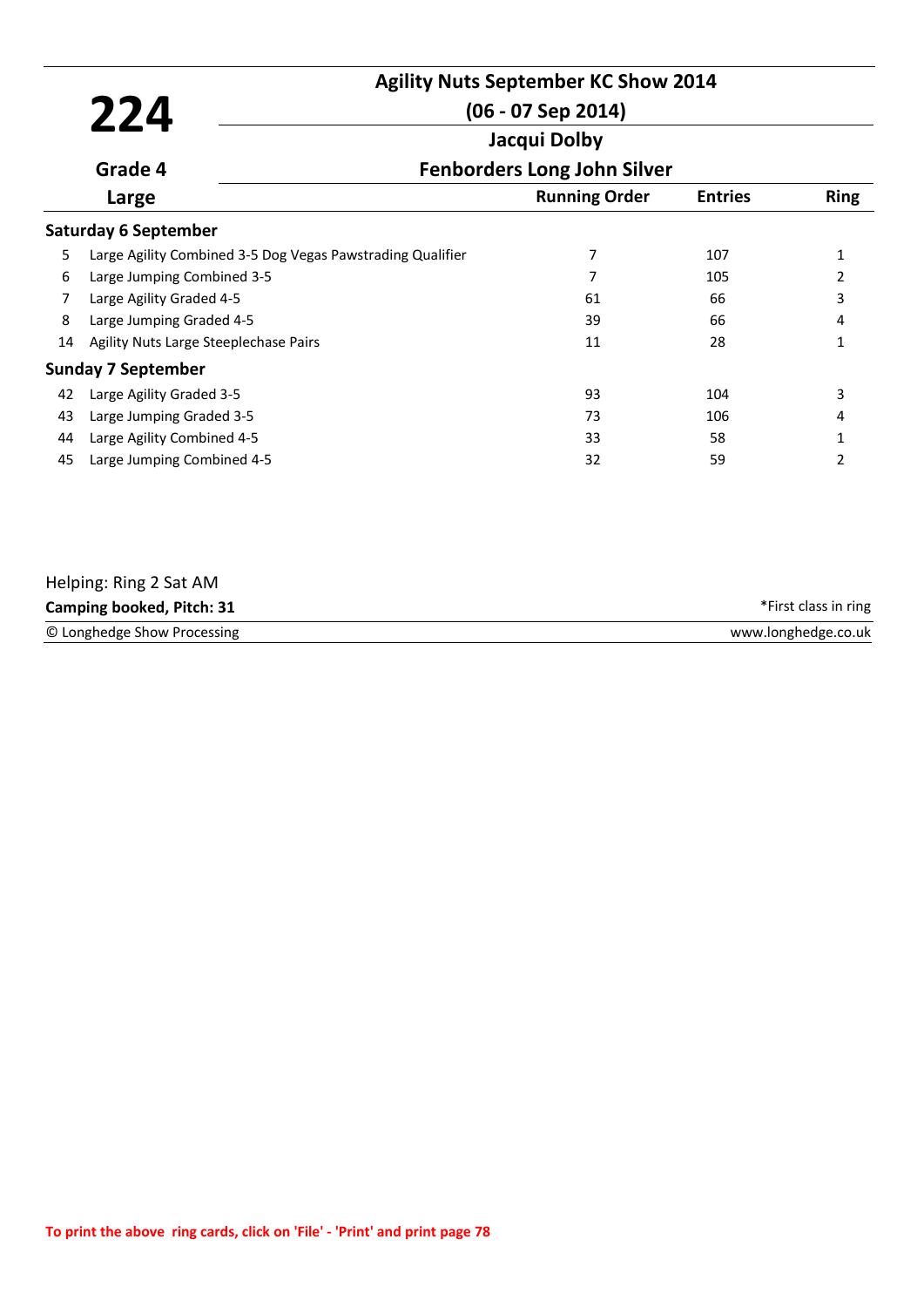# 224

**Grade 4**

**Large**

## Agility Nuts September KC Show 2014

**(06 - 07 Sep 2014)**

**Jacqui Dolby**

**Fenborders Long John Silver**

| | Class | Running Order | Entries | Ring |
|---|---|---|---|---|
| | **Saturday 6 September** | | | |
| 5 | Large Agility Combined 3-5 Dog Vegas Pawstrading Qualifier | 7 | 107 | 1 |
| 6 | Large Jumping Combined 3-5 | 7 | 105 | 2 |
| 7 | Large Agility Graded 4-5 | 61 | 66 | 3 |
| 8 | Large Jumping Graded 4-5 | 39 | 66 | 4 |
| 14 | Agility Nuts Large Steeplechase Pairs | 11 | 28 | 1 |
| | **Sunday 7 September** | | | |
| 42 | Large Agility Graded 3-5 | 93 | 104 | 3 |
| 43 | Large Jumping Graded 3-5 | 73 | 106 | 4 |
| 44 | Large Agility Combined 4-5 | 33 | 58 | 1 |
| 45 | Large Jumping Combined 4-5 | 32 | 59 | 2 |

Helping: Ring 2 Sat AM

**Camping booked, Pitch: 31**

*First class in ring

© Longhedge Show Processing — www.longhedge.co.uk

**To print the above ring cards, click on 'File' - 'Print' and print page 78**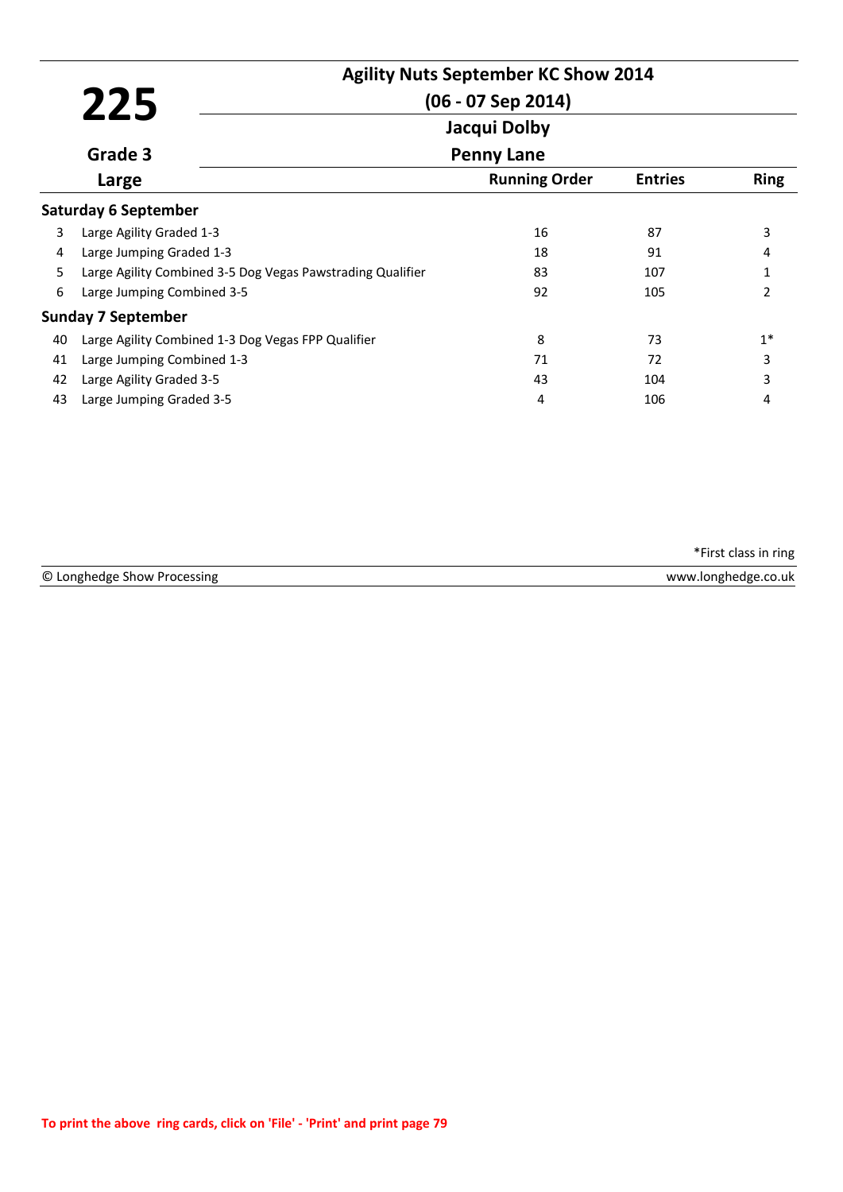# 225

**Agility Nuts September KC Show 2014**

**(06 - 07 Sep 2014)**

**Jacqui Dolby**

**Grade 3**

**Penny Lane**

**Large**

| | | Running Order | Entries | Ring |
|---|---|---|---|---|
| **Saturday 6 September** | | | | |
| 3 | Large Agility Graded 1-3 | 16 | 87 | 3 |
| 4 | Large Jumping Graded 1-3 | 18 | 91 | 4 |
| 5 | Large Agility Combined 3-5 Dog Vegas Pawstrading Qualifier | 83 | 107 | 1 |
| 6 | Large Jumping Combined 3-5 | 92 | 105 | 2 |
| **Sunday 7 September** | | | | |
| 40 | Large Agility Combined 1-3 Dog Vegas FPP Qualifier | 8 | 73 | 1* |
| 41 | Large Jumping Combined 1-3 | 71 | 72 | 3 |
| 42 | Large Agility Graded 3-5 | 43 | 104 | 3 |
| 43 | Large Jumping Graded 3-5 | 4 | 106 | 4 |

*First class in ring

© Longhedge Show Processing www.longhedge.co.uk

To print the above ring cards, click on 'File' - 'Print' and print page 79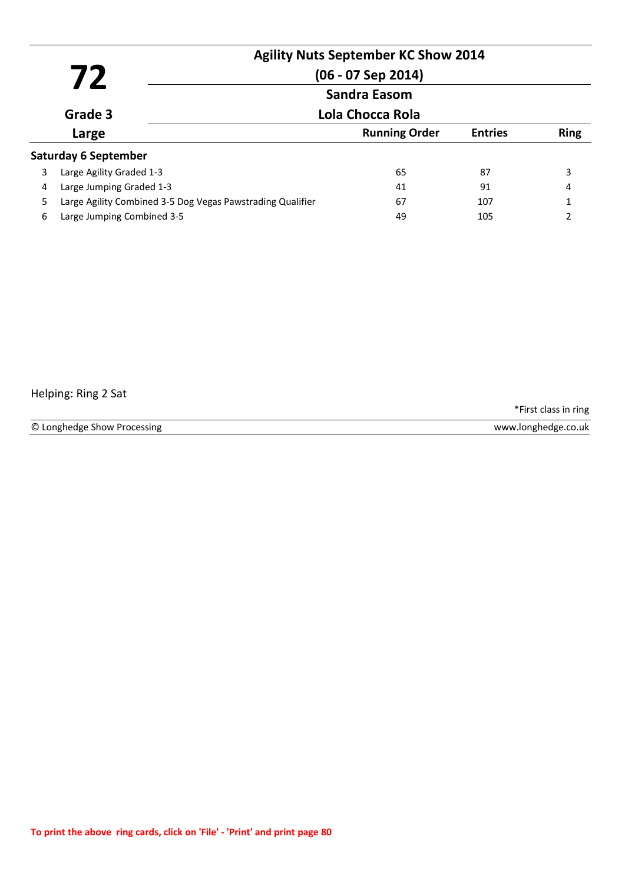# 72

**Grade 3**

**Large**

## Agility Nuts September KC Show 2014

**(06 - 07 Sep 2014)**

**Sandra Easom**

**Lola Chocca Rola**

| | | Running Order | Entries | Ring |
|---|---|---|---|---|
| **Saturday 6 September** | | | | |
| 3 | Large Agility Graded 1-3 | 65 | 87 | 3 |
| 4 | Large Jumping Graded 1-3 | 41 | 91 | 4 |
| 5 | Large Agility Combined 3-5 Dog Vegas Pawstrading Qualifier | 67 | 107 | 1 |
| 6 | Large Jumping Combined 3-5 | 49 | 105 | 2 |

Helping: Ring 2 Sat

*First class in ring

© Longhedge Show Processing www.longhedge.co.uk

To print the above ring cards, click on 'File' - 'Print' and print page 80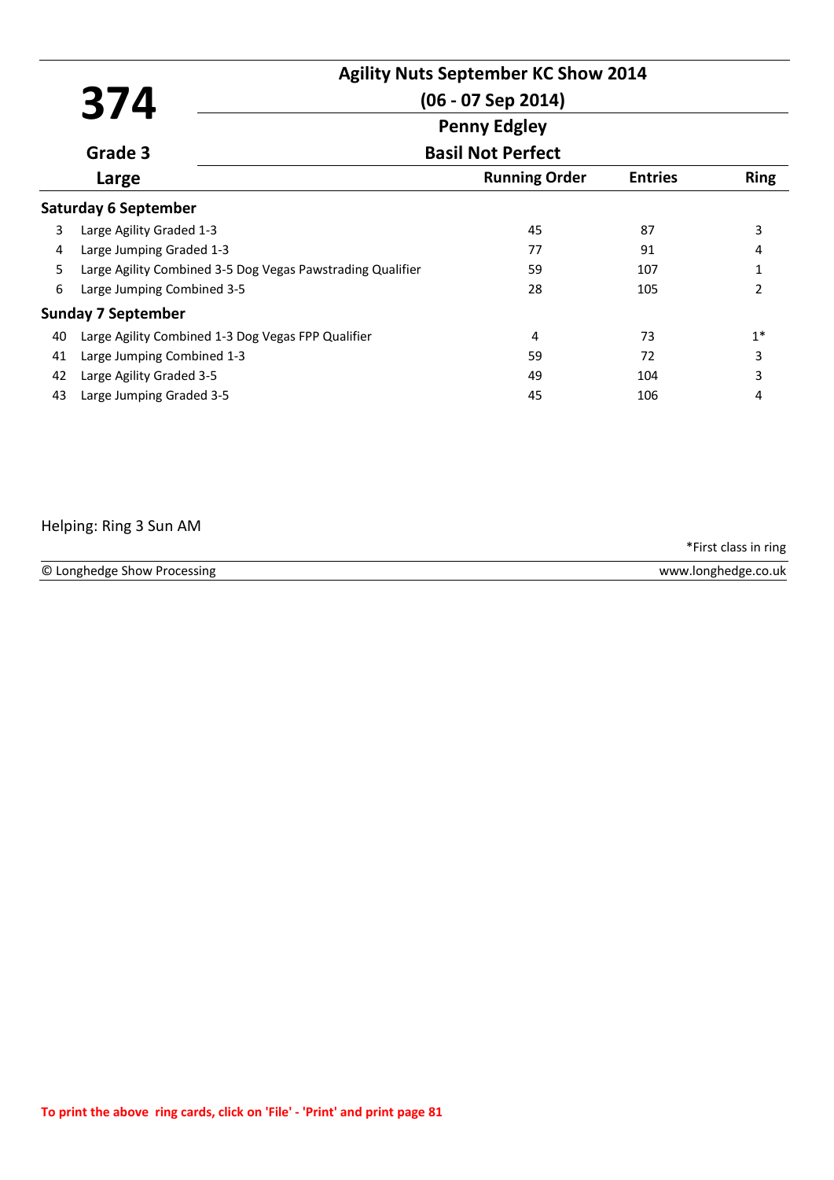# 374

**Agility Nuts September KC Show 2014**

**(06 - 07 Sep 2014)**

**Penny Edgley**

**Grade 3** — **Basil Not Perfect**

**Large**

| | | Running Order | Entries | Ring |
|---|---|---|---|---|
| **Saturday 6 September** | | | | |
| 3 | Large Agility Graded 1-3 | 45 | 87 | 3 |
| 4 | Large Jumping Graded 1-3 | 77 | 91 | 4 |
| 5 | Large Agility Combined 3-5 Dog Vegas Pawstrading Qualifier | 59 | 107 | 1 |
| 6 | Large Jumping Combined 3-5 | 28 | 105 | 2 |
| **Sunday 7 September** | | | | |
| 40 | Large Agility Combined 1-3 Dog Vegas FPP Qualifier | 4 | 73 | 1* |
| 41 | Large Jumping Combined 1-3 | 59 | 72 | 3 |
| 42 | Large Agility Graded 3-5 | 49 | 104 | 3 |
| 43 | Large Jumping Graded 3-5 | 45 | 106 | 4 |

Helping: Ring 3 Sun AM

*First class in ring

© Longhedge Show Processing — www.longhedge.co.uk

**To print the above ring cards, click on 'File' - 'Print' and print page 81**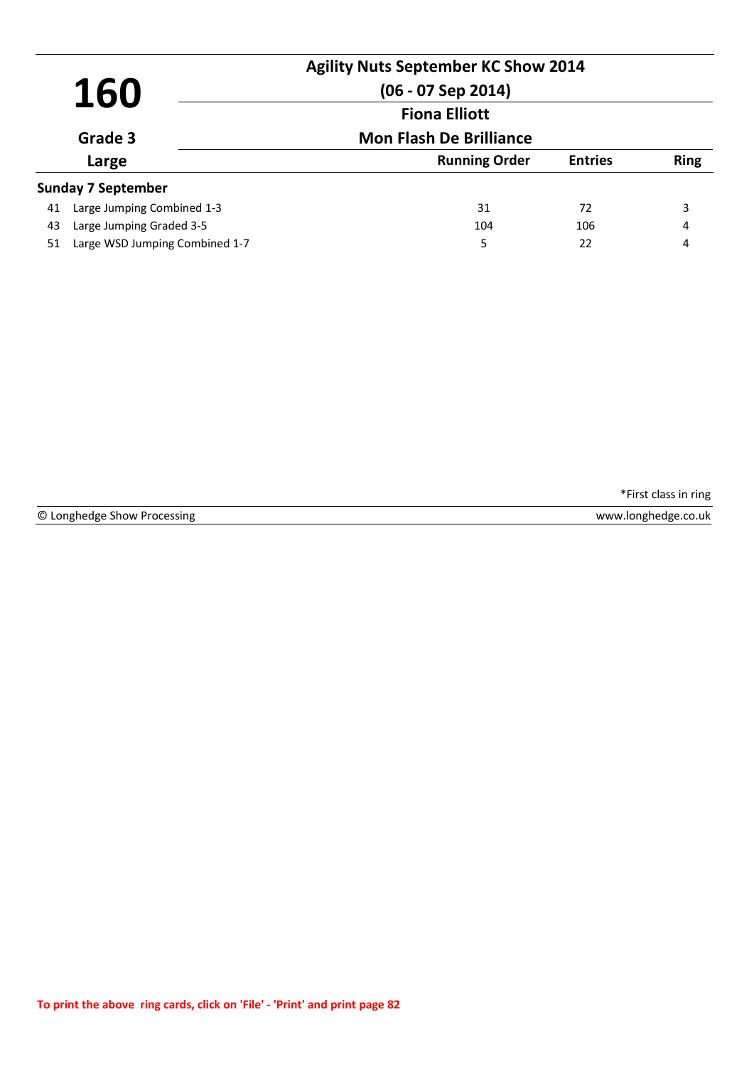# 160

**Grade 3**

**Large**

## Agility Nuts September KC Show 2014

**(06 - 07 Sep 2014)**

**Fiona Elliott**

**Mon Flash De Brilliance**

| | | Running Order | Entries | Ring |
|---|---|---|---|---|
| **Sunday 7 September** | | | | |
| 41 | Large Jumping Combined 1-3 | 31 | 72 | 3 |
| 43 | Large Jumping Graded 3-5 | 104 | 106 | 4 |
| 51 | Large WSD Jumping Combined 1-7 | 5 | 22 | 4 |

*First class in ring

© Longhedge Show Processing

www.longhedge.co.uk

To print the above ring cards, click on 'File' - 'Print' and print page 82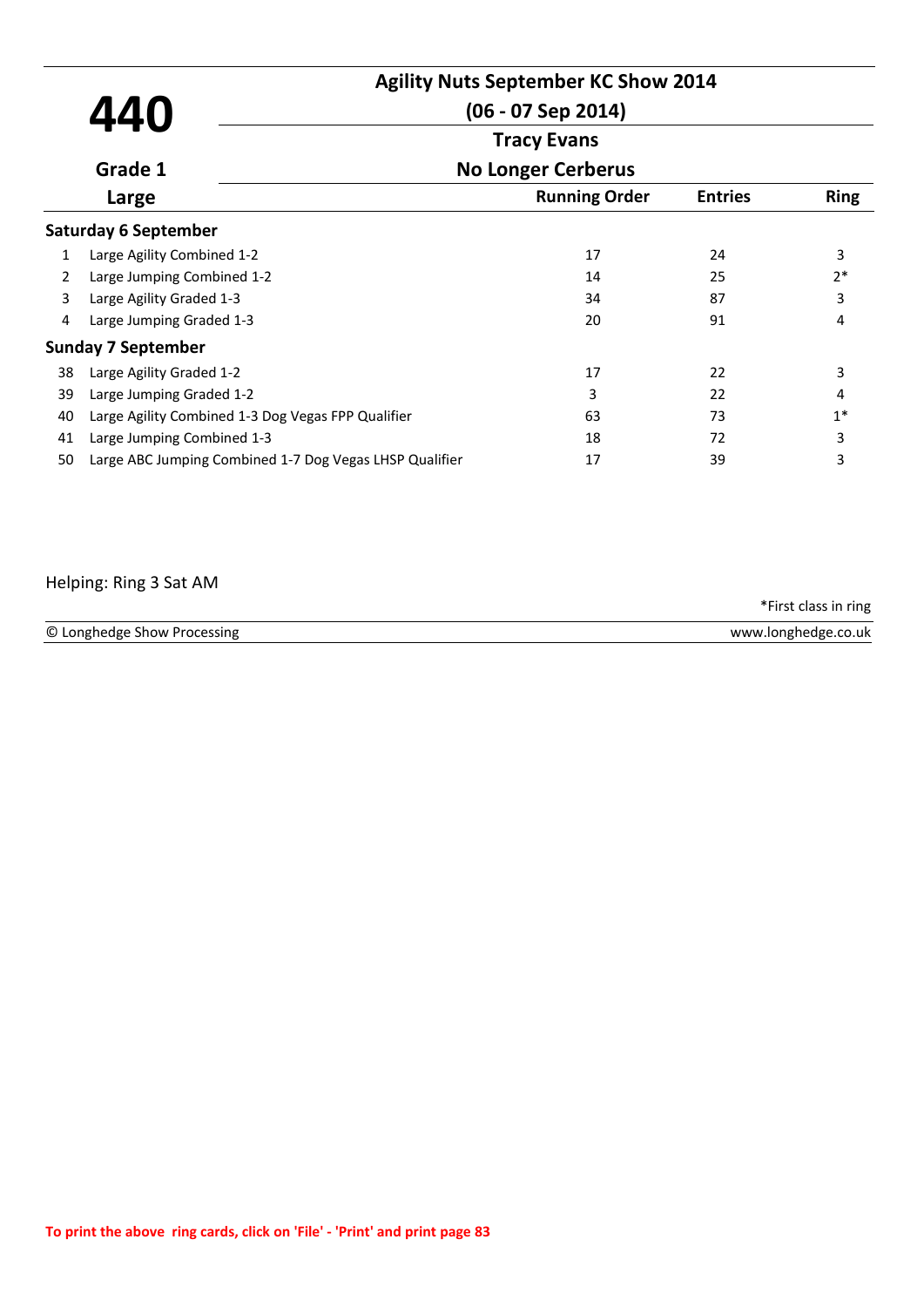# 440

**Grade 1**

**Large**

## Agility Nuts September KC Show 2014

**(06 - 07 Sep 2014)**

**Tracy Evans**

**No Longer Cerberus**

| | | Running Order | Entries | Ring |
|---|---|---|---|---|
| **Saturday 6 September** | | | | |
| 1 | Large Agility Combined 1-2 | 17 | 24 | 3 |
| 2 | Large Jumping Combined 1-2 | 14 | 25 | 2* |
| 3 | Large Agility Graded 1-3 | 34 | 87 | 3 |
| 4 | Large Jumping Graded 1-3 | 20 | 91 | 4 |
| **Sunday 7 September** | | | | |
| 38 | Large Agility Graded 1-2 | 17 | 22 | 3 |
| 39 | Large Jumping Graded 1-2 | 3 | 22 | 4 |
| 40 | Large Agility Combined 1-3 Dog Vegas FPP Qualifier | 63 | 73 | 1* |
| 41 | Large Jumping Combined 1-3 | 18 | 72 | 3 |
| 50 | Large ABC Jumping Combined 1-7 Dog Vegas LHSP Qualifier | 17 | 39 | 3 |

Helping: Ring 3 Sat AM

*First class in ring

© Longhedge Show Processing www.longhedge.co.uk

To print the above ring cards, click on 'File' - 'Print' and print page 83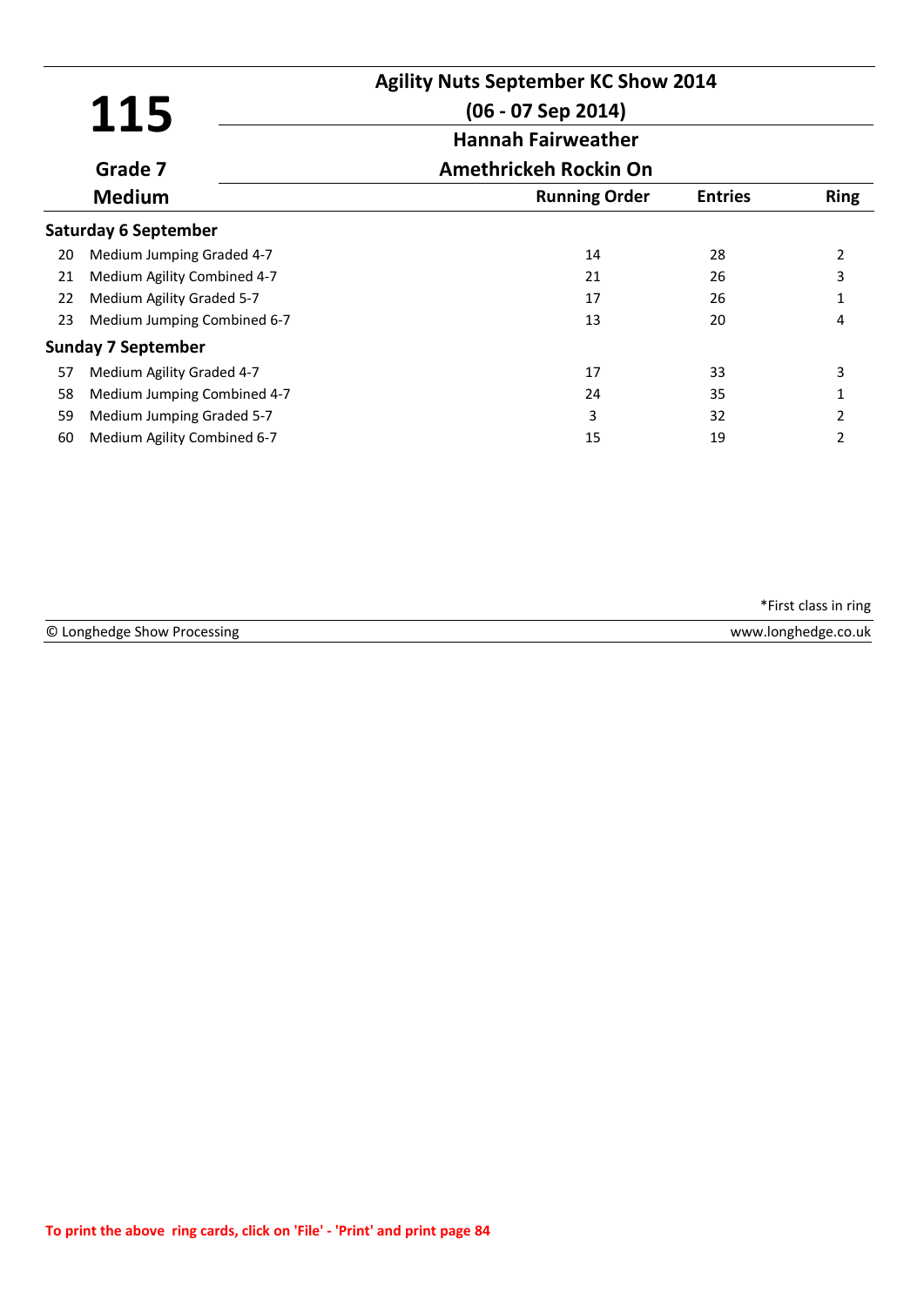# 115

**Agility Nuts September KC Show 2014**

**(06 - 07 Sep 2014)**

**Hannah Fairweather**

**Grade 7** — **Amethrickeh Rockin On**

**Medium**

| | | Running Order | Entries | Ring |
|---|---|---|---|---|
| **Saturday 6 September** | | | | |
| 20 | Medium Jumping Graded 4-7 | 14 | 28 | 2 |
| 21 | Medium Agility Combined 4-7 | 21 | 26 | 3 |
| 22 | Medium Agility Graded 5-7 | 17 | 26 | 1 |
| 23 | Medium Jumping Combined 6-7 | 13 | 20 | 4 |
| **Sunday 7 September** | | | | |
| 57 | Medium Agility Graded 4-7 | 17 | 33 | 3 |
| 58 | Medium Jumping Combined 4-7 | 24 | 35 | 1 |
| 59 | Medium Jumping Graded 5-7 | 3 | 32 | 2 |
| 60 | Medium Agility Combined 6-7 | 15 | 19 | 2 |

*First class in ring

© Longhedge Show Processing — www.longhedge.co.uk

**To print the above ring cards, click on 'File' - 'Print' and print page 84**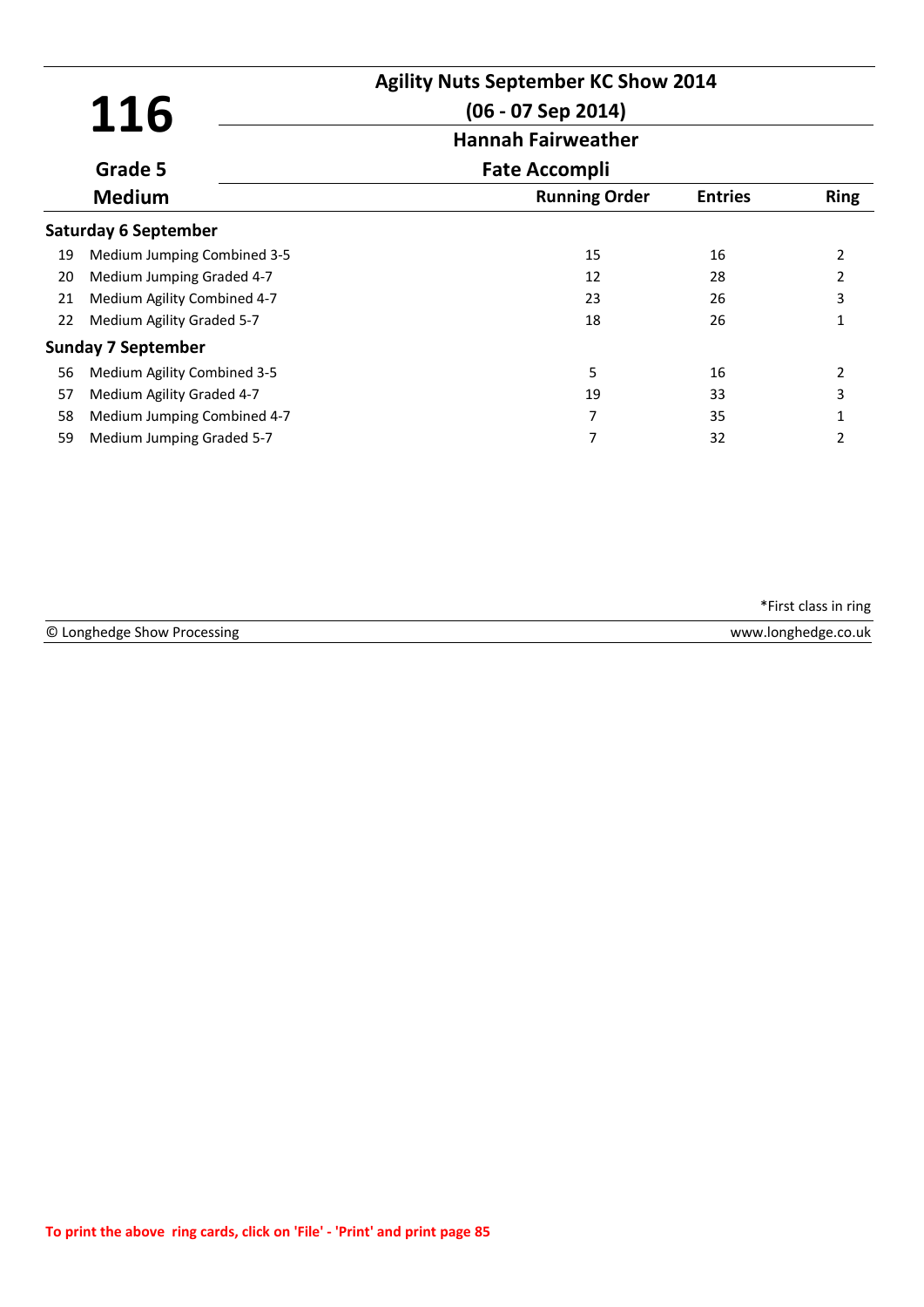# 116

**Agility Nuts September KC Show 2014**

**(06 - 07 Sep 2014)**

**Hannah Fairweather**

**Fate Accompli**

**Grade 5**

**Medium**

| | | Running Order | Entries | Ring |
|---|---|---|---|---|
| **Saturday 6 September** | | | | |
| 19 | Medium Jumping Combined 3-5 | 15 | 16 | 2 |
| 20 | Medium Jumping Graded 4-7 | 12 | 28 | 2 |
| 21 | Medium Agility Combined 4-7 | 23 | 26 | 3 |
| 22 | Medium Agility Graded 5-7 | 18 | 26 | 1 |
| **Sunday 7 September** | | | | |
| 56 | Medium Agility Combined 3-5 | 5 | 16 | 2 |
| 57 | Medium Agility Graded 4-7 | 19 | 33 | 3 |
| 58 | Medium Jumping Combined 4-7 | 7 | 35 | 1 |
| 59 | Medium Jumping Graded 5-7 | 7 | 32 | 2 |

*First class in ring

© Longhedge Show Processing www.longhedge.co.uk

To print the above ring cards, click on 'File' - 'Print' and print page 85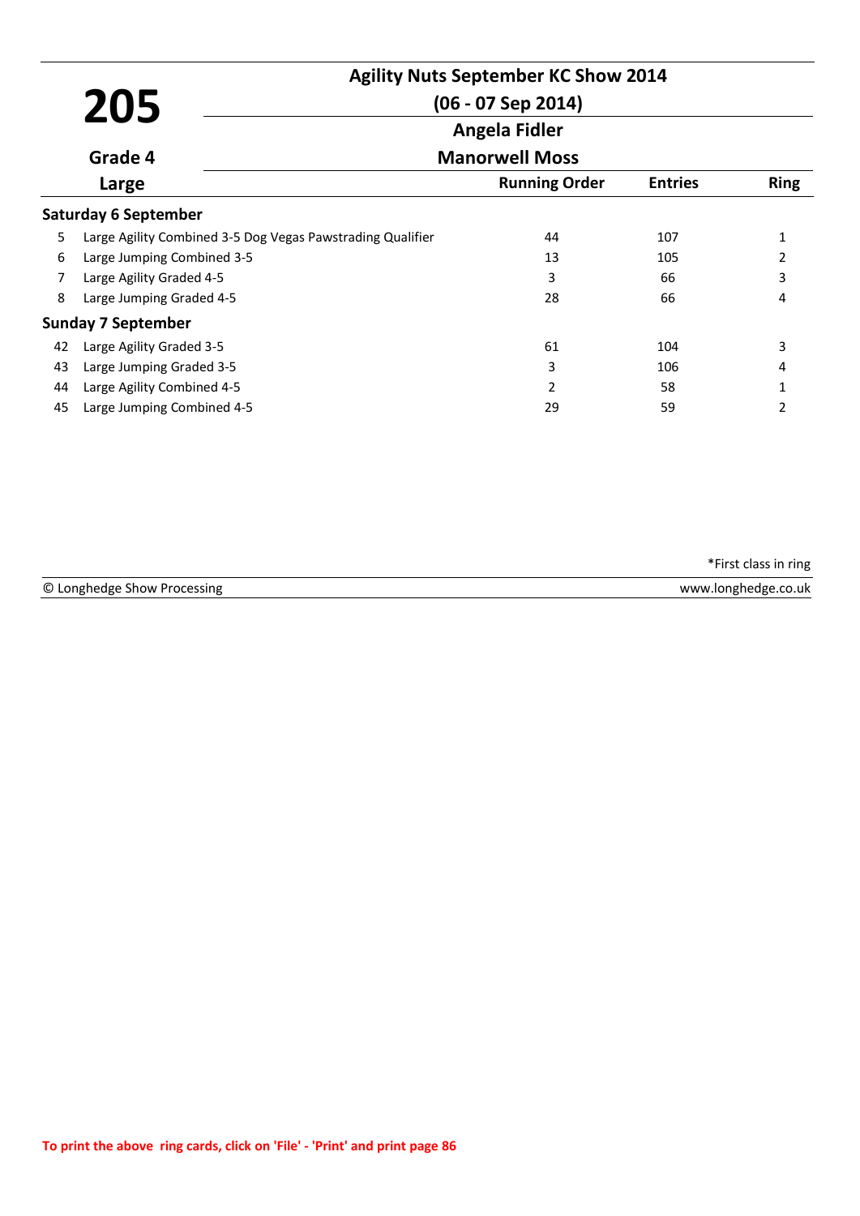# 205

**Grade 4**

**Large**

## Agility Nuts September KC Show 2014

**(06 - 07 Sep 2014)**

**Angela Fidler**

**Manorwell Moss**

| | | Running Order | Entries | Ring |
|---|---|---|---|---|
| **Saturday 6 September** | | | | |
| 5 | Large Agility Combined 3-5 Dog Vegas Pawstrading Qualifier | 44 | 107 | 1 |
| 6 | Large Jumping Combined 3-5 | 13 | 105 | 2 |
| 7 | Large Agility Graded 4-5 | 3 | 66 | 3 |
| 8 | Large Jumping Graded 4-5 | 28 | 66 | 4 |
| **Sunday 7 September** | | | | |
| 42 | Large Agility Graded 3-5 | 61 | 104 | 3 |
| 43 | Large Jumping Graded 3-5 | 3 | 106 | 4 |
| 44 | Large Agility Combined 4-5 | 2 | 58 | 1 |
| 45 | Large Jumping Combined 4-5 | 29 | 59 | 2 |

*First class in ring

© Longhedge Show Processing — www.longhedge.co.uk

To print the above ring cards, click on 'File' - 'Print' and print page 86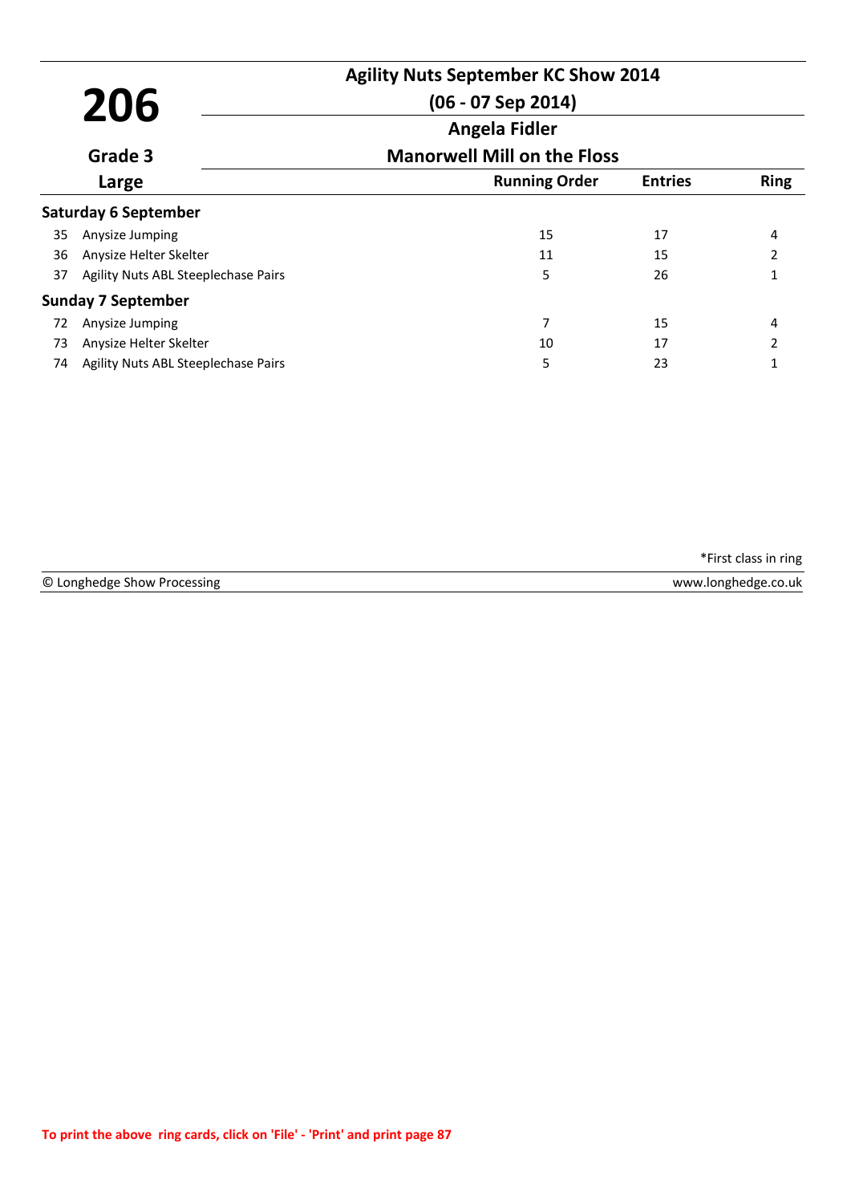# 206

**Grade 3**

**Large**

## Agility Nuts September KC Show 2014

**(06 - 07 Sep 2014)**

**Angela Fidler**

**Manorwell Mill on the Floss**

| | | Running Order | Entries | Ring |
|---|---|---|---|---|
| **Saturday 6 September** | | | | |
| 35 | Anysize Jumping | 15 | 17 | 4 |
| 36 | Anysize Helter Skelter | 11 | 15 | 2 |
| 37 | Agility Nuts ABL Steeplechase Pairs | 5 | 26 | 1 |
| **Sunday 7 September** | | | | |
| 72 | Anysize Jumping | 7 | 15 | 4 |
| 73 | Anysize Helter Skelter | 10 | 17 | 2 |
| 74 | Agility Nuts ABL Steeplechase Pairs | 5 | 23 | 1 |

*First class in ring

© Longhedge Show Processing — www.longhedge.co.uk

**To print the above ring cards, click on 'File' - 'Print' and print page 87**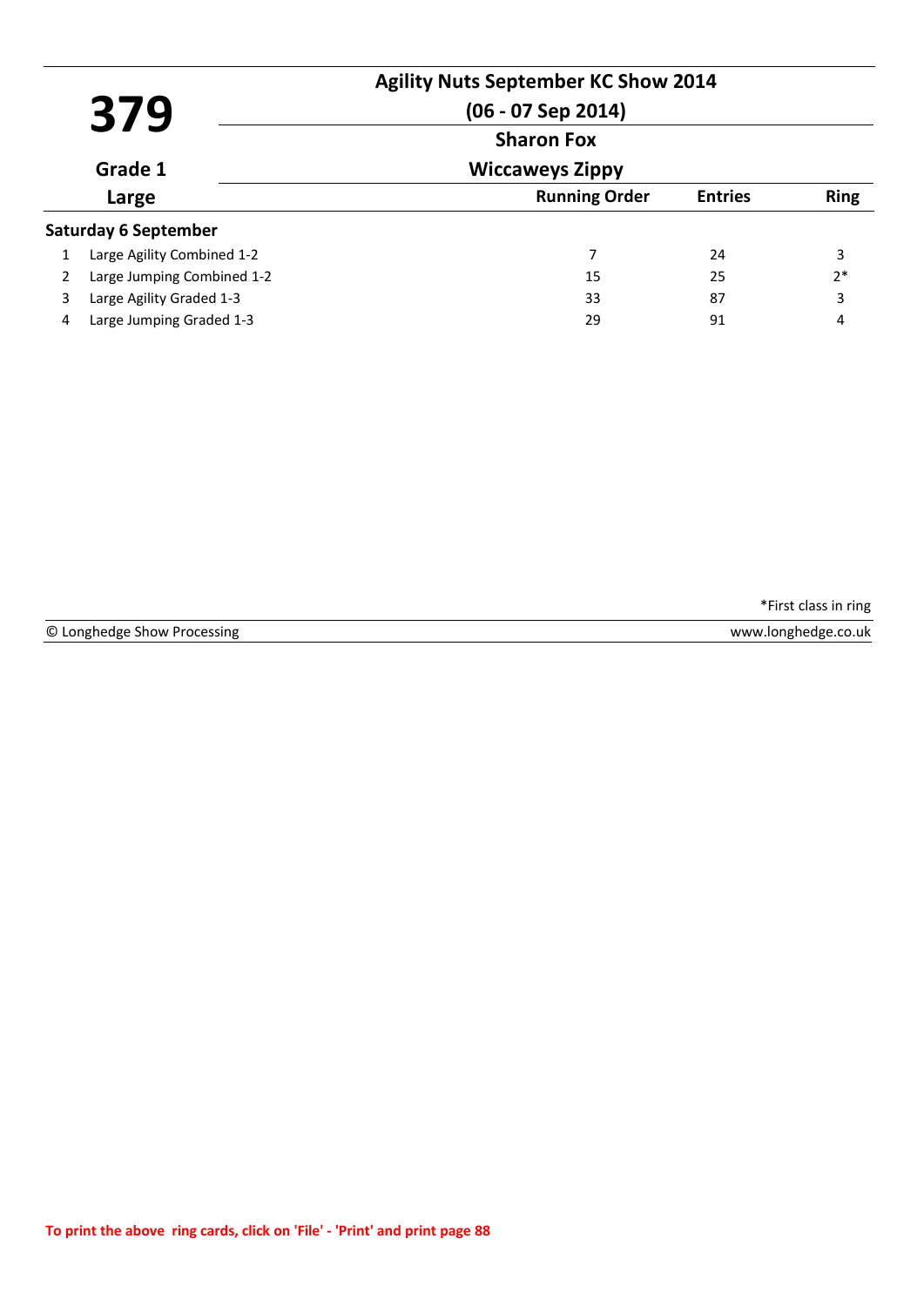# 379

**Grade 1**

**Large**

## Agility Nuts September KC Show 2014

**(06 - 07 Sep 2014)**

**Sharon Fox**

**Wiccaweys Zippy**

### Saturday 6 September

| | | Running Order | Entries | Ring |
|---|---|---|---|---|
| 1 | Large Agility Combined 1-2 | 7 | 24 | 3 |
| 2 | Large Jumping Combined 1-2 | 15 | 25 | 2* |
| 3 | Large Agility Graded 1-3 | 33 | 87 | 3 |
| 4 | Large Jumping Graded 1-3 | 29 | 91 | 4 |

*First class in ring

© Longhedge Show Processing www.longhedge.co.uk

**To print the above ring cards, click on 'File' - 'Print' and print page 88**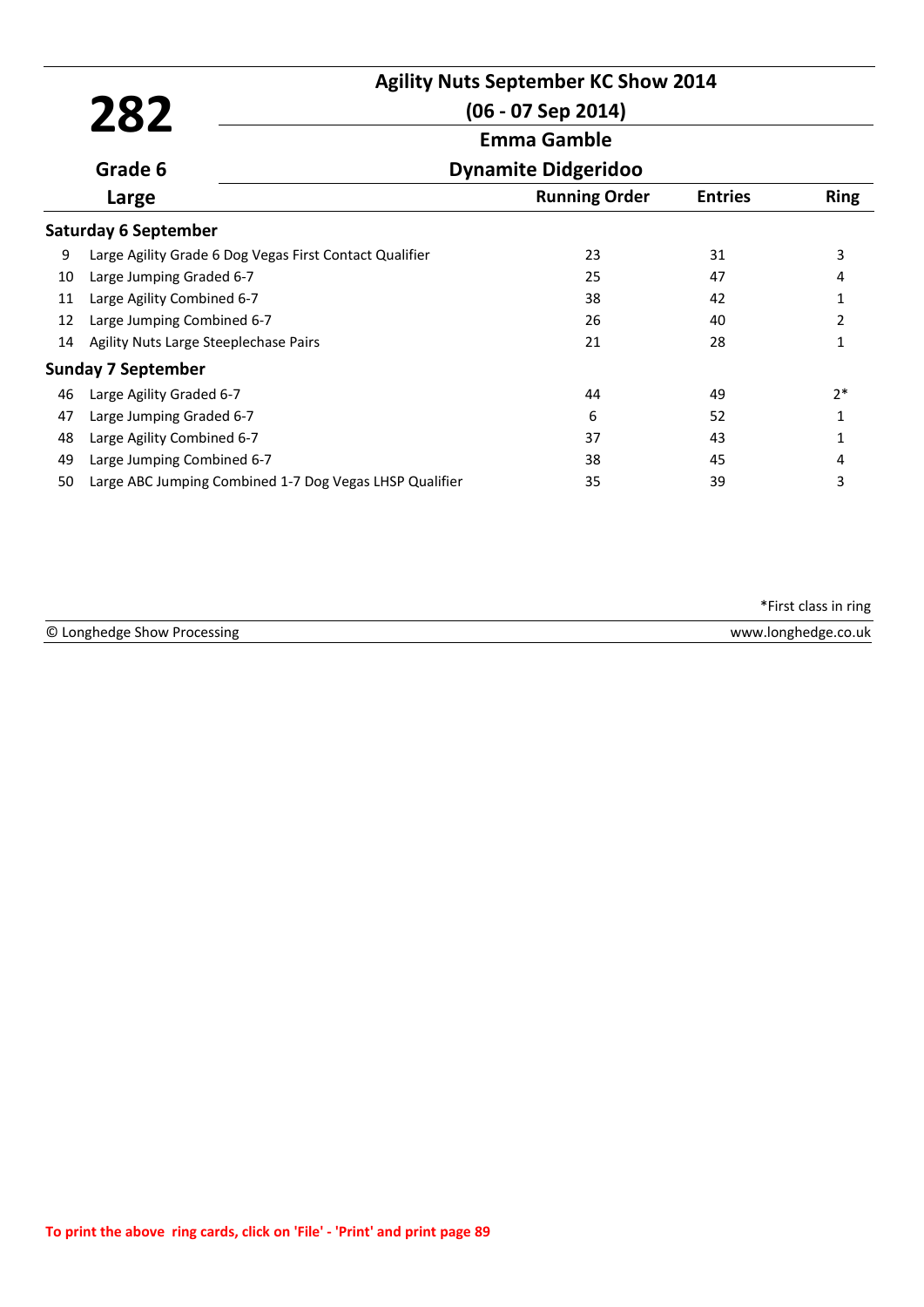# 282

**Agility Nuts September KC Show 2014**

**(06 - 07 Sep 2014)**

**Emma Gamble**

**Dynamite Didgeridoo**

**Grade 6**

**Large**

| | | Running Order | Entries | Ring |
|---|---|---|---|---|
| **Saturday 6 September** | | | | |
| 9 | Large Agility Grade 6 Dog Vegas First Contact Qualifier | 23 | 31 | 3 |
| 10 | Large Jumping Graded 6-7 | 25 | 47 | 4 |
| 11 | Large Agility Combined 6-7 | 38 | 42 | 1 |
| 12 | Large Jumping Combined 6-7 | 26 | 40 | 2 |
| 14 | Agility Nuts Large Steeplechase Pairs | 21 | 28 | 1 |
| **Sunday 7 September** | | | | |
| 46 | Large Agility Graded 6-7 | 44 | 49 | 2* |
| 47 | Large Jumping Graded 6-7 | 6 | 52 | 1 |
| 48 | Large Agility Combined 6-7 | 37 | 43 | 1 |
| 49 | Large Jumping Combined 6-7 | 38 | 45 | 4 |
| 50 | Large ABC Jumping Combined 1-7 Dog Vegas LHSP Qualifier | 35 | 39 | 3 |

*First class in ring

© Longhedge Show Processing www.longhedge.co.uk

To print the above ring cards, click on 'File' - 'Print' and print page 89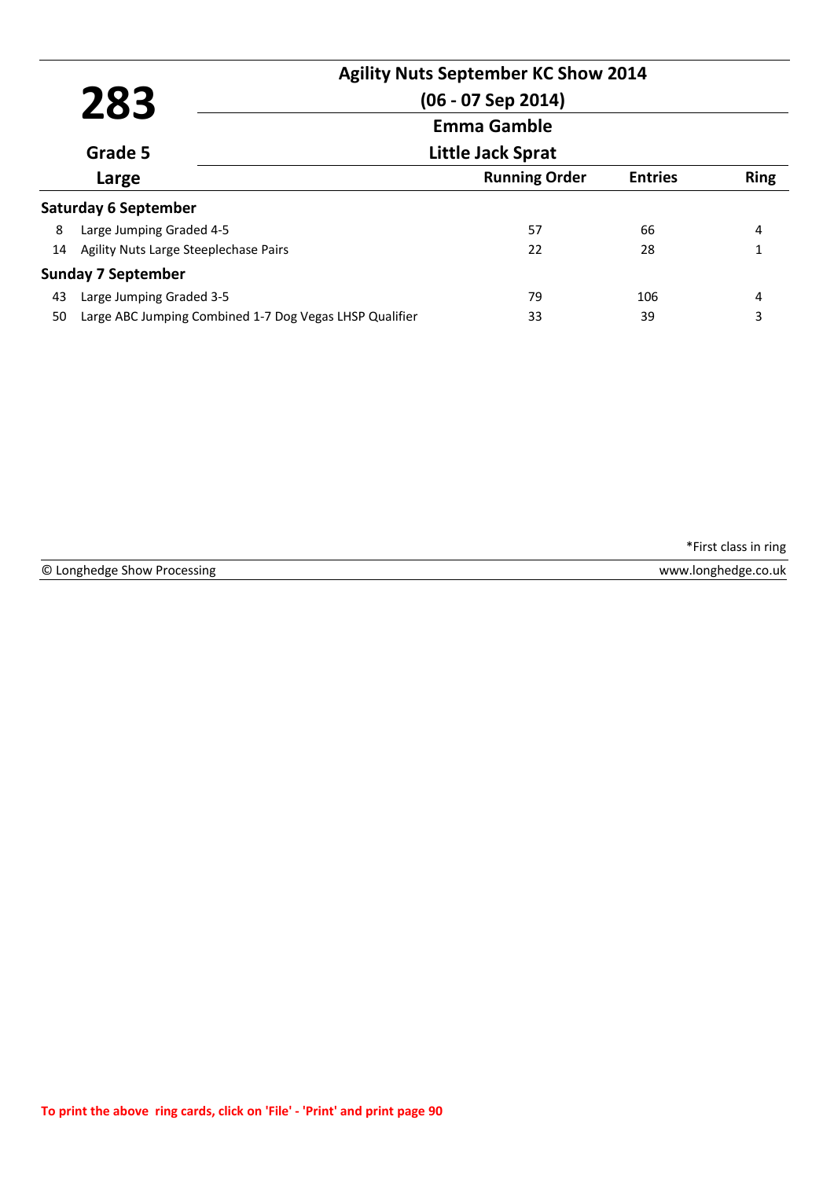# 283

**Agility Nuts September KC Show 2014**

**(06 - 07 Sep 2014)**

**Emma Gamble**

**Little Jack Sprat**

**Grade 5**

**Large**

| | | Running Order | Entries | Ring |
|---|---|---|---|---|
| **Saturday 6 September** | | | | |
| 8 | Large Jumping Graded 4-5 | 57 | 66 | 4 |
| 14 | Agility Nuts Large Steeplechase Pairs | 22 | 28 | 1 |
| **Sunday 7 September** | | | | |
| 43 | Large Jumping Graded 3-5 | 79 | 106 | 4 |
| 50 | Large ABC Jumping Combined 1-7 Dog Vegas LHSP Qualifier | 33 | 39 | 3 |

*First class in ring

© Longhedge Show Processing — www.longhedge.co.uk

To print the above ring cards, click on 'File' - 'Print' and print page 90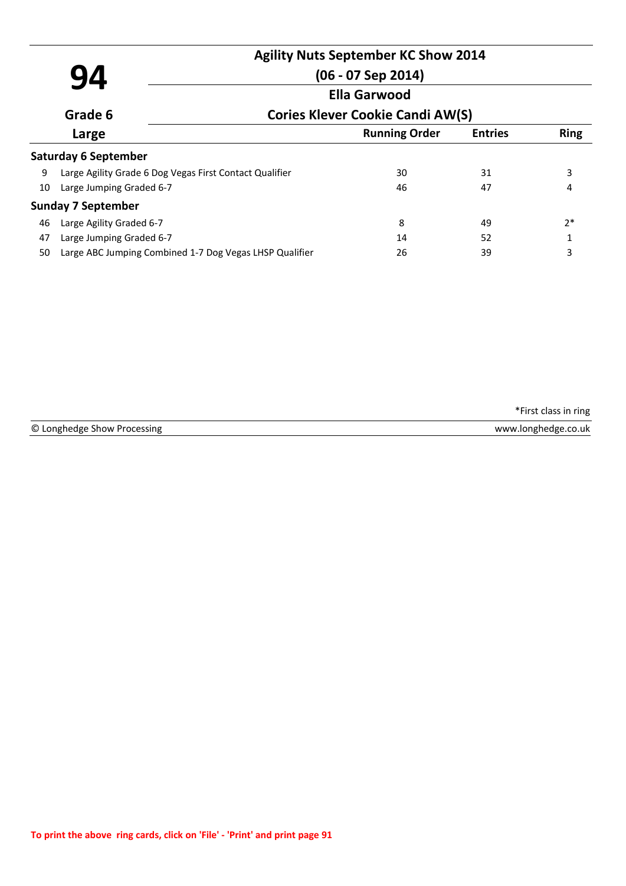# 94

## Agility Nuts September KC Show 2014

**(06 - 07 Sep 2014)**

**Ella Garwood**

**Grade 6** — **Cories Klever Cookie Candi AW(S)**

**Large**

| | Class | Running Order | Entries | Ring |
|---|---|---|---|---|
| **Saturday 6 September** | | | | |
| 9 | Large Agility Grade 6 Dog Vegas First Contact Qualifier | 30 | 31 | 3 |
| 10 | Large Jumping Graded 6-7 | 46 | 47 | 4 |
| **Sunday 7 September** | | | | |
| 46 | Large Agility Graded 6-7 | 8 | 49 | 2* |
| 47 | Large Jumping Graded 6-7 | 14 | 52 | 1 |
| 50 | Large ABC Jumping Combined 1-7 Dog Vegas LHSP Qualifier | 26 | 39 | 3 |

*First class in ring

© Longhedge Show Processing — www.longhedge.co.uk

To print the above ring cards, click on 'File' - 'Print' and print page 91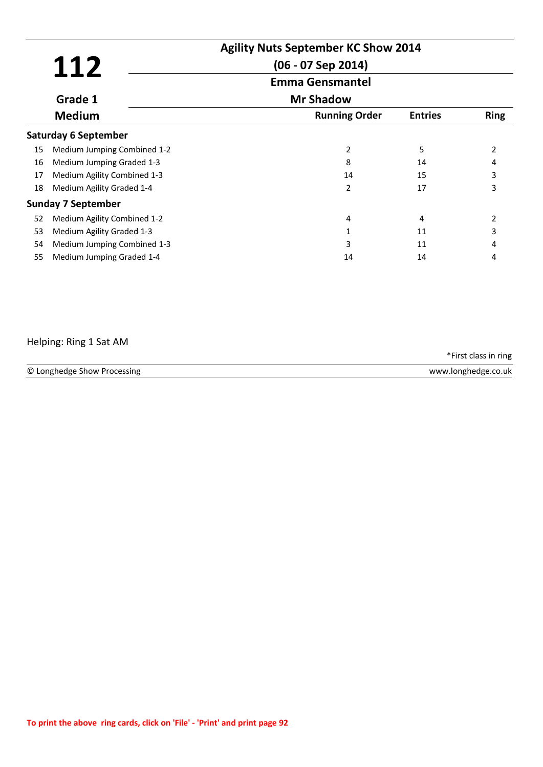# 112

**Agility Nuts September KC Show 2014**

**(06 - 07 Sep 2014)**

**Emma Gensmantel**

**Grade 1**

**Mr Shadow**

**Medium**

| | | Running Order | Entries | Ring |
|---|---|---|---|---|
| **Saturday 6 September** | | | | |
| 15 | Medium Jumping Combined 1-2 | 2 | 5 | 2 |
| 16 | Medium Jumping Graded 1-3 | 8 | 14 | 4 |
| 17 | Medium Agility Combined 1-3 | 14 | 15 | 3 |
| 18 | Medium Agility Graded 1-4 | 2 | 17 | 3 |
| **Sunday 7 September** | | | | |
| 52 | Medium Agility Combined 1-2 | 4 | 4 | 2 |
| 53 | Medium Agility Graded 1-3 | 1 | 11 | 3 |
| 54 | Medium Jumping Combined 1-3 | 3 | 11 | 4 |
| 55 | Medium Jumping Graded 1-4 | 14 | 14 | 4 |

Helping: Ring 1 Sat AM

*First class in ring

© Longhedge Show Processing www.longhedge.co.uk

To print the above ring cards, click on 'File' - 'Print' and print page 92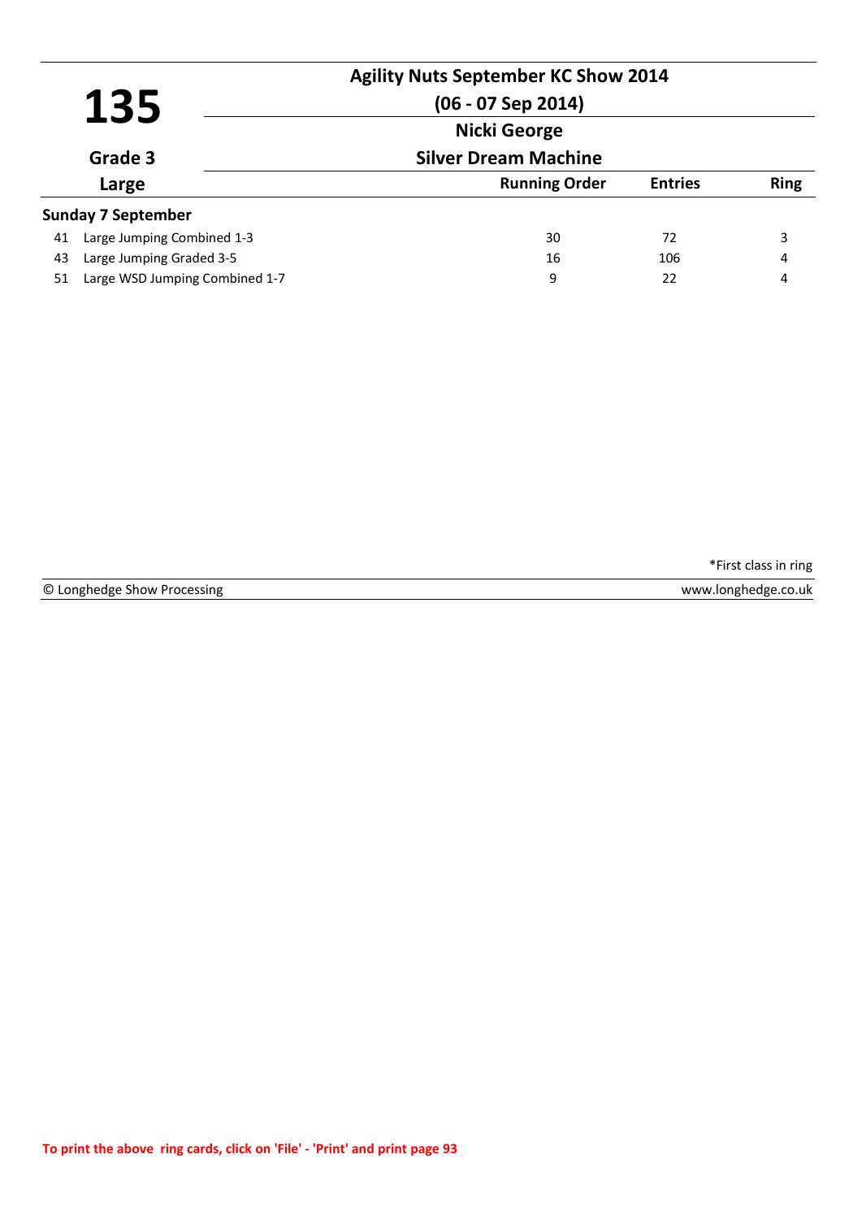# 135

**Grade 3**

**Large**

## Agility Nuts September KC Show 2014

**(06 - 07 Sep 2014)**

**Nicki George**

**Silver Dream Machine**

**Sunday 7 September**

| | Class | Running Order | Entries | Ring |
|---|---|---|---|---|
| 41 | Large Jumping Combined 1-3 | 30 | 72 | 3 |
| 43 | Large Jumping Graded 3-5 | 16 | 106 | 4 |
| 51 | Large WSD Jumping Combined 1-7 | 9 | 22 | 4 |

*First class in ring

© Longhedge Show Processing — www.longhedge.co.uk

To print the above ring cards, click on 'File' - 'Print' and print page 93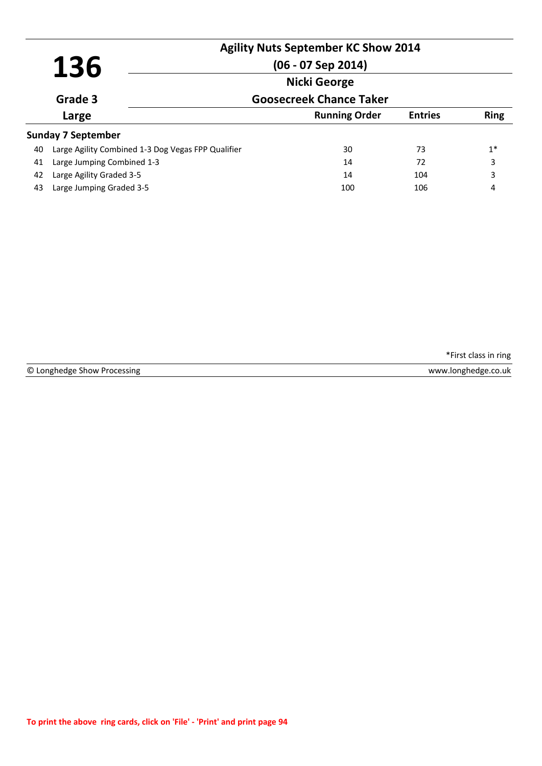# 136

## Agility Nuts September KC Show 2014

**(06 - 07 Sep 2014)**

**Nicki George**

**Goosecreek Chance Taker**

**Grade 3**

**Large**

| | | Running Order | Entries | Ring |
|---|---|---|---|---|
| **Sunday 7 September** | | | | |
| 40 | Large Agility Combined 1-3 Dog Vegas FPP Qualifier | 30 | 73 | 1* |
| 41 | Large Jumping Combined 1-3 | 14 | 72 | 3 |
| 42 | Large Agility Graded 3-5 | 14 | 104 | 3 |
| 43 | Large Jumping Graded 3-5 | 100 | 106 | 4 |

*First class in ring

© Longhedge Show Processing www.longhedge.co.uk

**To print the above ring cards, click on 'File' - 'Print' and print page 94**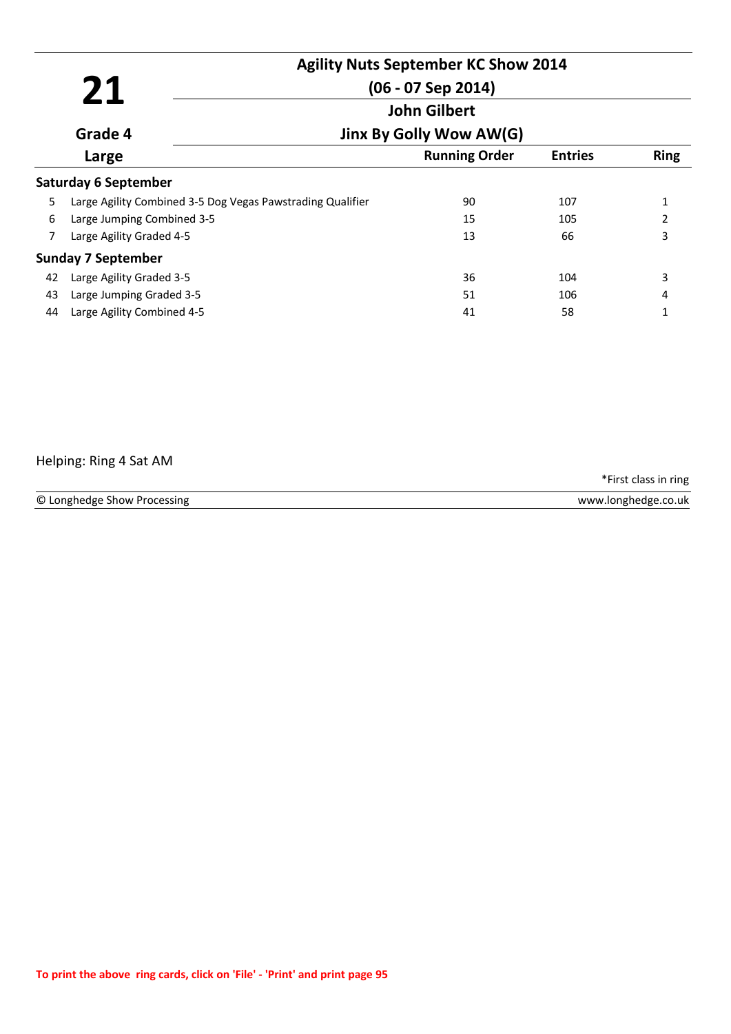# 21

**Agility Nuts September KC Show 2014**

**(06 - 07 Sep 2014)**

**John Gilbert**

**Grade 4**

**Jinx By Golly Wow AW(G)**

**Large**

| | | Running Order | Entries | Ring |
|---|---|---|---|---|
| **Saturday 6 September** | | | | |
| 5 | Large Agility Combined 3-5 Dog Vegas Pawstrading Qualifier | 90 | 107 | 1 |
| 6 | Large Jumping Combined 3-5 | 15 | 105 | 2 |
| 7 | Large Agility Graded 4-5 | 13 | 66 | 3 |
| **Sunday 7 September** | | | | |
| 42 | Large Agility Graded 3-5 | 36 | 104 | 3 |
| 43 | Large Jumping Graded 3-5 | 51 | 106 | 4 |
| 44 | Large Agility Combined 4-5 | 41 | 58 | 1 |

Helping: Ring 4 Sat AM

*First class in ring

© Longhedge Show Processing www.longhedge.co.uk

**To print the above ring cards, click on 'File' - 'Print' and print page 95**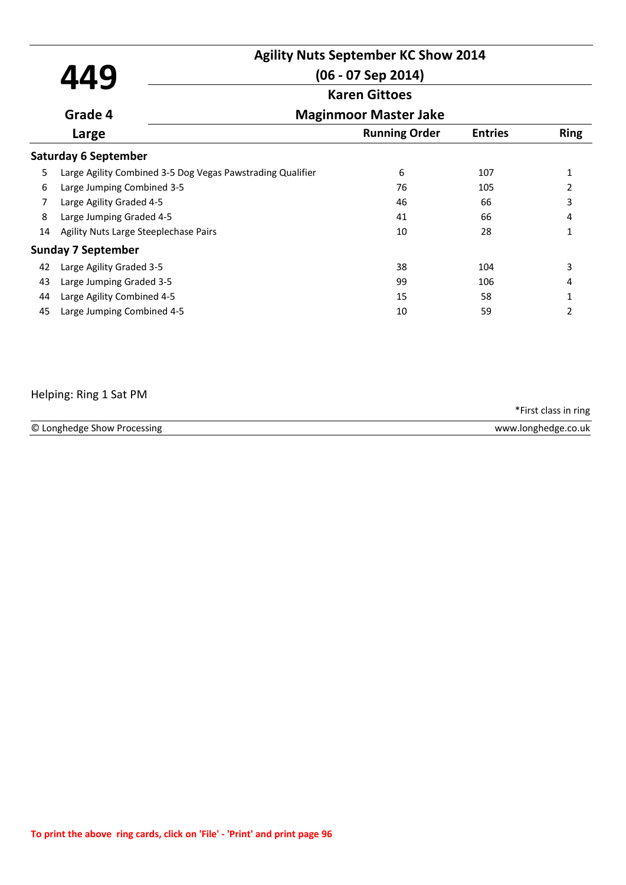# 449

## Agility Nuts September KC Show 2014

**(06 - 07 Sep 2014)**

**Karen Gittoes**

**Grade 4** — **Maginmoor Master Jake**

**Large**

| | | Running Order | Entries | Ring |
|---|---|---|---|---|
| **Saturday 6 September** | | | | |
| 5 | Large Agility Combined 3-5 Dog Vegas Pawstrading Qualifier | 6 | 107 | 1 |
| 6 | Large Jumping Combined 3-5 | 76 | 105 | 2 |
| 7 | Large Agility Graded 4-5 | 46 | 66 | 3 |
| 8 | Large Jumping Graded 4-5 | 41 | 66 | 4 |
| 14 | Agility Nuts Large Steeplechase Pairs | 10 | 28 | 1 |
| **Sunday 7 September** | | | | |
| 42 | Large Agility Graded 3-5 | 38 | 104 | 3 |
| 43 | Large Jumping Graded 3-5 | 99 | 106 | 4 |
| 44 | Large Agility Combined 4-5 | 15 | 58 | 1 |
| 45 | Large Jumping Combined 4-5 | 10 | 59 | 2 |

Helping: Ring 1 Sat PM

*First class in ring

© Longhedge Show Processing — www.longhedge.co.uk

To print the above ring cards, click on 'File' - 'Print' and print page 96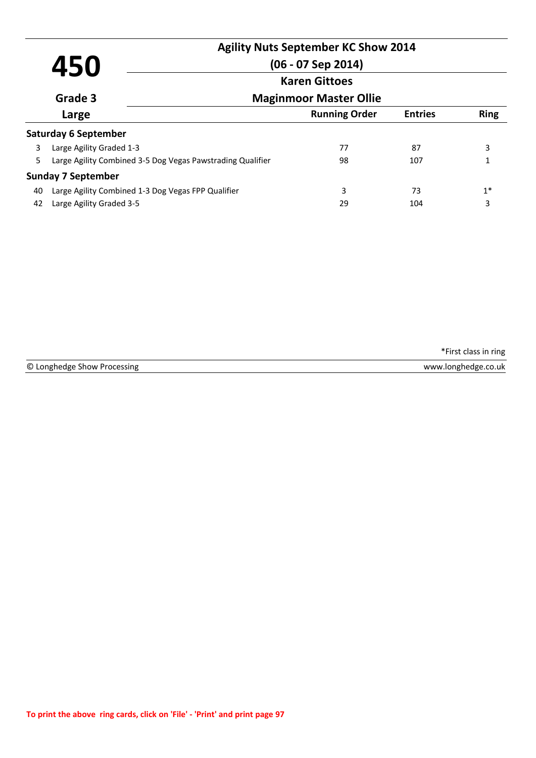# 450

## Agility Nuts September KC Show 2014

**(06 - 07 Sep 2014)**

**Karen Gittoes**

**Grade 3** — **Maginmoor Master Ollie**

**Large**

| | | Running Order | Entries | Ring |
|---|---|---|---|---|
| **Saturday 6 September** | | | | |
| 3 | Large Agility Graded 1-3 | 77 | 87 | 3 |
| 5 | Large Agility Combined 3-5 Dog Vegas Pawstrading Qualifier | 98 | 107 | 1 |
| **Sunday 7 September** | | | | |
| 40 | Large Agility Combined 1-3 Dog Vegas FPP Qualifier | 3 | 73 | 1* |
| 42 | Large Agility Graded 3-5 | 29 | 104 | 3 |

*First class in ring

© Longhedge Show Processing — www.longhedge.co.uk

To print the above ring cards, click on 'File' - 'Print' and print page 97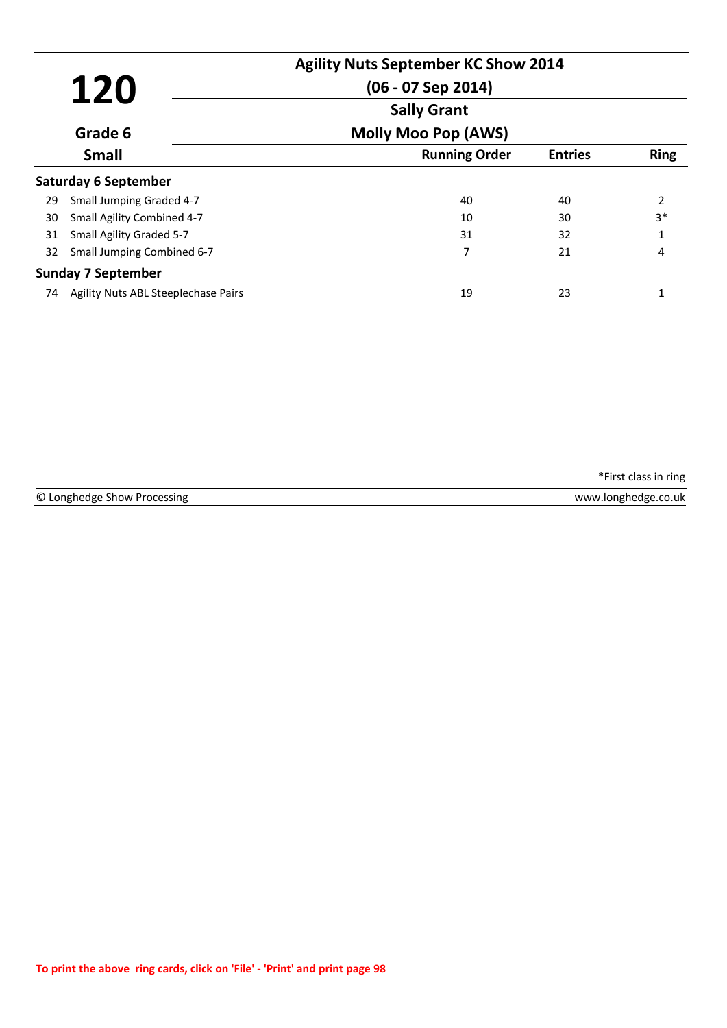# 120

**Agility Nuts September KC Show 2014**

**(06 - 07 Sep 2014)**

**Sally Grant**

**Grade 6**

**Molly Moo Pop (AWS)**

**Small**

| | | Running Order | Entries | Ring |
|---|---|---|---|---|
| **Saturday 6 September** | | | | |
| 29 | Small Jumping Graded 4-7 | 40 | 40 | 2 |
| 30 | Small Agility Combined 4-7 | 10 | 30 | 3* |
| 31 | Small Agility Graded 5-7 | 31 | 32 | 1 |
| 32 | Small Jumping Combined 6-7 | 7 | 21 | 4 |
| **Sunday 7 September** | | | | |
| 74 | Agility Nuts ABL Steeplechase Pairs | 19 | 23 | 1 |

*First class in ring

© Longhedge Show Processing www.longhedge.co.uk

To print the above ring cards, click on 'File' - 'Print' and print page 98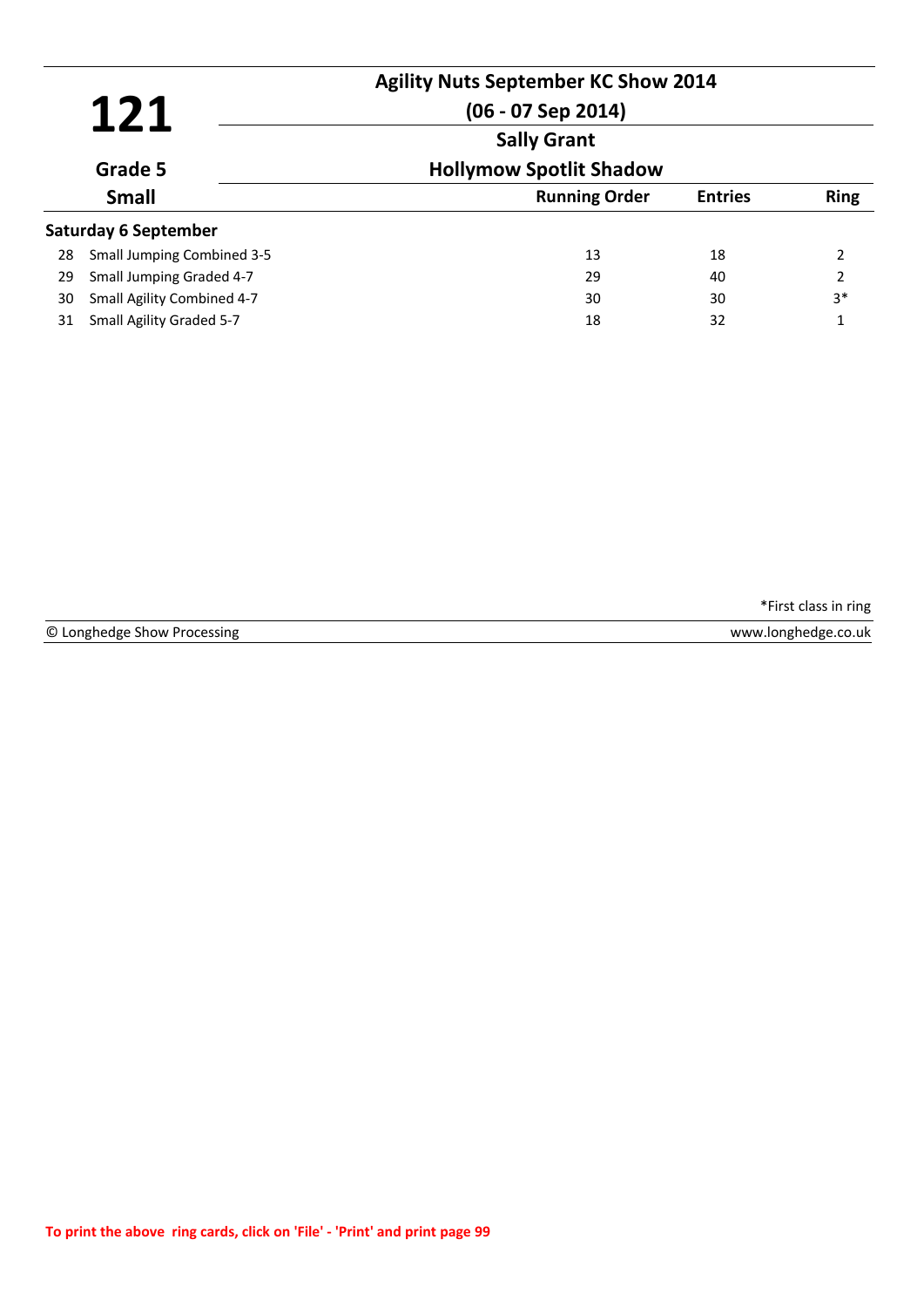# 121

**Agility Nuts September KC Show 2014**

**(06 - 07 Sep 2014)**

**Sally Grant**

**Grade 5** | **Hollymow Spotlit Shadow**

**Small**

| | | Running Order | Entries | Ring |
|---|---|---|---|---|
| **Saturday 6 September** | | | | |
| 28 | Small Jumping Combined 3-5 | 13 | 18 | 2 |
| 29 | Small Jumping Graded 4-7 | 29 | 40 | 2 |
| 30 | Small Agility Combined 4-7 | 30 | 30 | 3* |
| 31 | Small Agility Graded 5-7 | 18 | 32 | 1 |

*First class in ring

© Longhedge Show Processing www.longhedge.co.uk

**To print the above ring cards, click on 'File' - 'Print' and print page 99**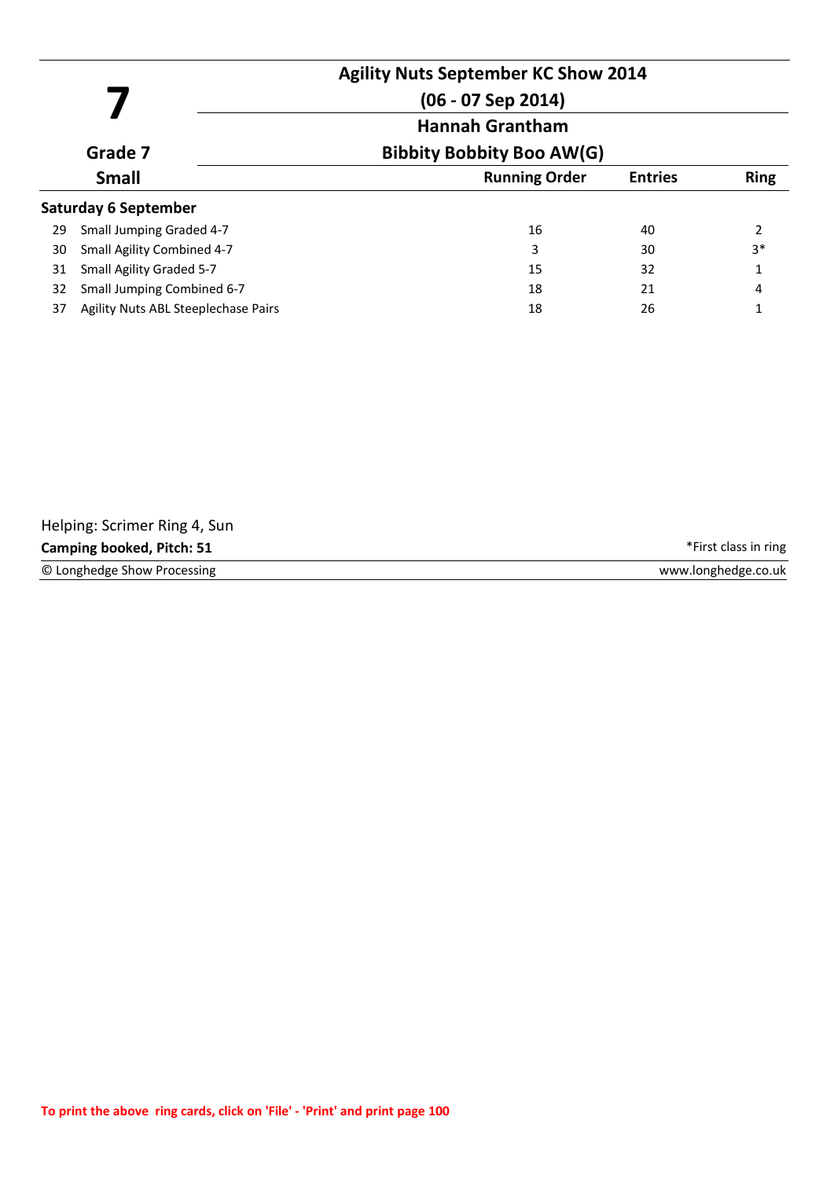# 7

**Agility Nuts September KC Show 2014**

**(06 - 07 Sep 2014)**

**Hannah Grantham**

**Grade 7** — **Bibbity Bobbity Boo AW(G)**

**Small**

| | | Running Order | Entries | Ring |
|---|---|---|---|---|
| **Saturday 6 September** | | | | |
| 29 | Small Jumping Graded 4-7 | 16 | 40 | 2 |
| 30 | Small Agility Combined 4-7 | 3 | 30 | 3* |
| 31 | Small Agility Graded 5-7 | 15 | 32 | 1 |
| 32 | Small Jumping Combined 6-7 | 18 | 21 | 4 |
| 37 | Agility Nuts ABL Steeplechase Pairs | 18 | 26 | 1 |

Helping: Scrimer Ring 4, Sun

**Camping booked, Pitch: 51**

*First class in ring

© Longhedge Show Processing — www.longhedge.co.uk

**To print the above ring cards, click on 'File' - 'Print' and print page 100**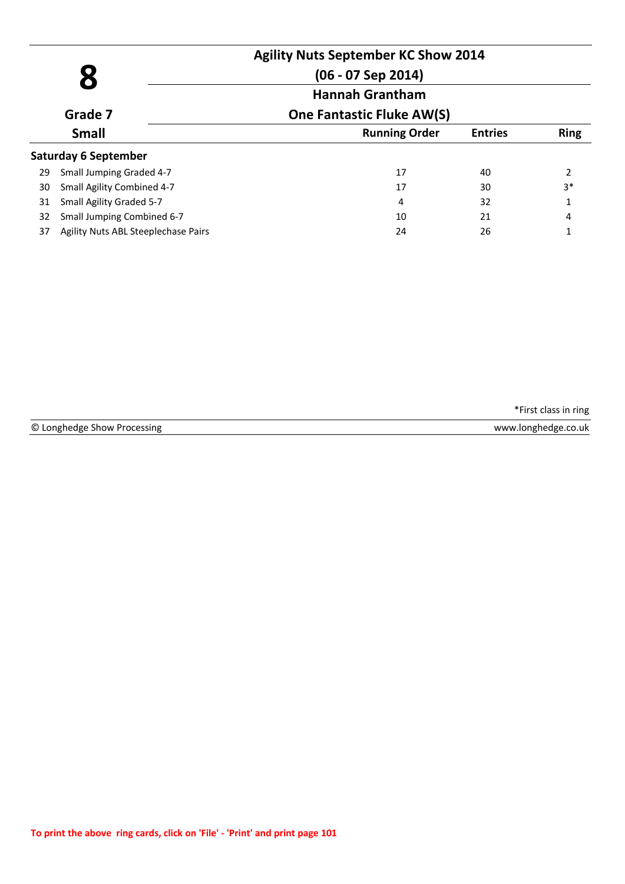# 8

**Agility Nuts September KC Show 2014**

**(06 - 07 Sep 2014)**

**Hannah Grantham**

**Grade 7** | **One Fantastic Fluke AW(S)**

**Small**

| | | Running Order | Entries | Ring |
|---|---|---|---|---|
| **Saturday 6 September** | | | | |
| 29 | Small Jumping Graded 4-7 | 17 | 40 | 2 |
| 30 | Small Agility Combined 4-7 | 17 | 30 | 3* |
| 31 | Small Agility Graded 5-7 | 4 | 32 | 1 |
| 32 | Small Jumping Combined 6-7 | 10 | 21 | 4 |
| 37 | Agility Nuts ABL Steeplechase Pairs | 24 | 26 | 1 |

*First class in ring

© Longhedge Show Processing www.longhedge.co.uk

To print the above ring cards, click on 'File' - 'Print' and print page 101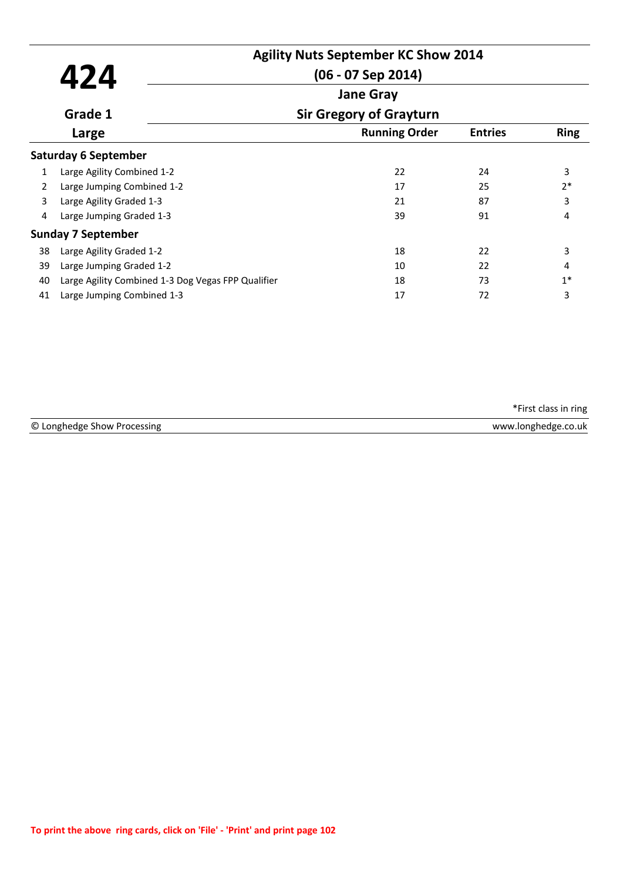# 424

**Agility Nuts September KC Show 2014**

**(06 - 07 Sep 2014)**

**Jane Gray**

**Sir Gregory of Grayturn**

**Grade 1**

**Large**

| | | Running Order | Entries | Ring |
|---|---|---|---|---|
| **Saturday 6 September** | | | | |
| 1 | Large Agility Combined 1-2 | 22 | 24 | 3 |
| 2 | Large Jumping Combined 1-2 | 17 | 25 | 2* |
| 3 | Large Agility Graded 1-3 | 21 | 87 | 3 |
| 4 | Large Jumping Graded 1-3 | 39 | 91 | 4 |
| **Sunday 7 September** | | | | |
| 38 | Large Agility Graded 1-2 | 18 | 22 | 3 |
| 39 | Large Jumping Graded 1-2 | 10 | 22 | 4 |
| 40 | Large Agility Combined 1-3 Dog Vegas FPP Qualifier | 18 | 73 | 1* |
| 41 | Large Jumping Combined 1-3 | 17 | 72 | 3 |

*First class in ring

© Longhedge Show Processing www.longhedge.co.uk

To print the above ring cards, click on 'File' - 'Print' and print page 102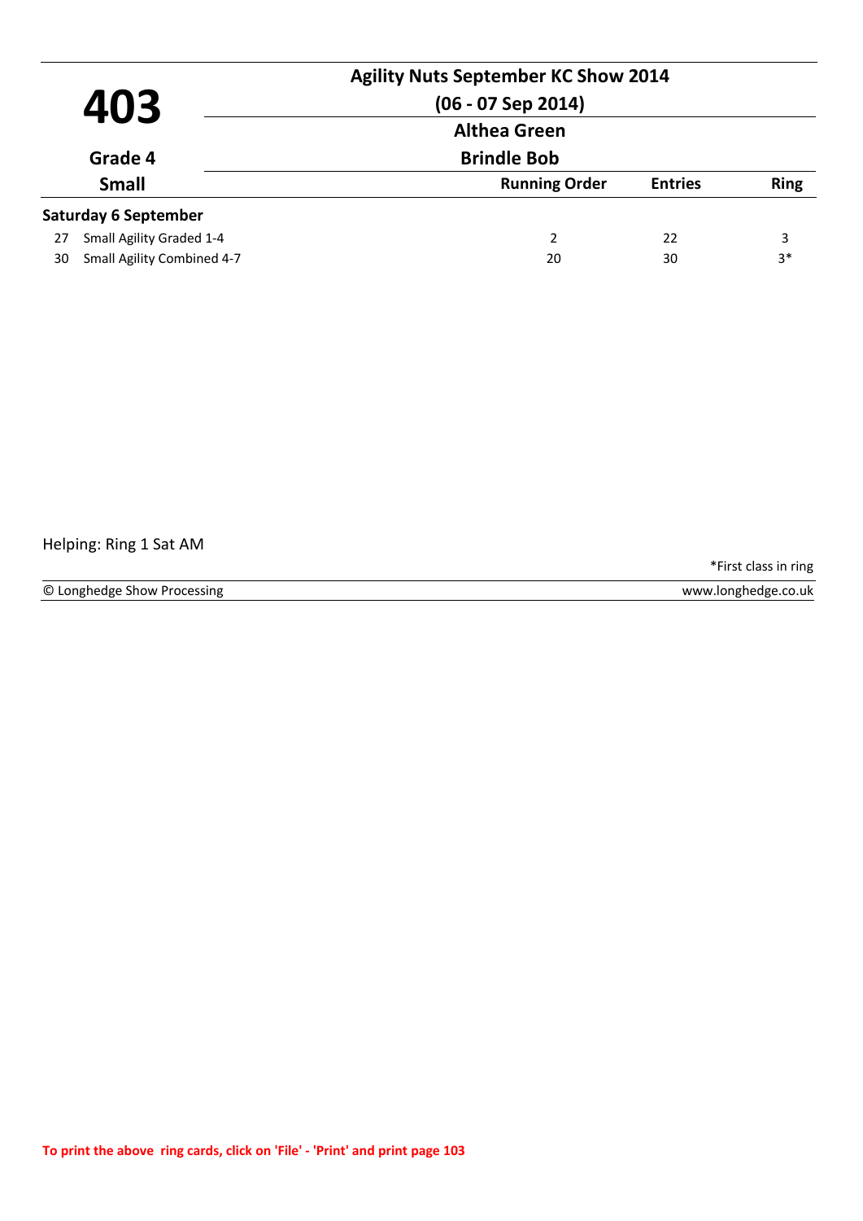# 403

**Agility Nuts September KC Show 2014**

**(06 - 07 Sep 2014)**

**Althea Green**

**Grade 4**

**Brindle Bob**

**Small**

| | | Running Order | Entries | Ring |
|---|---|---|---|---|
| **Saturday 6 September** | | | | |
| 27 | Small Agility Graded 1-4 | 2 | 22 | 3 |
| 30 | Small Agility Combined 4-7 | 20 | 30 | 3* |

Helping: Ring 1 Sat AM

*First class in ring

© Longhedge Show Processing www.longhedge.co.uk

**To print the above ring cards, click on 'File' - 'Print' and print page 103**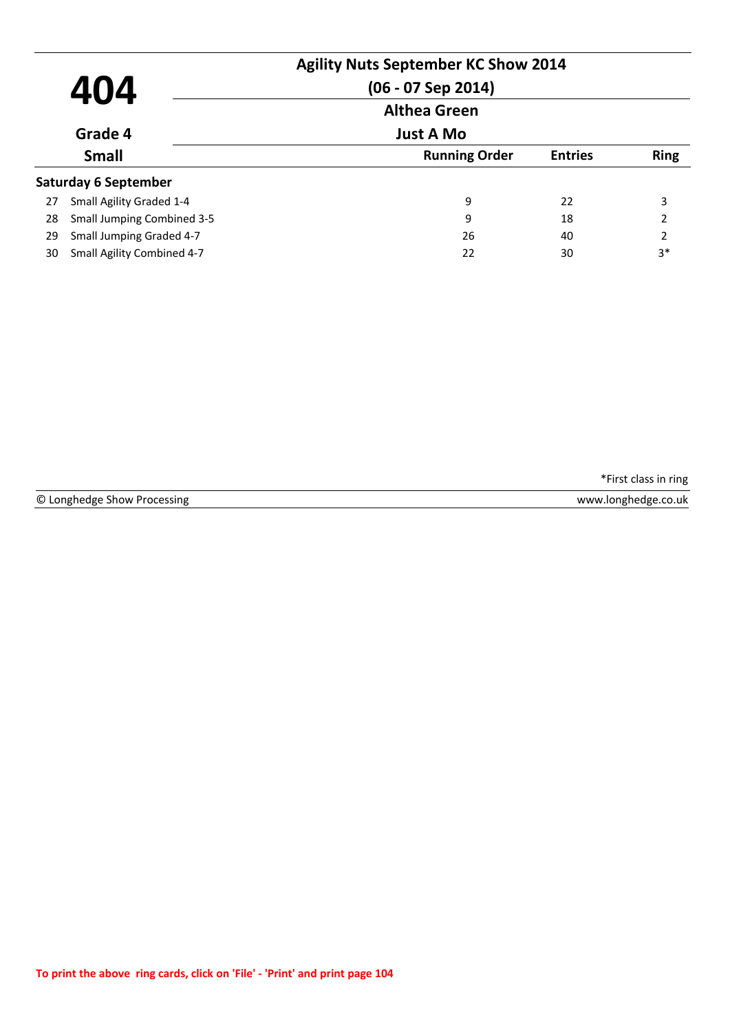# 404

**Agility Nuts September KC Show 2014**

**(06 - 07 Sep 2014)**

**Althea Green**

**Grade 4** — **Just A Mo**

**Small**

| | | Running Order | Entries | Ring |
|---|---|---|---|---|
| **Saturday 6 September** | | | | |
| 27 | Small Agility Graded 1-4 | 9 | 22 | 3 |
| 28 | Small Jumping Combined 3-5 | 9 | 18 | 2 |
| 29 | Small Jumping Graded 4-7 | 26 | 40 | 2 |
| 30 | Small Agility Combined 4-7 | 22 | 30 | 3* |

*First class in ring

© Longhedge Show Processing — www.longhedge.co.uk

To print the above ring cards, click on 'File' - 'Print' and print page 104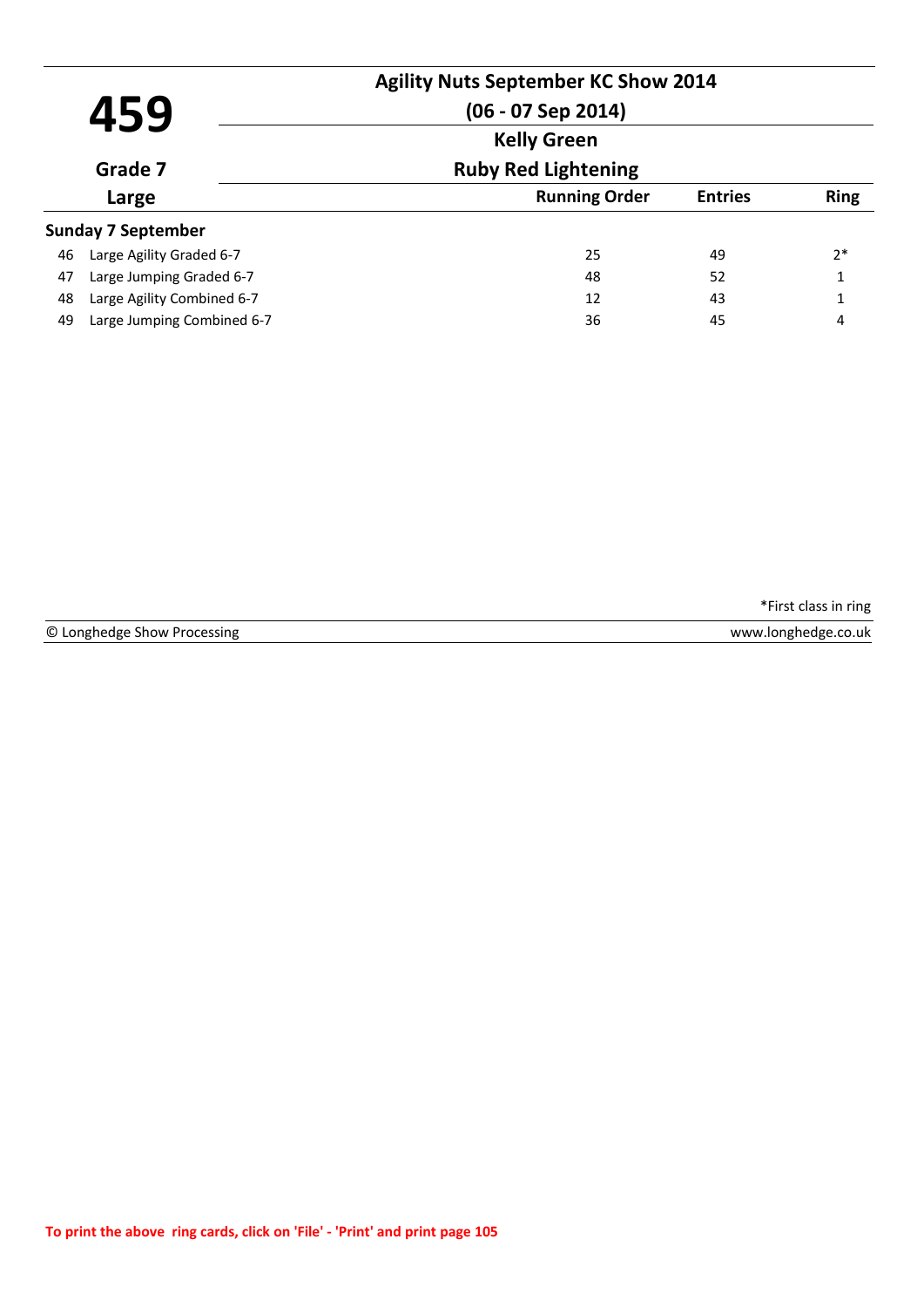# 459

## Agility Nuts September KC Show 2014

## (06 - 07 Sep 2014)

**Kelly Green**

**Ruby Red Lightening**

**Grade 7**

**Large**

| | | Running Order | Entries | Ring |
|---|---|---|---|---|
| **Sunday 7 September** | | | | |
| 46 | Large Agility Graded 6-7 | 25 | 49 | 2* |
| 47 | Large Jumping Graded 6-7 | 48 | 52 | 1 |
| 48 | Large Agility Combined 6-7 | 12 | 43 | 1 |
| 49 | Large Jumping Combined 6-7 | 36 | 45 | 4 |

*First class in ring

© Longhedge Show Processing www.longhedge.co.uk

To print the above ring cards, click on 'File' - 'Print' and print page 105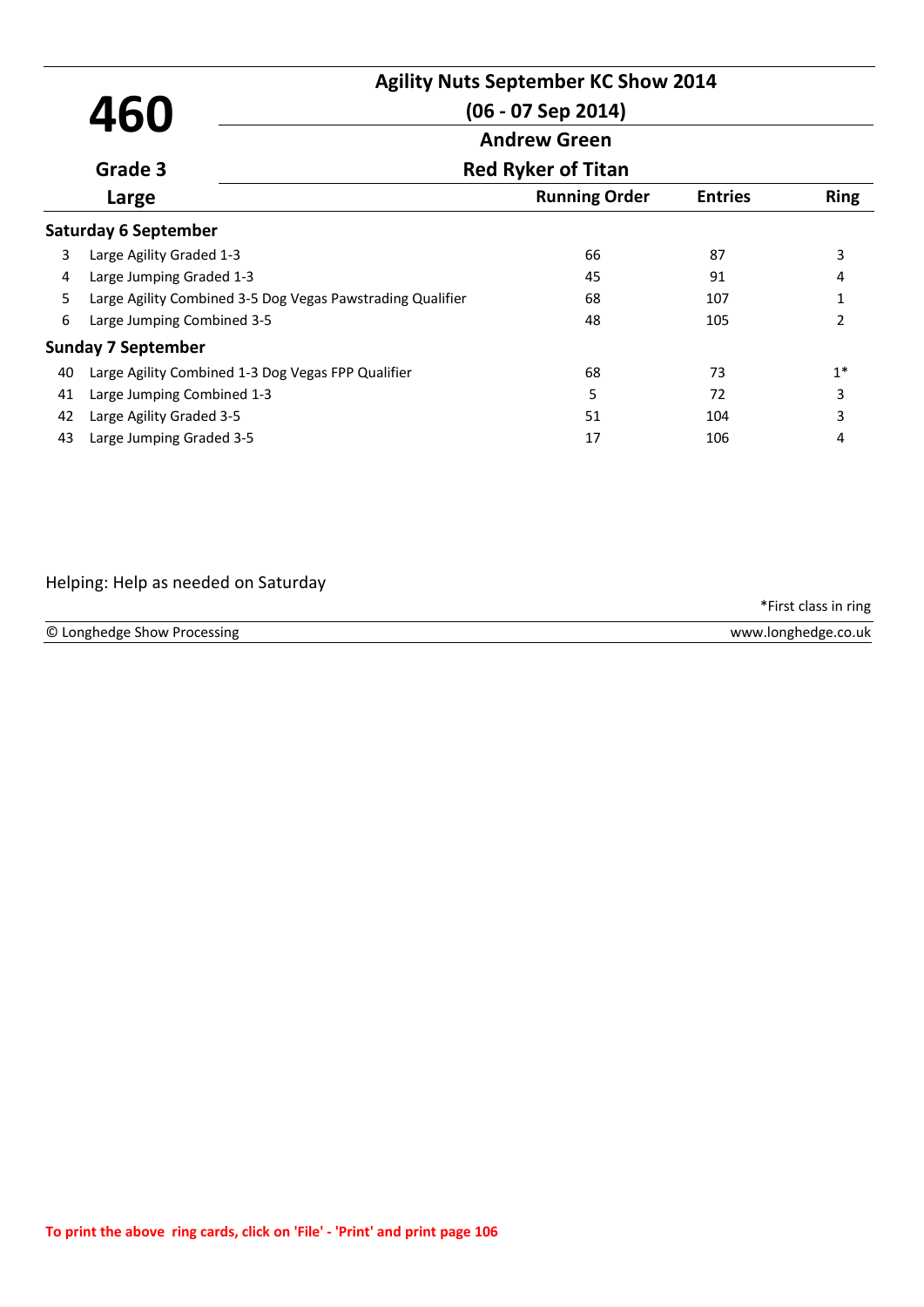# 460

**Grade 3**

**Large**

## Agility Nuts September KC Show 2014

**(06 - 07 Sep 2014)**

**Andrew Green**

**Red Ryker of Titan**

| | | Running Order | Entries | Ring |
|---|---|---|---|---|
| **Saturday 6 September** | | | | |
| 3 | Large Agility Graded 1-3 | 66 | 87 | 3 |
| 4 | Large Jumping Graded 1-3 | 45 | 91 | 4 |
| 5 | Large Agility Combined 3-5 Dog Vegas Pawstrading Qualifier | 68 | 107 | 1 |
| 6 | Large Jumping Combined 3-5 | 48 | 105 | 2 |
| **Sunday 7 September** | | | | |
| 40 | Large Agility Combined 1-3 Dog Vegas FPP Qualifier | 68 | 73 | 1* |
| 41 | Large Jumping Combined 1-3 | 5 | 72 | 3 |
| 42 | Large Agility Graded 3-5 | 51 | 104 | 3 |
| 43 | Large Jumping Graded 3-5 | 17 | 106 | 4 |

Helping: Help as needed on Saturday

*First class in ring

© Longhedge Show Processing | www.longhedge.co.uk

**To print the above ring cards, click on 'File' - 'Print' and print page 106**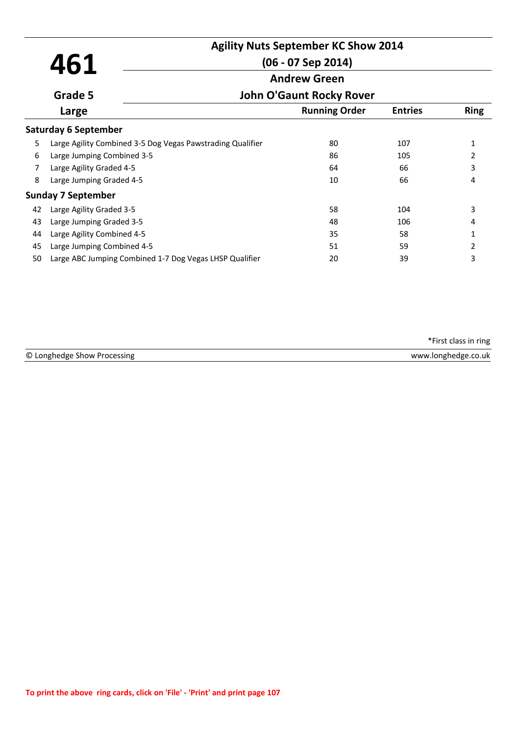# 461

**Grade 5**

**Large**

## Agility Nuts September KC Show 2014

**(06 - 07 Sep 2014)**

**Andrew Green**

**John O'Gaunt Rocky Rover**

| | | Running Order | Entries | Ring |
|---|---|---|---|---|
| **Saturday 6 September** | | | | |
| 5 | Large Agility Combined 3-5 Dog Vegas Pawstrading Qualifier | 80 | 107 | 1 |
| 6 | Large Jumping Combined 3-5 | 86 | 105 | 2 |
| 7 | Large Agility Graded 4-5 | 64 | 66 | 3 |
| 8 | Large Jumping Graded 4-5 | 10 | 66 | 4 |
| **Sunday 7 September** | | | | |
| 42 | Large Agility Graded 3-5 | 58 | 104 | 3 |
| 43 | Large Jumping Graded 3-5 | 48 | 106 | 4 |
| 44 | Large Agility Combined 4-5 | 35 | 58 | 1 |
| 45 | Large Jumping Combined 4-5 | 51 | 59 | 2 |
| 50 | Large ABC Jumping Combined 1-7 Dog Vegas LHSP Qualifier | 20 | 39 | 3 |

*First class in ring

© Longhedge Show Processing www.longhedge.co.uk

To print the above ring cards, click on 'File' - 'Print' and print page 107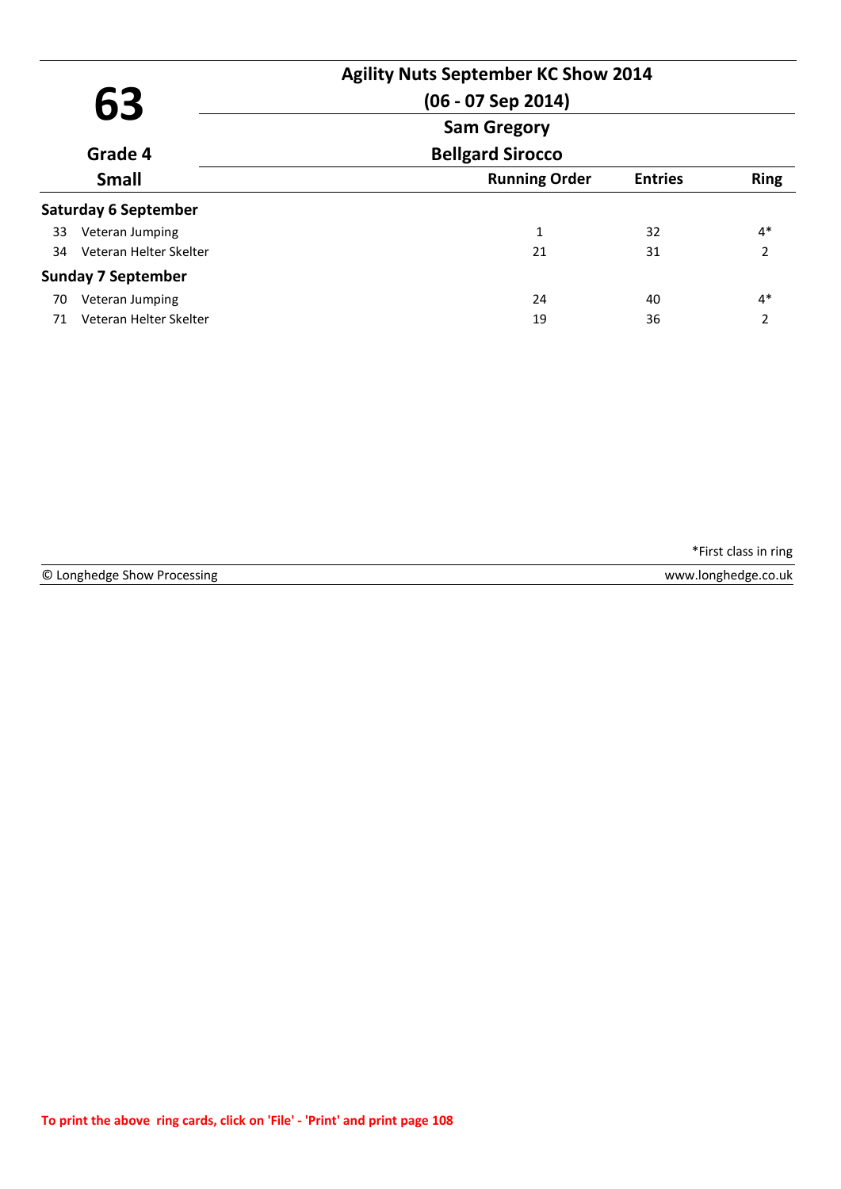# 63

**Grade 4**

**Small**

## Agility Nuts September KC Show 2014

**(06 - 07 Sep 2014)**

**Sam Gregory**

**Bellgard Sirocco**

| | | Running Order | Entries | Ring |
|---|---|---|---|---|
| **Saturday 6 September** | | | | |
| 33 | Veteran Jumping | 1 | 32 | 4* |
| 34 | Veteran Helter Skelter | 21 | 31 | 2 |
| **Sunday 7 September** | | | | |
| 70 | Veteran Jumping | 24 | 40 | 4* |
| 71 | Veteran Helter Skelter | 19 | 36 | 2 |

*First class in ring

© Longhedge Show Processing www.longhedge.co.uk

To print the above ring cards, click on 'File' - 'Print' and print page 108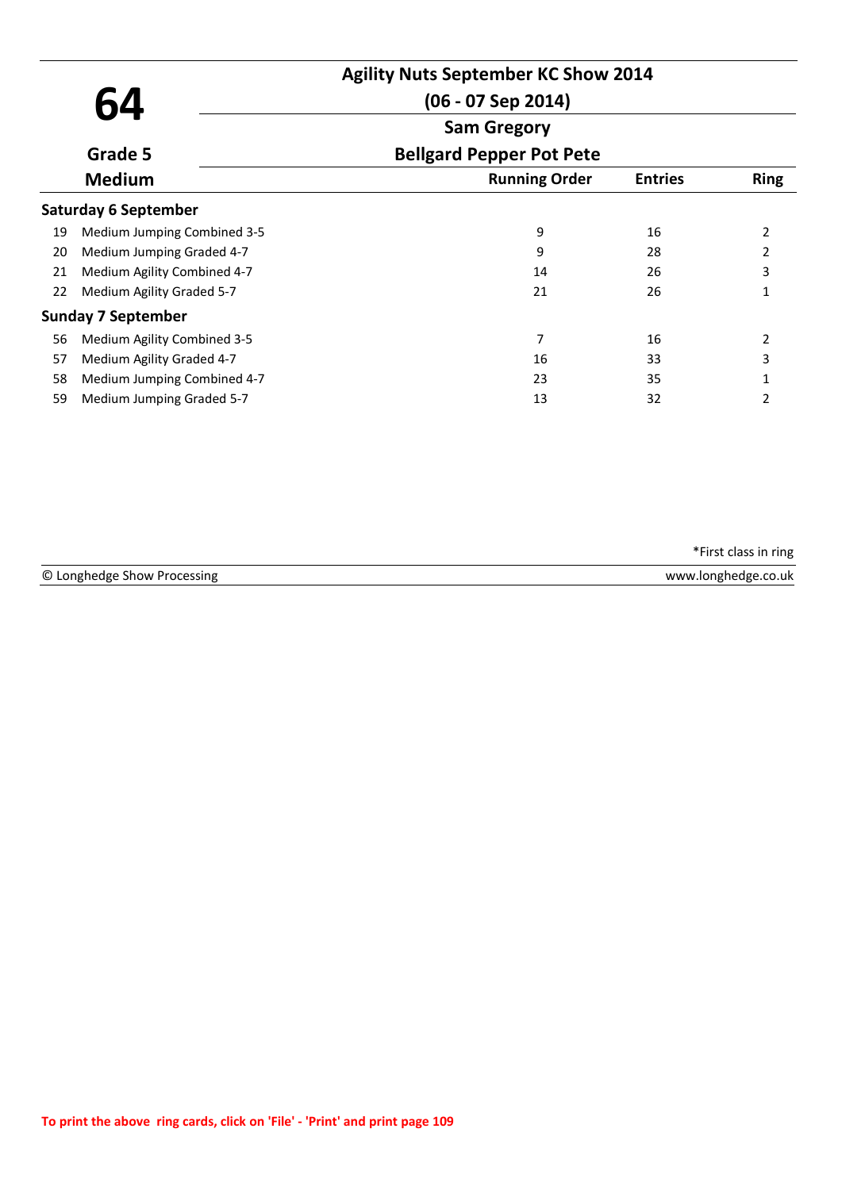# 64

**Grade 5**

**Medium**

## Agility Nuts September KC Show 2014

**(06 - 07 Sep 2014)**

**Sam Gregory**

**Bellgard Pepper Pot Pete**

| | | Running Order | Entries | Ring |
|---|---|---|---|---|
| **Saturday 6 September** | | | | |
| 19 | Medium Jumping Combined 3-5 | 9 | 16 | 2 |
| 20 | Medium Jumping Graded 4-7 | 9 | 28 | 2 |
| 21 | Medium Agility Combined 4-7 | 14 | 26 | 3 |
| 22 | Medium Agility Graded 5-7 | 21 | 26 | 1 |
| **Sunday 7 September** | | | | |
| 56 | Medium Agility Combined 3-5 | 7 | 16 | 2 |
| 57 | Medium Agility Graded 4-7 | 16 | 33 | 3 |
| 58 | Medium Jumping Combined 4-7 | 23 | 35 | 1 |
| 59 | Medium Jumping Graded 5-7 | 13 | 32 | 2 |

*First class in ring

© Longhedge Show Processing — www.longhedge.co.uk

To print the above ring cards, click on 'File' - 'Print' and print page 109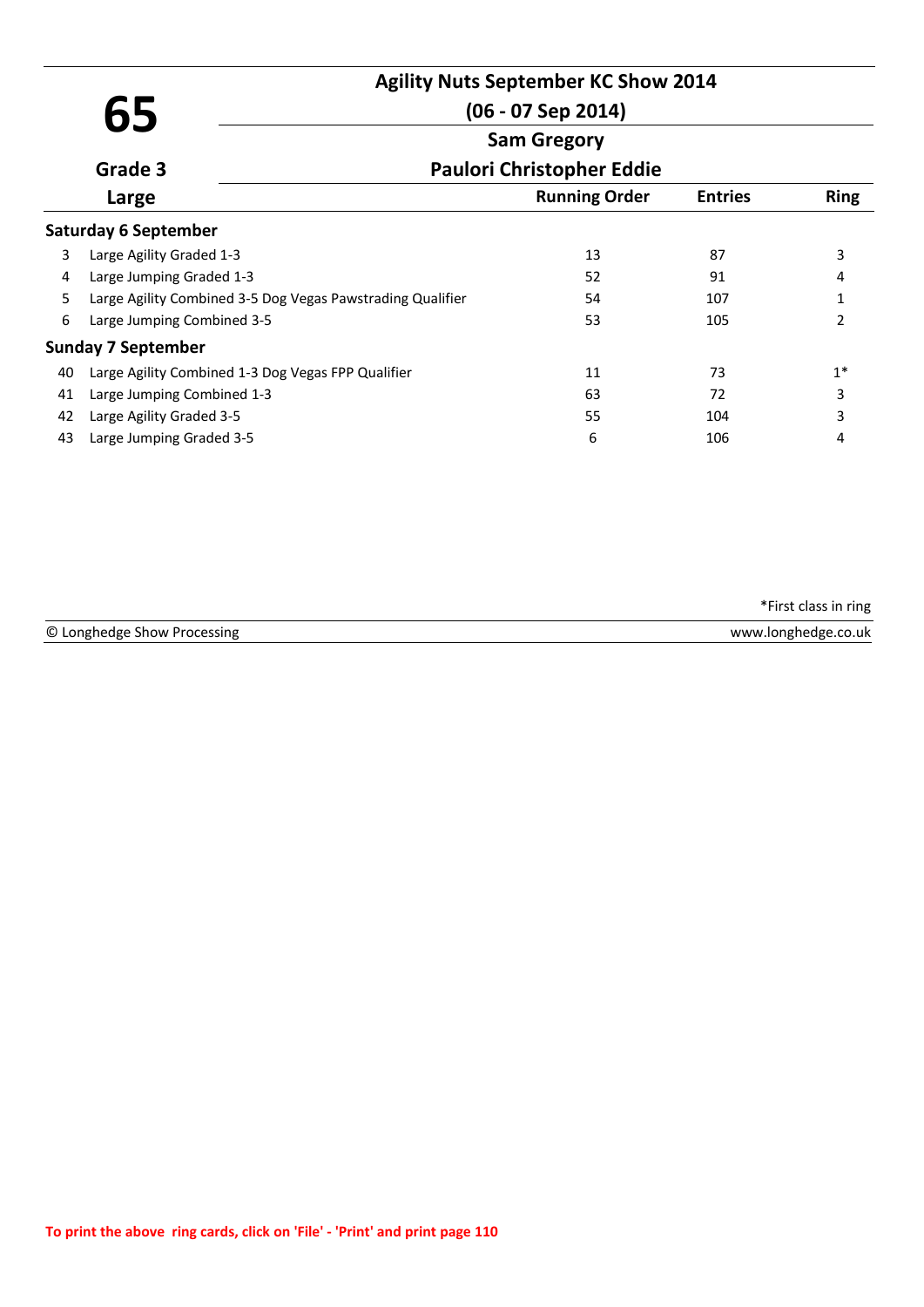# 65

**Grade 3**

**Large**

## Agility Nuts September KC Show 2014

**(06 - 07 Sep 2014)**

**Sam Gregory**

**Paulori Christopher Eddie**

| | Class | Running Order | Entries | Ring |
|---|---|---|---|---|
| **Saturday 6 September** | | | | |
| 3 | Large Agility Graded 1-3 | 13 | 87 | 3 |
| 4 | Large Jumping Graded 1-3 | 52 | 91 | 4 |
| 5 | Large Agility Combined 3-5 Dog Vegas Pawstrading Qualifier | 54 | 107 | 1 |
| 6 | Large Jumping Combined 3-5 | 53 | 105 | 2 |
| **Sunday 7 September** | | | | |
| 40 | Large Agility Combined 1-3 Dog Vegas FPP Qualifier | 11 | 73 | 1* |
| 41 | Large Jumping Combined 1-3 | 63 | 72 | 3 |
| 42 | Large Agility Graded 3-5 | 55 | 104 | 3 |
| 43 | Large Jumping Graded 3-5 | 6 | 106 | 4 |

*First class in ring

© Longhedge Show Processing — www.longhedge.co.uk

To print the above ring cards, click on 'File' - 'Print' and print page 110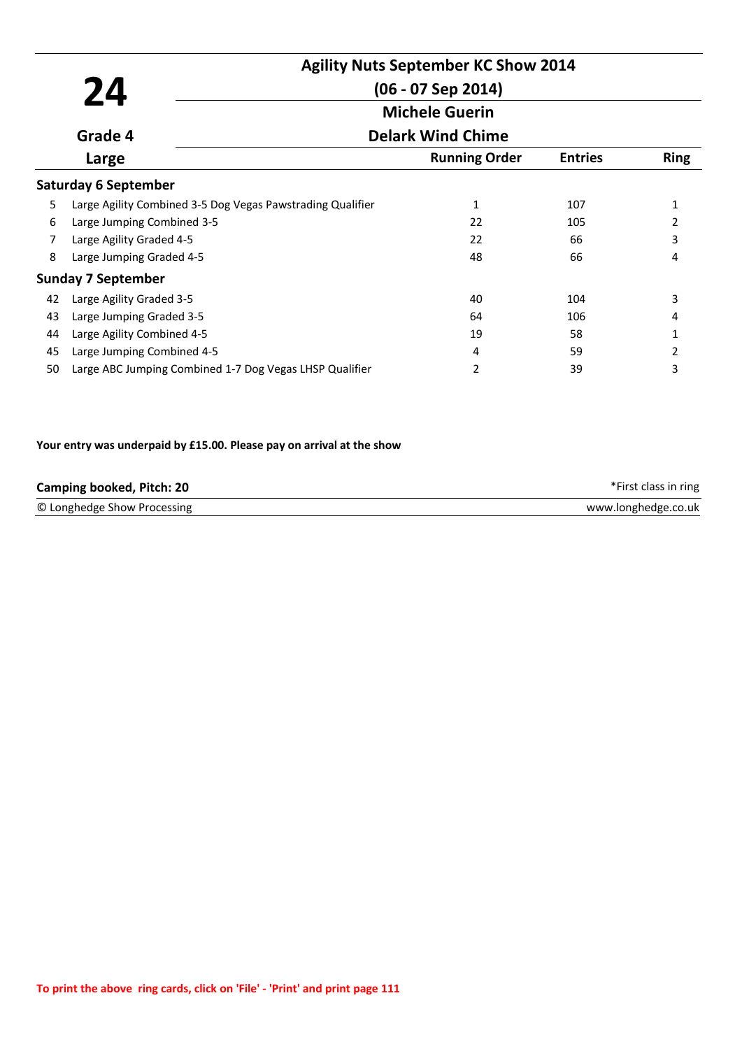**24**

**Grade 4**

**Large**

## Agility Nuts September KC Show 2014

**(06 - 07 Sep 2014)**

**Michele Guerin**

**Delark Wind Chime**

| | | Running Order | Entries | Ring |
|---|---|---|---|---|
| **Saturday 6 September** | | | | |
| 5 | Large Agility Combined 3-5 Dog Vegas Pawstrading Qualifier | 1 | 107 | 1 |
| 6 | Large Jumping Combined 3-5 | 22 | 105 | 2 |
| 7 | Large Agility Graded 4-5 | 22 | 66 | 3 |
| 8 | Large Jumping Graded 4-5 | 48 | 66 | 4 |
| **Sunday 7 September** | | | | |
| 42 | Large Agility Graded 3-5 | 40 | 104 | 3 |
| 43 | Large Jumping Graded 3-5 | 64 | 106 | 4 |
| 44 | Large Agility Combined 4-5 | 19 | 58 | 1 |
| 45 | Large Jumping Combined 4-5 | 4 | 59 | 2 |
| 50 | Large ABC Jumping Combined 1-7 Dog Vegas LHSP Qualifier | 2 | 39 | 3 |

**Your entry was underpaid by £15.00. Please pay on arrival at the show**

**Camping booked, Pitch: 20**

*First class in ring

© Longhedge Show Processing

www.longhedge.co.uk

To print the above ring cards, click on 'File' - 'Print' and print page 111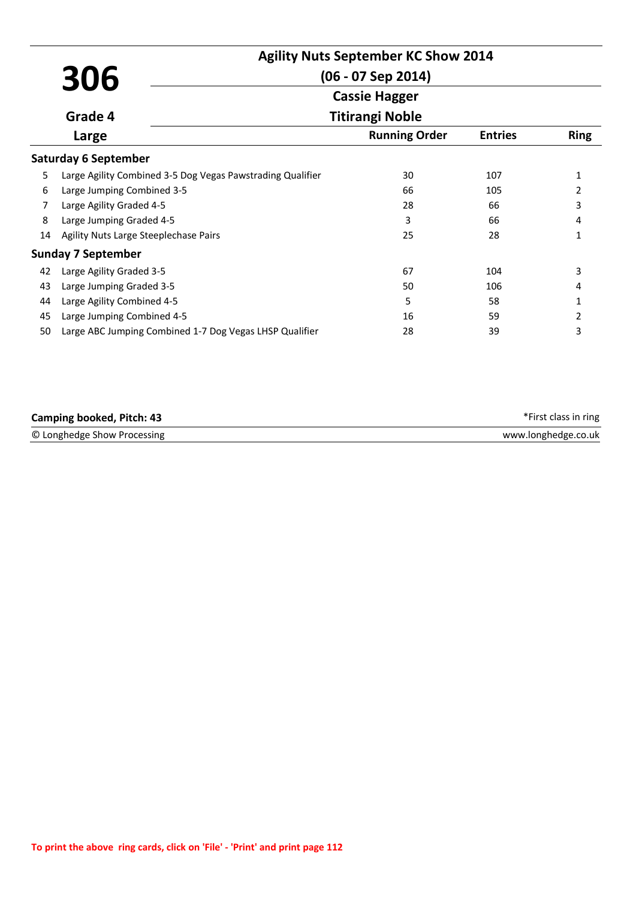# 306

**Grade 4**

**Large**

## Agility Nuts September KC Show 2014

**(06 - 07 Sep 2014)**

**Cassie Hagger**

**Titirangi Noble**

| | | Running Order | Entries | Ring |
|---|---|---|---|---|
| **Saturday 6 September** | | | | |
| 5 | Large Agility Combined 3-5 Dog Vegas Pawstrading Qualifier | 30 | 107 | 1 |
| 6 | Large Jumping Combined 3-5 | 66 | 105 | 2 |
| 7 | Large Agility Graded 4-5 | 28 | 66 | 3 |
| 8 | Large Jumping Graded 4-5 | 3 | 66 | 4 |
| 14 | Agility Nuts Large Steeplechase Pairs | 25 | 28 | 1 |
| **Sunday 7 September** | | | | |
| 42 | Large Agility Graded 3-5 | 67 | 104 | 3 |
| 43 | Large Jumping Graded 3-5 | 50 | 106 | 4 |
| 44 | Large Agility Combined 4-5 | 5 | 58 | 1 |
| 45 | Large Jumping Combined 4-5 | 16 | 59 | 2 |
| 50 | Large ABC Jumping Combined 1-7 Dog Vegas LHSP Qualifier | 28 | 39 | 3 |

**Camping booked, Pitch: 43**

*First class in ring

© Longhedge Show Processing

www.longhedge.co.uk

To print the above ring cards, click on 'File' - 'Print' and print page 112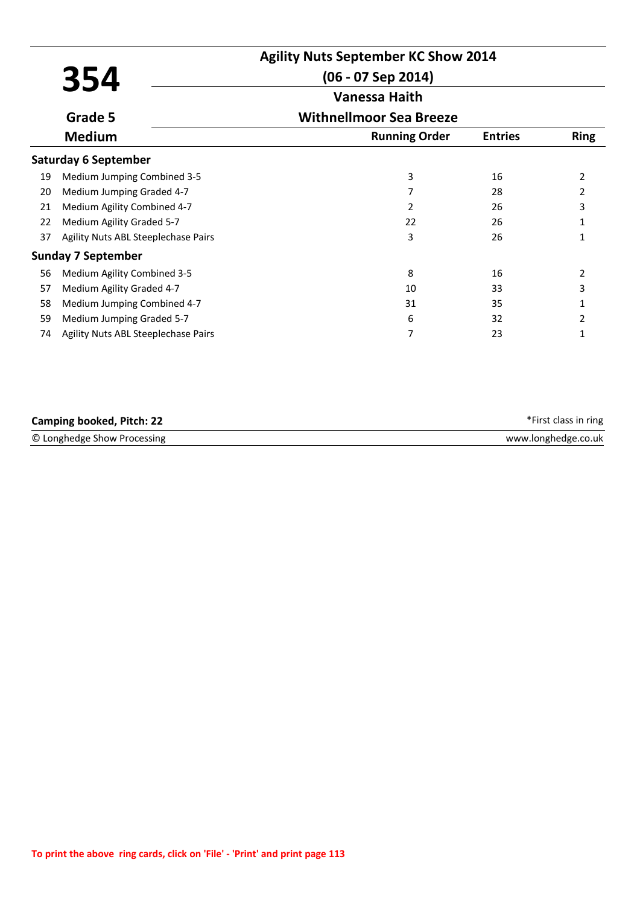# 354

**Agility Nuts September KC Show 2014**

**(06 - 07 Sep 2014)**

**Vanessa Haith**

**Grade 5** | **Withnellmoor Sea Breeze**

**Medium**

| | | Running Order | Entries | Ring |
|---|---|---|---|---|
| **Saturday 6 September** | | | | |
| 19 | Medium Jumping Combined 3-5 | 3 | 16 | 2 |
| 20 | Medium Jumping Graded 4-7 | 7 | 28 | 2 |
| 21 | Medium Agility Combined 4-7 | 2 | 26 | 3 |
| 22 | Medium Agility Graded 5-7 | 22 | 26 | 1 |
| 37 | Agility Nuts ABL Steeplechase Pairs | 3 | 26 | 1 |
| **Sunday 7 September** | | | | |
| 56 | Medium Agility Combined 3-5 | 8 | 16 | 2 |
| 57 | Medium Agility Graded 4-7 | 10 | 33 | 3 |
| 58 | Medium Jumping Combined 4-7 | 31 | 35 | 1 |
| 59 | Medium Jumping Graded 5-7 | 6 | 32 | 2 |
| 74 | Agility Nuts ABL Steeplechase Pairs | 7 | 23 | 1 |

**Camping booked, Pitch: 22**

*First class in ring

© Longhedge Show Processing

www.longhedge.co.uk

To print the above ring cards, click on 'File' - 'Print' and print page 113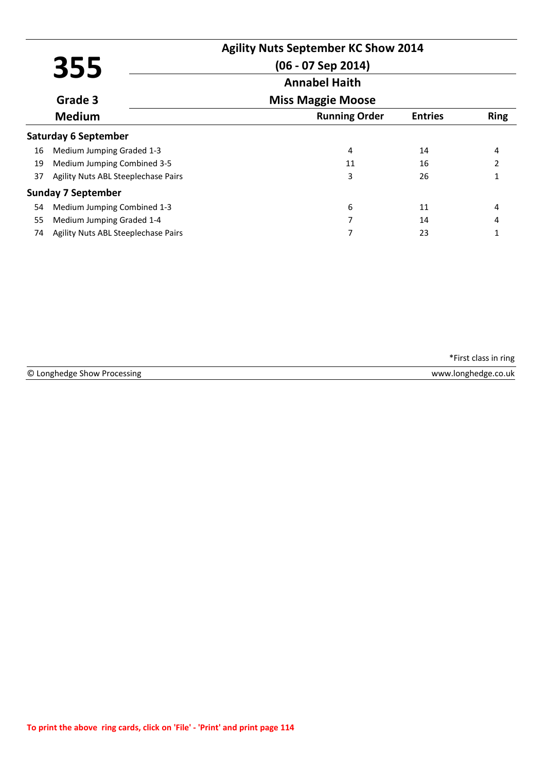# 355

**Agility Nuts September KC Show 2014**

**(06 - 07 Sep 2014)**

**Annabel Haith**

**Miss Maggie Moose**

**Grade 3**

**Medium**

| | | Running Order | Entries | Ring |
|---|---|---|---|---|
| **Saturday 6 September** | | | | |
| 16 | Medium Jumping Graded 1-3 | 4 | 14 | 4 |
| 19 | Medium Jumping Combined 3-5 | 11 | 16 | 2 |
| 37 | Agility Nuts ABL Steeplechase Pairs | 3 | 26 | 1 |
| **Sunday 7 September** | | | | |
| 54 | Medium Jumping Combined 1-3 | 6 | 11 | 4 |
| 55 | Medium Jumping Graded 1-4 | 7 | 14 | 4 |
| 74 | Agility Nuts ABL Steeplechase Pairs | 7 | 23 | 1 |

*First class in ring

© Longhedge Show Processing — www.longhedge.co.uk

To print the above ring cards, click on 'File' - 'Print' and print page 114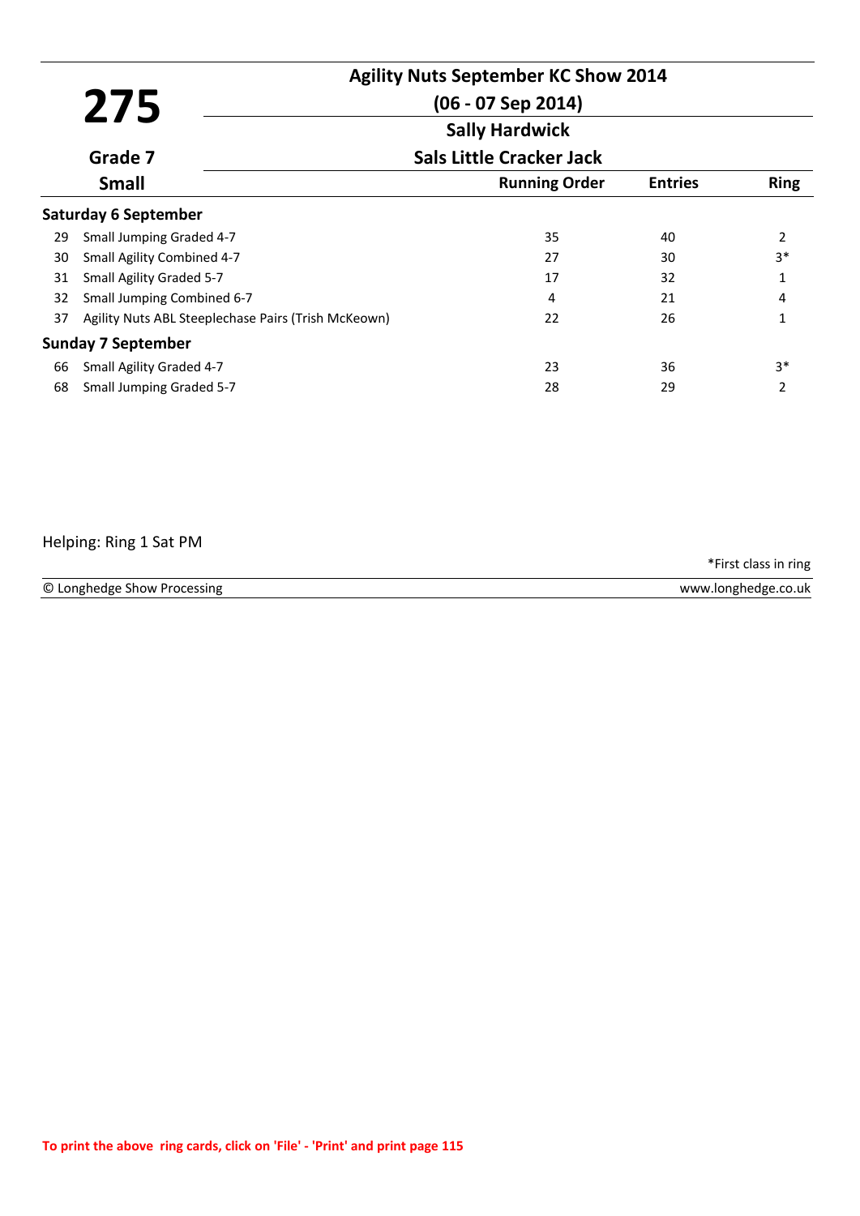# 275

## Agility Nuts September KC Show 2014

**(06 - 07 Sep 2014)**

**Sally Hardwick**

**Sals Little Cracker Jack**

**Grade 7**

**Small**

| | | Running Order | Entries | Ring |
|---|---|---|---|---|
| **Saturday 6 September** | | | | |
| 29 | Small Jumping Graded 4-7 | 35 | 40 | 2 |
| 30 | Small Agility Combined 4-7 | 27 | 30 | 3* |
| 31 | Small Agility Graded 5-7 | 17 | 32 | 1 |
| 32 | Small Jumping Combined 6-7 | 4 | 21 | 4 |
| 37 | Agility Nuts ABL Steeplechase Pairs (Trish McKeown) | 22 | 26 | 1 |
| **Sunday 7 September** | | | | |
| 66 | Small Agility Graded 4-7 | 23 | 36 | 3* |
| 68 | Small Jumping Graded 5-7 | 28 | 29 | 2 |

Helping: Ring 1 Sat PM

*First class in ring

© Longhedge Show Processing — www.longhedge.co.uk

To print the above ring cards, click on 'File' - 'Print' and print page 115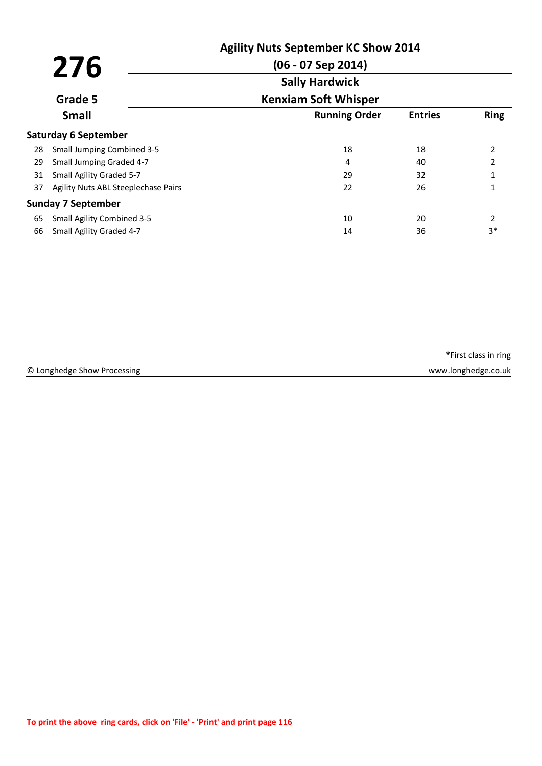# 276

**Agility Nuts September KC Show 2014**

**(06 - 07 Sep 2014)**

**Sally Hardwick**

**Kenxiam Soft Whisper**

**Grade 5**

**Small**

| | | Running Order | Entries | Ring |
|---|---|---|---|---|
| **Saturday 6 September** | | | | |
| 28 | Small Jumping Combined 3-5 | 18 | 18 | 2 |
| 29 | Small Jumping Graded 4-7 | 4 | 40 | 2 |
| 31 | Small Agility Graded 5-7 | 29 | 32 | 1 |
| 37 | Agility Nuts ABL Steeplechase Pairs | 22 | 26 | 1 |
| **Sunday 7 September** | | | | |
| 65 | Small Agility Combined 3-5 | 10 | 20 | 2 |
| 66 | Small Agility Graded 4-7 | 14 | 36 | 3* |

*First class in ring

© Longhedge Show Processing — www.longhedge.co.uk

To print the above ring cards, click on 'File' - 'Print' and print page 116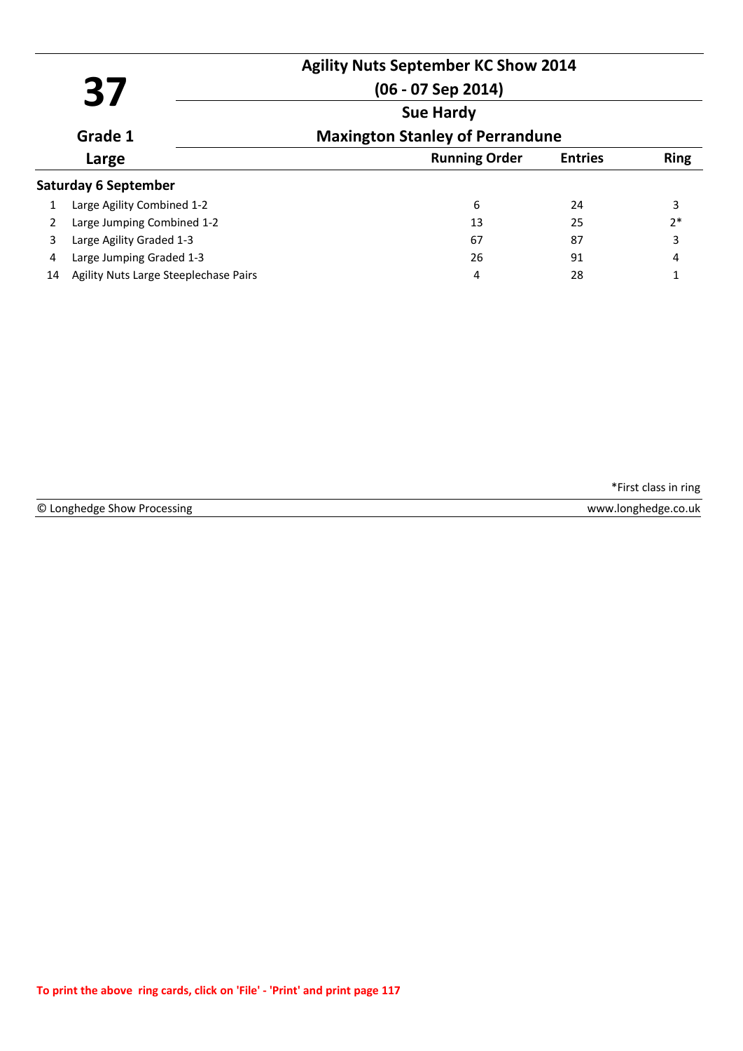# 37

**Agility Nuts September KC Show 2014**

**(06 - 07 Sep 2014)**

**Sue Hardy**

**Grade 1**

**Maxington Stanley of Perrandune**

**Large**

| | | Running Order | Entries | Ring |
|---|---|---|---|---|
| **Saturday 6 September** | | | | |
| 1 | Large Agility Combined 1-2 | 6 | 24 | 3 |
| 2 | Large Jumping Combined 1-2 | 13 | 25 | 2* |
| 3 | Large Agility Graded 1-3 | 67 | 87 | 3 |
| 4 | Large Jumping Graded 1-3 | 26 | 91 | 4 |
| 14 | Agility Nuts Large Steeplechase Pairs | 4 | 28 | 1 |

*First class in ring

© Longhedge Show Processing www.longhedge.co.uk

To print the above ring cards, click on 'File' - 'Print' and print page 117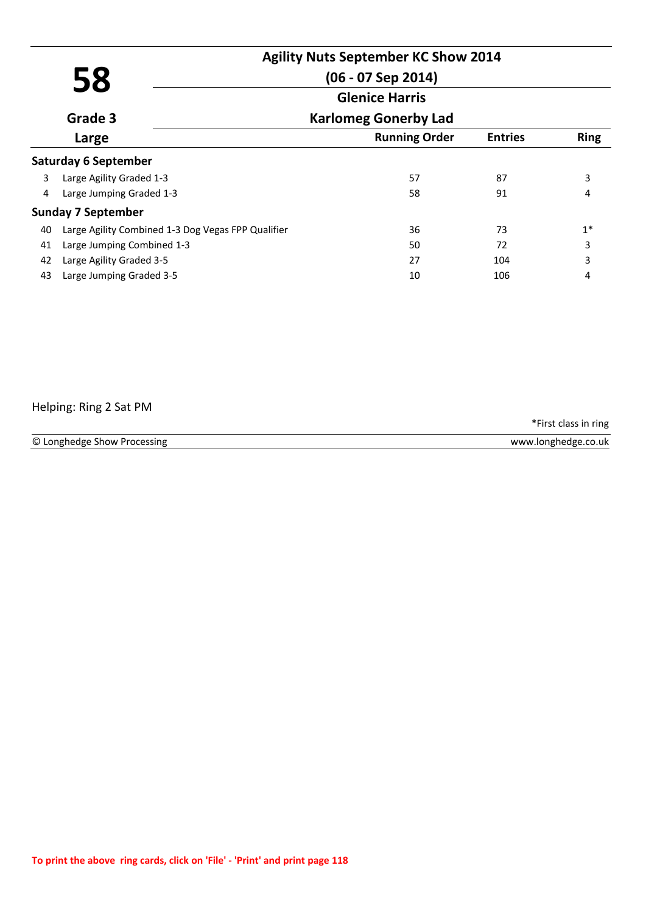# 58

**Agility Nuts September KC Show 2014**

**(06 - 07 Sep 2014)**

**Glenice Harris**

**Grade 3** | **Karlomeg Gonerby Lad**

**Large**

| | | Running Order | Entries | Ring |
|---|---|---|---|---|
| **Saturday 6 September** | | | | |
| 3 | Large Agility Graded 1-3 | 57 | 87 | 3 |
| 4 | Large Jumping Graded 1-3 | 58 | 91 | 4 |
| **Sunday 7 September** | | | | |
| 40 | Large Agility Combined 1-3 Dog Vegas FPP Qualifier | 36 | 73 | 1* |
| 41 | Large Jumping Combined 1-3 | 50 | 72 | 3 |
| 42 | Large Agility Graded 3-5 | 27 | 104 | 3 |
| 43 | Large Jumping Graded 3-5 | 10 | 106 | 4 |

Helping: Ring 2 Sat PM

*First class in ring

© Longhedge Show Processing | www.longhedge.co.uk

To print the above ring cards, click on 'File' - 'Print' and print page 118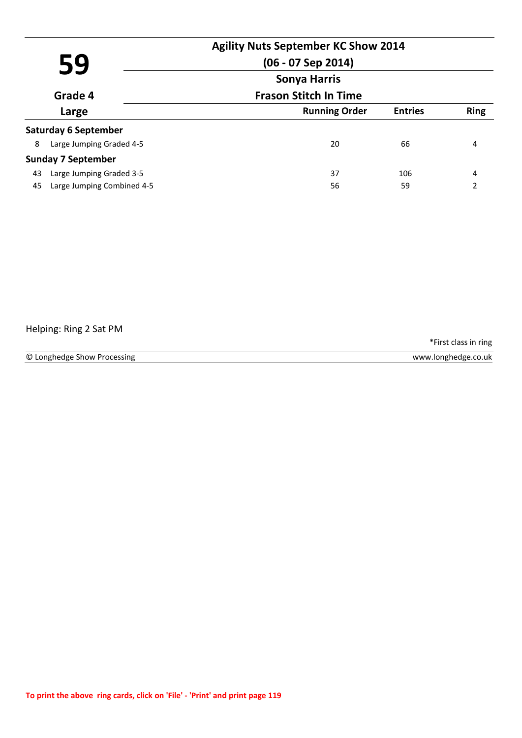# 59

**Agility Nuts September KC Show 2014**

**(06 - 07 Sep 2014)**

**Sonya Harris**

**Grade 4**

**Frason Stitch In Time**

**Large**

| | | Running Order | Entries | Ring |
|---|---|---|---|---|
| **Saturday 6 September** | | | | |
| 8 | Large Jumping Graded 4-5 | 20 | 66 | 4 |
| **Sunday 7 September** | | | | |
| 43 | Large Jumping Graded 3-5 | 37 | 106 | 4 |
| 45 | Large Jumping Combined 4-5 | 56 | 59 | 2 |

Helping: Ring 2 Sat PM

*First class in ring

© Longhedge Show Processing www.longhedge.co.uk

**To print the above ring cards, click on 'File' - 'Print' and print page 119**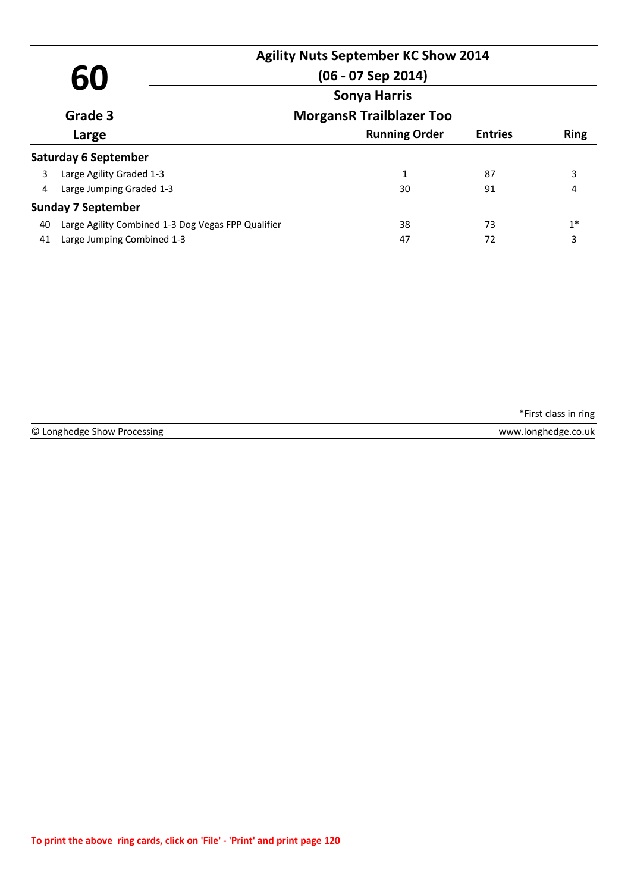# 60

**Agility Nuts September KC Show 2014**

**(06 - 07 Sep 2014)**

**Sonya Harris**

**Grade 3**

**MorgansR Trailblazer Too**

**Large**

| | | Running Order | Entries | Ring |
|---|---|---|---|---|
| **Saturday 6 September** | | | | |
| 3 | Large Agility Graded 1-3 | 1 | 87 | 3 |
| 4 | Large Jumping Graded 1-3 | 30 | 91 | 4 |
| **Sunday 7 September** | | | | |
| 40 | Large Agility Combined 1-3 Dog Vegas FPP Qualifier | 38 | 73 | 1* |
| 41 | Large Jumping Combined 1-3 | 47 | 72 | 3 |

*First class in ring

© Longhedge Show Processing www.longhedge.co.uk

To print the above ring cards, click on 'File' - 'Print' and print page 120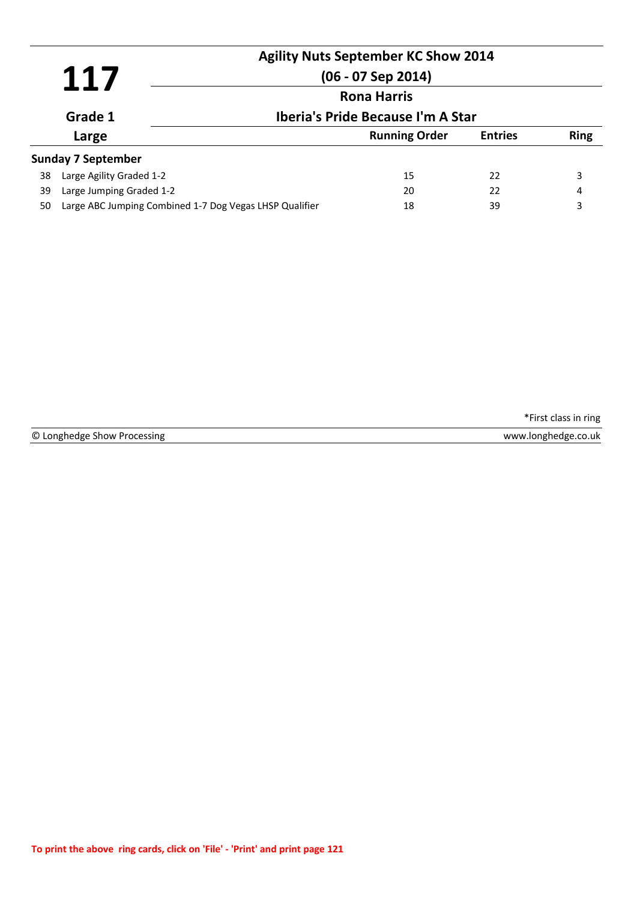# 117

## Agility Nuts September KC Show 2014

**(06 - 07 Sep 2014)**

**Rona Harris**

**Grade 1** — **Iberia's Pride Because I'm A Star**

**Large**

| | | Running Order | Entries | Ring |
|---|---|---|---|---|
| **Sunday 7 September** | | | | |
| 38 | Large Agility Graded 1-2 | 15 | 22 | 3 |
| 39 | Large Jumping Graded 1-2 | 20 | 22 | 4 |
| 50 | Large ABC Jumping Combined 1-7 Dog Vegas LHSP Qualifier | 18 | 39 | 3 |

*First class in ring

© Longhedge Show Processing — www.longhedge.co.uk

To print the above ring cards, click on 'File' - 'Print' and print page 121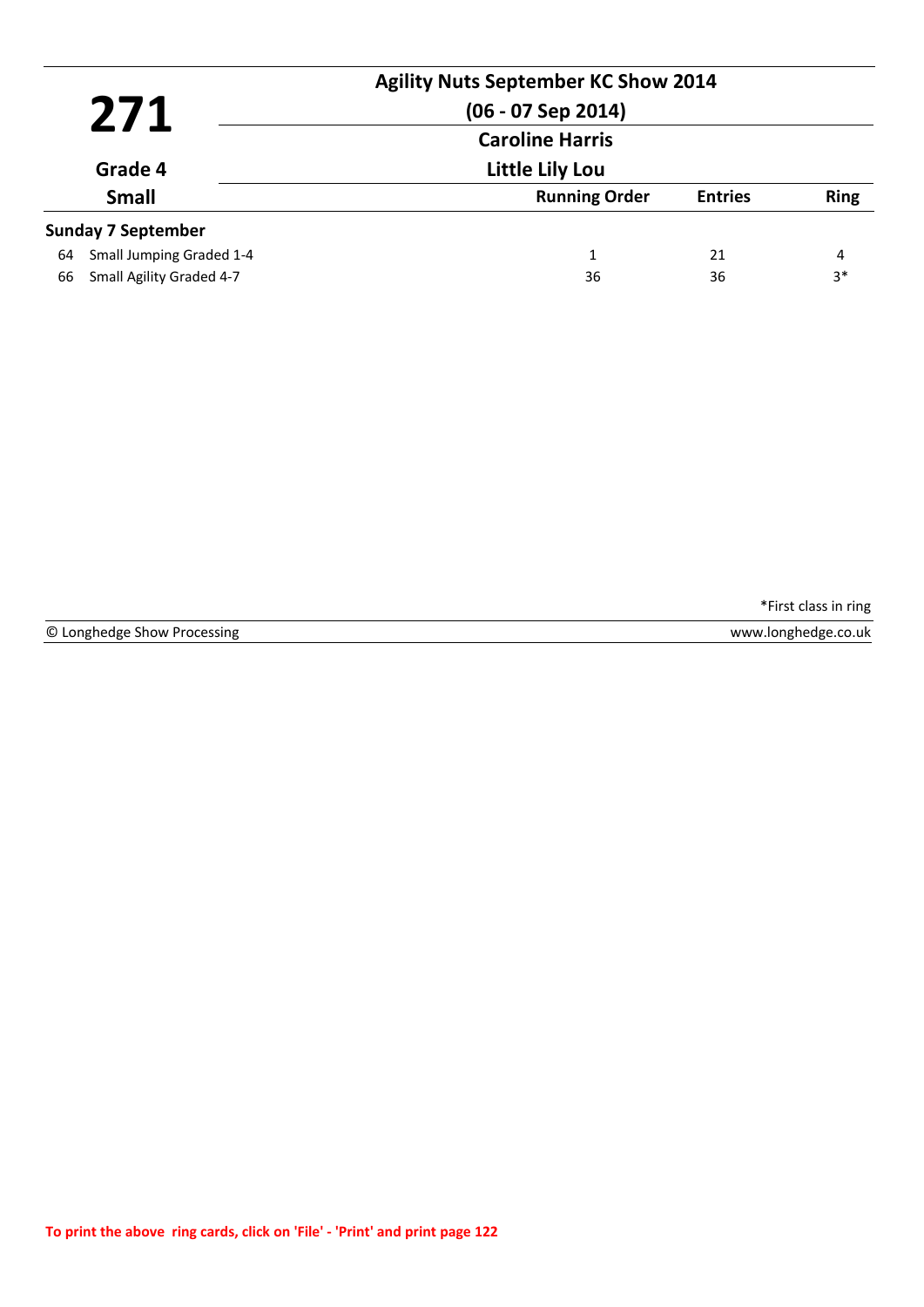# 271

**Grade 4**

**Small**

## Agility Nuts September KC Show 2014

**(06 - 07 Sep 2014)**

**Caroline Harris**

**Little Lily Lou**

| | Class | Running Order | Entries | Ring |
|---|---|---|---|---|
| **Sunday 7 September** | | | | |
| 64 | Small Jumping Graded 1-4 | 1 | 21 | 4 |
| 66 | Small Agility Graded 4-7 | 36 | 36 | 3* |

*First class in ring

© Longhedge Show Processing    www.longhedge.co.uk

**To print the above ring cards, click on 'File' - 'Print' and print page 122**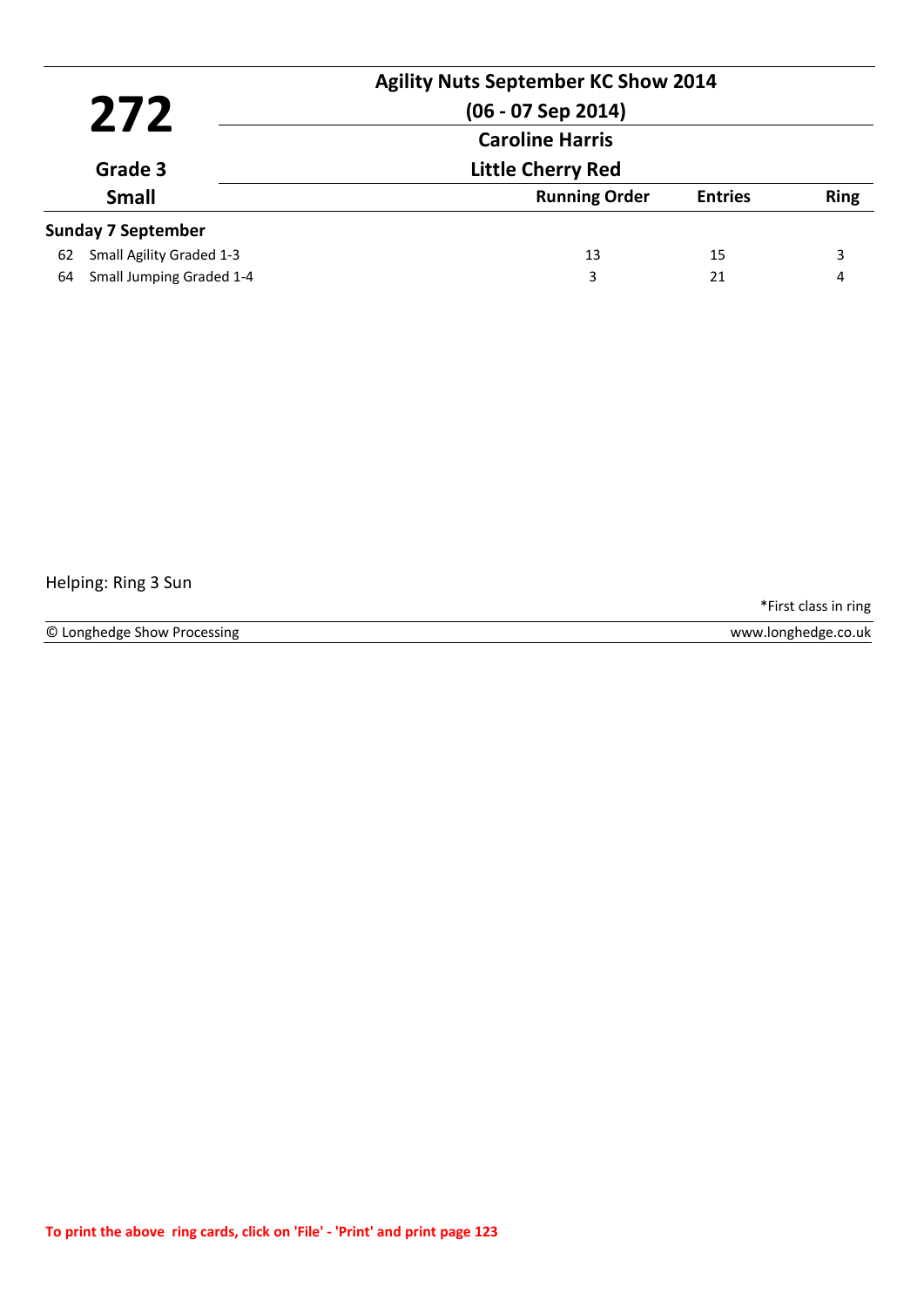# 272

**Agility Nuts September KC Show 2014**

**(06 - 07 Sep 2014)**

**Caroline Harris**

**Little Cherry Red**

**Grade 3**

**Small**

| | | Running Order | Entries | Ring |
|---|---|---|---|---|
| **Sunday 7 September** | | | | |
| 62 | Small Agility Graded 1-3 | 13 | 15 | 3 |
| 64 | Small Jumping Graded 1-4 | 3 | 21 | 4 |

Helping: Ring 3 Sun

*First class in ring

© Longhedge Show Processing www.longhedge.co.uk

**To print the above ring cards, click on 'File' - 'Print' and print page 123**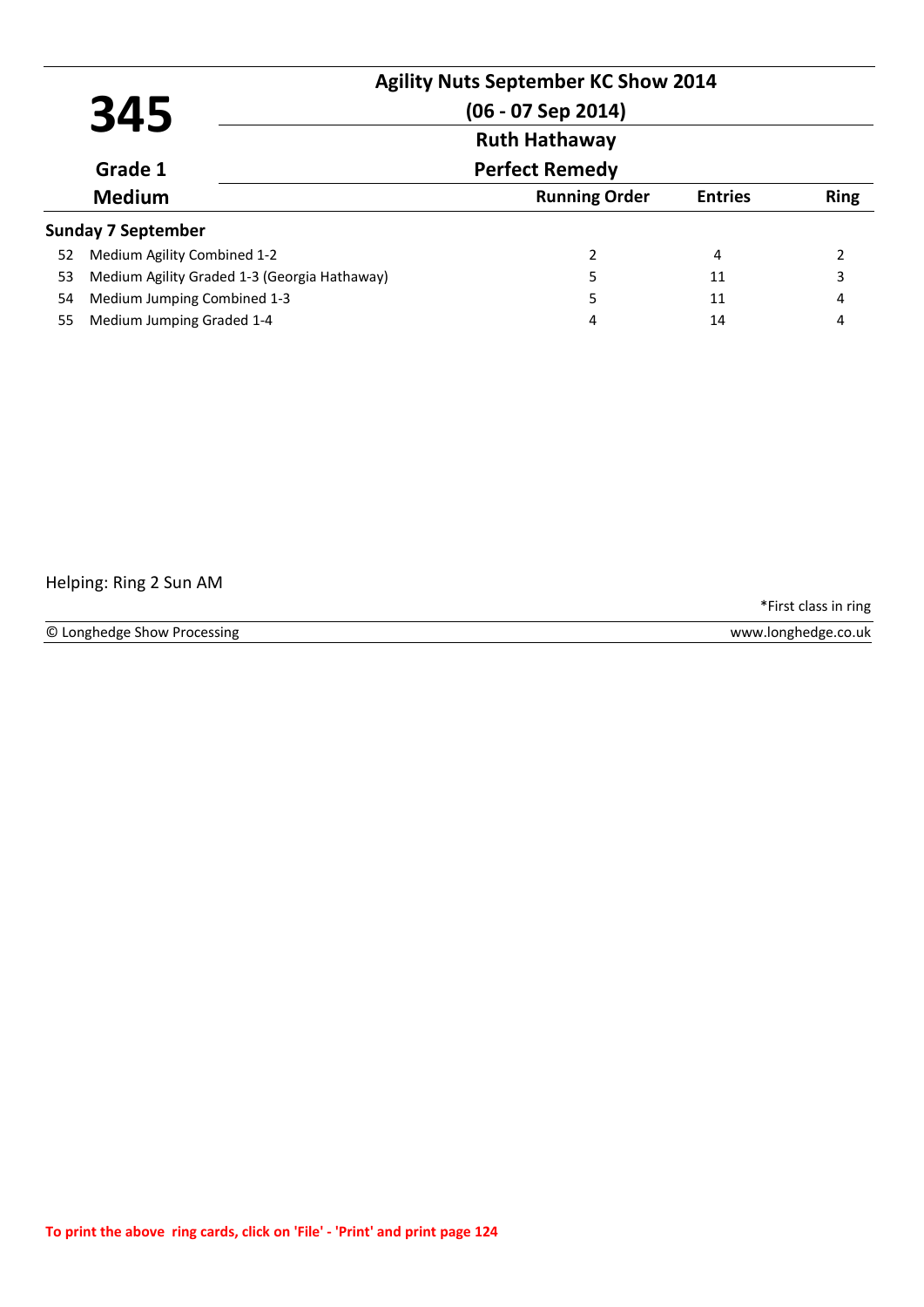# 345

**Agility Nuts September KC Show 2014**

**(06 - 07 Sep 2014)**

**Ruth Hathaway**

**Perfect Remedy**

**Grade 1**

**Medium**

| | | Running Order | Entries | Ring |
|---|---|---|---|---|
| **Sunday 7 September** | | | | |
| 52 | Medium Agility Combined 1-2 | 2 | 4 | 2 |
| 53 | Medium Agility Graded 1-3 (Georgia Hathaway) | 5 | 11 | 3 |
| 54 | Medium Jumping Combined 1-3 | 5 | 11 | 4 |
| 55 | Medium Jumping Graded 1-4 | 4 | 14 | 4 |

Helping: Ring 2 Sun AM

*First class in ring

© Longhedge Show Processing www.longhedge.co.uk

**To print the above ring cards, click on 'File' - 'Print' and print page 124**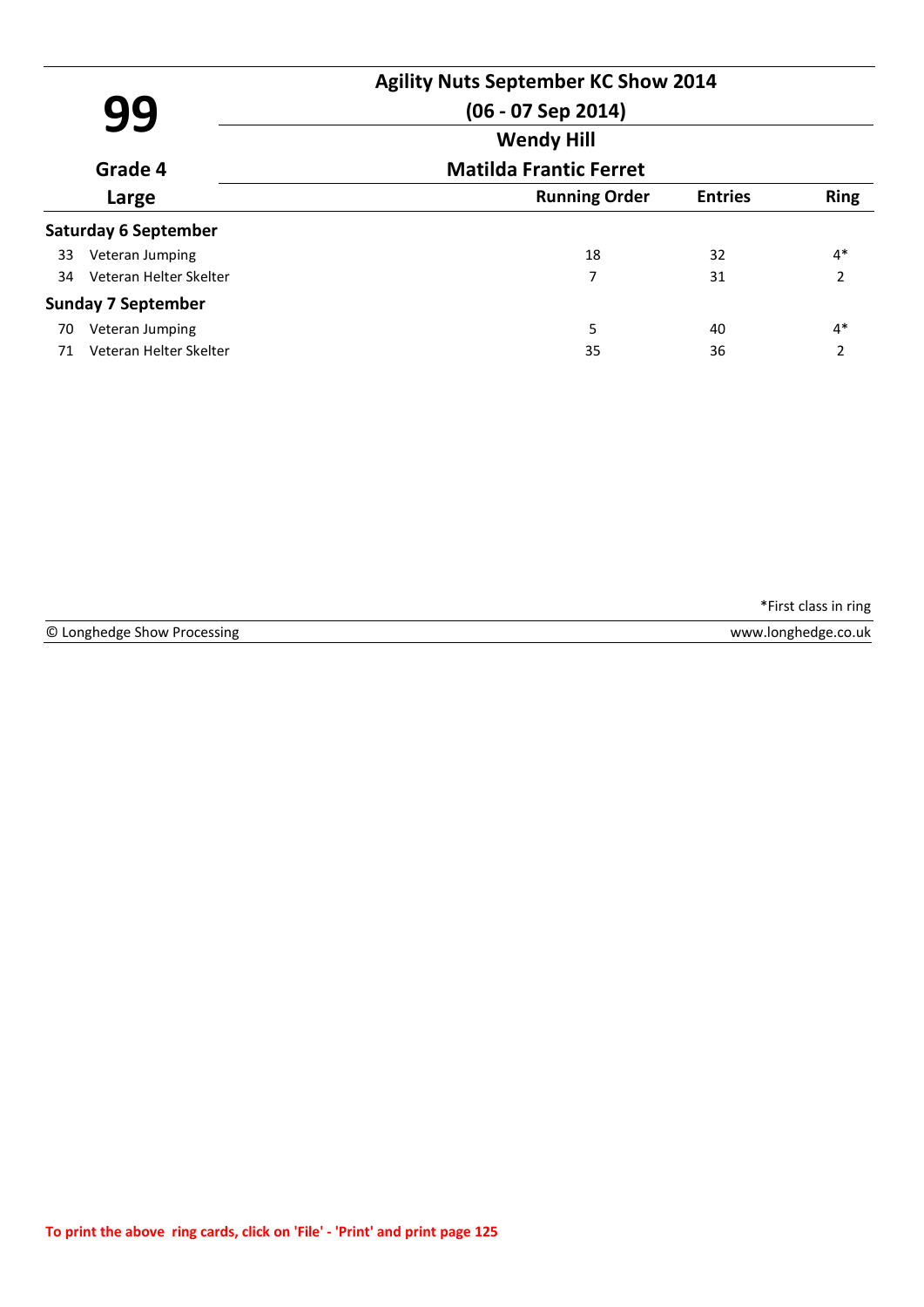# 99

**Agility Nuts September KC Show 2014**

**(06 - 07 Sep 2014)**

**Wendy Hill**

**Matilda Frantic Ferret**

**Grade 4**

**Large**

| | | Running Order | Entries | Ring |
|---|---|---|---|---|
| **Saturday 6 September** | | | | |
| 33 | Veteran Jumping | 18 | 32 | 4* |
| 34 | Veteran Helter Skelter | 7 | 31 | 2 |
| **Sunday 7 September** | | | | |
| 70 | Veteran Jumping | 5 | 40 | 4* |
| 71 | Veteran Helter Skelter | 35 | 36 | 2 |

*First class in ring

© Longhedge Show Processing — www.longhedge.co.uk

To print the above ring cards, click on 'File' - 'Print' and print page 125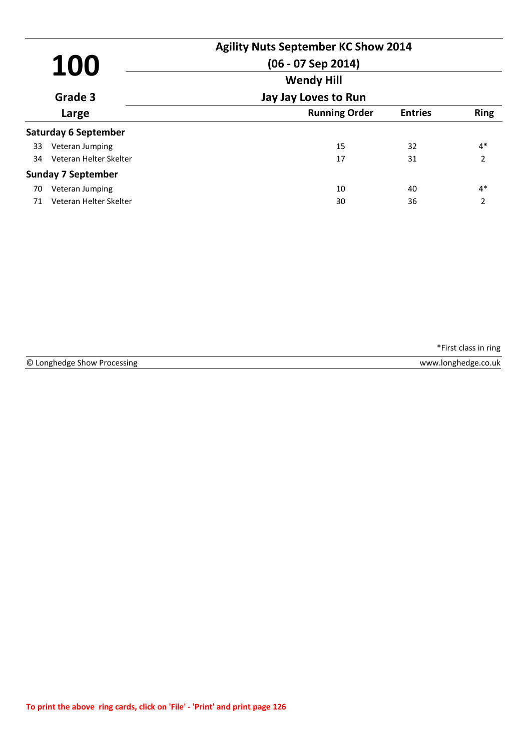# 100

**Grade 3**

**Large**

## Agility Nuts September KC Show 2014

**(06 - 07 Sep 2014)**

**Wendy Hill**

**Jay Jay Loves to Run**

| | Class | Running Order | Entries | Ring |
|---|---|---|---|---|
| **Saturday 6 September** | | | | |
| 33 | Veteran Jumping | 15 | 32 | 4* |
| 34 | Veteran Helter Skelter | 17 | 31 | 2 |
| **Sunday 7 September** | | | | |
| 70 | Veteran Jumping | 10 | 40 | 4* |
| 71 | Veteran Helter Skelter | 30 | 36 | 2 |

*First class in ring

© Longhedge Show Processing www.longhedge.co.uk

To print the above ring cards, click on 'File' - 'Print' and print page 126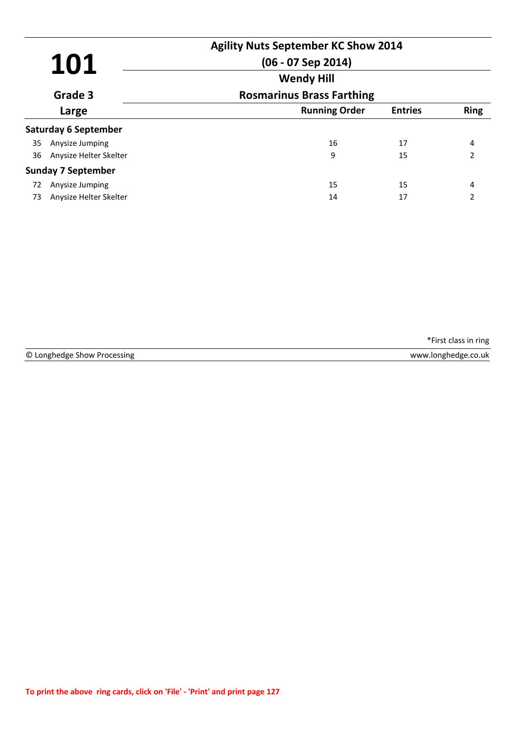# 101

## Agility Nuts September KC Show 2014

**(06 - 07 Sep 2014)**

### Wendy Hill

### Rosmarinus Brass Farthing

**Grade 3**

**Large**

| | | Running Order | Entries | Ring |
|---|---|---|---|---|
| **Saturday 6 September** | | | | |
| 35 | Anysize Jumping | 16 | 17 | 4 |
| 36 | Anysize Helter Skelter | 9 | 15 | 2 |
| **Sunday 7 September** | | | | |
| 72 | Anysize Jumping | 15 | 15 | 4 |
| 73 | Anysize Helter Skelter | 14 | 17 | 2 |

*First class in ring

© Longhedge Show Processing www.longhedge.co.uk

To print the above ring cards, click on 'File' - 'Print' and print page 127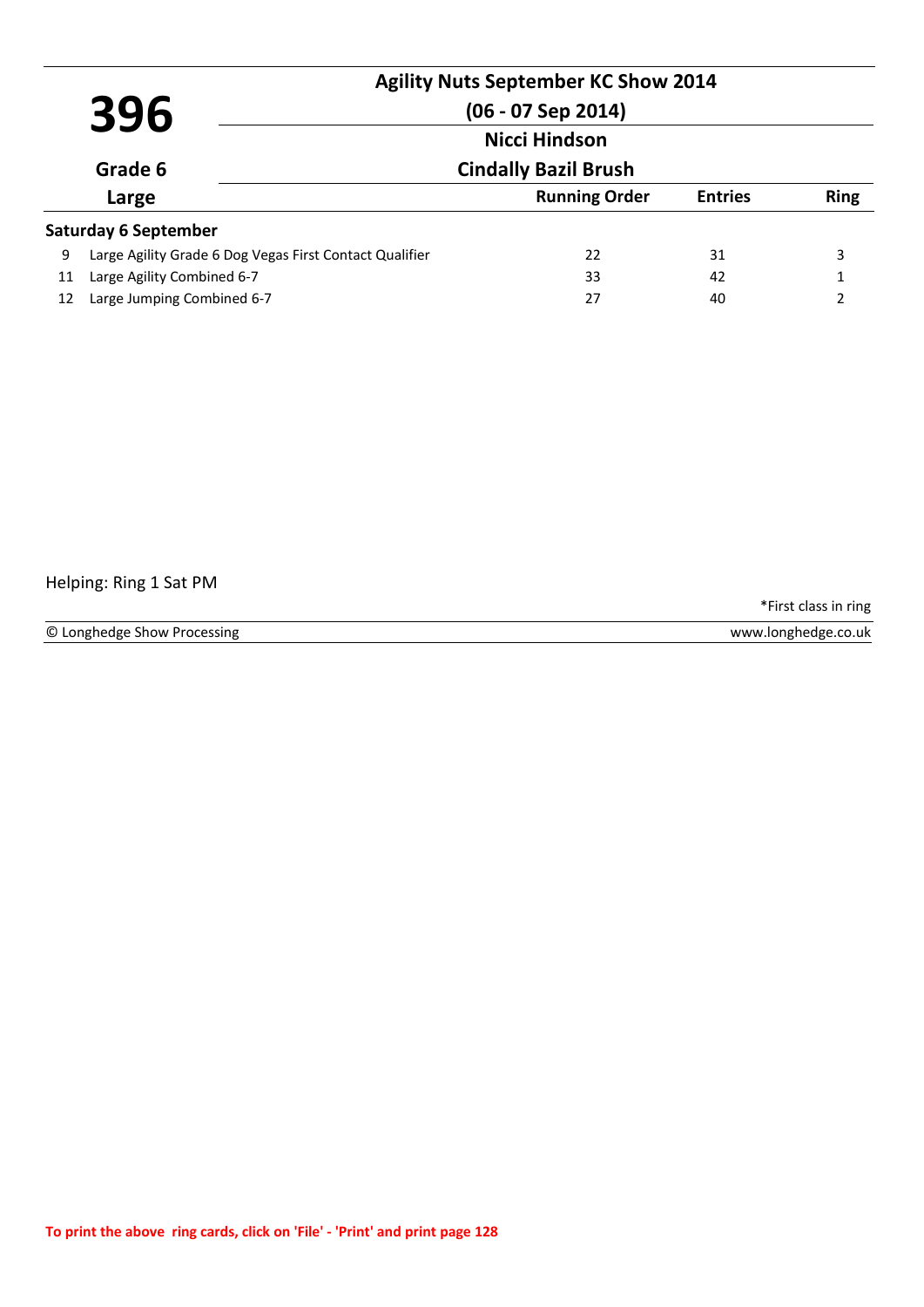# 396

**Grade 6**

**Large**

## Agility Nuts September KC Show 2014

**(06 - 07 Sep 2014)**

**Nicci Hindson**

**Cindally Bazil Brush**

| | | Running Order | Entries | Ring |
|---|---|---|---|---|
| **Saturday 6 September** | | | | |
| 9 | Large Agility Grade 6 Dog Vegas First Contact Qualifier | 22 | 31 | 3 |
| 11 | Large Agility Combined 6-7 | 33 | 42 | 1 |
| 12 | Large Jumping Combined 6-7 | 27 | 40 | 2 |

Helping: Ring 1 Sat PM

*First class in ring

© Longhedge Show Processing www.longhedge.co.uk

To print the above ring cards, click on 'File' - 'Print' and print page 128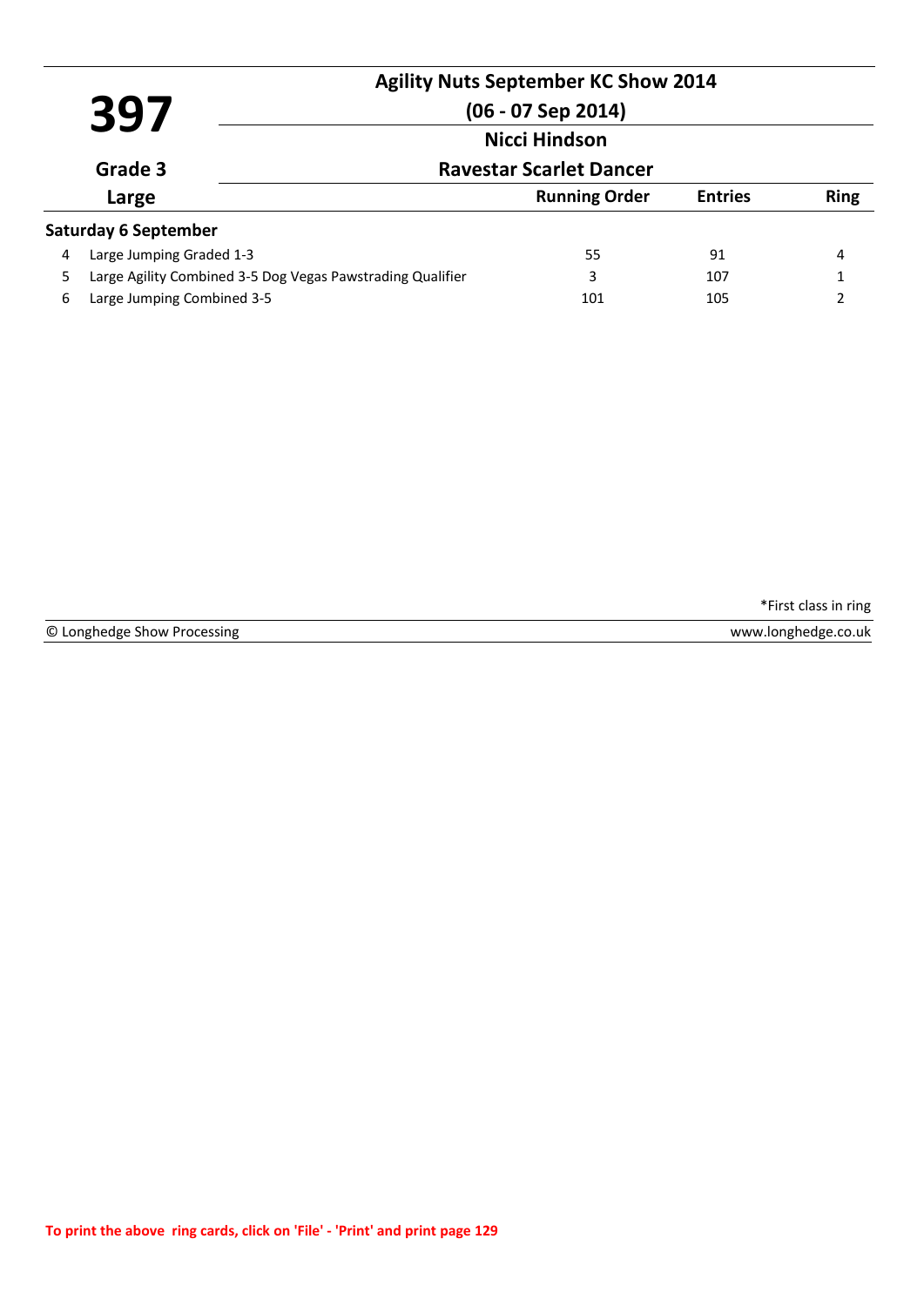# 397

## Agility Nuts September KC Show 2014

**(06 - 07 Sep 2014)**

**Nicci Hindson**

**Grade 3**

**Ravestar Scarlet Dancer**

**Large**

| | | Running Order | Entries | Ring |
|---|---|---|---|---|
| **Saturday 6 September** | | | | |
| 4 | Large Jumping Graded 1-3 | 55 | 91 | 4 |
| 5 | Large Agility Combined 3-5 Dog Vegas Pawstrading Qualifier | 3 | 107 | 1 |
| 6 | Large Jumping Combined 3-5 | 101 | 105 | 2 |

*First class in ring

© Longhedge Show Processing — www.longhedge.co.uk

To print the above ring cards, click on 'File' - 'Print' and print page 129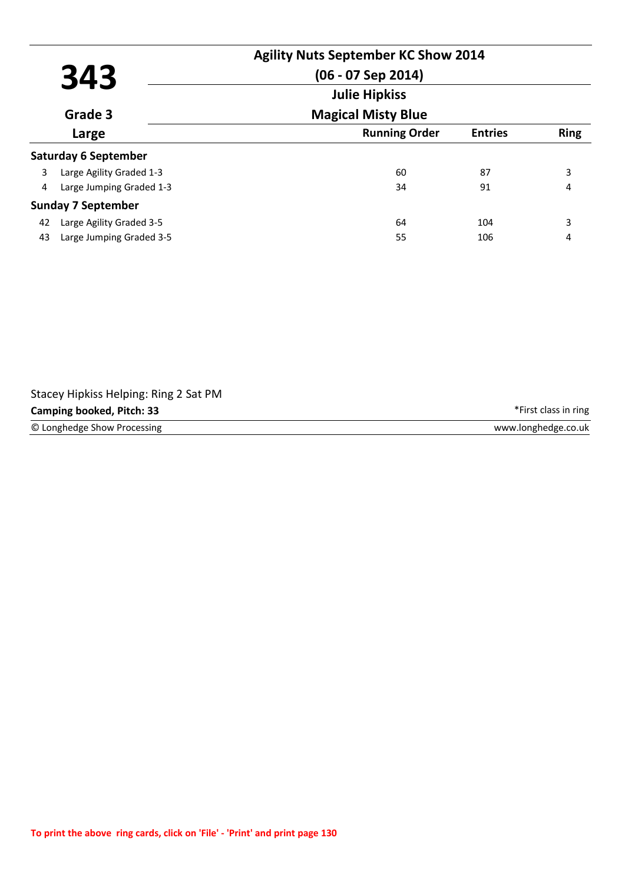# 343

**Grade 3**

**Large**

## Agility Nuts September KC Show 2014

**(06 - 07 Sep 2014)**

**Julie Hipkiss**

**Magical Misty Blue**

| | | Running Order | Entries | Ring |
|---|---|---|---|---|
| **Saturday 6 September** | | | | |
| 3 | Large Agility Graded 1-3 | 60 | 87 | 3 |
| 4 | Large Jumping Graded 1-3 | 34 | 91 | 4 |
| **Sunday 7 September** | | | | |
| 42 | Large Agility Graded 3-5 | 64 | 104 | 3 |
| 43 | Large Jumping Graded 3-5 | 55 | 106 | 4 |

Stacey Hipkiss Helping: Ring 2 Sat PM

**Camping booked, Pitch: 33**

*First class in ring

© Longhedge Show Processing

www.longhedge.co.uk

To print the above ring cards, click on 'File' - 'Print' and print page 130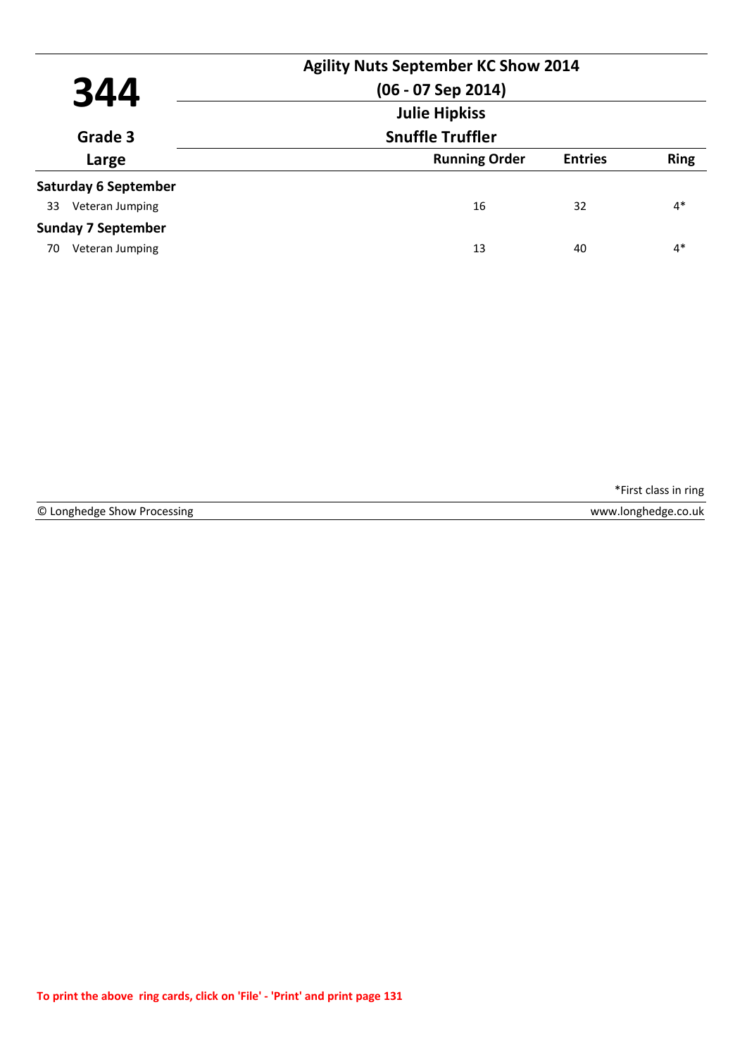# 344

**Grade 3**

**Large**

## Agility Nuts September KC Show 2014

**(06 - 07 Sep 2014)**

**Julie Hipkiss**

**Snuffle Truffler**

| | Running Order | Entries | Ring |
|---|---|---|---|
| **Saturday 6 September** | | | |
| 33 Veteran Jumping | 16 | 32 | 4* |
| **Sunday 7 September** | | | |
| 70 Veteran Jumping | 13 | 40 | 4* |

*First class in ring

© Longhedge Show Processing www.longhedge.co.uk

To print the above ring cards, click on 'File' - 'Print' and print page 131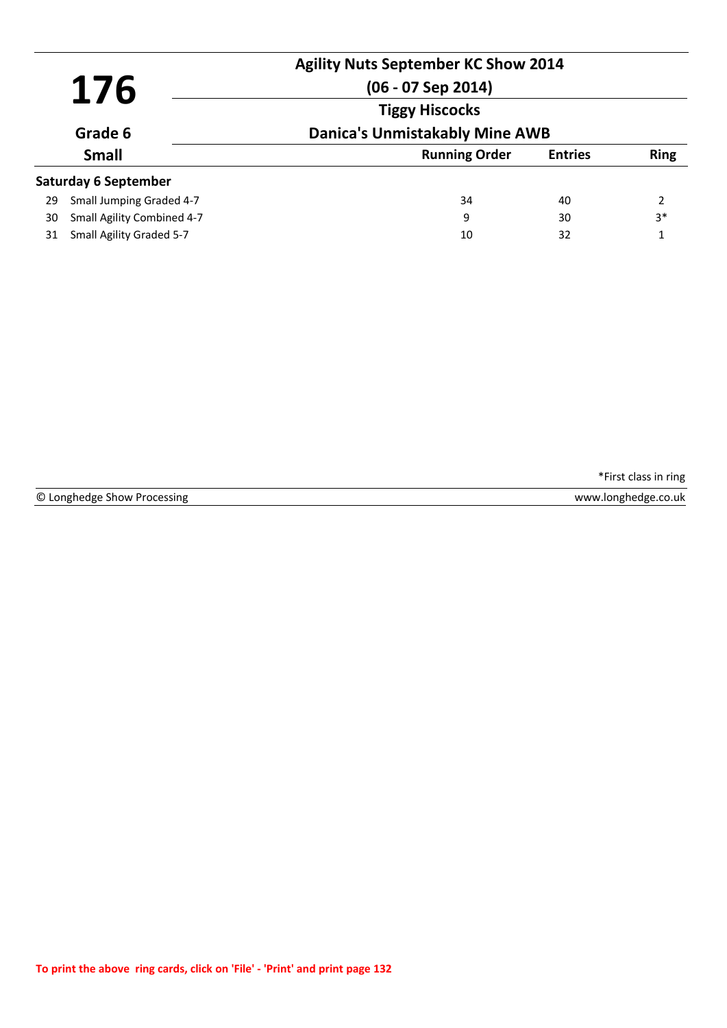# 176

**Grade 6**

**Small**

## Agility Nuts September KC Show 2014

**(06 - 07 Sep 2014)**

**Tiggy Hiscocks**

**Danica's Unmistakably Mine AWB**

| | | Running Order | Entries | Ring |
|---|---|---|---|---|
| **Saturday 6 September** | | | | |
| 29 | Small Jumping Graded 4-7 | 34 | 40 | 2 |
| 30 | Small Agility Combined 4-7 | 9 | 30 | 3* |
| 31 | Small Agility Graded 5-7 | 10 | 32 | 1 |

*First class in ring

© Longhedge Show Processing — www.longhedge.co.uk

To print the above ring cards, click on 'File' - 'Print' and print page 132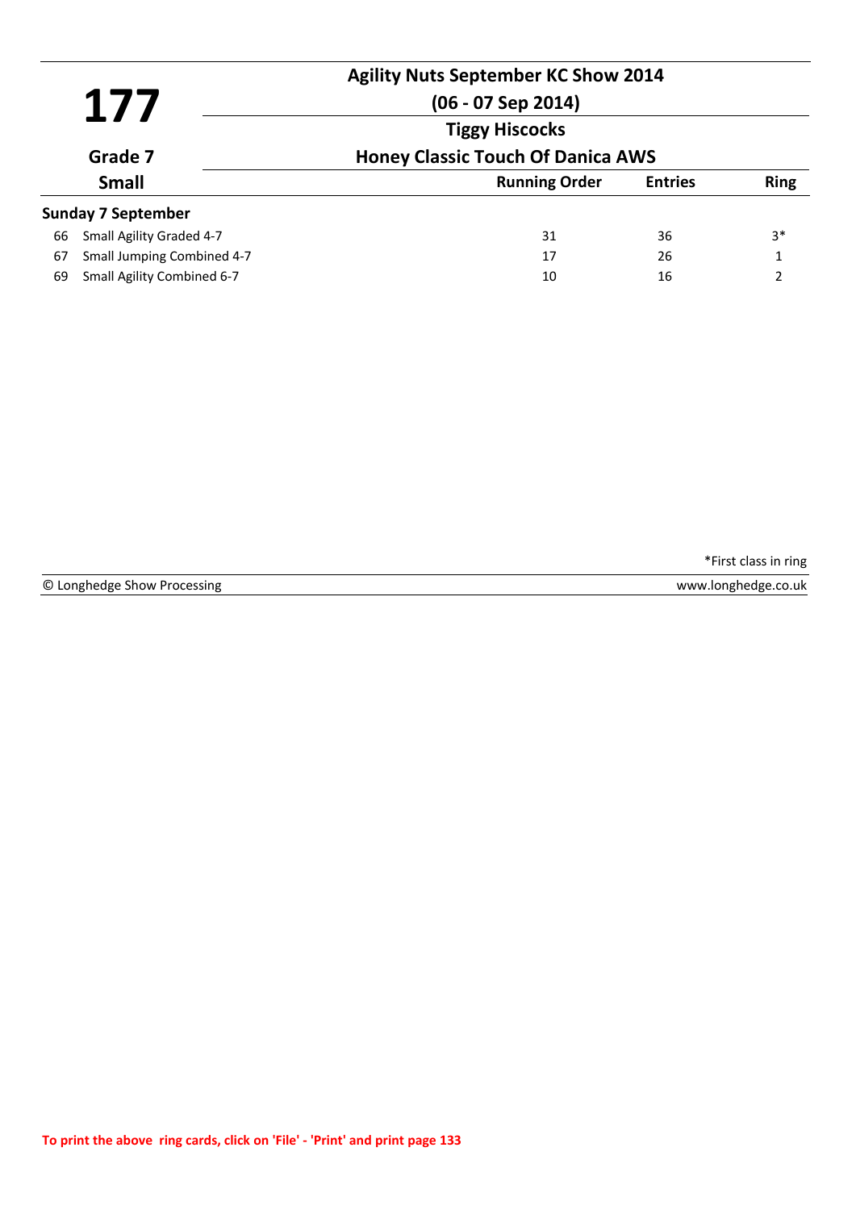# 177

**Agility Nuts September KC Show 2014**

**(06 - 07 Sep 2014)**

**Tiggy Hiscocks**

**Grade 7**

**Honey Classic Touch Of Danica AWS**

**Small**

| | | Running Order | Entries | Ring |
|---|---|---|---|---|
| **Sunday 7 September** | | | | |
| 66 | Small Agility Graded 4-7 | 31 | 36 | 3* |
| 67 | Small Jumping Combined 4-7 | 17 | 26 | 1 |
| 69 | Small Agility Combined 6-7 | 10 | 16 | 2 |

*First class in ring

© Longhedge Show Processing — www.longhedge.co.uk

To print the above ring cards, click on 'File' - 'Print' and print page 133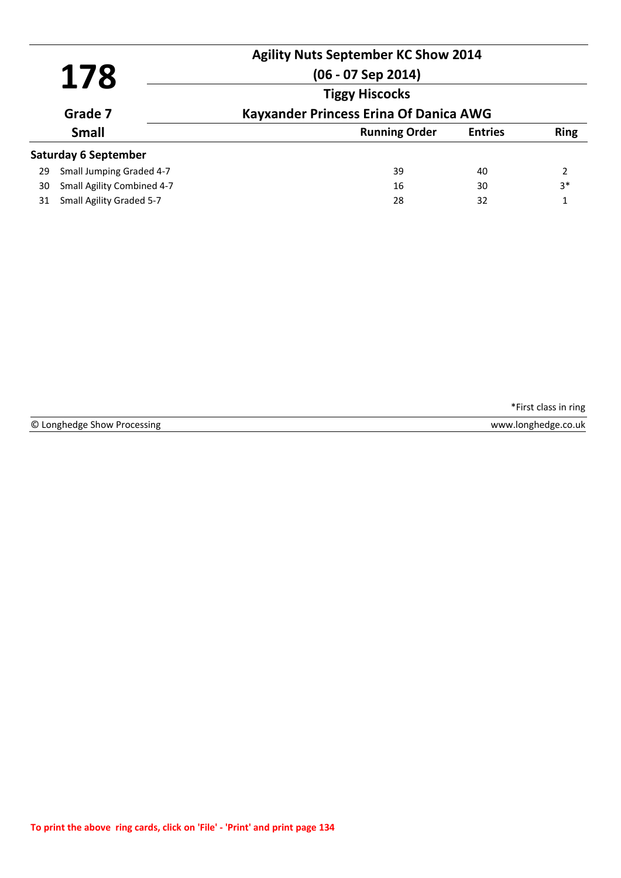# 178

**Agility Nuts September KC Show 2014**

**(06 - 07 Sep 2014)**

**Tiggy Hiscocks**

**Grade 7** — **Kayxander Princess Erina Of Danica AWG**

**Small**

| | | Running Order | Entries | Ring |
|---|---|---|---|---|
| **Saturday 6 September** | | | | |
| 29 | Small Jumping Graded 4-7 | 39 | 40 | 2 |
| 30 | Small Agility Combined 4-7 | 16 | 30 | 3* |
| 31 | Small Agility Graded 5-7 | 28 | 32 | 1 |

*First class in ring

© Longhedge Show Processing www.longhedge.co.uk

To print the above ring cards, click on 'File' - 'Print' and print page 134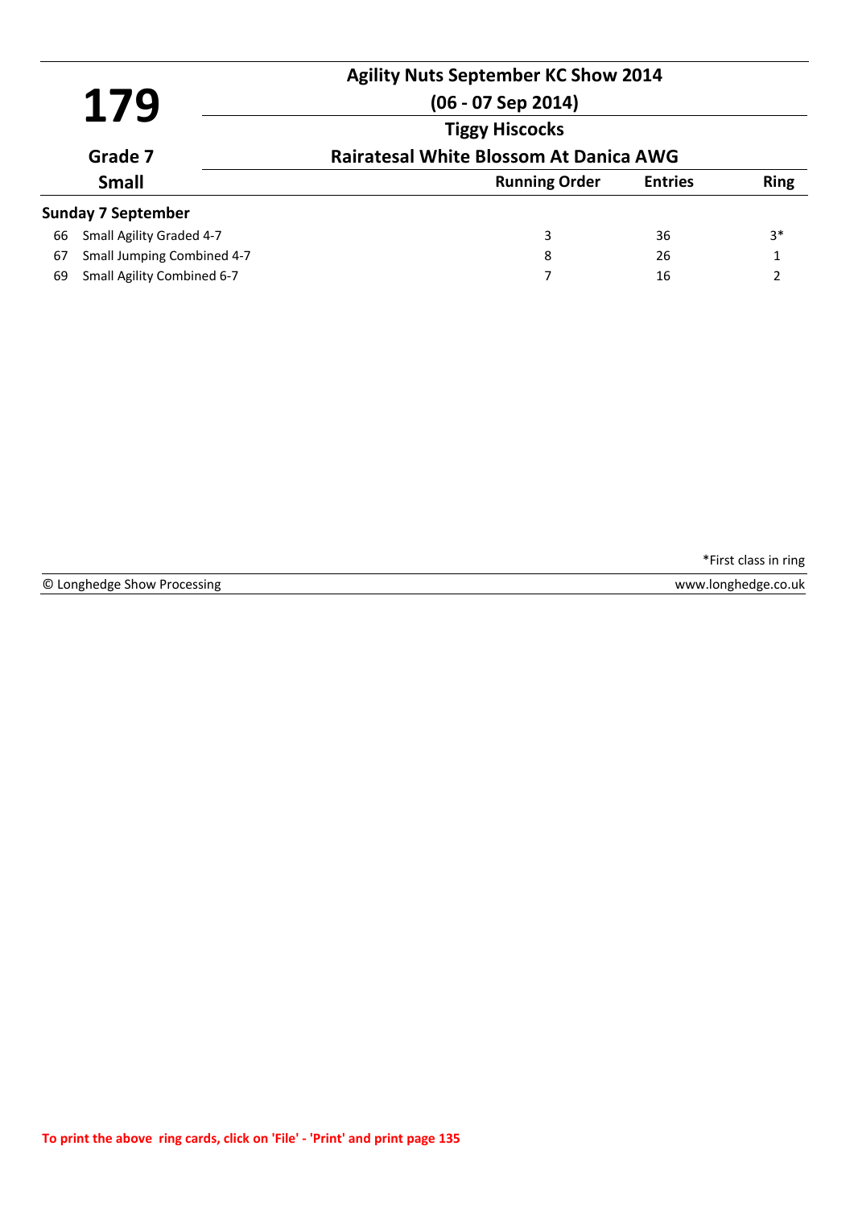# 179

**Agility Nuts September KC Show 2014**

**(06 - 07 Sep 2014)**

**Tiggy Hiscocks**

**Grade 7**

**Rairatesal White Blossom At Danica AWG**

**Small**

| | | Running Order | Entries | Ring |
|---|---|---|---|---|
| **Sunday 7 September** | | | | |
| 66 | Small Agility Graded 4-7 | 3 | 36 | 3* |
| 67 | Small Jumping Combined 4-7 | 8 | 26 | 1 |
| 69 | Small Agility Combined 6-7 | 7 | 16 | 2 |

*First class in ring

© Longhedge Show Processing www.longhedge.co.uk

To print the above ring cards, click on 'File' - 'Print' and print page 135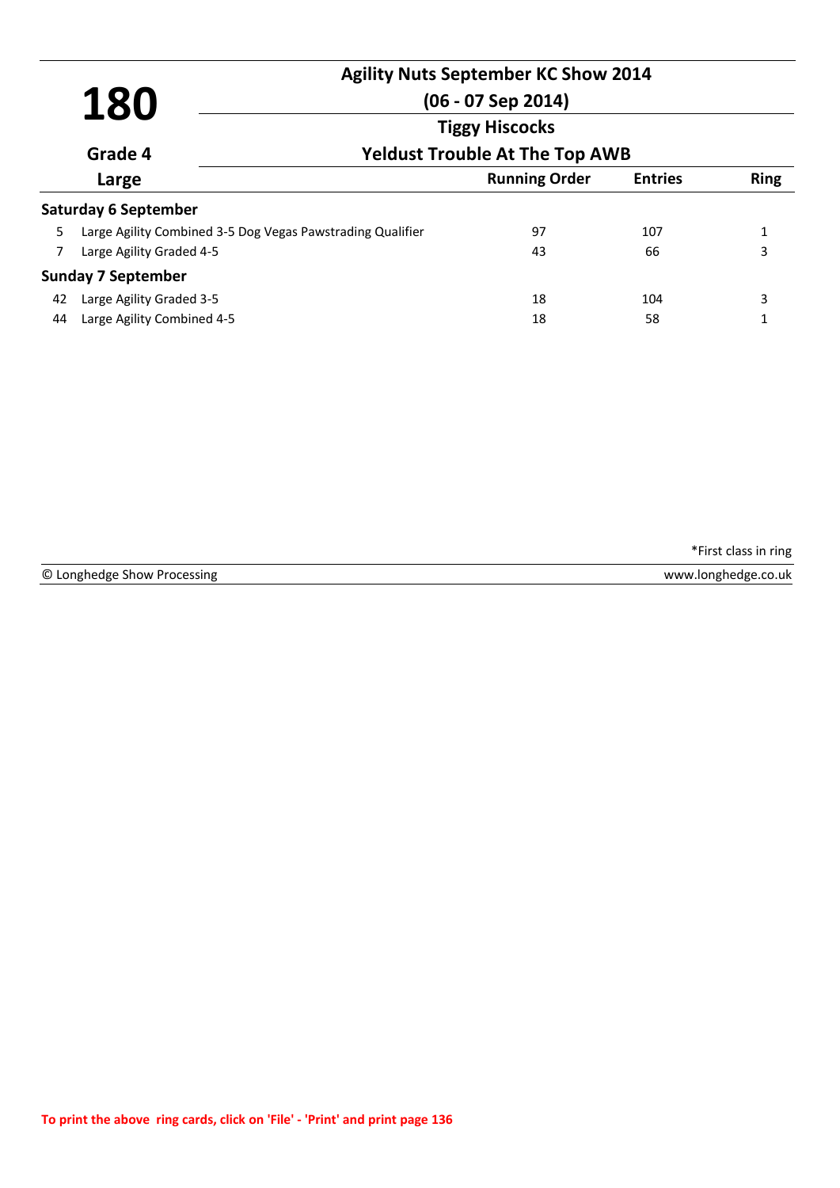# 180

**Agility Nuts September KC Show 2014**

**(06 - 07 Sep 2014)**

**Tiggy Hiscocks**

**Grade 4** — **Yeldust Trouble At The Top AWB**

**Large**

| | | Running Order | Entries | Ring |
|---|---|---|---|---|
| **Saturday 6 September** | | | | |
| 5 | Large Agility Combined 3-5 Dog Vegas Pawstrading Qualifier | 97 | 107 | 1 |
| 7 | Large Agility Graded 4-5 | 43 | 66 | 3 |
| **Sunday 7 September** | | | | |
| 42 | Large Agility Graded 3-5 | 18 | 104 | 3 |
| 44 | Large Agility Combined 4-5 | 18 | 58 | 1 |

*First class in ring

© Longhedge Show Processing — www.longhedge.co.uk

To print the above ring cards, click on 'File' - 'Print' and print page 136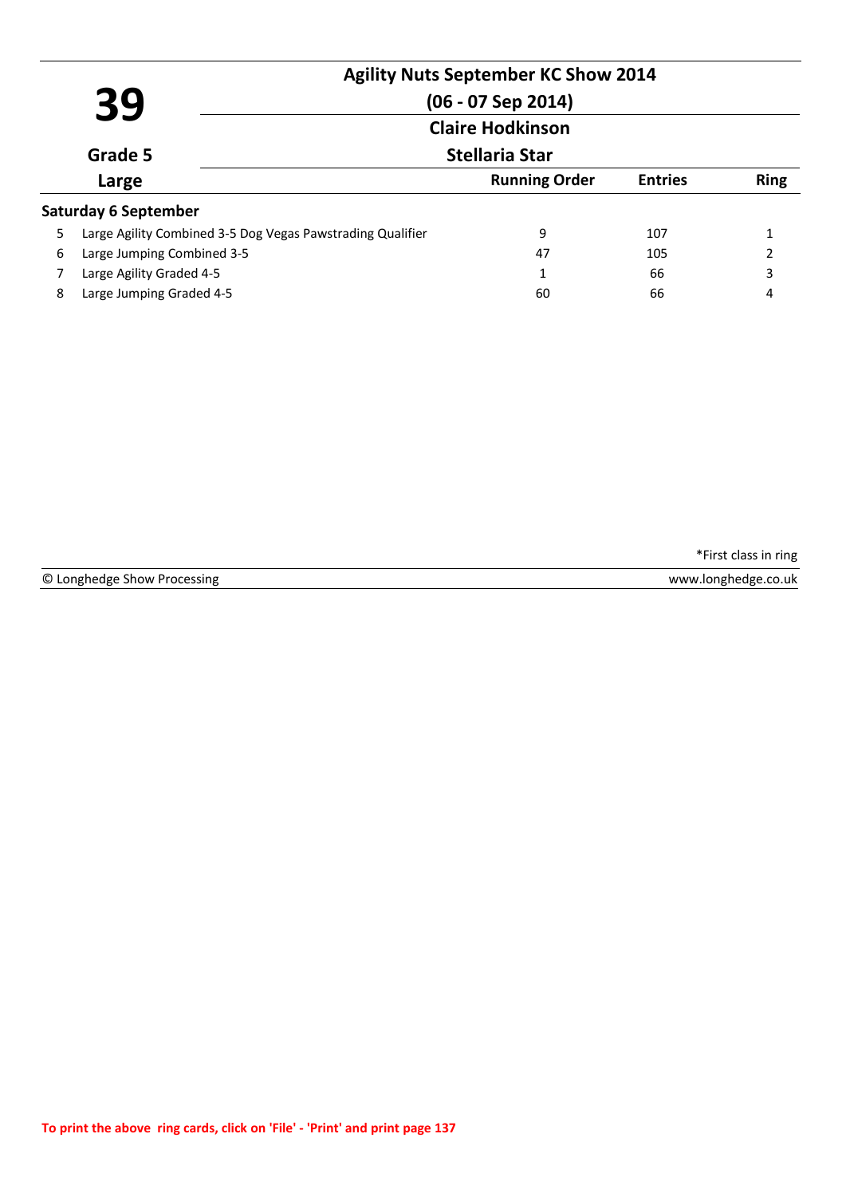# 39

## Agility Nuts September KC Show 2014

**(06 - 07 Sep 2014)**

**Claire Hodkinson**

**Grade 5**

**Stellaria Star**

**Large**

| | | Running Order | Entries | Ring |
|---|---|---|---|---|
| **Saturday 6 September** | | | | |
| 5 | Large Agility Combined 3-5 Dog Vegas Pawstrading Qualifier | 9 | 107 | 1 |
| 6 | Large Jumping Combined 3-5 | 47 | 105 | 2 |
| 7 | Large Agility Graded 4-5 | 1 | 66 | 3 |
| 8 | Large Jumping Graded 4-5 | 60 | 66 | 4 |

*First class in ring

© Longhedge Show Processing www.longhedge.co.uk

**To print the above ring cards, click on 'File' - 'Print' and print page 137**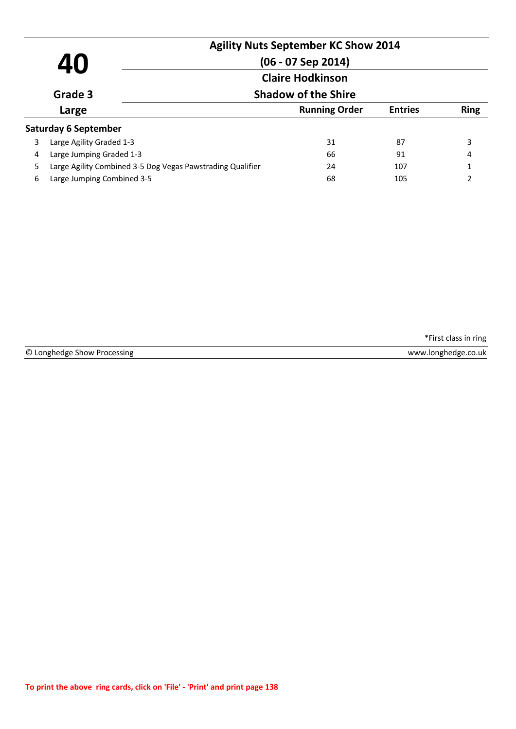# 40

**Grade 3**

**Large**

## Agility Nuts September KC Show 2014

**(06 - 07 Sep 2014)**

**Claire Hodkinson**

**Shadow of the Shire**

### Saturday 6 September

| | Class | Running Order | Entries | Ring |
|---|---|---|---|---|
| 3 | Large Agility Graded 1-3 | 31 | 87 | 3 |
| 4 | Large Jumping Graded 1-3 | 66 | 91 | 4 |
| 5 | Large Agility Combined 3-5 Dog Vegas Pawstrading Qualifier | 24 | 107 | 1 |
| 6 | Large Jumping Combined 3-5 | 68 | 105 | 2 |

*First class in ring

© Longhedge Show Processing www.longhedge.co.uk

**To print the above ring cards, click on 'File' - 'Print' and print page 138**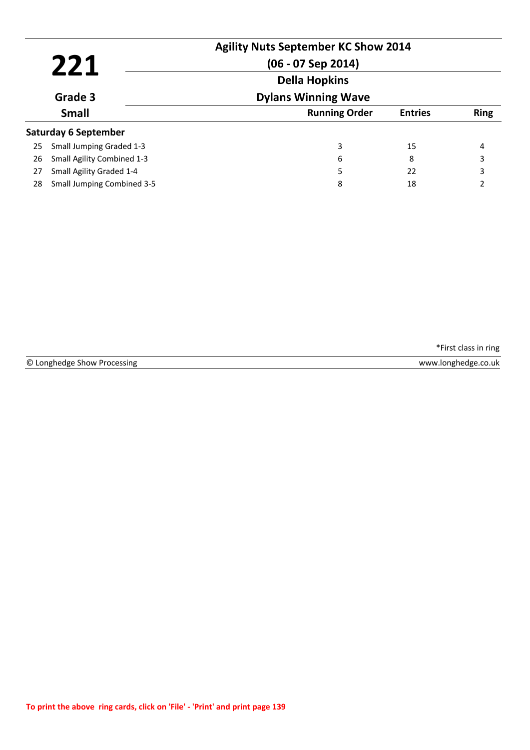# 221

**Grade 3**

**Small**

## Agility Nuts September KC Show 2014

**(06 - 07 Sep 2014)**

**Della Hopkins**

**Dylans Winning Wave**

| | | Running Order | Entries | Ring |
|---|---|---|---|---|
| **Saturday 6 September** | | | | |
| 25 | Small Jumping Graded 1-3 | 3 | 15 | 4 |
| 26 | Small Agility Combined 1-3 | 6 | 8 | 3 |
| 27 | Small Agility Graded 1-4 | 5 | 22 | 3 |
| 28 | Small Jumping Combined 3-5 | 8 | 18 | 2 |

*First class in ring

© Longhedge Show Processing www.longhedge.co.uk

To print the above ring cards, click on 'File' - 'Print' and print page 139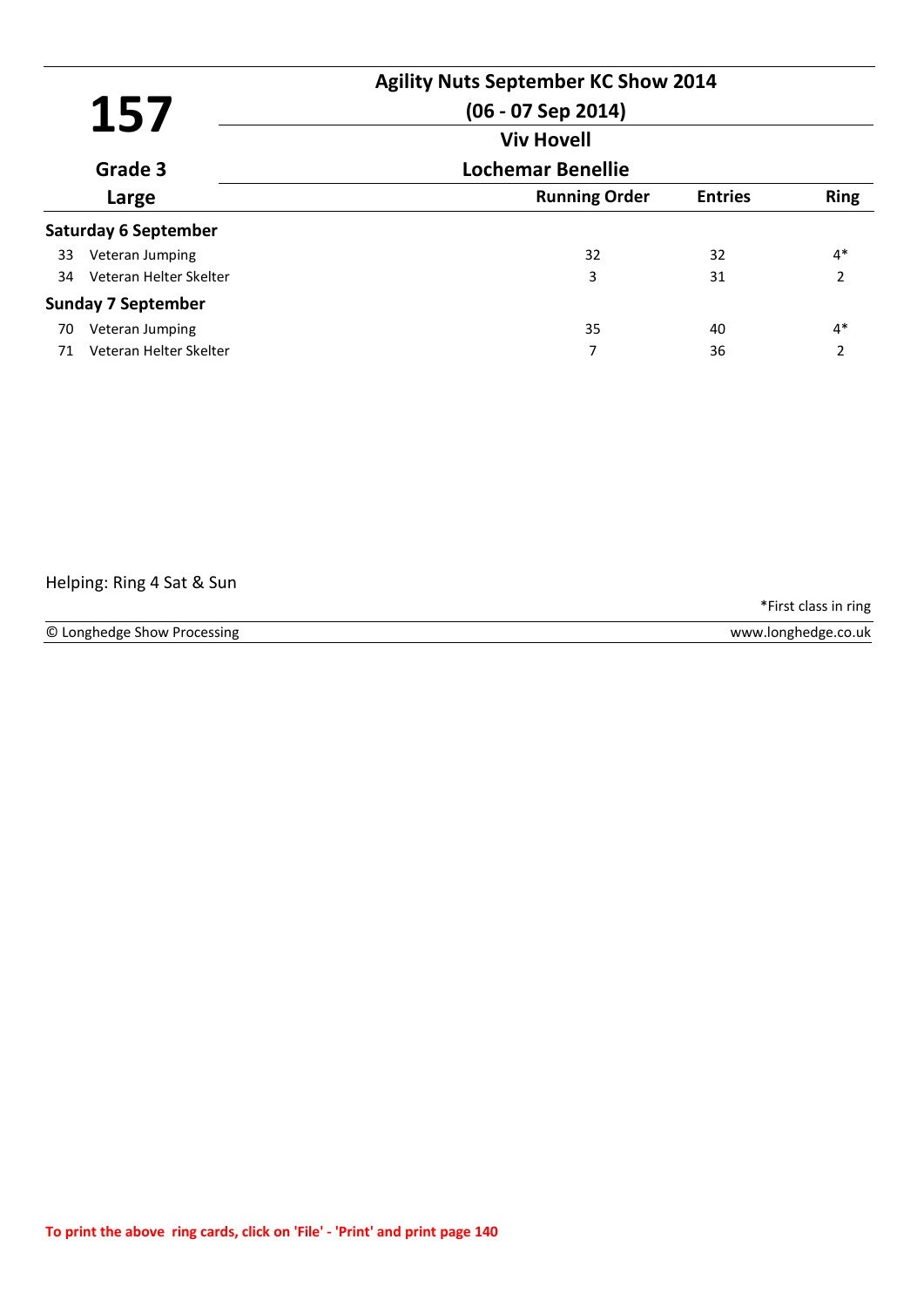# 157

**Agility Nuts September KC Show 2014**

**(06 - 07 Sep 2014)**

**Viv Hovell**

**Lochemar Benellie**

**Grade 3**

**Large**

| | | Running Order | Entries | Ring |
|---|---|---|---|---|
| **Saturday 6 September** | | | | |
| 33 | Veteran Jumping | 32 | 32 | 4* |
| 34 | Veteran Helter Skelter | 3 | 31 | 2 |
| **Sunday 7 September** | | | | |
| 70 | Veteran Jumping | 35 | 40 | 4* |
| 71 | Veteran Helter Skelter | 7 | 36 | 2 |

Helping: Ring 4 Sat & Sun

*First class in ring

© Longhedge Show Processing www.longhedge.co.uk

To print the above ring cards, click on 'File' - 'Print' and print page 140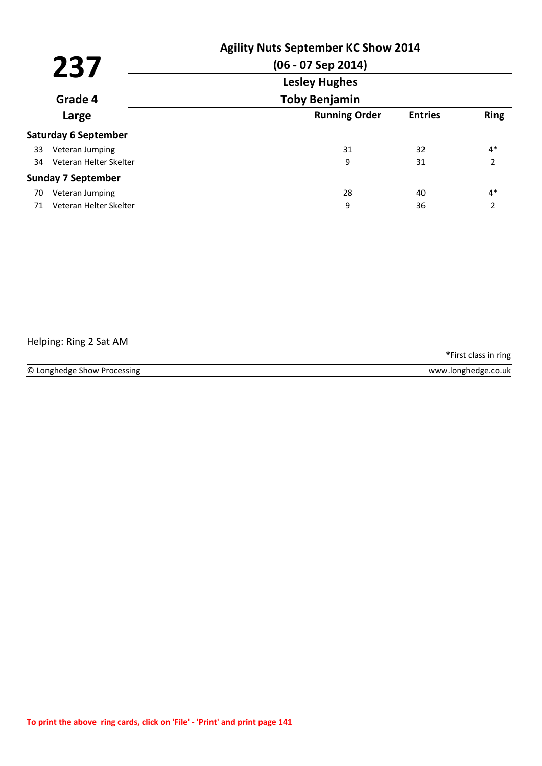# 237

**Grade 4**

**Large**

## Agility Nuts September KC Show 2014

**(06 - 07 Sep 2014)**

**Lesley Hughes**

**Toby Benjamin**

| | Class | Running Order | Entries | Ring |
|---|---|---|---|---|
| **Saturday 6 September** | | | | |
| 33 | Veteran Jumping | 31 | 32 | 4* |
| 34 | Veteran Helter Skelter | 9 | 31 | 2 |
| **Sunday 7 September** | | | | |
| 70 | Veteran Jumping | 28 | 40 | 4* |
| 71 | Veteran Helter Skelter | 9 | 36 | 2 |

Helping: Ring 2 Sat AM

*First class in ring

© Longhedge Show Processing — www.longhedge.co.uk

**To print the above ring cards, click on 'File' - 'Print' and print page 141**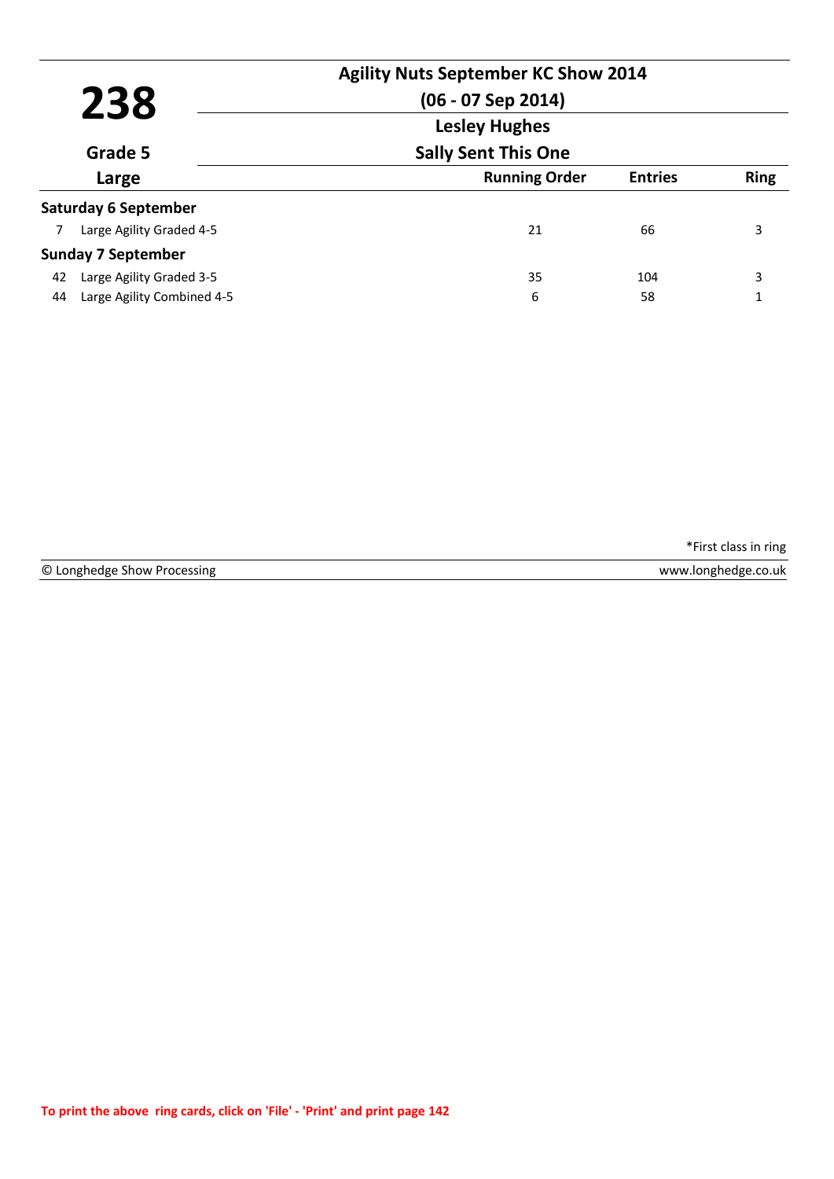# 238

**Agility Nuts September KC Show 2014**

**(06 - 07 Sep 2014)**

**Lesley Hughes**

**Sally Sent This One**

**Grade 5**

**Large**

| | | Running Order | Entries | Ring |
|---|---|---|---|---|
| **Saturday 6 September** | | | | |
| 7 | Large Agility Graded 4-5 | 21 | 66 | 3 |
| **Sunday 7 September** | | | | |
| 42 | Large Agility Graded 3-5 | 35 | 104 | 3 |
| 44 | Large Agility Combined 4-5 | 6 | 58 | 1 |

*First class in ring

© Longhedge Show Processing www.longhedge.co.uk

To print the above ring cards, click on 'File' - 'Print' and print page 142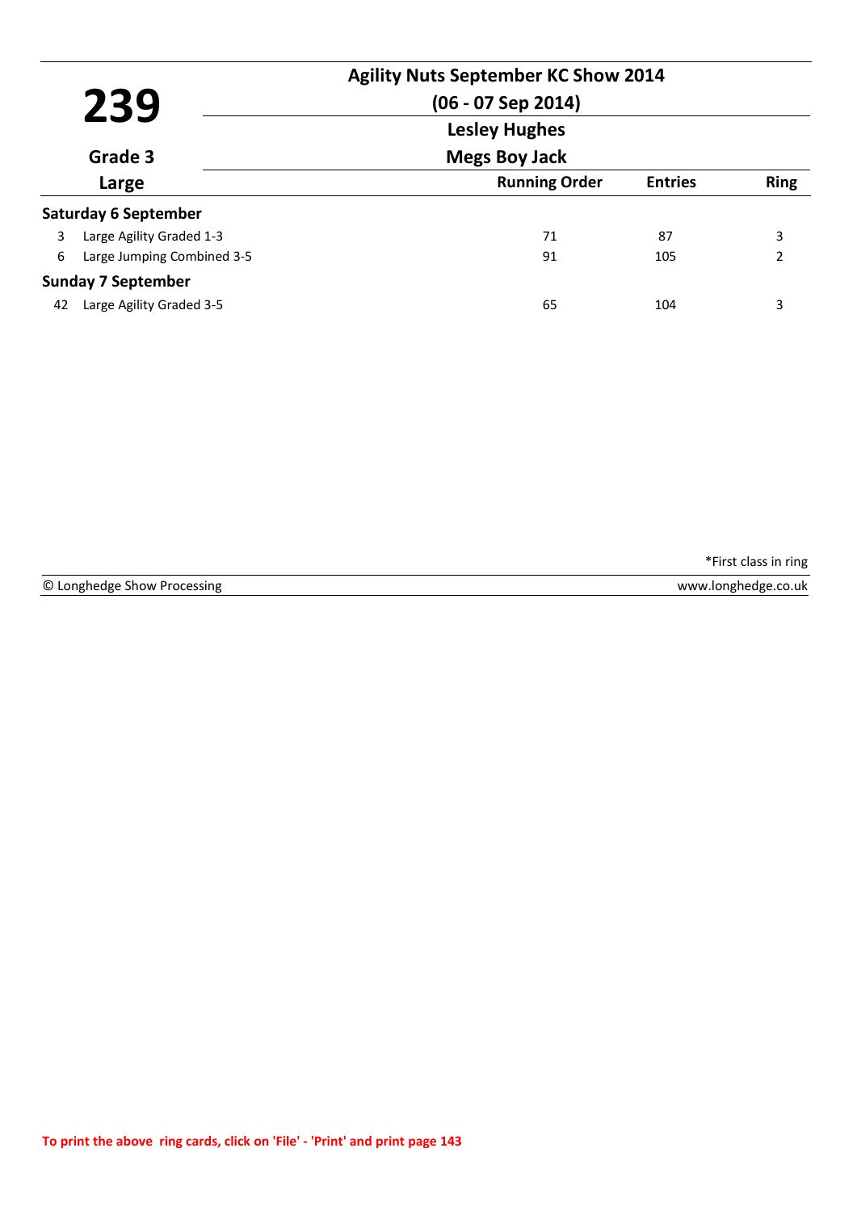# 239

**Grade 3**

**Large**

## Agility Nuts September KC Show 2014

**(06 - 07 Sep 2014)**

**Lesley Hughes**

**Megs Boy Jack**

| | Class | Running Order | Entries | Ring |
|---|---|---|---|---|
| **Saturday 6 September** | | | | |
| 3 | Large Agility Graded 1-3 | 71 | 87 | 3 |
| 6 | Large Jumping Combined 3-5 | 91 | 105 | 2 |
| **Sunday 7 September** | | | | |
| 42 | Large Agility Graded 3-5 | 65 | 104 | 3 |

*First class in ring

© Longhedge Show Processing — www.longhedge.co.uk

To print the above ring cards, click on 'File' - 'Print' and print page 143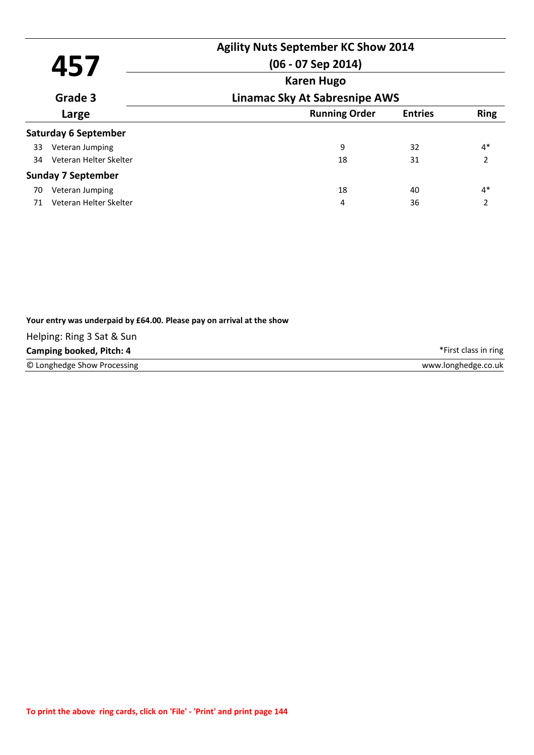# 457

**Agility Nuts September KC Show 2014**

**(06 - 07 Sep 2014)**

**Karen Hugo**

**Linamac Sky At Sabresnipe AWS**

**Grade 3**

**Large**

| | | Running Order | Entries | Ring |
|---|---|---|---|---|
| **Saturday 6 September** | | | | |
| 33 | Veteran Jumping | 9 | 32 | 4* |
| 34 | Veteran Helter Skelter | 18 | 31 | 2 |
| **Sunday 7 September** | | | | |
| 70 | Veteran Jumping | 18 | 40 | 4* |
| 71 | Veteran Helter Skelter | 4 | 36 | 2 |

**Your entry was underpaid by £64.00. Please pay on arrival at the show**

Helping: Ring 3 Sat & Sun

**Camping booked, Pitch: 4**

*First class in ring

© Longhedge Show Processing

www.longhedge.co.uk

**To print the above ring cards, click on 'File' - 'Print' and print page 144**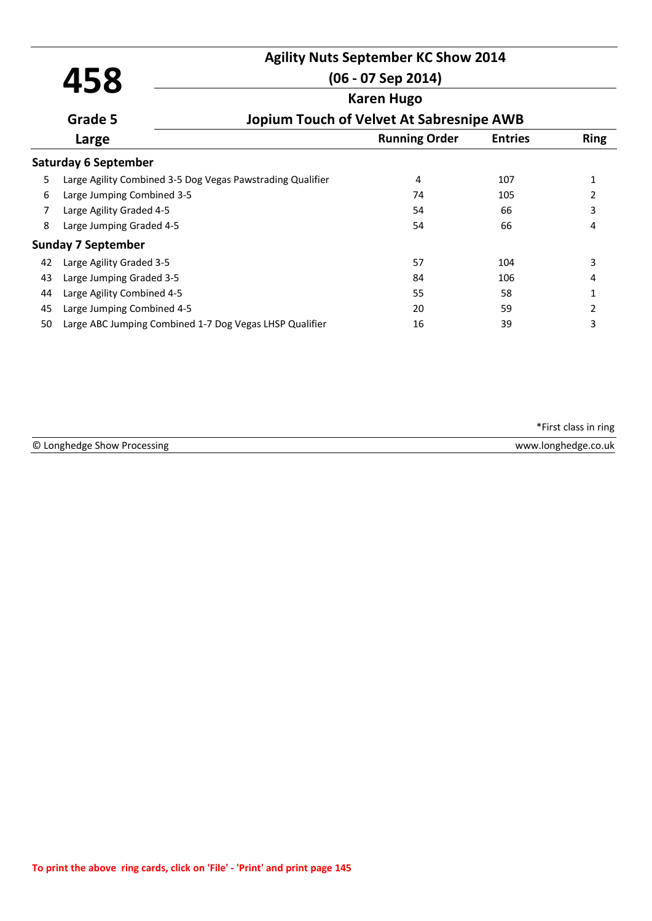# 458

**Grade 5**

**Large**

## Agility Nuts September KC Show 2014

**(06 - 07 Sep 2014)**

**Karen Hugo**

**Jopium Touch of Velvet At Sabresnipe AWB**

| | | Running Order | Entries | Ring |
|---|---|---|---|---|
| **Saturday 6 September** | | | | |
| 5 | Large Agility Combined 3-5 Dog Vegas Pawstrading Qualifier | 4 | 107 | 1 |
| 6 | Large Jumping Combined 3-5 | 74 | 105 | 2 |
| 7 | Large Agility Graded 4-5 | 54 | 66 | 3 |
| 8 | Large Jumping Graded 4-5 | 54 | 66 | 4 |
| **Sunday 7 September** | | | | |
| 42 | Large Agility Graded 3-5 | 57 | 104 | 3 |
| 43 | Large Jumping Graded 3-5 | 84 | 106 | 4 |
| 44 | Large Agility Combined 4-5 | 55 | 58 | 1 |
| 45 | Large Jumping Combined 4-5 | 20 | 59 | 2 |
| 50 | Large ABC Jumping Combined 1-7 Dog Vegas LHSP Qualifier | 16 | 39 | 3 |

*First class in ring

© Longhedge Show Processing www.longhedge.co.uk

To print the above ring cards, click on 'File' - 'Print' and print page 145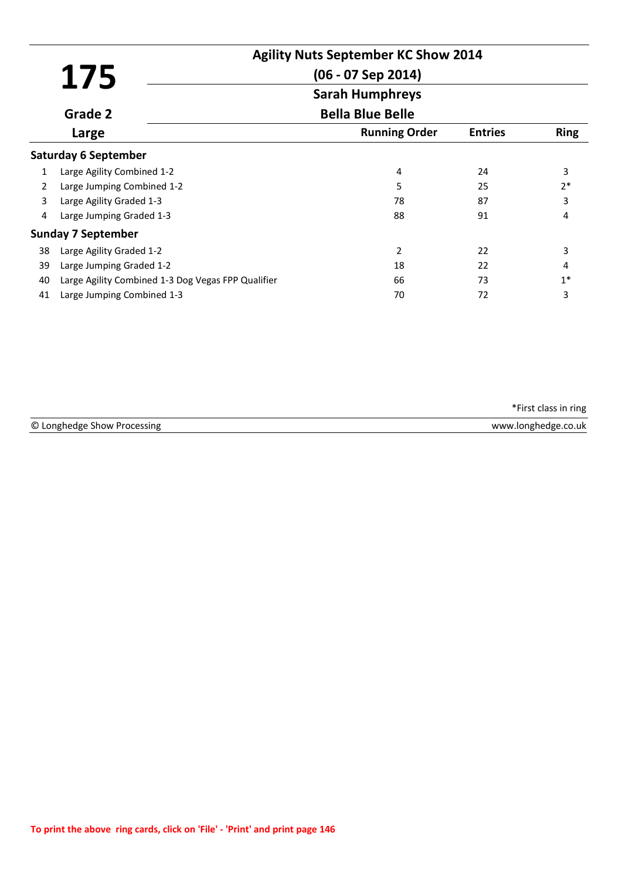# 175

**Agility Nuts September KC Show 2014**

**(06 - 07 Sep 2014)**

**Sarah Humphreys**

**Bella Blue Belle**

**Grade 2**

**Large**

| | | Running Order | Entries | Ring |
|---|---|---|---|---|
| **Saturday 6 September** | | | | |
| 1 | Large Agility Combined 1-2 | 4 | 24 | 3 |
| 2 | Large Jumping Combined 1-2 | 5 | 25 | 2* |
| 3 | Large Agility Graded 1-3 | 78 | 87 | 3 |
| 4 | Large Jumping Graded 1-3 | 88 | 91 | 4 |
| **Sunday 7 September** | | | | |
| 38 | Large Agility Graded 1-2 | 2 | 22 | 3 |
| 39 | Large Jumping Graded 1-2 | 18 | 22 | 4 |
| 40 | Large Agility Combined 1-3 Dog Vegas FPP Qualifier | 66 | 73 | 1* |
| 41 | Large Jumping Combined 1-3 | 70 | 72 | 3 |

*First class in ring

© Longhedge Show Processing www.longhedge.co.uk

To print the above ring cards, click on 'File' - 'Print' and print page 146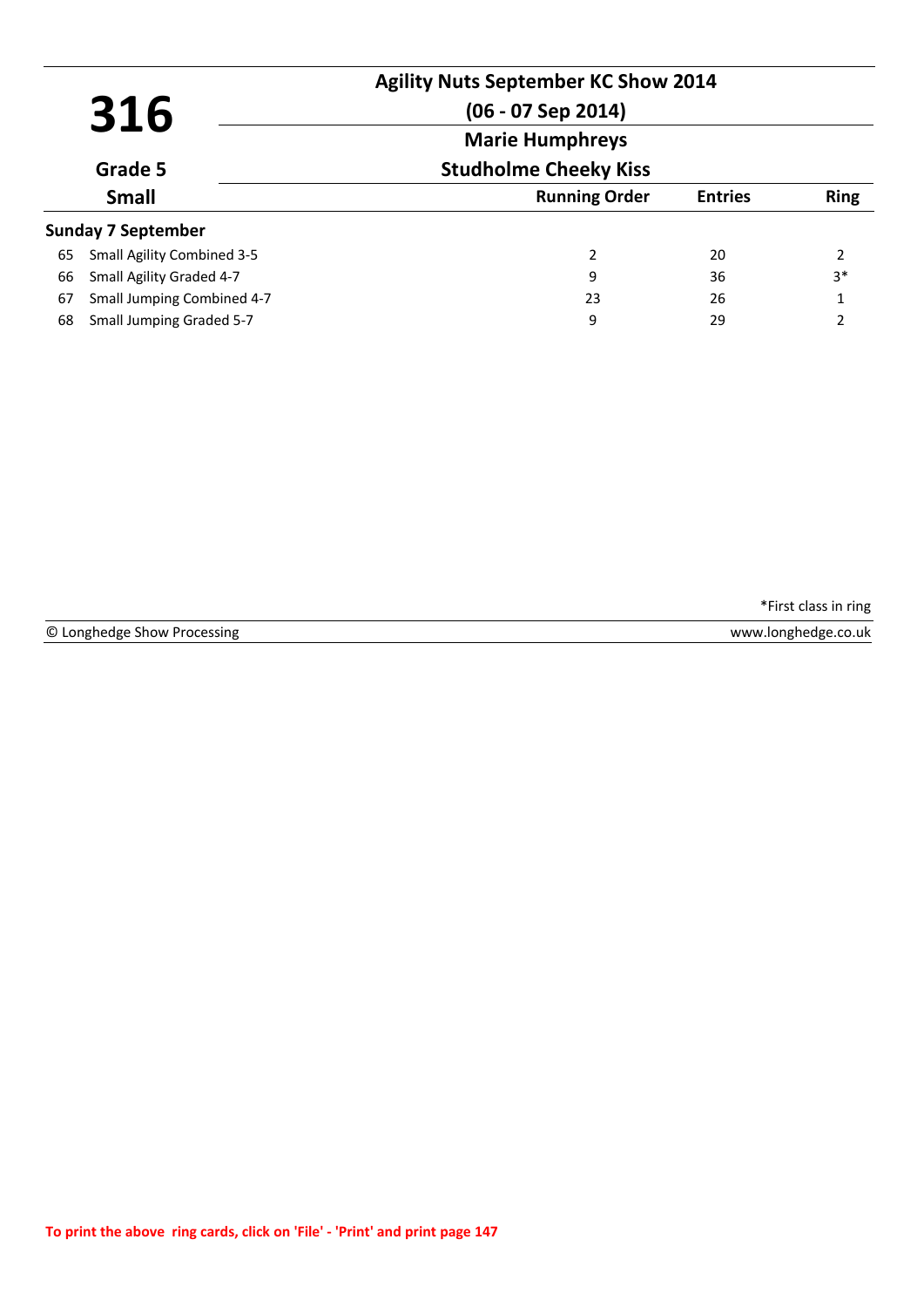# 316

**Grade 5**

**Small**

## Agility Nuts September KC Show 2014

**(06 - 07 Sep 2014)**

**Marie Humphreys**

**Studholme Cheeky Kiss**

### Sunday 7 September

| | Class | Running Order | Entries | Ring |
|---|---|---|---|---|
| 65 | Small Agility Combined 3-5 | 2 | 20 | 2 |
| 66 | Small Agility Graded 4-7 | 9 | 36 | 3* |
| 67 | Small Jumping Combined 4-7 | 23 | 26 | 1 |
| 68 | Small Jumping Graded 5-7 | 9 | 29 | 2 |

*First class in ring

© Longhedge Show Processing — www.longhedge.co.uk

To print the above ring cards, click on 'File' - 'Print' and print page 147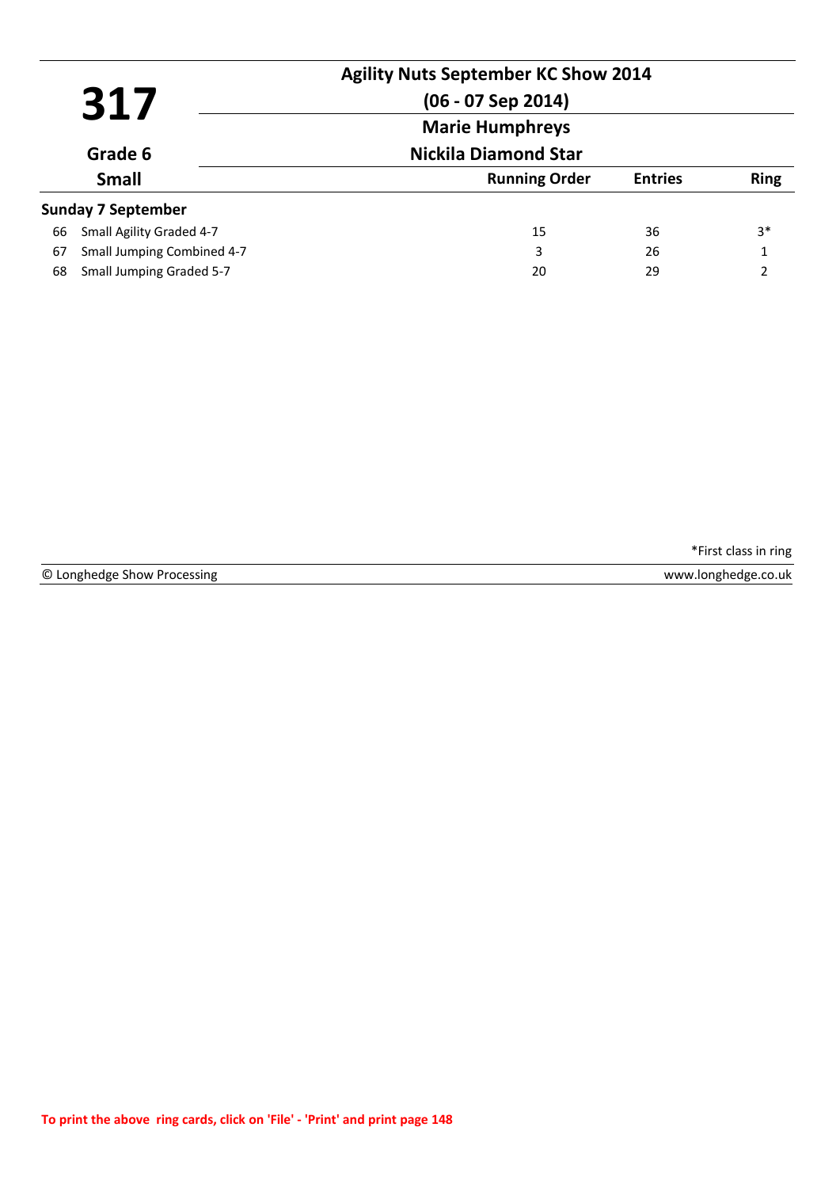# 317

**Agility Nuts September KC Show 2014**

**(06 - 07 Sep 2014)**

**Marie Humphreys**

**Grade 6**

**Nickila Diamond Star**

**Small**

| | | Running Order | Entries | Ring |
|---|---|---|---|---|
| **Sunday 7 September** | | | | |
| 66 | Small Agility Graded 4-7 | 15 | 36 | 3* |
| 67 | Small Jumping Combined 4-7 | 3 | 26 | 1 |
| 68 | Small Jumping Graded 5-7 | 20 | 29 | 2 |

*First class in ring

© Longhedge Show Processing www.longhedge.co.uk

To print the above ring cards, click on 'File' - 'Print' and print page 148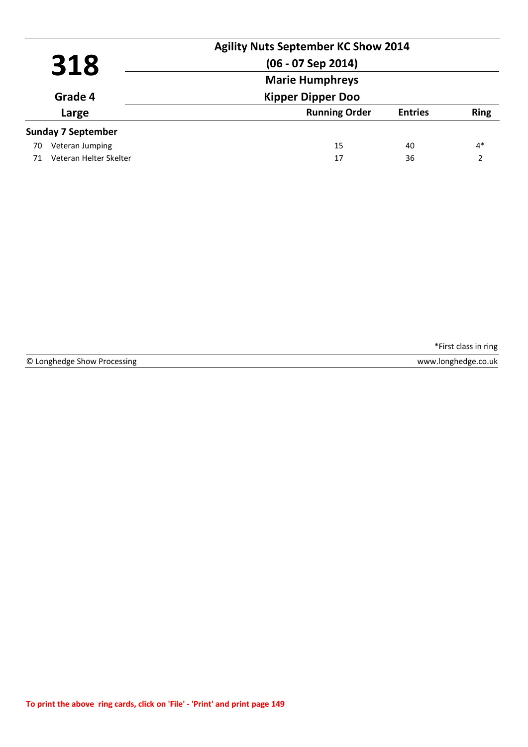# 318

**Grade 4**

**Large**

## Agility Nuts September KC Show 2014

**(06 - 07 Sep 2014)**

**Marie Humphreys**

**Kipper Dipper Doo**

| | | Running Order | Entries | Ring |
|---|---|---|---|---|
| **Sunday 7 September** | | | | |
| 70 | Veteran Jumping | 15 | 40 | 4* |
| 71 | Veteran Helter Skelter | 17 | 36 | 2 |

*First class in ring

© Longhedge Show Processing www.longhedge.co.uk

To print the above ring cards, click on 'File' - 'Print' and print page 149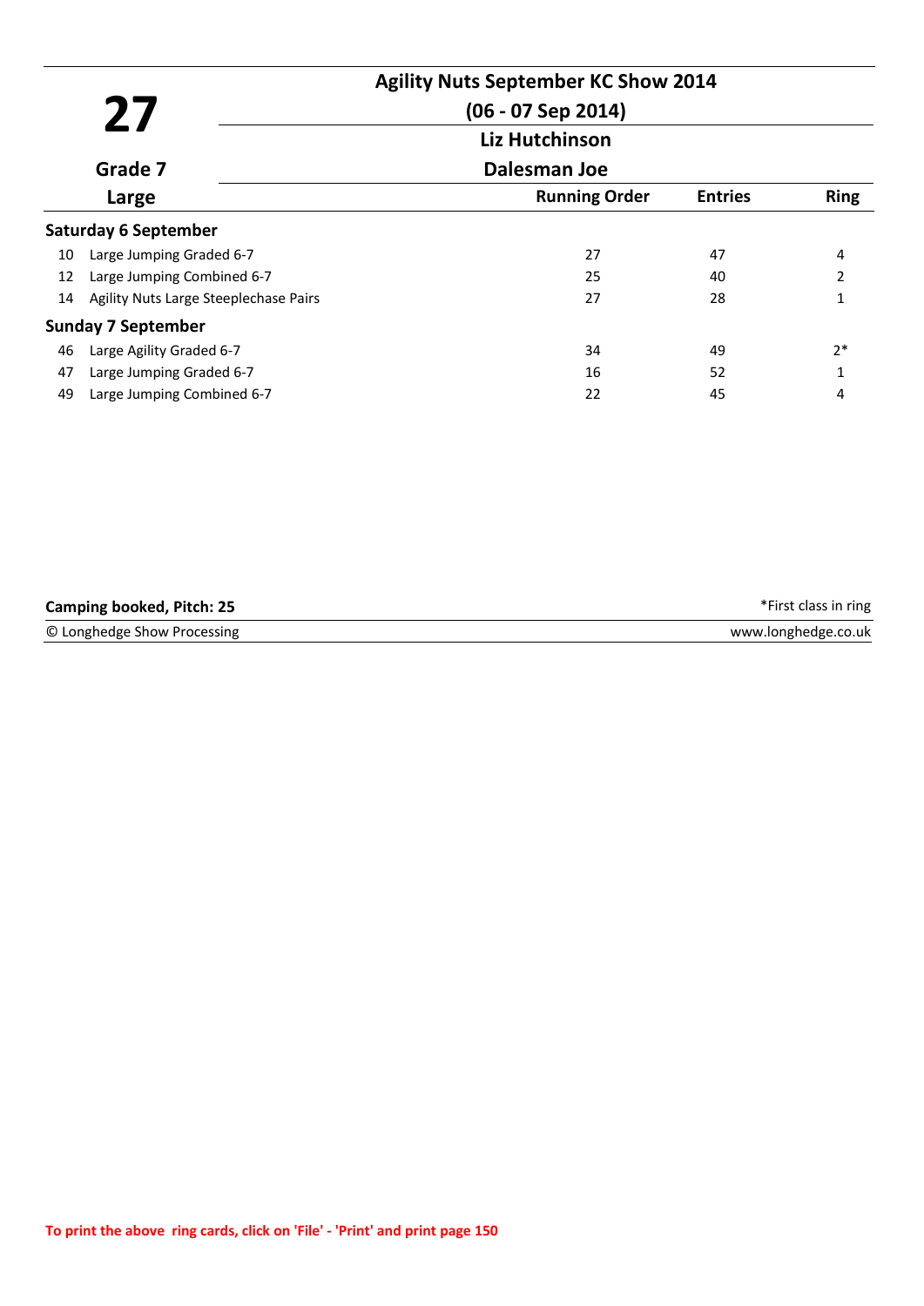# 27

**Agility Nuts September KC Show 2014**

**(06 - 07 Sep 2014)**

**Liz Hutchinson**

**Grade 7**

**Dalesman Joe**

**Large**

| | | Running Order | Entries | Ring |
|---|---|---|---|---|
| **Saturday 6 September** | | | | |
| 10 | Large Jumping Graded 6-7 | 27 | 47 | 4 |
| 12 | Large Jumping Combined 6-7 | 25 | 40 | 2 |
| 14 | Agility Nuts Large Steeplechase Pairs | 27 | 28 | 1 |
| **Sunday 7 September** | | | | |
| 46 | Large Agility Graded 6-7 | 34 | 49 | 2* |
| 47 | Large Jumping Graded 6-7 | 16 | 52 | 1 |
| 49 | Large Jumping Combined 6-7 | 22 | 45 | 4 |

**Camping booked, Pitch: 25**

*First class in ring

© Longhedge Show Processing

www.longhedge.co.uk

To print the above ring cards, click on 'File' - 'Print' and print page 150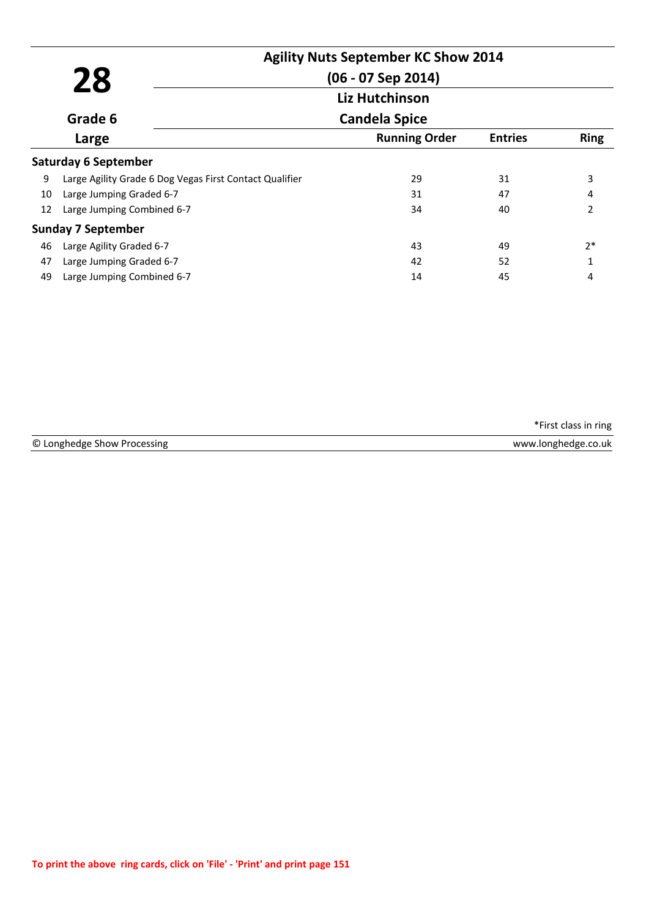# 28

**Agility Nuts September KC Show 2014**

**(06 - 07 Sep 2014)**

**Liz Hutchinson**

**Candela Spice**

**Grade 6**

**Large**

| | | Running Order | Entries | Ring |
|---|---|---|---|---|
| **Saturday 6 September** | | | | |
| 9 | Large Agility Grade 6 Dog Vegas First Contact Qualifier | 29 | 31 | 3 |
| 10 | Large Jumping Graded 6-7 | 31 | 47 | 4 |
| 12 | Large Jumping Combined 6-7 | 34 | 40 | 2 |
| **Sunday 7 September** | | | | |
| 46 | Large Agility Graded 6-7 | 43 | 49 | 2* |
| 47 | Large Jumping Graded 6-7 | 42 | 52 | 1 |
| 49 | Large Jumping Combined 6-7 | 14 | 45 | 4 |

*First class in ring

© Longhedge Show Processing www.longhedge.co.uk

To print the above ring cards, click on 'File' - 'Print' and print page 151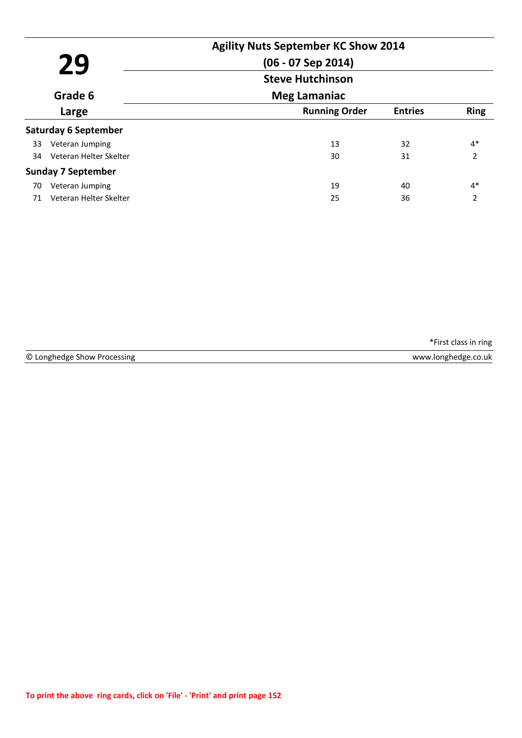# 29

**Agility Nuts September KC Show 2014**

**(06 - 07 Sep 2014)**

**Steve Hutchinson**

**Meg Lamaniac**

**Grade 6**

**Large**

| | | Running Order | Entries | Ring |
|---|---|---|---|---|
| **Saturday 6 September** | | | | |
| 33 | Veteran Jumping | 13 | 32 | 4* |
| 34 | Veteran Helter Skelter | 30 | 31 | 2 |
| **Sunday 7 September** | | | | |
| 70 | Veteran Jumping | 19 | 40 | 4* |
| 71 | Veteran Helter Skelter | 25 | 36 | 2 |

*First class in ring

© Longhedge Show Processing www.longhedge.co.uk

To print the above ring cards, click on 'File' - 'Print' and print page 152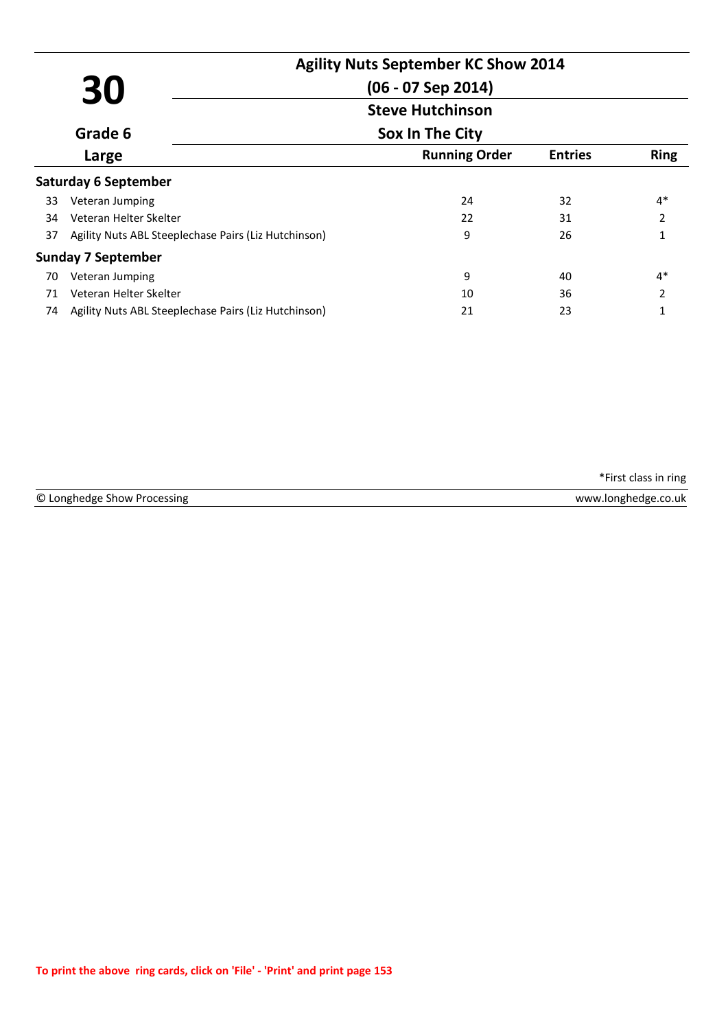# 30

**Agility Nuts September KC Show 2014**

**(06 - 07 Sep 2014)**

**Steve Hutchinson**

**Sox In The City**

**Grade 6**

**Large**

| | | Running Order | Entries | Ring |
|---|---|---|---|---|
| **Saturday 6 September** | | | | |
| 33 | Veteran Jumping | 24 | 32 | 4* |
| 34 | Veteran Helter Skelter | 22 | 31 | 2 |
| 37 | Agility Nuts ABL Steeplechase Pairs (Liz Hutchinson) | 9 | 26 | 1 |
| **Sunday 7 September** | | | | |
| 70 | Veteran Jumping | 9 | 40 | 4* |
| 71 | Veteran Helter Skelter | 10 | 36 | 2 |
| 74 | Agility Nuts ABL Steeplechase Pairs (Liz Hutchinson) | 21 | 23 | 1 |

*First class in ring

© Longhedge Show Processing — www.longhedge.co.uk

To print the above ring cards, click on 'File' - 'Print' and print page 153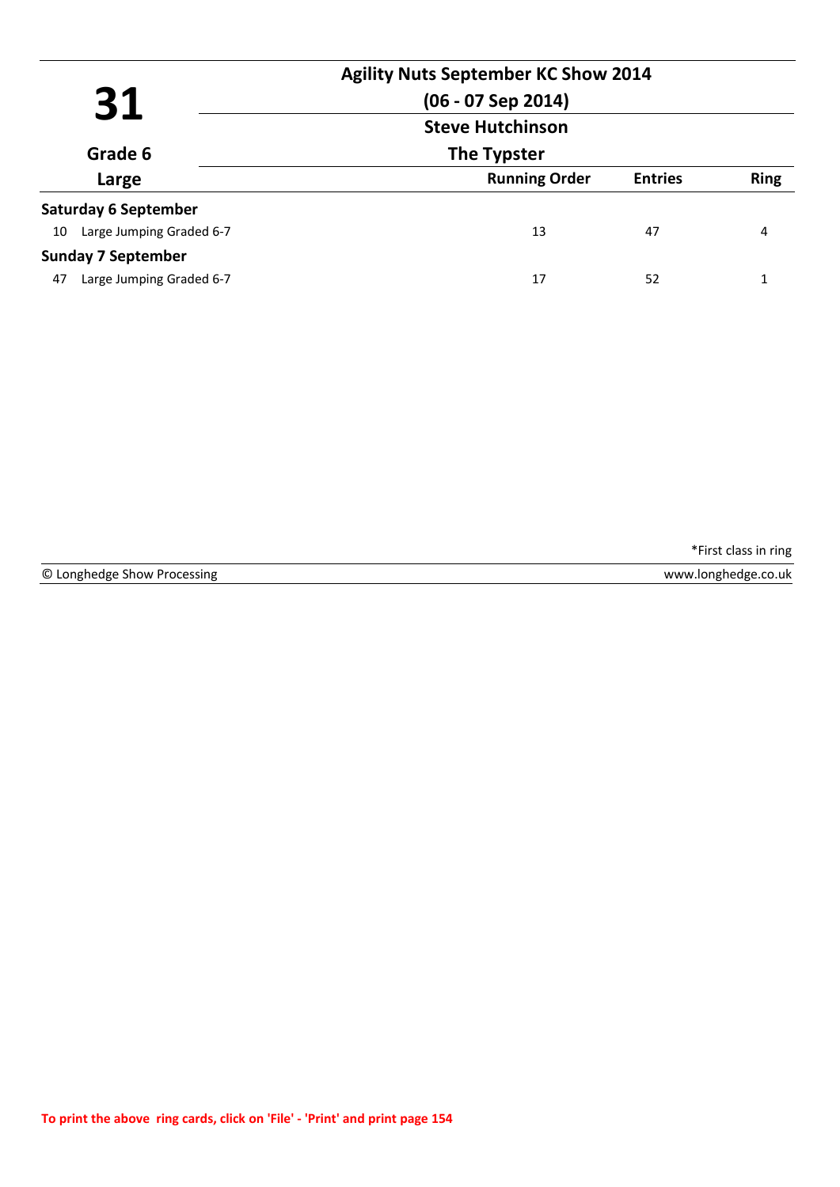# 31

**Grade 6**

**Large**

## Agility Nuts September KC Show 2014

**(06 - 07 Sep 2014)**

**Steve Hutchinson**

**The Typster**

| | Running Order | Entries | Ring |
|---|---|---|---|
| **Saturday 6 September** | | | |
| 10 Large Jumping Graded 6-7 | 13 | 47 | 4 |
| **Sunday 7 September** | | | |
| 47 Large Jumping Graded 6-7 | 17 | 52 | 1 |

*First class in ring

© Longhedge Show Processing www.longhedge.co.uk

To print the above ring cards, click on 'File' - 'Print' and print page 154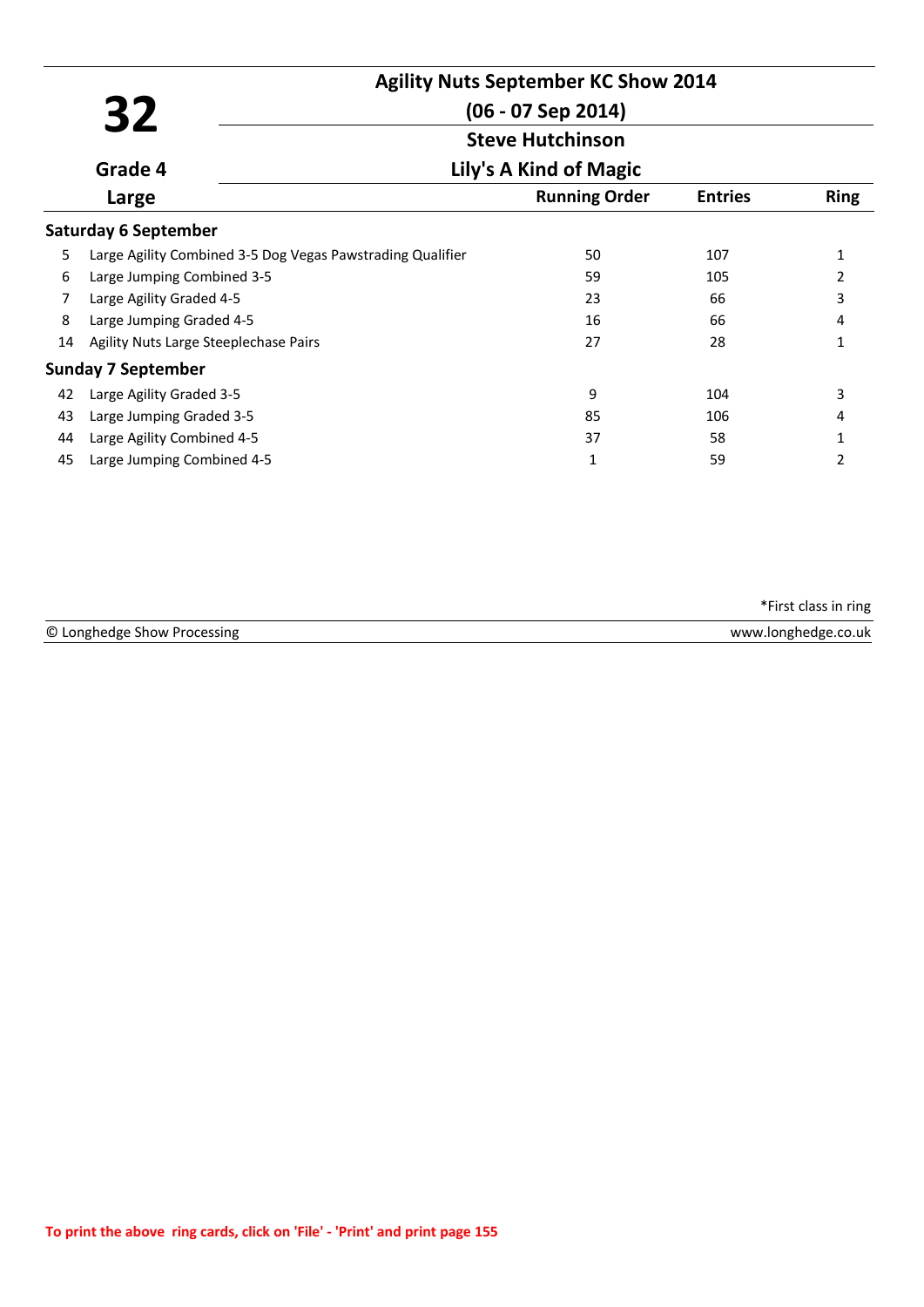# 32

## Agility Nuts September KC Show 2014

### (06 - 07 Sep 2014)

**Grade 4**

**Large**

**Steve Hutchinson**

**Lily's A Kind of Magic**

| | | Running Order | Entries | Ring |
|---|---|---|---|---|
| **Saturday 6 September** | | | | |
| 5 | Large Agility Combined 3-5 Dog Vegas Pawstrading Qualifier | 50 | 107 | 1 |
| 6 | Large Jumping Combined 3-5 | 59 | 105 | 2 |
| 7 | Large Agility Graded 4-5 | 23 | 66 | 3 |
| 8 | Large Jumping Graded 4-5 | 16 | 66 | 4 |
| 14 | Agility Nuts Large Steeplechase Pairs | 27 | 28 | 1 |
| **Sunday 7 September** | | | | |
| 42 | Large Agility Graded 3-5 | 9 | 104 | 3 |
| 43 | Large Jumping Graded 3-5 | 85 | 106 | 4 |
| 44 | Large Agility Combined 4-5 | 37 | 58 | 1 |
| 45 | Large Jumping Combined 4-5 | 1 | 59 | 2 |

*First class in ring

© Longhedge Show Processing — www.longhedge.co.uk

To print the above ring cards, click on 'File' - 'Print' and print page 155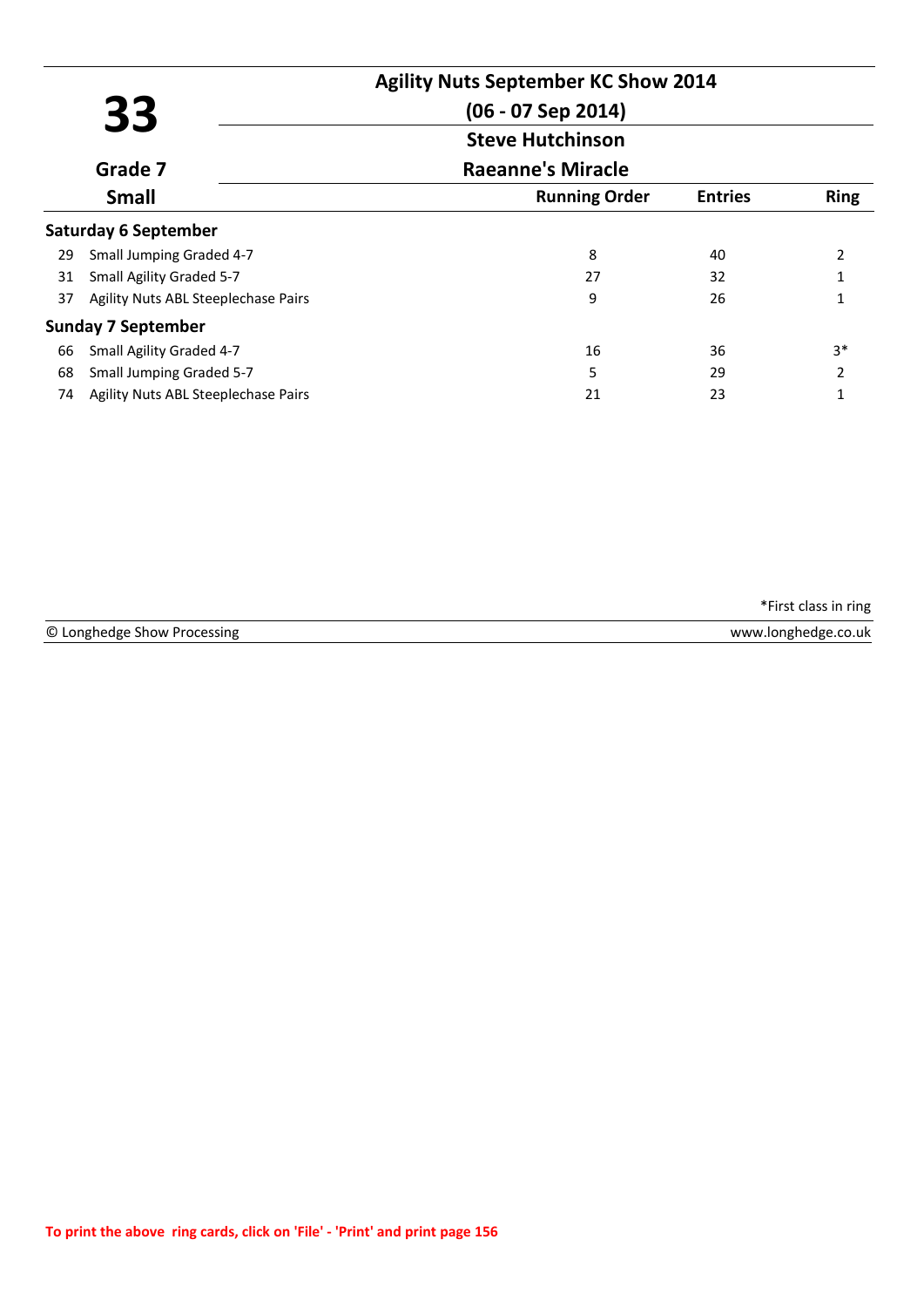# 33

**Agility Nuts September KC Show 2014**

**(06 - 07 Sep 2014)**

**Steve Hutchinson**

**Grade 7**

**Raeanne's Miracle**

**Small**

| | | Running Order | Entries | Ring |
|---|---|---|---|---|
| **Saturday 6 September** | | | | |
| 29 | Small Jumping Graded 4-7 | 8 | 40 | 2 |
| 31 | Small Agility Graded 5-7 | 27 | 32 | 1 |
| 37 | Agility Nuts ABL Steeplechase Pairs | 9 | 26 | 1 |
| **Sunday 7 September** | | | | |
| 66 | Small Agility Graded 4-7 | 16 | 36 | 3* |
| 68 | Small Jumping Graded 5-7 | 5 | 29 | 2 |
| 74 | Agility Nuts ABL Steeplechase Pairs | 21 | 23 | 1 |

*First class in ring

© Longhedge Show Processing — www.longhedge.co.uk

To print the above ring cards, click on 'File' - 'Print' and print page 156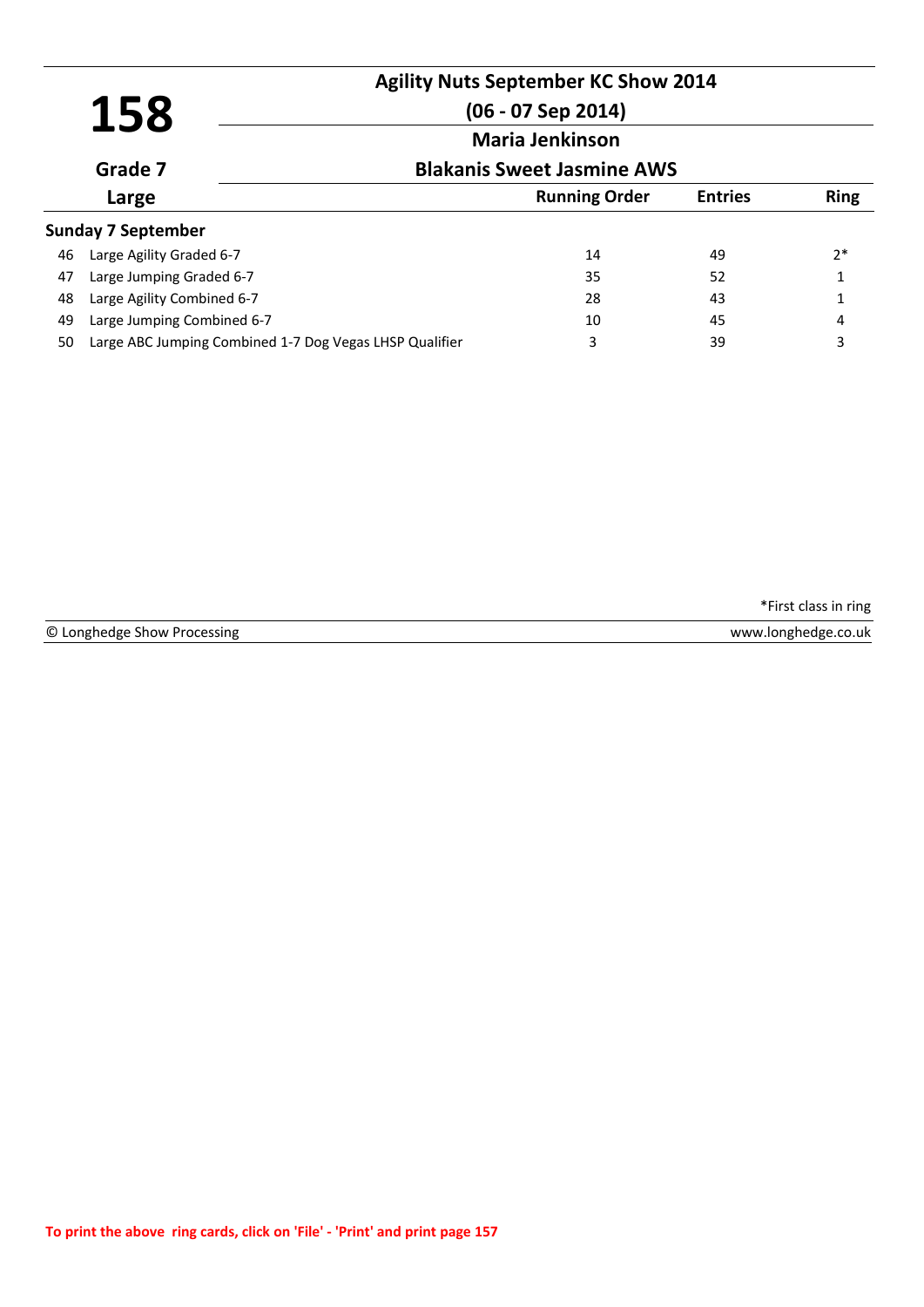# 158

**Agility Nuts September KC Show 2014**

**(06 - 07 Sep 2014)**

**Maria Jenkinson**

**Grade 7**

**Blakanis Sweet Jasmine AWS**

**Large**

**Sunday 7 September**

| | | Running Order | Entries | Ring |
|---|---|---|---|---|
| 46 | Large Agility Graded 6-7 | 14 | 49 | 2* |
| 47 | Large Jumping Graded 6-7 | 35 | 52 | 1 |
| 48 | Large Agility Combined 6-7 | 28 | 43 | 1 |
| 49 | Large Jumping Combined 6-7 | 10 | 45 | 4 |
| 50 | Large ABC Jumping Combined 1-7 Dog Vegas LHSP Qualifier | 3 | 39 | 3 |

*First class in ring

© Longhedge Show Processing www.longhedge.co.uk

To print the above ring cards, click on 'File' - 'Print' and print page 157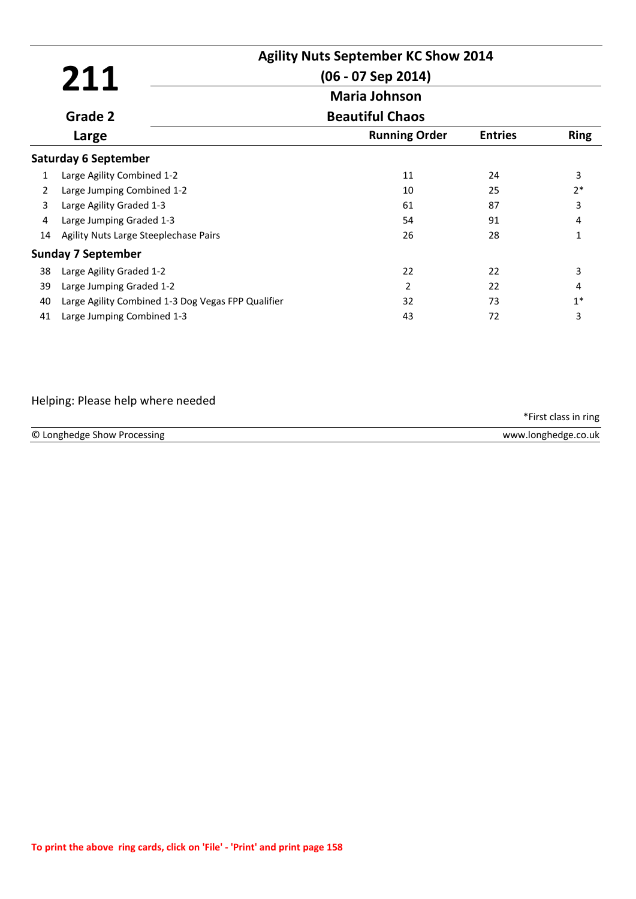# 211

**Grade 2**

**Large**

## Agility Nuts September KC Show 2014

**(06 - 07 Sep 2014)**

**Maria Johnson**

**Beautiful Chaos**

| | | Running Order | Entries | Ring |
|---|---|---|---|---|
| **Saturday 6 September** | | | | |
| 1 | Large Agility Combined 1-2 | 11 | 24 | 3 |
| 2 | Large Jumping Combined 1-2 | 10 | 25 | 2* |
| 3 | Large Agility Graded 1-3 | 61 | 87 | 3 |
| 4 | Large Jumping Graded 1-3 | 54 | 91 | 4 |
| 14 | Agility Nuts Large Steeplechase Pairs | 26 | 28 | 1 |
| **Sunday 7 September** | | | | |
| 38 | Large Agility Graded 1-2 | 22 | 22 | 3 |
| 39 | Large Jumping Graded 1-2 | 2 | 22 | 4 |
| 40 | Large Agility Combined 1-3 Dog Vegas FPP Qualifier | 32 | 73 | 1* |
| 41 | Large Jumping Combined 1-3 | 43 | 72 | 3 |

Helping: Please help where needed

*First class in ring

© Longhedge Show Processing www.longhedge.co.uk

To print the above ring cards, click on 'File' - 'Print' and print page 158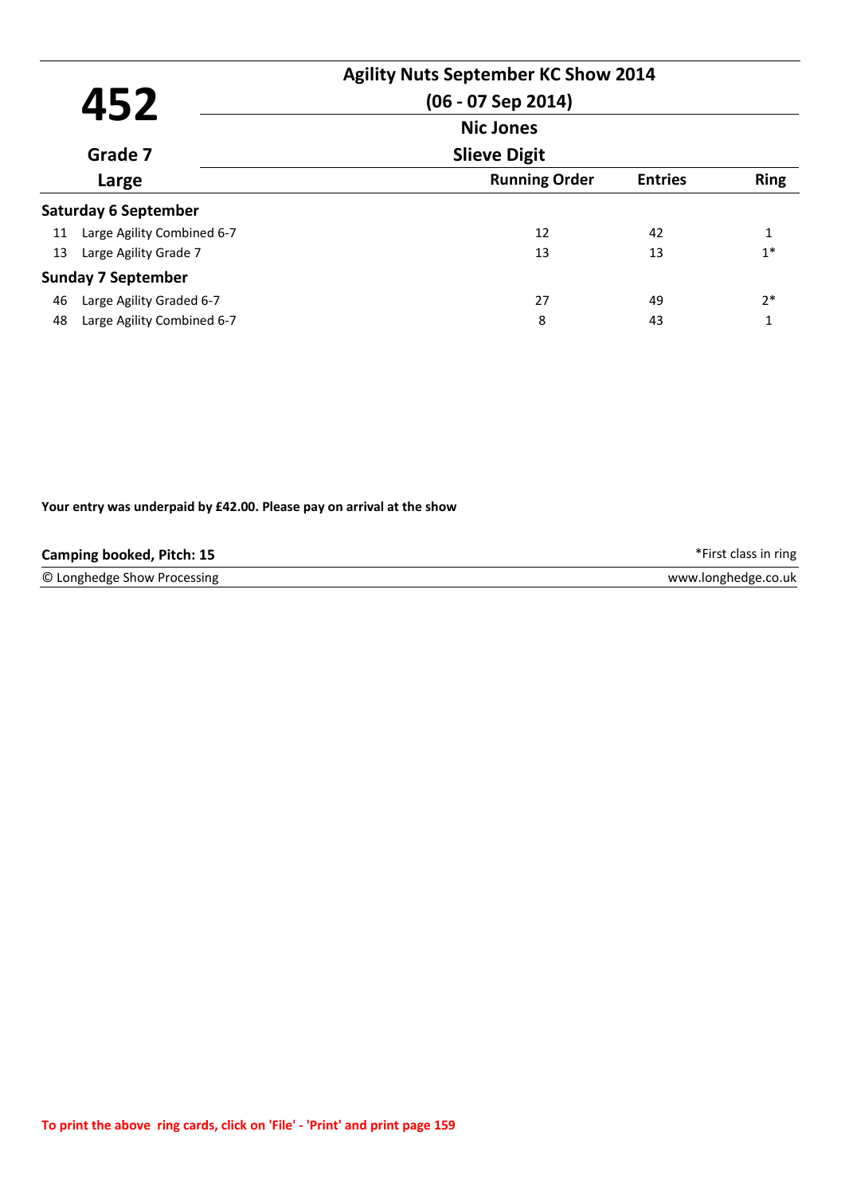# 452

**Grade 7**

**Large**

## Agility Nuts September KC Show 2014

**(06 - 07 Sep 2014)**

**Nic Jones**

**Slieve Digit**

| | | Running Order | Entries | Ring |
|---|---|---|---|---|
| **Saturday 6 September** | | | | |
| 11 | Large Agility Combined 6-7 | 12 | 42 | 1 |
| 13 | Large Agility Grade 7 | 13 | 13 | 1* |
| **Sunday 7 September** | | | | |
| 46 | Large Agility Graded 6-7 | 27 | 49 | 2* |
| 48 | Large Agility Combined 6-7 | 8 | 43 | 1 |

**Your entry was underpaid by £42.00. Please pay on arrival at the show**

**Camping booked, Pitch: 15**

*First class in ring

© Longhedge Show Processing

www.longhedge.co.uk

**To print the above ring cards, click on 'File' - 'Print' and print page 159**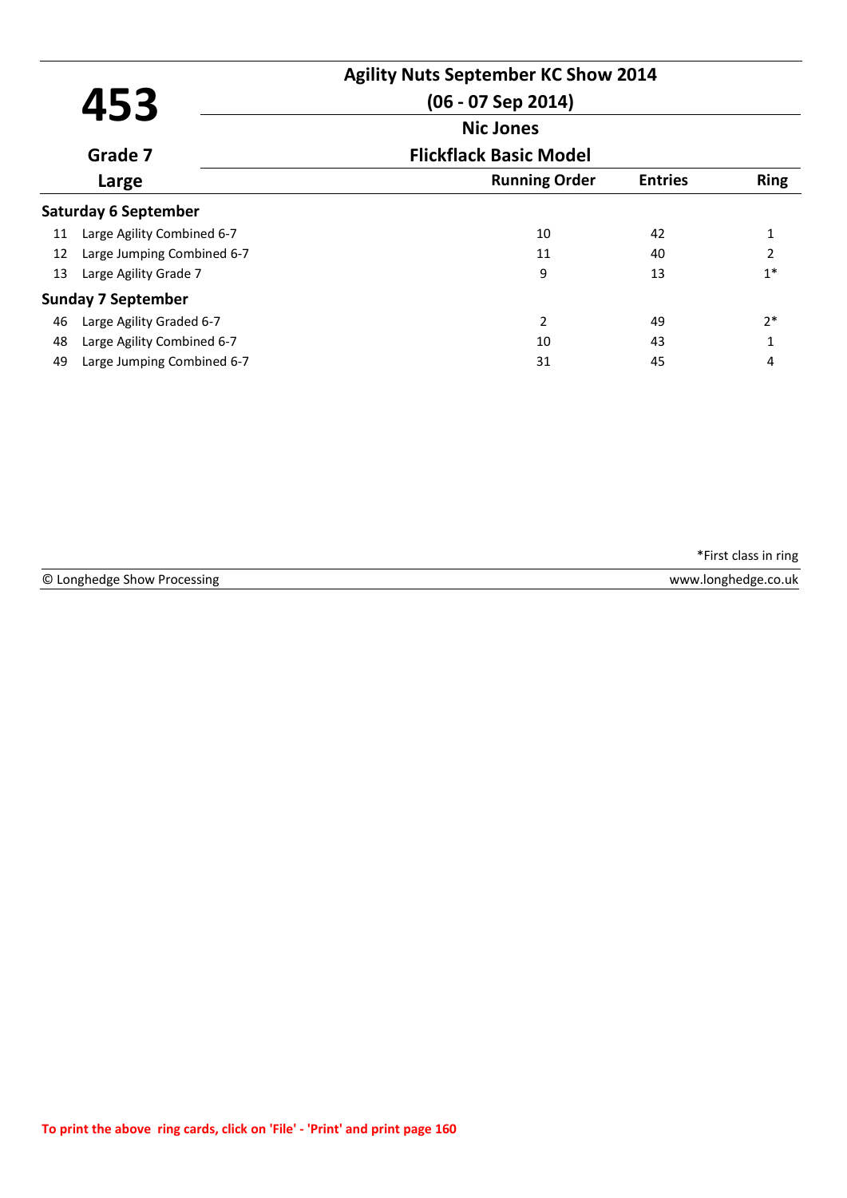# 453

**Grade 7**

**Large**

## Agility Nuts September KC Show 2014

**(06 - 07 Sep 2014)**

**Nic Jones**

**Flickflack Basic Model**

| | | Running Order | Entries | Ring |
|---|---|---|---|---|
| **Saturday 6 September** | | | | |
| 11 | Large Agility Combined 6-7 | 10 | 42 | 1 |
| 12 | Large Jumping Combined 6-7 | 11 | 40 | 2 |
| 13 | Large Agility Grade 7 | 9 | 13 | 1* |
| **Sunday 7 September** | | | | |
| 46 | Large Agility Graded 6-7 | 2 | 49 | 2* |
| 48 | Large Agility Combined 6-7 | 10 | 43 | 1 |
| 49 | Large Jumping Combined 6-7 | 31 | 45 | 4 |

*First class in ring

© Longhedge Show Processing www.longhedge.co.uk

To print the above ring cards, click on 'File' - 'Print' and print page 160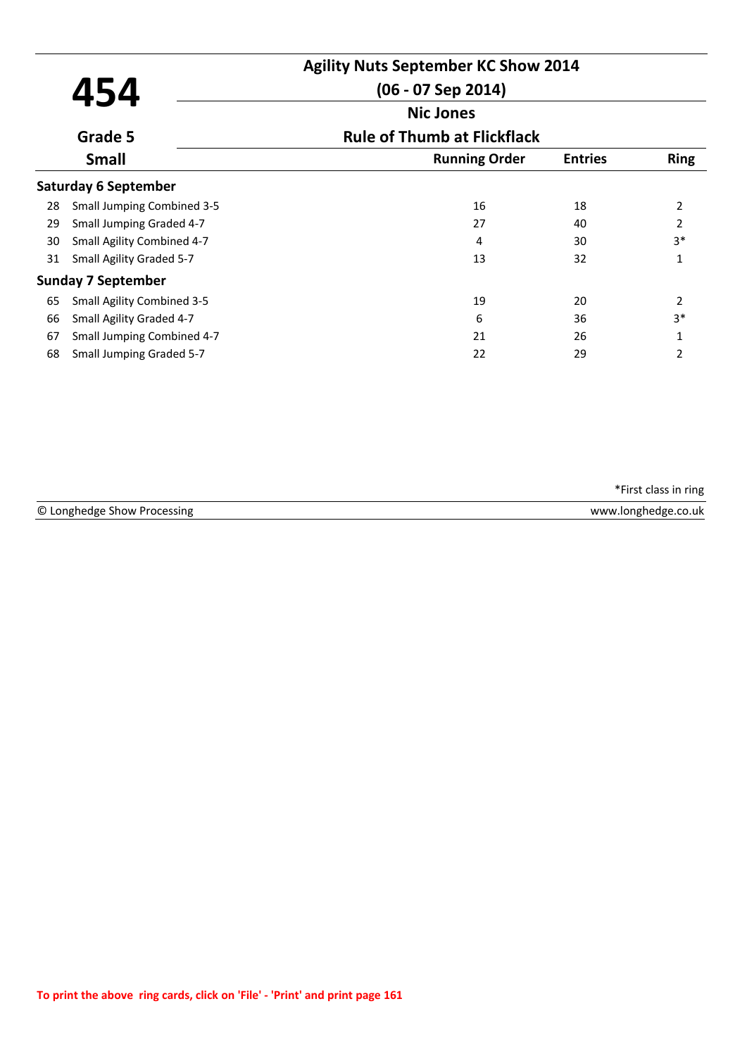# 454

**Agility Nuts September KC Show 2014**

**(06 - 07 Sep 2014)**

**Nic Jones**

**Grade 5**

**Rule of Thumb at Flickflack**

**Small**

| | | Running Order | Entries | Ring |
|---|---|---|---|---|
| **Saturday 6 September** | | | | |
| 28 | Small Jumping Combined 3-5 | 16 | 18 | 2 |
| 29 | Small Jumping Graded 4-7 | 27 | 40 | 2 |
| 30 | Small Agility Combined 4-7 | 4 | 30 | 3* |
| 31 | Small Agility Graded 5-7 | 13 | 32 | 1 |
| **Sunday 7 September** | | | | |
| 65 | Small Agility Combined 3-5 | 19 | 20 | 2 |
| 66 | Small Agility Graded 4-7 | 6 | 36 | 3* |
| 67 | Small Jumping Combined 4-7 | 21 | 26 | 1 |
| 68 | Small Jumping Graded 5-7 | 22 | 29 | 2 |

*First class in ring

© Longhedge Show Processing www.longhedge.co.uk

To print the above ring cards, click on 'File' - 'Print' and print page 161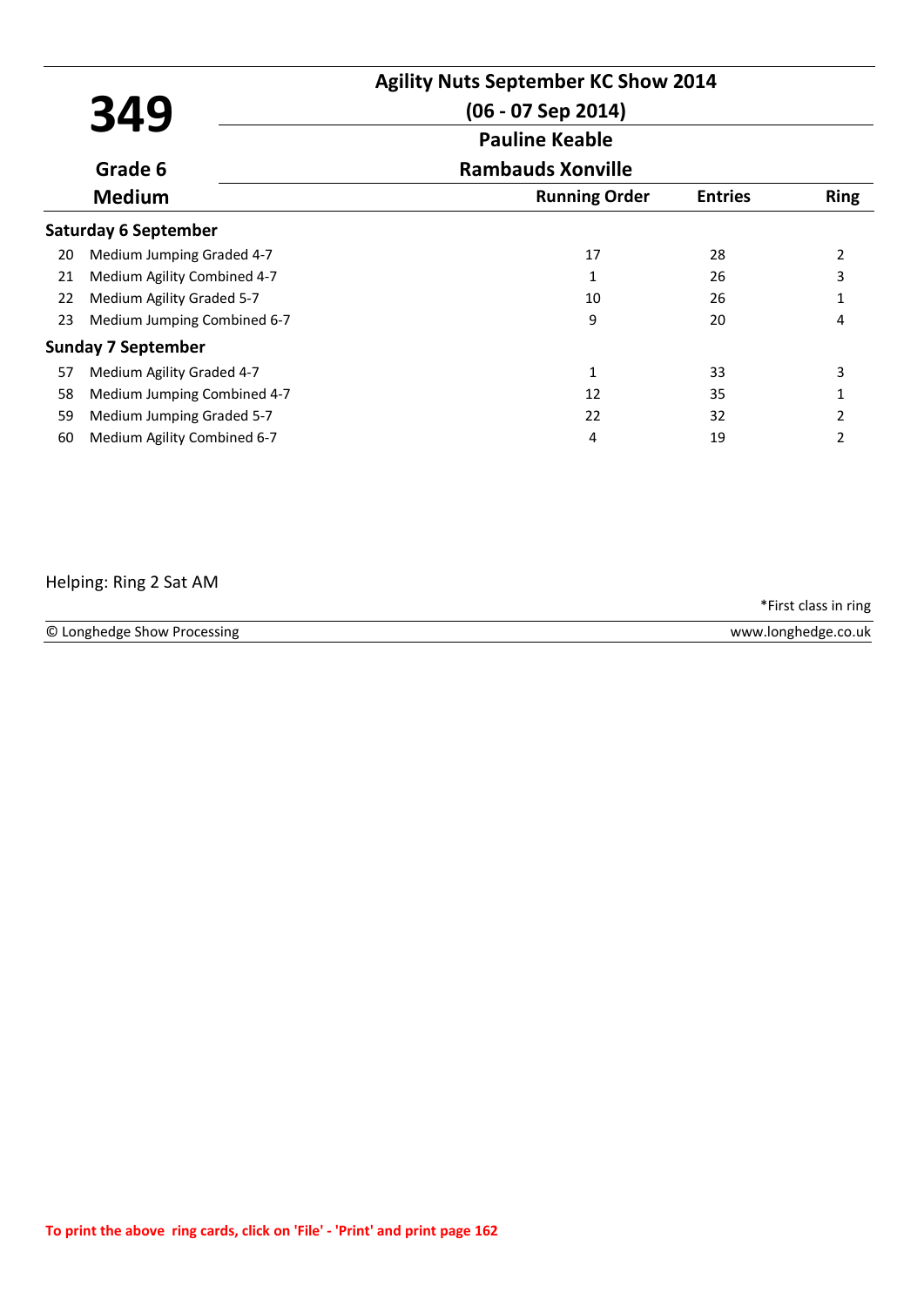# 349

**Agility Nuts September KC Show 2014**

**(06 - 07 Sep 2014)**

**Pauline Keable**

**Rambauds Xonville**

**Grade 6**

**Medium**

| | | Running Order | Entries | Ring |
|---|---|---|---|---|
| **Saturday 6 September** | | | | |
| 20 | Medium Jumping Graded 4-7 | 17 | 28 | 2 |
| 21 | Medium Agility Combined 4-7 | 1 | 26 | 3 |
| 22 | Medium Agility Graded 5-7 | 10 | 26 | 1 |
| 23 | Medium Jumping Combined 6-7 | 9 | 20 | 4 |
| **Sunday 7 September** | | | | |
| 57 | Medium Agility Graded 4-7 | 1 | 33 | 3 |
| 58 | Medium Jumping Combined 4-7 | 12 | 35 | 1 |
| 59 | Medium Jumping Graded 5-7 | 22 | 32 | 2 |
| 60 | Medium Agility Combined 6-7 | 4 | 19 | 2 |

Helping: Ring 2 Sat AM

*First class in ring

© Longhedge Show Processing www.longhedge.co.uk

To print the above ring cards, click on 'File' - 'Print' and print page 162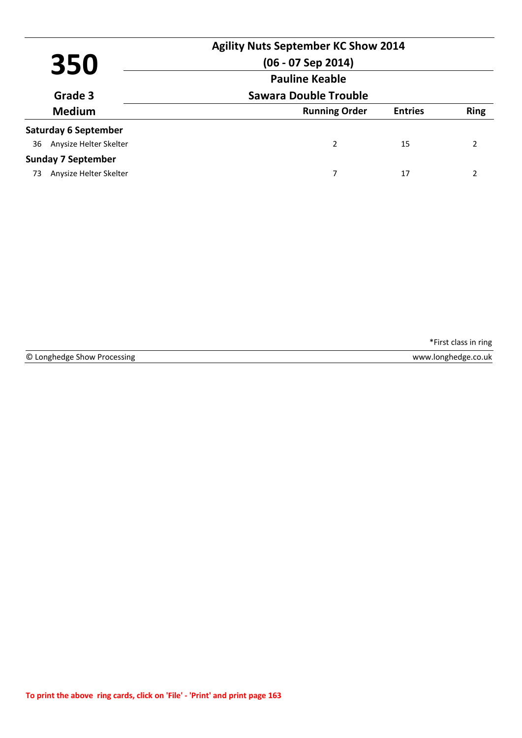# 350

**Agility Nuts September KC Show 2014**

**(06 - 07 Sep 2014)**

**Pauline Keable**

**Grade 3**

**Sawara Double Trouble**

**Medium**

| | Running Order | Entries | Ring |
|---|---|---|---|
| **Saturday 6 September** | | | |
| 36 Anysize Helter Skelter | 2 | 15 | 2 |
| **Sunday 7 September** | | | |
| 73 Anysize Helter Skelter | 7 | 17 | 2 |

*First class in ring

© Longhedge Show Processing www.longhedge.co.uk

To print the above ring cards, click on 'File' - 'Print' and print page 163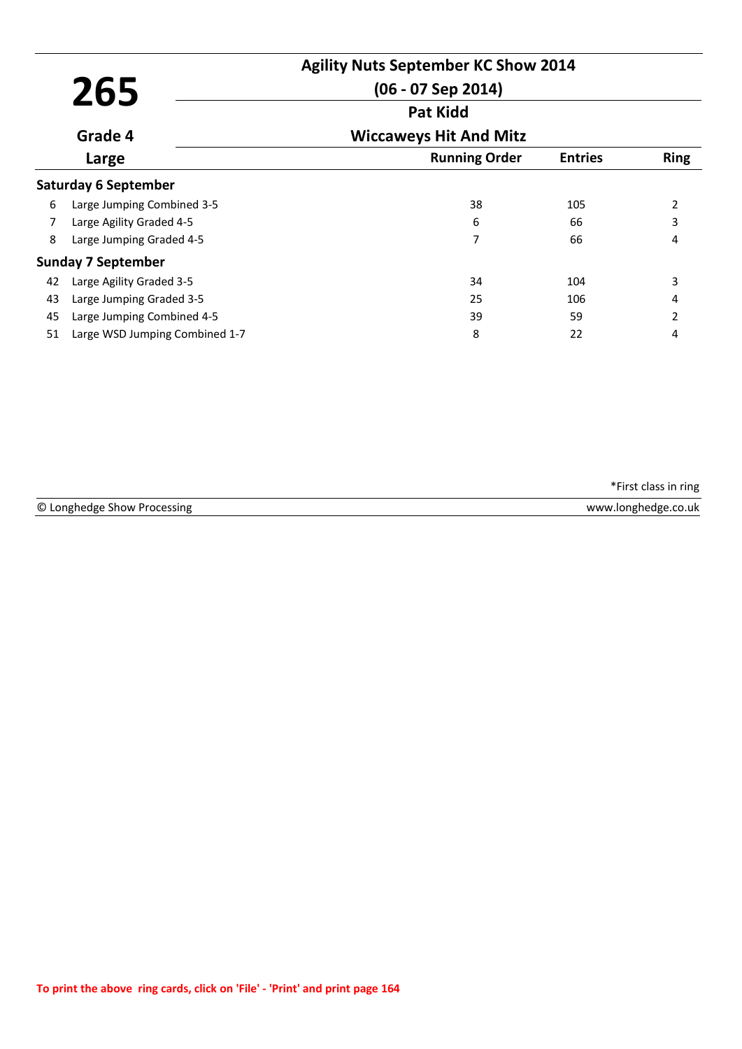# 265

**Agility Nuts September KC Show 2014**

**(06 - 07 Sep 2014)**

**Pat Kidd**

**Grade 4** — **Wiccaweys Hit And Mitz**

**Large**

| | Class | Running Order | Entries | Ring |
|---|---|---|---|---|
| **Saturday 6 September** | | | | |
| 6 | Large Jumping Combined 3-5 | 38 | 105 | 2 |
| 7 | Large Agility Graded 4-5 | 6 | 66 | 3 |
| 8 | Large Jumping Graded 4-5 | 7 | 66 | 4 |
| **Sunday 7 September** | | | | |
| 42 | Large Agility Graded 3-5 | 34 | 104 | 3 |
| 43 | Large Jumping Graded 3-5 | 25 | 106 | 4 |
| 45 | Large Jumping Combined 4-5 | 39 | 59 | 2 |
| 51 | Large WSD Jumping Combined 1-7 | 8 | 22 | 4 |

*First class in ring

© Longhedge Show Processing — www.longhedge.co.uk

To print the above ring cards, click on 'File' - 'Print' and print page 164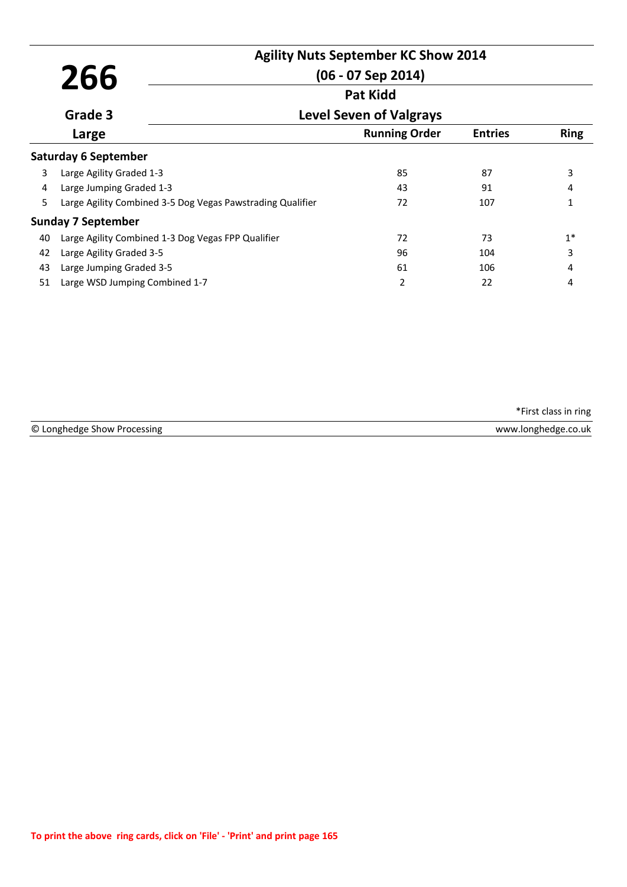# 266

## Agility Nuts September KC Show 2014

**(06 - 07 Sep 2014)**

**Pat Kidd**

**Level Seven of Valgrays**

**Grade 3**

**Large**

| | | Running Order | Entries | Ring |
|---|---|---|---|---|
| **Saturday 6 September** | | | | |
| 3 | Large Agility Graded 1-3 | 85 | 87 | 3 |
| 4 | Large Jumping Graded 1-3 | 43 | 91 | 4 |
| 5 | Large Agility Combined 3-5 Dog Vegas Pawstrading Qualifier | 72 | 107 | 1 |
| **Sunday 7 September** | | | | |
| 40 | Large Agility Combined 1-3 Dog Vegas FPP Qualifier | 72 | 73 | 1* |
| 42 | Large Agility Graded 3-5 | 96 | 104 | 3 |
| 43 | Large Jumping Graded 3-5 | 61 | 106 | 4 |
| 51 | Large WSD Jumping Combined 1-7 | 2 | 22 | 4 |

*First class in ring

© Longhedge Show Processing — www.longhedge.co.uk

To print the above ring cards, click on 'File' - 'Print' and print page 165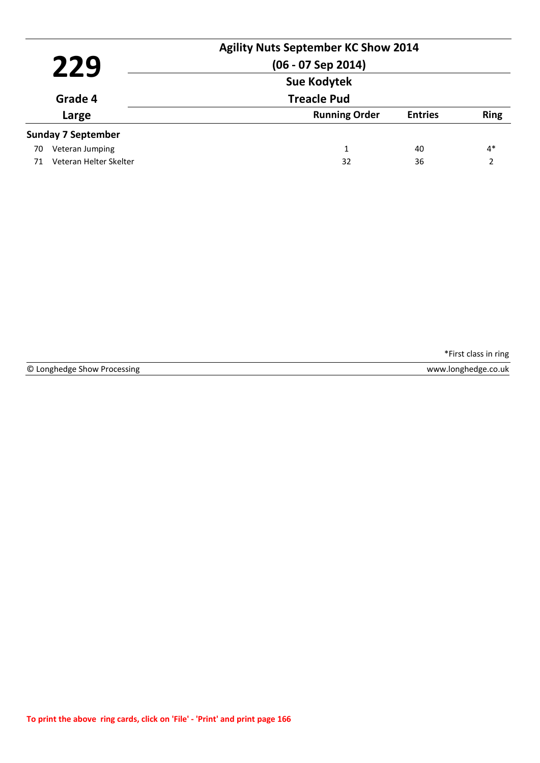# 229

**Agility Nuts September KC Show 2014**

**(06 - 07 Sep 2014)**

**Sue Kodytek**

**Grade 4**

**Treacle Pud**

**Large**

| | | Running Order | Entries | Ring |
|---|---|---|---|---|
| **Sunday 7 September** | | | | |
| 70 | Veteran Jumping | 1 | 40 | 4* |
| 71 | Veteran Helter Skelter | 32 | 36 | 2 |

*First class in ring

© Longhedge Show Processing www.longhedge.co.uk

To print the above ring cards, click on 'File' - 'Print' and print page 166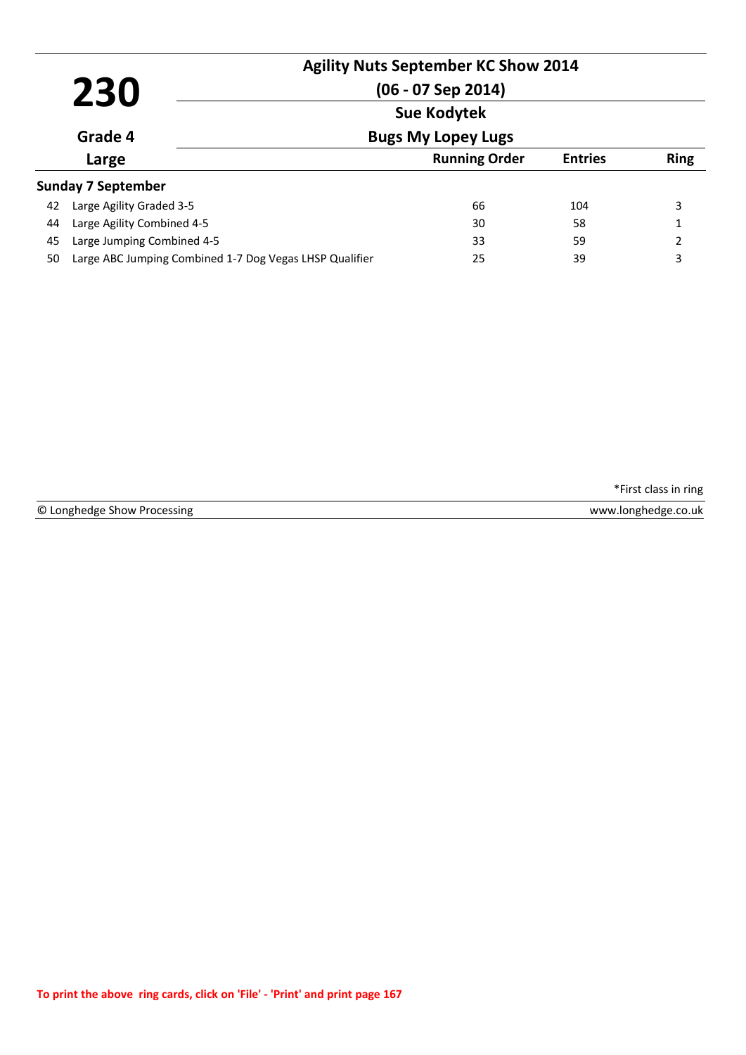# 230

**Grade 4**

**Large**

## Agility Nuts September KC Show 2014

**(06 - 07 Sep 2014)**

**Sue Kodytek**

**Bugs My Lopey Lugs**

### Sunday 7 September

| | Class | Running Order | Entries | Ring |
|---|---|---|---|---|
| 42 | Large Agility Graded 3-5 | 66 | 104 | 3 |
| 44 | Large Agility Combined 4-5 | 30 | 58 | 1 |
| 45 | Large Jumping Combined 4-5 | 33 | 59 | 2 |
| 50 | Large ABC Jumping Combined 1-7 Dog Vegas LHSP Qualifier | 25 | 39 | 3 |

*First class in ring

© Longhedge Show Processing www.longhedge.co.uk

To print the above ring cards, click on 'File' - 'Print' and print page 167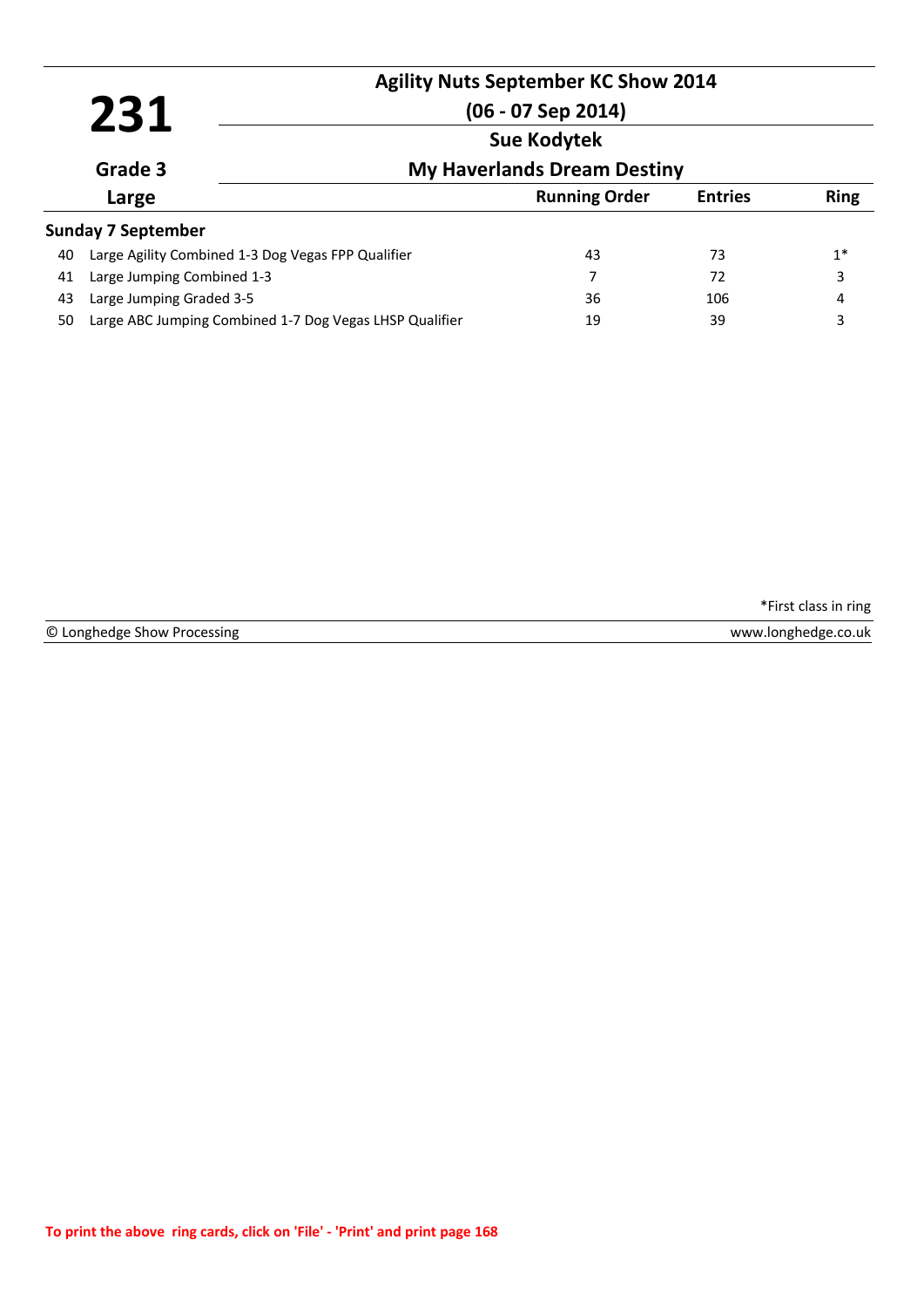# 231

**Agility Nuts September KC Show 2014**

**(06 - 07 Sep 2014)**

**Sue Kodytek**

**Grade 3** — **My Haverlands Dream Destiny**

**Large**

| | | Running Order | Entries | Ring |
|---|---|---|---|---|
| **Sunday 7 September** | | | | |
| 40 | Large Agility Combined 1-3 Dog Vegas FPP Qualifier | 43 | 73 | 1* |
| 41 | Large Jumping Combined 1-3 | 7 | 72 | 3 |
| 43 | Large Jumping Graded 3-5 | 36 | 106 | 4 |
| 50 | Large ABC Jumping Combined 1-7 Dog Vegas LHSP Qualifier | 19 | 39 | 3 |

*First class in ring

© Longhedge Show Processing — www.longhedge.co.uk

To print the above ring cards, click on 'File' - 'Print' and print page 168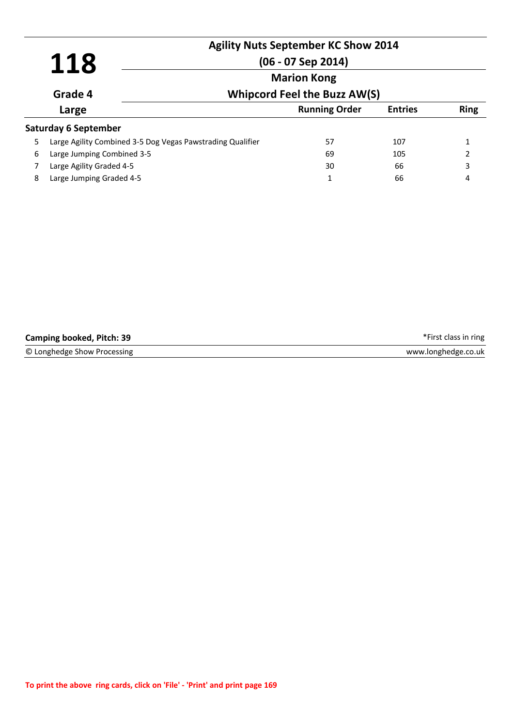# 118

**Grade 4**

**Large**

## Agility Nuts September KC Show 2014

**(06 - 07 Sep 2014)**

**Marion Kong**

**Whipcord Feel the Buzz AW(S)**

| | | Running Order | Entries | Ring |
|---|---|---|---|---|
| **Saturday 6 September** | | | | |
| 5 | Large Agility Combined 3-5 Dog Vegas Pawstrading Qualifier | 57 | 107 | 1 |
| 6 | Large Jumping Combined 3-5 | 69 | 105 | 2 |
| 7 | Large Agility Graded 4-5 | 30 | 66 | 3 |
| 8 | Large Jumping Graded 4-5 | 1 | 66 | 4 |

**Camping booked, Pitch: 39**

*First class in ring

© Longhedge Show Processing

www.longhedge.co.uk

**To print the above ring cards, click on 'File' - 'Print' and print page 169**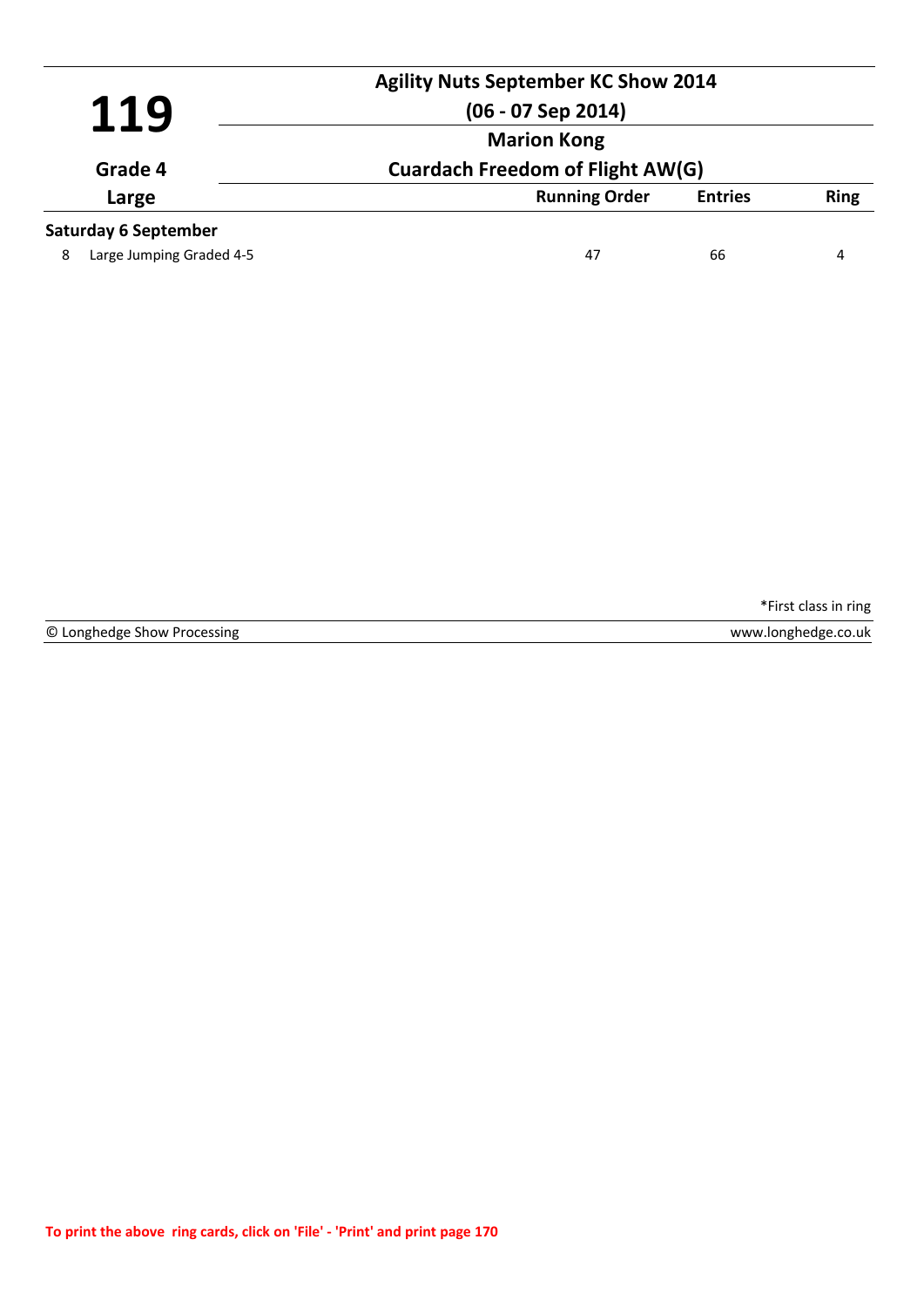# 119

**Grade 4**

**Large**

**Agility Nuts September KC Show 2014**

**(06 - 07 Sep 2014)**

**Marion Kong**

**Cuardach Freedom of Flight AW(G)**

| | | Running Order | Entries | Ring |
|---|---|---|---|---|
| **Saturday 6 September** | | | | |
| 8 | Large Jumping Graded 4-5 | 47 | 66 | 4 |

*First class in ring

© Longhedge Show Processing — www.longhedge.co.uk

To print the above ring cards, click on 'File' - 'Print' and print page 170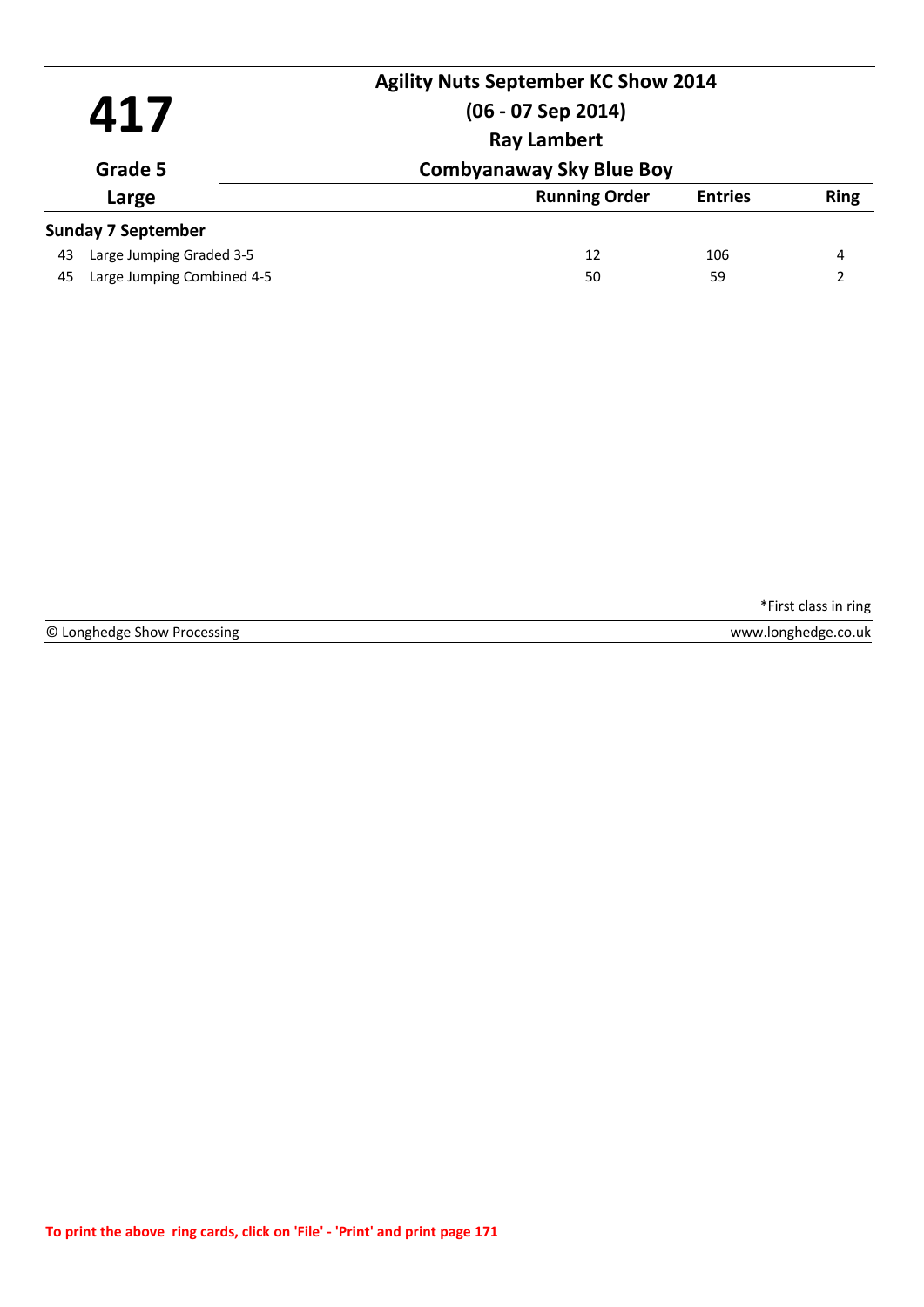# 417

**Agility Nuts September KC Show 2014**

**(06 - 07 Sep 2014)**

**Grade 5**

**Large**

**Ray Lambert**

**Combyanaway Sky Blue Boy**

| | | Running Order | Entries | Ring |
|---|---|---|---|---|
| **Sunday 7 September** | | | | |
| 43 | Large Jumping Graded 3-5 | 12 | 106 | 4 |
| 45 | Large Jumping Combined 4-5 | 50 | 59 | 2 |

*First class in ring

© Longhedge Show Processing

www.longhedge.co.uk

**To print the above ring cards, click on 'File' - 'Print' and print page 171**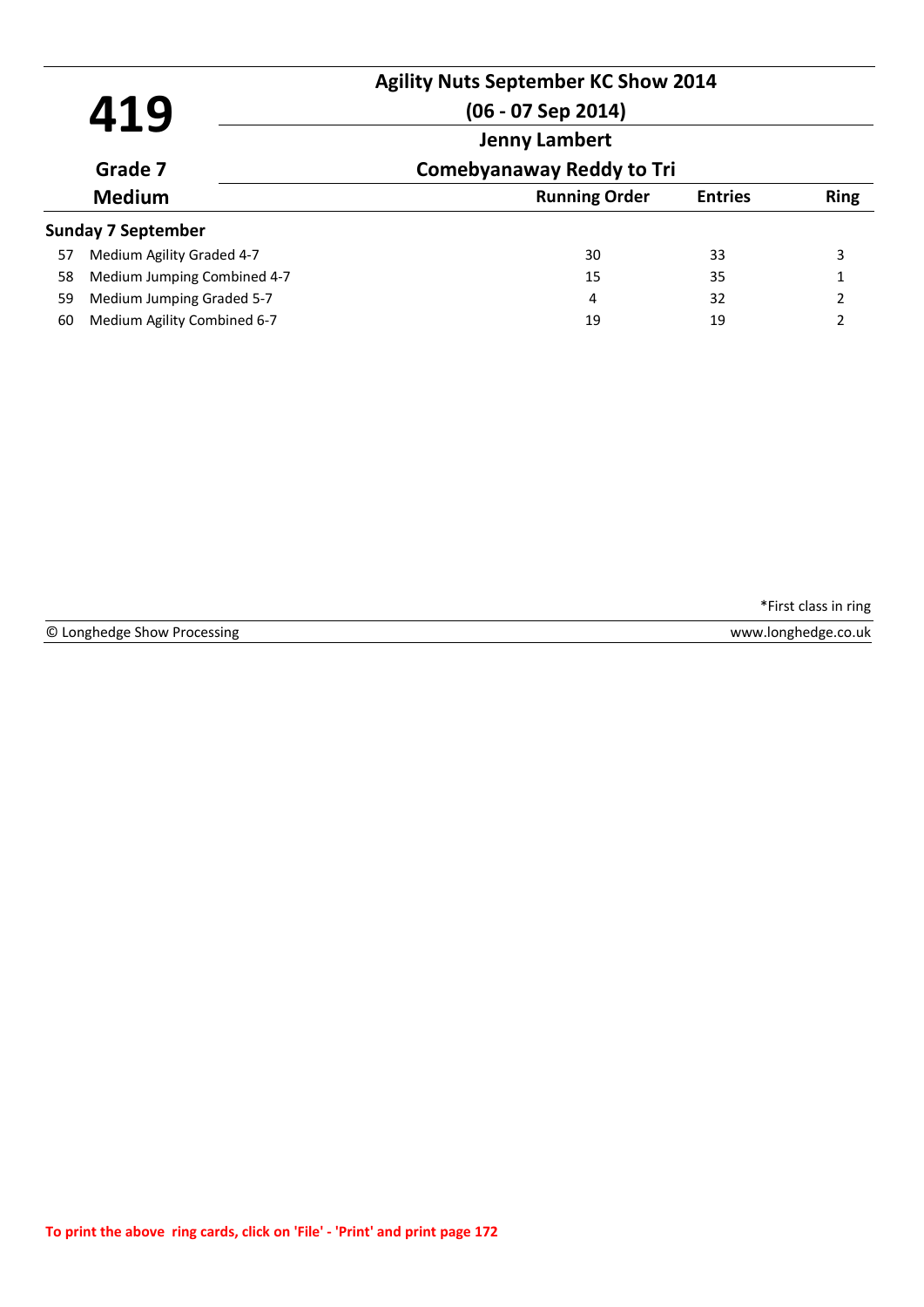# 419

**Grade 7**

**Medium**

## Agility Nuts September KC Show 2014

**(06 - 07 Sep 2014)**

**Jenny Lambert**

**Comebyanaway Reddy to Tri**

**Sunday 7 September**

| | Class | Running Order | Entries | Ring |
|---|---|---|---|---|
| 57 | Medium Agility Graded 4-7 | 30 | 33 | 3 |
| 58 | Medium Jumping Combined 4-7 | 15 | 35 | 1 |
| 59 | Medium Jumping Graded 5-7 | 4 | 32 | 2 |
| 60 | Medium Agility Combined 6-7 | 19 | 19 | 2 |

*First class in ring

© Longhedge Show Processing www.longhedge.co.uk

To print the above ring cards, click on 'File' - 'Print' and print page 172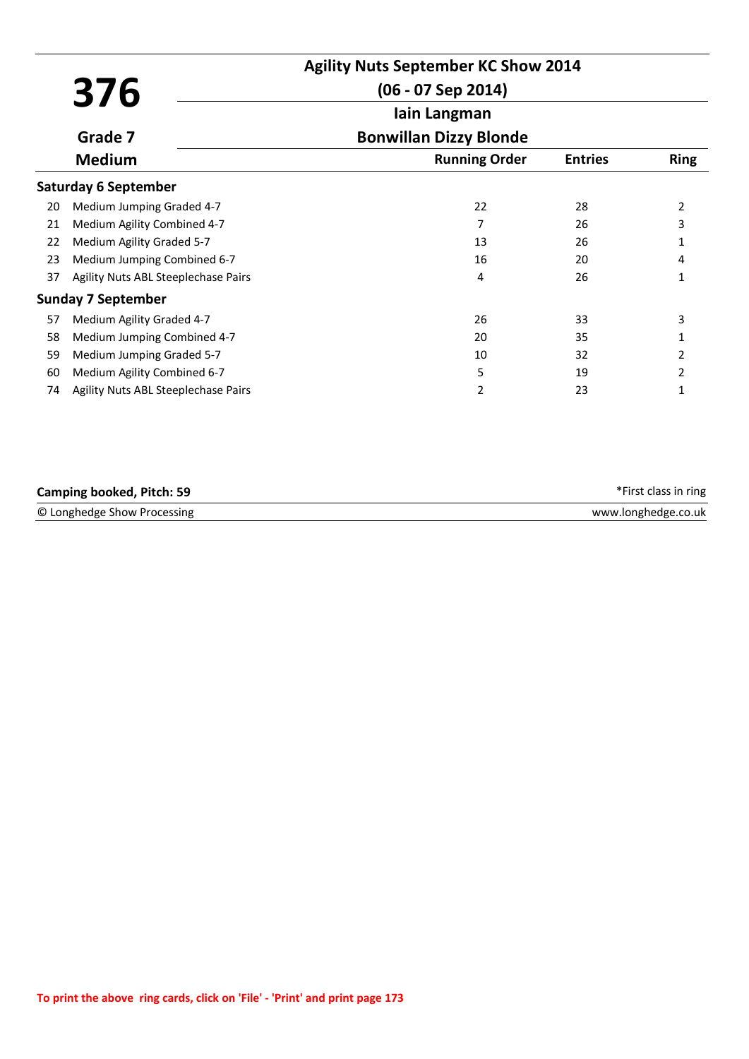# 376

**Agility Nuts September KC Show 2014**

**(06 - 07 Sep 2014)**

**Iain Langman**

**Grade 7**

**Bonwillan Dizzy Blonde**

**Medium**

| | | Running Order | Entries | Ring |
|---|---|---|---|---|
| **Saturday 6 September** | | | | |
| 20 | Medium Jumping Graded 4-7 | 22 | 28 | 2 |
| 21 | Medium Agility Combined 4-7 | 7 | 26 | 3 |
| 22 | Medium Agility Graded 5-7 | 13 | 26 | 1 |
| 23 | Medium Jumping Combined 6-7 | 16 | 20 | 4 |
| 37 | Agility Nuts ABL Steeplechase Pairs | 4 | 26 | 1 |
| **Sunday 7 September** | | | | |
| 57 | Medium Agility Graded 4-7 | 26 | 33 | 3 |
| 58 | Medium Jumping Combined 4-7 | 20 | 35 | 1 |
| 59 | Medium Jumping Graded 5-7 | 10 | 32 | 2 |
| 60 | Medium Agility Combined 6-7 | 5 | 19 | 2 |
| 74 | Agility Nuts ABL Steeplechase Pairs | 2 | 23 | 1 |

**Camping booked, Pitch: 59**

*First class in ring

© Longhedge Show Processing

www.longhedge.co.uk

To print the above ring cards, click on 'File' - 'Print' and print page 173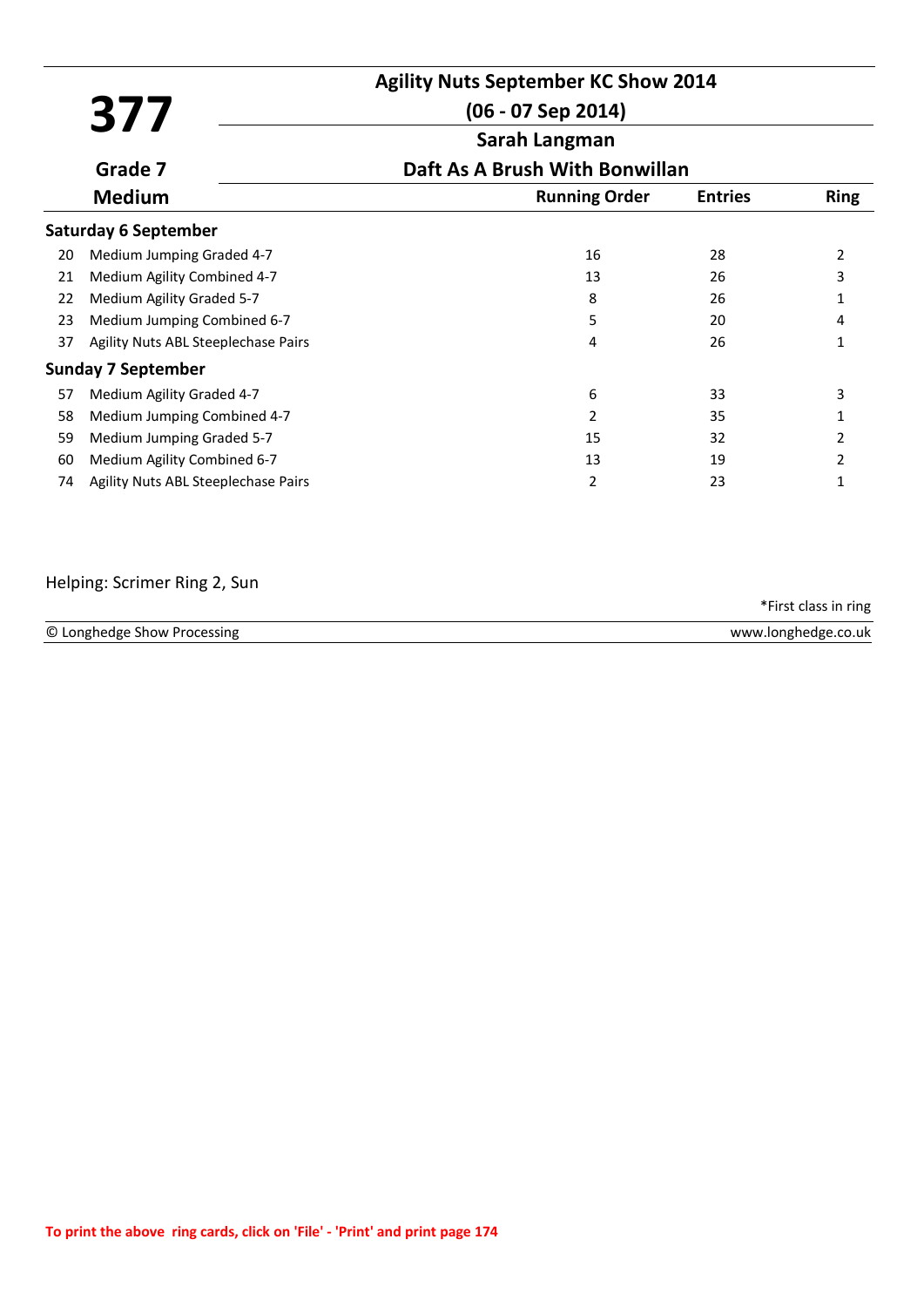# 377

**Agility Nuts September KC Show 2014**

**(06 - 07 Sep 2014)**

**Grade 7**

**Sarah Langman**

**Daft As A Brush With Bonwillan**

**Medium**

| | | Running Order | Entries | Ring |
|---|---|---|---|---|
| **Saturday 6 September** | | | | |
| 20 | Medium Jumping Graded 4-7 | 16 | 28 | 2 |
| 21 | Medium Agility Combined 4-7 | 13 | 26 | 3 |
| 22 | Medium Agility Graded 5-7 | 8 | 26 | 1 |
| 23 | Medium Jumping Combined 6-7 | 5 | 20 | 4 |
| 37 | Agility Nuts ABL Steeplechase Pairs | 4 | 26 | 1 |
| **Sunday 7 September** | | | | |
| 57 | Medium Agility Graded 4-7 | 6 | 33 | 3 |
| 58 | Medium Jumping Combined 4-7 | 2 | 35 | 1 |
| 59 | Medium Jumping Graded 5-7 | 15 | 32 | 2 |
| 60 | Medium Agility Combined 6-7 | 13 | 19 | 2 |
| 74 | Agility Nuts ABL Steeplechase Pairs | 2 | 23 | 1 |

Helping: Scrimer Ring 2, Sun

*First class in ring

© Longhedge Show Processing — www.longhedge.co.uk

To print the above ring cards, click on 'File' - 'Print' and print page 174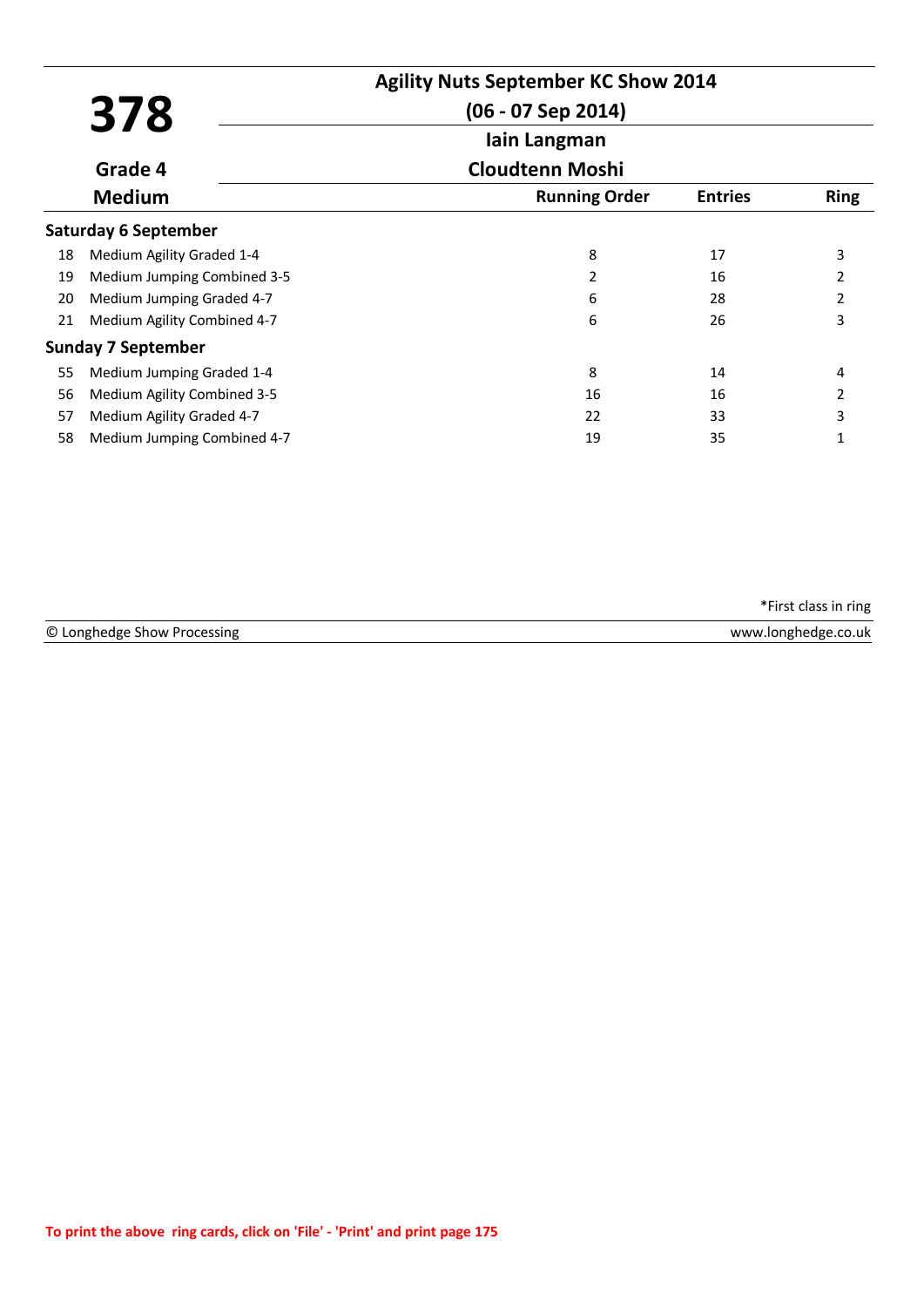# 378

**Agility Nuts September KC Show 2014**

**(06 - 07 Sep 2014)**

**Iain Langman**

**Cloudtenn Moshi**

**Grade 4**

**Medium**

| | | Running Order | Entries | Ring |
|---|---|---|---|---|
| **Saturday 6 September** | | | | |
| 18 | Medium Agility Graded 1-4 | 8 | 17 | 3 |
| 19 | Medium Jumping Combined 3-5 | 2 | 16 | 2 |
| 20 | Medium Jumping Graded 4-7 | 6 | 28 | 2 |
| 21 | Medium Agility Combined 4-7 | 6 | 26 | 3 |
| **Sunday 7 September** | | | | |
| 55 | Medium Jumping Graded 1-4 | 8 | 14 | 4 |
| 56 | Medium Agility Combined 3-5 | 16 | 16 | 2 |
| 57 | Medium Agility Graded 4-7 | 22 | 33 | 3 |
| 58 | Medium Jumping Combined 4-7 | 19 | 35 | 1 |

*First class in ring

© Longhedge Show Processing www.longhedge.co.uk

To print the above ring cards, click on 'File' - 'Print' and print page 175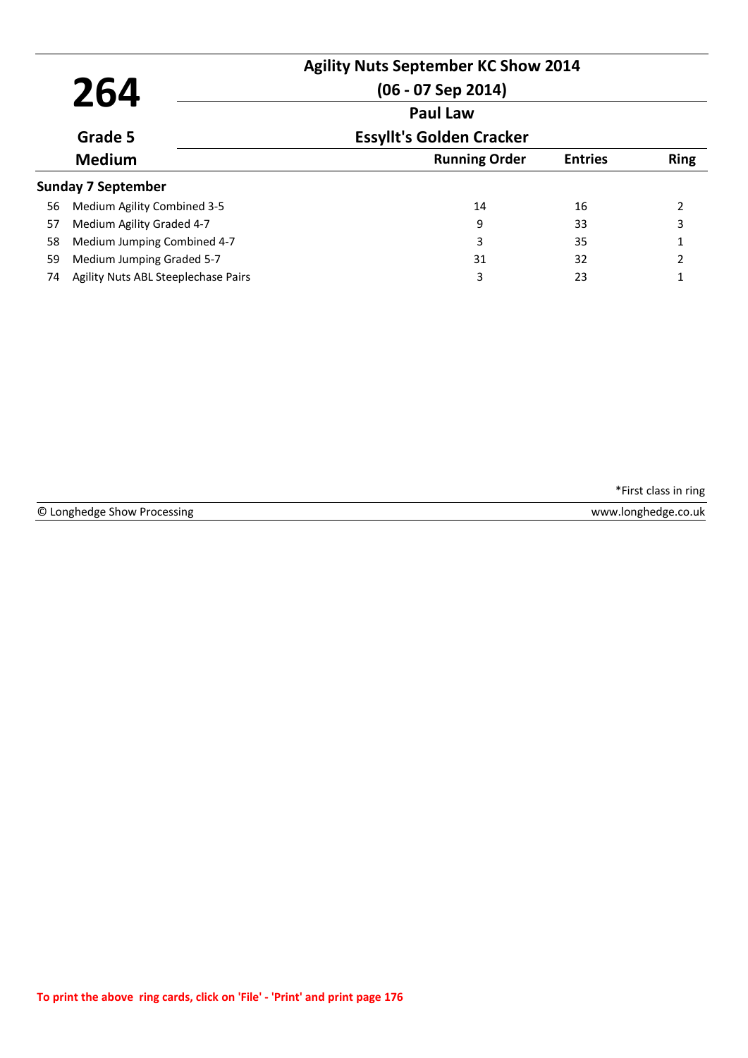# 264

**Grade 5**

**Medium**

## Agility Nuts September KC Show 2014

**(06 - 07 Sep 2014)**

**Paul Law**

**Essyllt's Golden Cracker**

| | | Running Order | Entries | Ring |
|---|---|---|---|---|
| **Sunday 7 September** | | | | |
| 56 | Medium Agility Combined 3-5 | 14 | 16 | 2 |
| 57 | Medium Agility Graded 4-7 | 9 | 33 | 3 |
| 58 | Medium Jumping Combined 4-7 | 3 | 35 | 1 |
| 59 | Medium Jumping Graded 5-7 | 31 | 32 | 2 |
| 74 | Agility Nuts ABL Steeplechase Pairs | 3 | 23 | 1 |

*First class in ring

© Longhedge Show Processing www.longhedge.co.uk

To print the above ring cards, click on 'File' - 'Print' and print page 176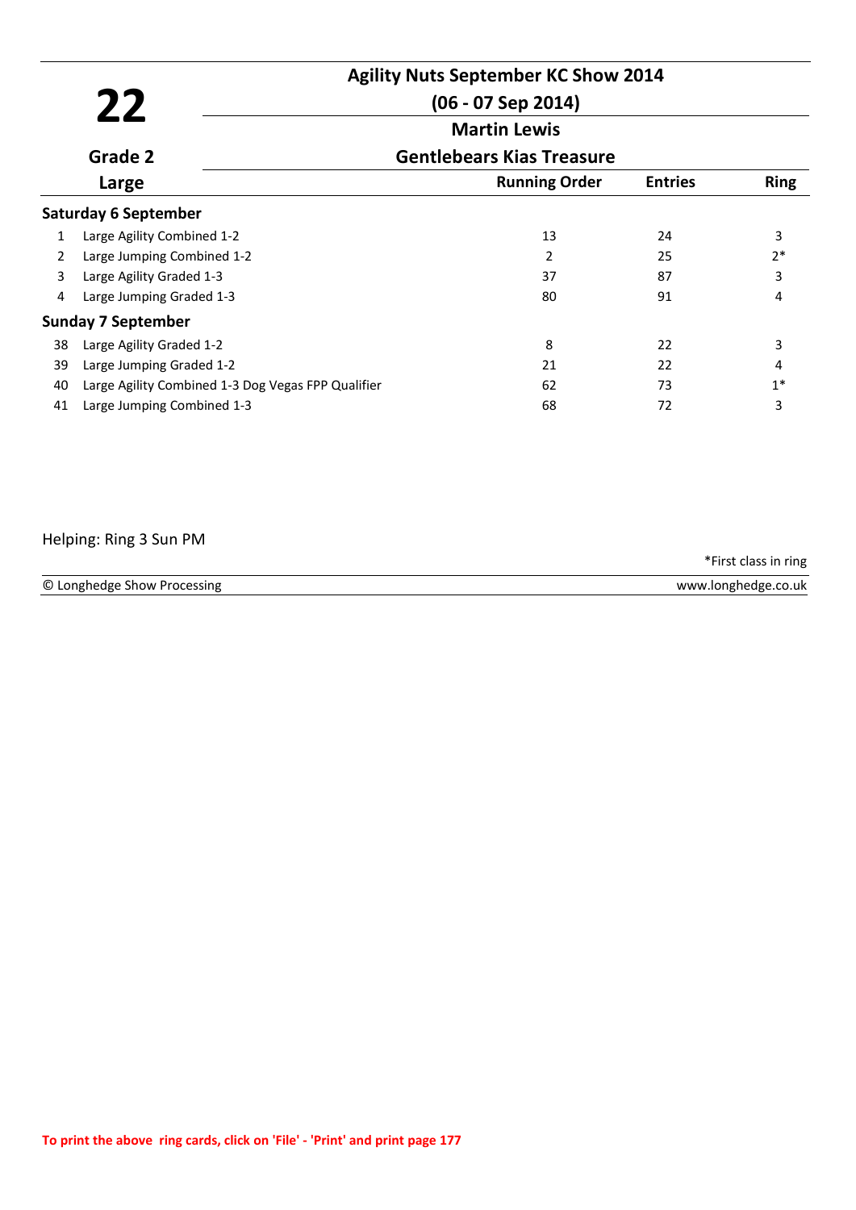# 22

**Agility Nuts September KC Show 2014**

**(06 - 07 Sep 2014)**

**Martin Lewis**

**Grade 2**

**Gentlebears Kias Treasure**

**Large**

| | | Running Order | Entries | Ring |
|---|---|---|---|---|
| **Saturday 6 September** | | | | |
| 1 | Large Agility Combined 1-2 | 13 | 24 | 3 |
| 2 | Large Jumping Combined 1-2 | 2 | 25 | 2* |
| 3 | Large Agility Graded 1-3 | 37 | 87 | 3 |
| 4 | Large Jumping Graded 1-3 | 80 | 91 | 4 |
| **Sunday 7 September** | | | | |
| 38 | Large Agility Graded 1-2 | 8 | 22 | 3 |
| 39 | Large Jumping Graded 1-2 | 21 | 22 | 4 |
| 40 | Large Agility Combined 1-3 Dog Vegas FPP Qualifier | 62 | 73 | 1* |
| 41 | Large Jumping Combined 1-3 | 68 | 72 | 3 |

Helping: Ring 3 Sun PM

*First class in ring

© Longhedge Show Processing www.longhedge.co.uk

To print the above ring cards, click on 'File' - 'Print' and print page 177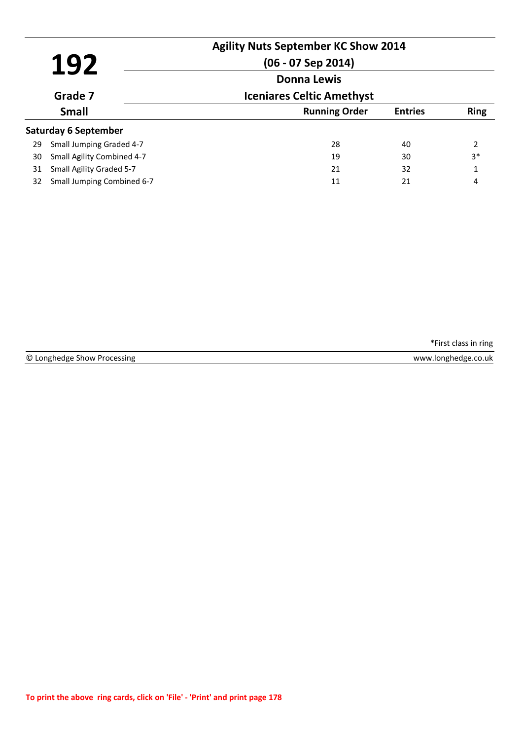# 192

**Agility Nuts September KC Show 2014**

**(06 - 07 Sep 2014)**

**Donna Lewis**

**Iceniares Celtic Amethyst**

**Grade 7**

**Small**

**Saturday 6 September**

| | | Running Order | Entries | Ring |
|---|---|---|---|---|
| 29 | Small Jumping Graded 4-7 | 28 | 40 | 2 |
| 30 | Small Agility Combined 4-7 | 19 | 30 | 3* |
| 31 | Small Agility Graded 5-7 | 21 | 32 | 1 |
| 32 | Small Jumping Combined 6-7 | 11 | 21 | 4 |

*First class in ring

© Longhedge Show Processing www.longhedge.co.uk

To print the above ring cards, click on 'File' - 'Print' and print page 178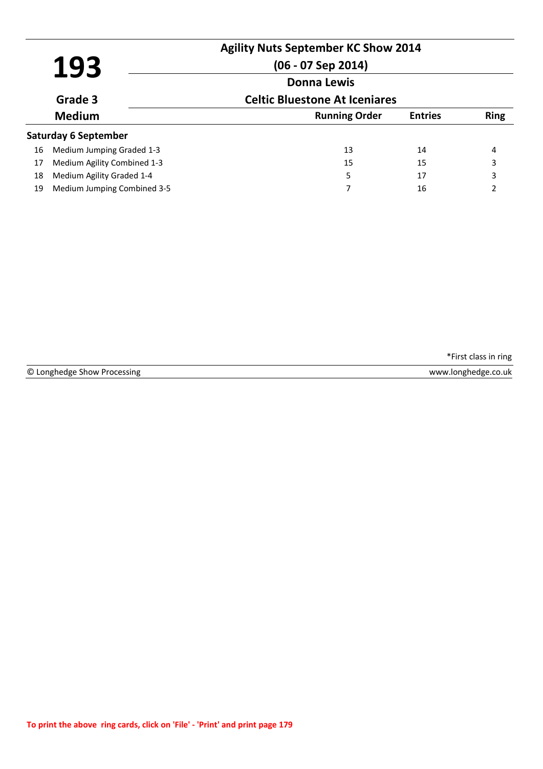# 193

**Agility Nuts September KC Show 2014**

**(06 - 07 Sep 2014)**

**Donna Lewis**

**Grade 3**

**Celtic Bluestone At Iceniares**

**Medium**

| | | Running Order | Entries | Ring |
|---|---|---|---|---|
| **Saturday 6 September** | | | | |
| 16 | Medium Jumping Graded 1-3 | 13 | 14 | 4 |
| 17 | Medium Agility Combined 1-3 | 15 | 15 | 3 |
| 18 | Medium Agility Graded 1-4 | 5 | 17 | 3 |
| 19 | Medium Jumping Combined 3-5 | 7 | 16 | 2 |

*First class in ring

© Longhedge Show Processing www.longhedge.co.uk

To print the above ring cards, click on 'File' - 'Print' and print page 179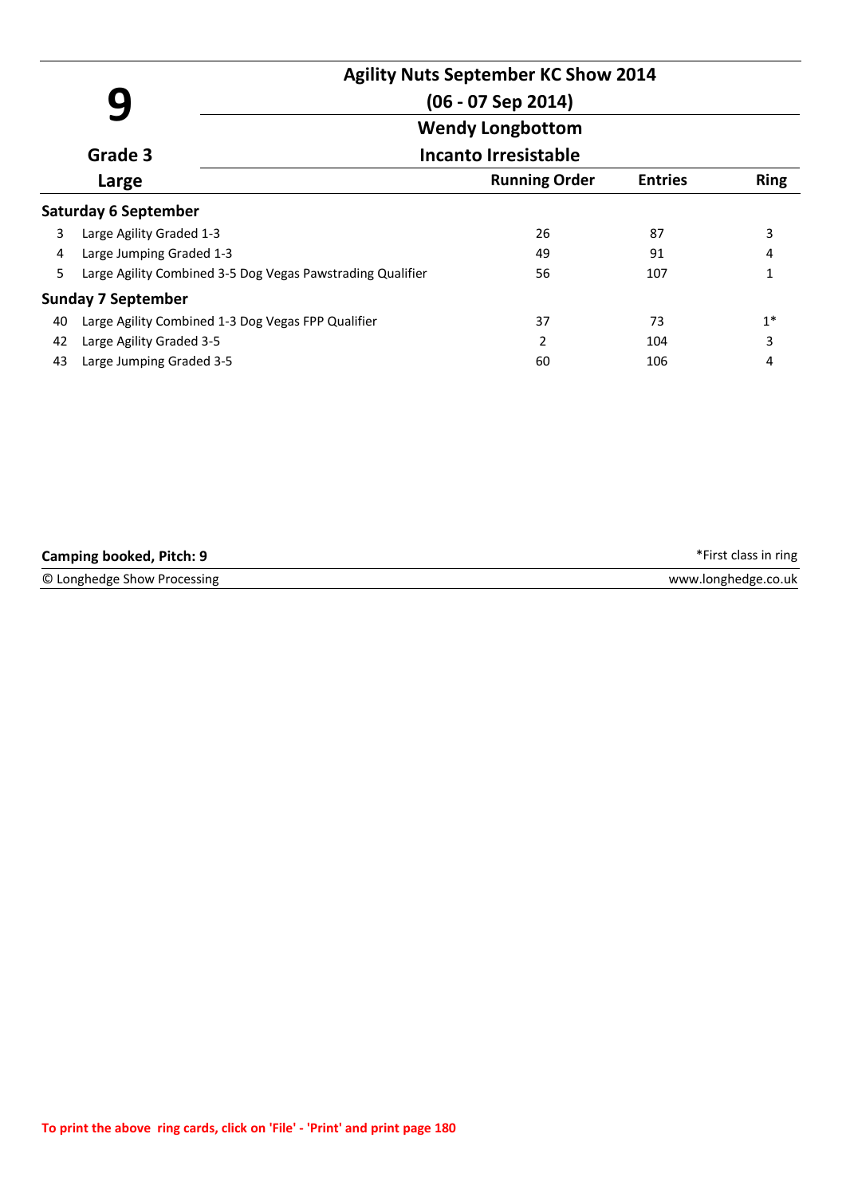# 9

**Agility Nuts September KC Show 2014**

**(06 - 07 Sep 2014)**

**Wendy Longbottom**

**Incanto Irresistable**

**Grade 3**

**Large**

| | | Running Order | Entries | Ring |
|---|---|---|---|---|
| **Saturday 6 September** | | | | |
| 3 | Large Agility Graded 1-3 | 26 | 87 | 3 |
| 4 | Large Jumping Graded 1-3 | 49 | 91 | 4 |
| 5 | Large Agility Combined 3-5 Dog Vegas Pawstrading Qualifier | 56 | 107 | 1 |
| **Sunday 7 September** | | | | |
| 40 | Large Agility Combined 1-3 Dog Vegas FPP Qualifier | 37 | 73 | 1* |
| 42 | Large Agility Graded 3-5 | 2 | 104 | 3 |
| 43 | Large Jumping Graded 3-5 | 60 | 106 | 4 |

**Camping booked, Pitch: 9**

*First class in ring

© Longhedge Show Processing

www.longhedge.co.uk

**To print the above ring cards, click on 'File' - 'Print' and print page 180**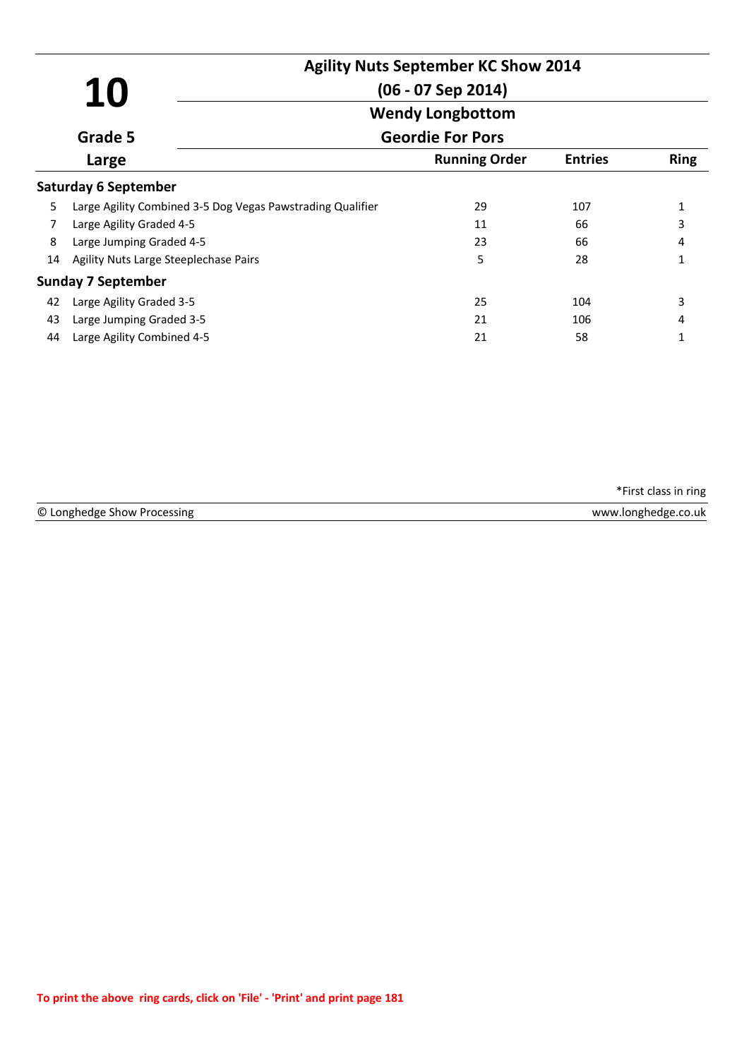# 10

**Grade 5**

**Large**

## Agility Nuts September KC Show 2014

**(06 - 07 Sep 2014)**

**Wendy Longbottom**

**Geordie For Pors**

| | | Running Order | Entries | Ring |
|---|---|---|---|---|
| **Saturday 6 September** | | | | |
| 5 | Large Agility Combined 3-5 Dog Vegas Pawstrading Qualifier | 29 | 107 | 1 |
| 7 | Large Agility Graded 4-5 | 11 | 66 | 3 |
| 8 | Large Jumping Graded 4-5 | 23 | 66 | 4 |
| 14 | Agility Nuts Large Steeplechase Pairs | 5 | 28 | 1 |
| **Sunday 7 September** | | | | |
| 42 | Large Agility Graded 3-5 | 25 | 104 | 3 |
| 43 | Large Jumping Graded 3-5 | 21 | 106 | 4 |
| 44 | Large Agility Combined 4-5 | 21 | 58 | 1 |

*First class in ring

© Longhedge Show Processing www.longhedge.co.uk

To print the above ring cards, click on 'File' - 'Print' and print page 181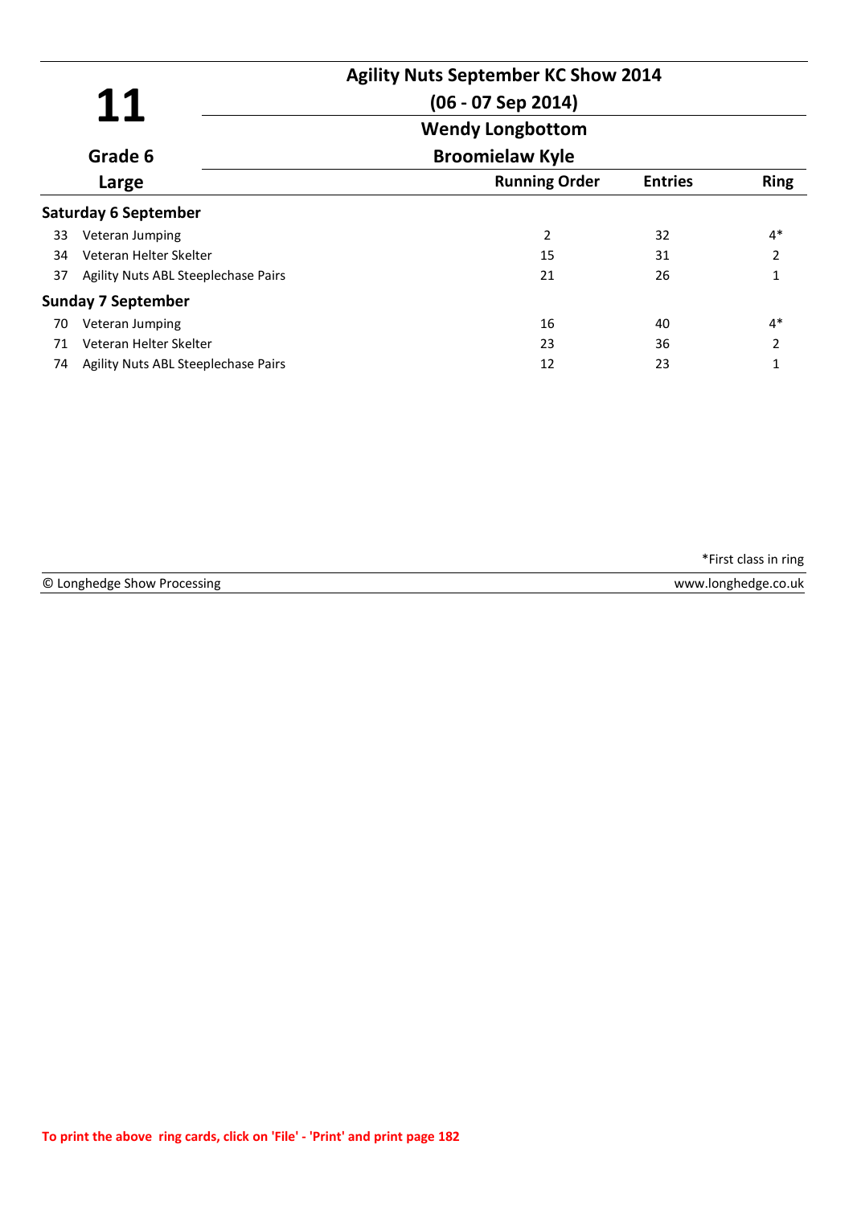**11**

**Grade 6**

**Large**

# Agility Nuts September KC Show 2014

## (06 - 07 Sep 2014)

## Wendy Longbottom

## Broomielaw Kyle

| | | Running Order | Entries | Ring |
|---|---|---|---|---|
| **Saturday 6 September** | | | | |
| 33 | Veteran Jumping | 2 | 32 | 4* |
| 34 | Veteran Helter Skelter | 15 | 31 | 2 |
| 37 | Agility Nuts ABL Steeplechase Pairs | 21 | 26 | 1 |
| **Sunday 7 September** | | | | |
| 70 | Veteran Jumping | 16 | 40 | 4* |
| 71 | Veteran Helter Skelter | 23 | 36 | 2 |
| 74 | Agility Nuts ABL Steeplechase Pairs | 12 | 23 | 1 |

*First class in ring

© Longhedge Show Processing — www.longhedge.co.uk

To print the above ring cards, click on 'File' - 'Print' and print page 182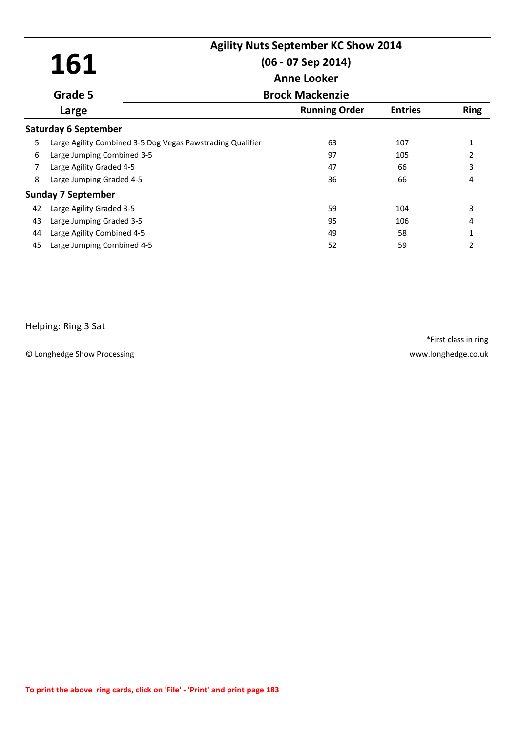# 161

**Grade 5**

**Large**

## Agility Nuts September KC Show 2014

**(06 - 07 Sep 2014)**

**Anne Looker**

**Brock Mackenzie**

| | | Running Order | Entries | Ring |
|---|---|---|---|---|
| **Saturday 6 September** | | | | |
| 5 | Large Agility Combined 3-5 Dog Vegas Pawstrading Qualifier | 63 | 107 | 1 |
| 6 | Large Jumping Combined 3-5 | 97 | 105 | 2 |
| 7 | Large Agility Graded 4-5 | 47 | 66 | 3 |
| 8 | Large Jumping Graded 4-5 | 36 | 66 | 4 |
| **Sunday 7 September** | | | | |
| 42 | Large Agility Graded 3-5 | 59 | 104 | 3 |
| 43 | Large Jumping Graded 3-5 | 95 | 106 | 4 |
| 44 | Large Agility Combined 4-5 | 49 | 58 | 1 |
| 45 | Large Jumping Combined 4-5 | 52 | 59 | 2 |

Helping: Ring 3 Sat

*First class in ring

© Longhedge Show Processing www.longhedge.co.uk

To print the above ring cards, click on 'File' - 'Print' and print page 183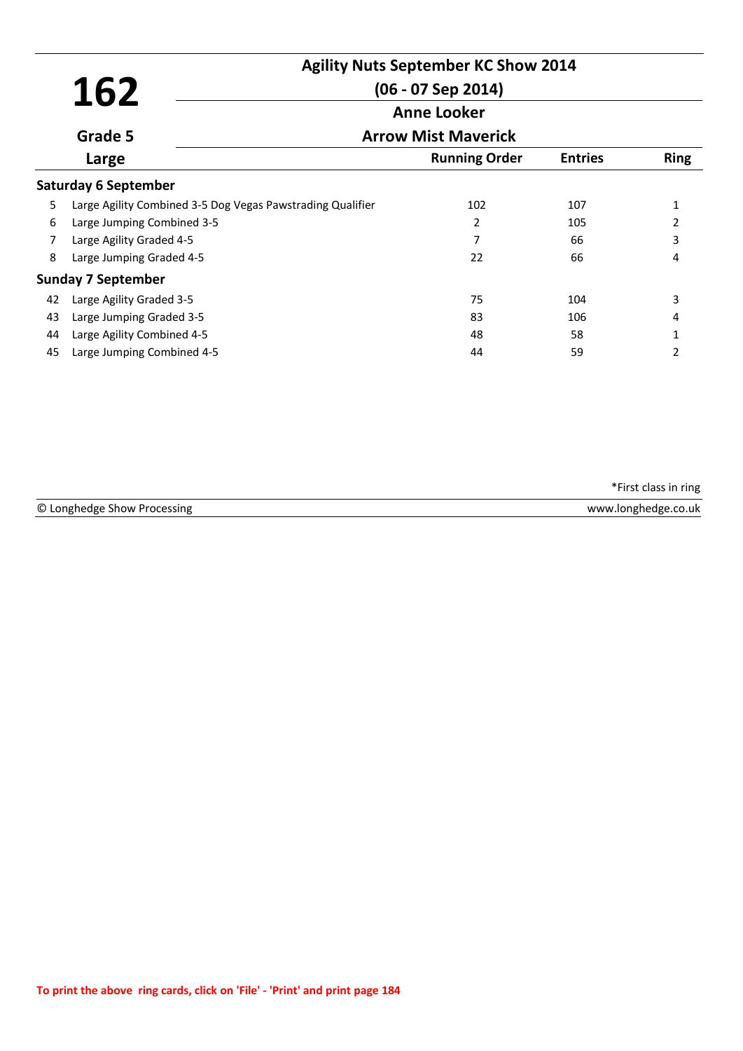# 162

## Agility Nuts September KC Show 2014

**(06 - 07 Sep 2014)**

**Anne Looker**

**Grade 5**

**Arrow Mist Maverick**

**Large**

| | | Running Order | Entries | Ring |
|---|---|---|---|---|
| **Saturday 6 September** | | | | |
| 5 | Large Agility Combined 3-5 Dog Vegas Pawstrading Qualifier | 102 | 107 | 1 |
| 6 | Large Jumping Combined 3-5 | 2 | 105 | 2 |
| 7 | Large Agility Graded 4-5 | 7 | 66 | 3 |
| 8 | Large Jumping Graded 4-5 | 22 | 66 | 4 |
| **Sunday 7 September** | | | | |
| 42 | Large Agility Graded 3-5 | 75 | 104 | 3 |
| 43 | Large Jumping Graded 3-5 | 83 | 106 | 4 |
| 44 | Large Agility Combined 4-5 | 48 | 58 | 1 |
| 45 | Large Jumping Combined 4-5 | 44 | 59 | 2 |

*First class in ring

© Longhedge Show Processing www.longhedge.co.uk

To print the above ring cards, click on 'File' - 'Print' and print page 184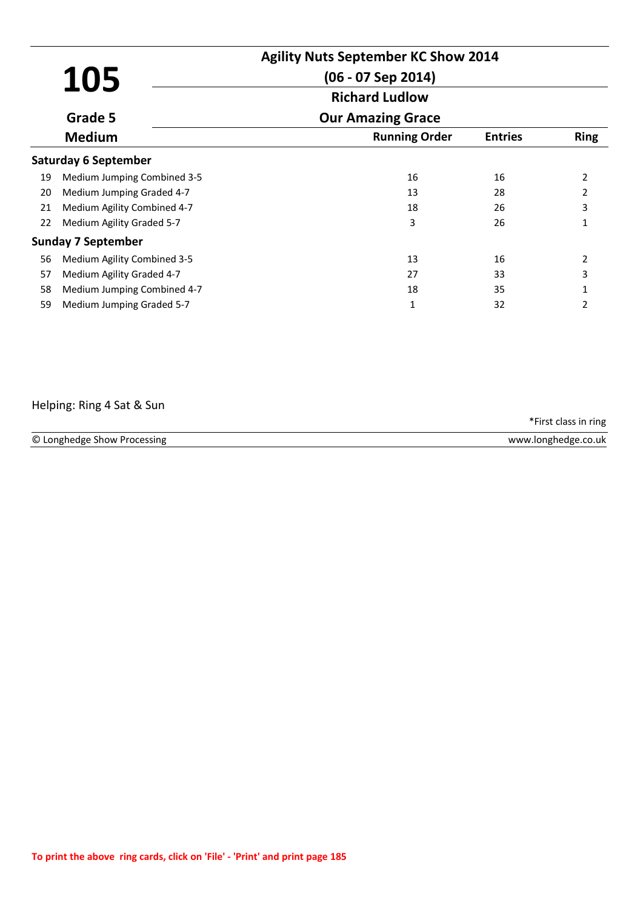# 105

**Grade 5**

**Medium**

## Agility Nuts September KC Show 2014

**(06 - 07 Sep 2014)**

**Richard Ludlow**

**Our Amazing Grace**

| | | Running Order | Entries | Ring |
|---|---|---|---|---|
| **Saturday 6 September** | | | | |
| 19 | Medium Jumping Combined 3-5 | 16 | 16 | 2 |
| 20 | Medium Jumping Graded 4-7 | 13 | 28 | 2 |
| 21 | Medium Agility Combined 4-7 | 18 | 26 | 3 |
| 22 | Medium Agility Graded 5-7 | 3 | 26 | 1 |
| **Sunday 7 September** | | | | |
| 56 | Medium Agility Combined 3-5 | 13 | 16 | 2 |
| 57 | Medium Agility Graded 4-7 | 27 | 33 | 3 |
| 58 | Medium Jumping Combined 4-7 | 18 | 35 | 1 |
| 59 | Medium Jumping Graded 5-7 | 1 | 32 | 2 |

Helping: Ring 4 Sat & Sun

*First class in ring

© Longhedge Show Processing — www.longhedge.co.uk

To print the above ring cards, click on 'File' - 'Print' and print page 185